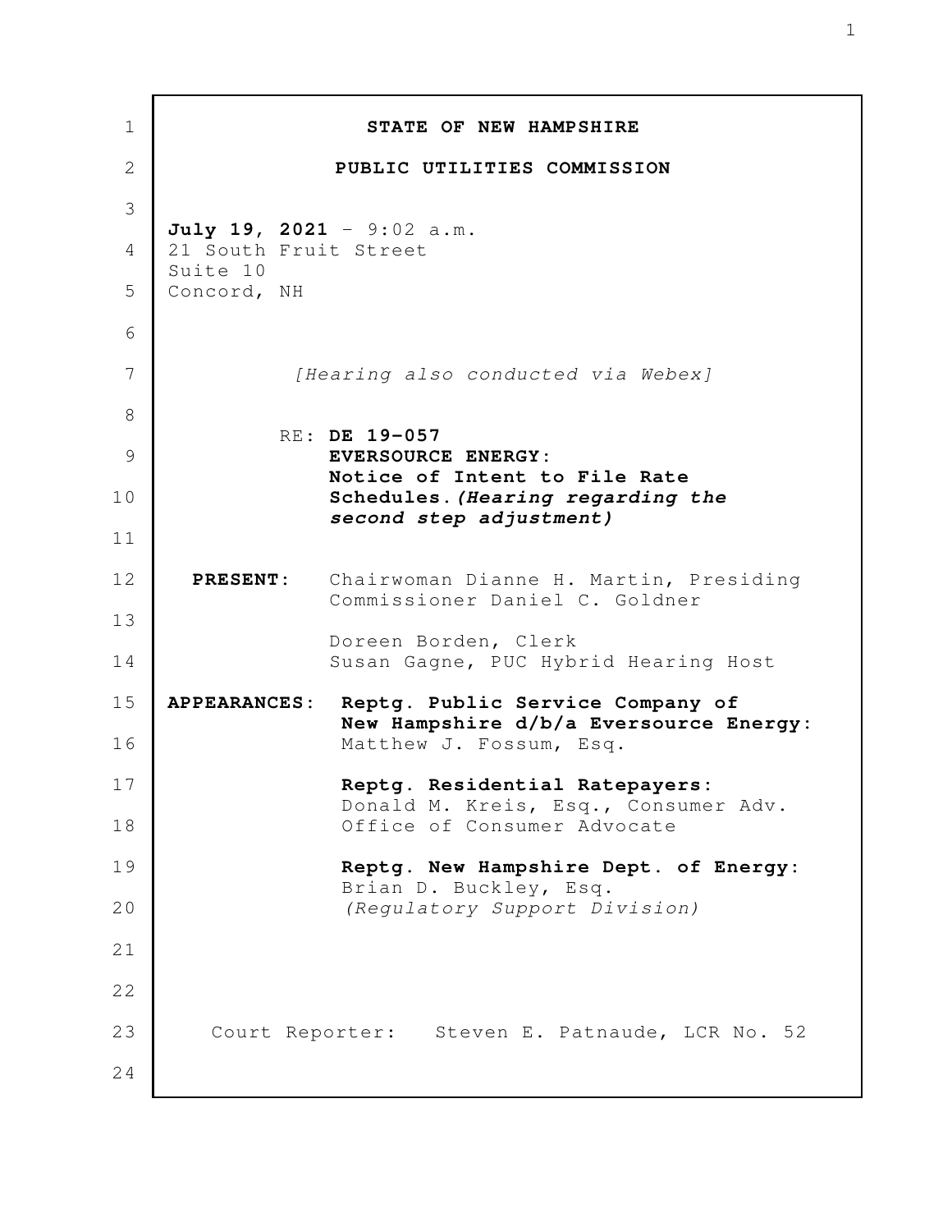**STATE OF NEW HAMPSHIRE**

**PUBLIC UTILITIES COMMISSION**

**July 19, 2021** - 9:02 a.m.
21 South Fruit Street
Suite 10
Concord, NH

*[Hearing also conducted via Webex]*

RE: **DE 19-057**
**EVERSOURCE ENERGY:**
**Notice of Intent to File Rate Schedules.** ***(Hearing regarding the second step adjustment)***

**PRESENT:** Chairwoman Dianne H. Martin, Presiding
Commissioner Daniel C. Goldner

Doreen Borden, Clerk
Susan Gagne, PUC Hybrid Hearing Host

**APPEARANCES:** **Reptg. Public Service Company of New Hampshire d/b/a Eversource Energy:**
Matthew J. Fossum, Esq.

**Reptg. Residential Ratepayers:**
Donald M. Kreis, Esq., Consumer Adv.
Office of Consumer Advocate

**Reptg. New Hampshire Dept. of Energy:**
Brian D. Buckley, Esq.
*(Regulatory Support Division)*

Court Reporter: Steven E. Patnaude, LCR No. 52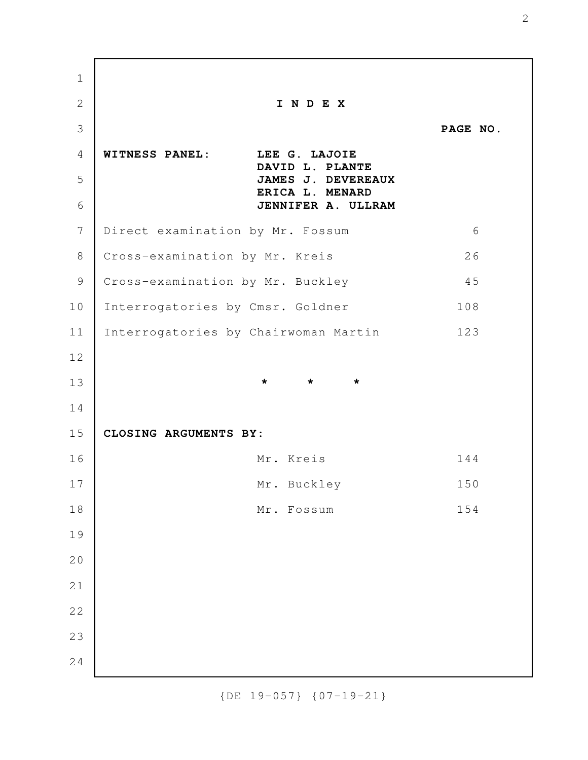# I N D E X

**PAGE NO.**

**WITNESS PANEL:** **LEE G. LAJOIE**
**DAVID L. PLANTE**
**JAMES J. DEVEREAUX**
**ERICA L. MENARD**
**JENNIFER A. ULLRAM**

| | |
|---|---|
| Direct examination by Mr. Fossum | 6 |
| Cross-examination by Mr. Kreis | 26 |
| Cross-examination by Mr. Buckley | 45 |
| Interrogatories by Cmsr. Goldner | 108 |
| Interrogatories by Chairwoman Martin | 123 |

* * *

**CLOSING ARGUMENTS BY:**

| | |
|---|---|
| Mr. Kreis | 144 |
| Mr. Buckley | 150 |
| Mr. Fossum | 154 |

{DE 19-057} {07-19-21}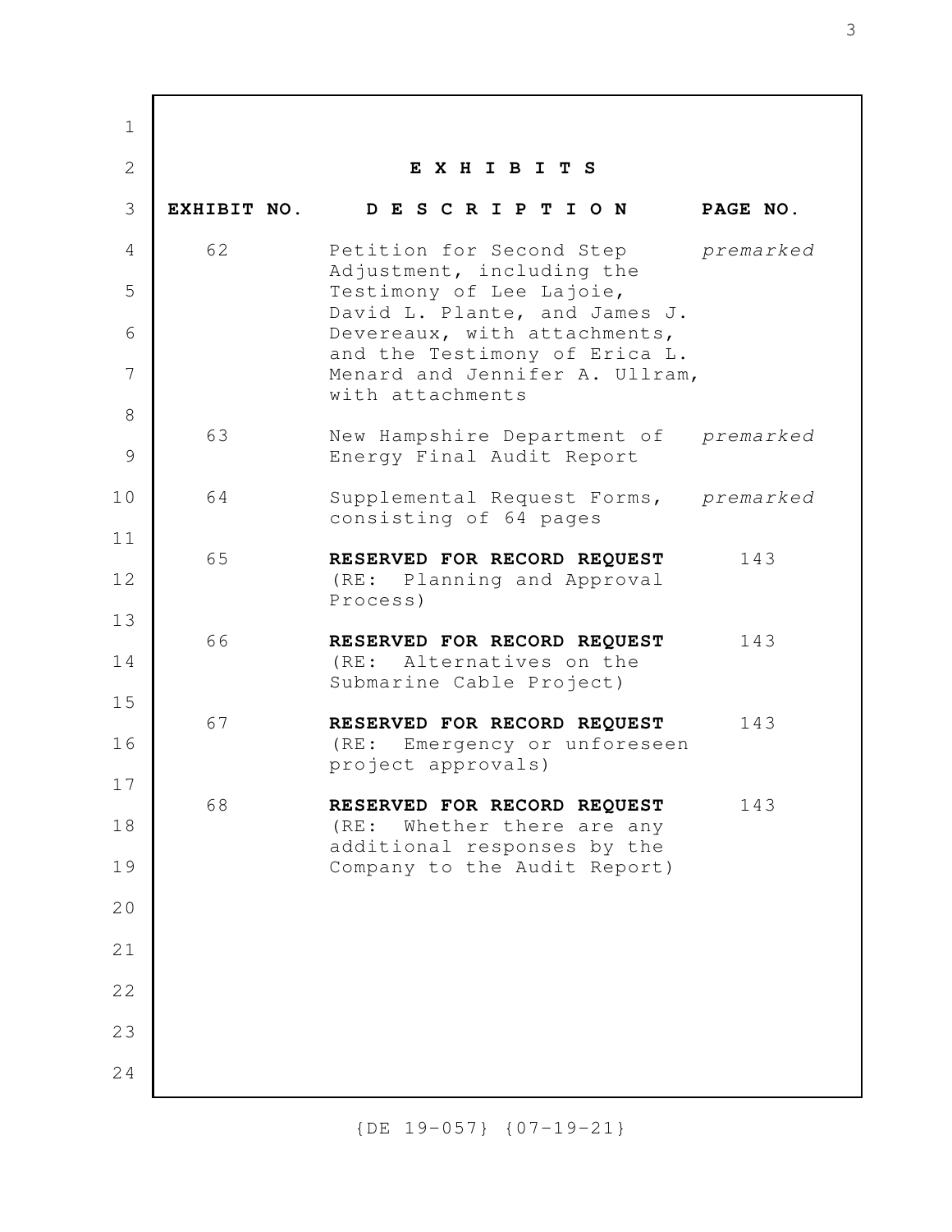## E X H I B I T S

| EXHIBIT NO. | D E S C R I P T I O N | PAGE NO. |
|---|---|---|
| 62 | Petition for Second Step Adjustment, including the Testimony of Lee Lajoie, David L. Plante, and James J. Devereaux, with attachments, and the Testimony of Erica L. Menard and Jennifer A. Ullram, with attachments | *premarked* |
| 63 | New Hampshire Department of Energy Final Audit Report | *premarked* |
| 64 | Supplemental Request Forms, consisting of 64 pages | *premarked* |
| 65 | **RESERVED FOR RECORD REQUEST** (RE: Planning and Approval Process) | 143 |
| 66 | **RESERVED FOR RECORD REQUEST** (RE: Alternatives on the Submarine Cable Project) | 143 |
| 67 | **RESERVED FOR RECORD REQUEST** (RE: Emergency or unforeseen project approvals) | 143 |
| 68 | **RESERVED FOR RECORD REQUEST** (RE: Whether there are any additional responses by the Company to the Audit Report) | 143 |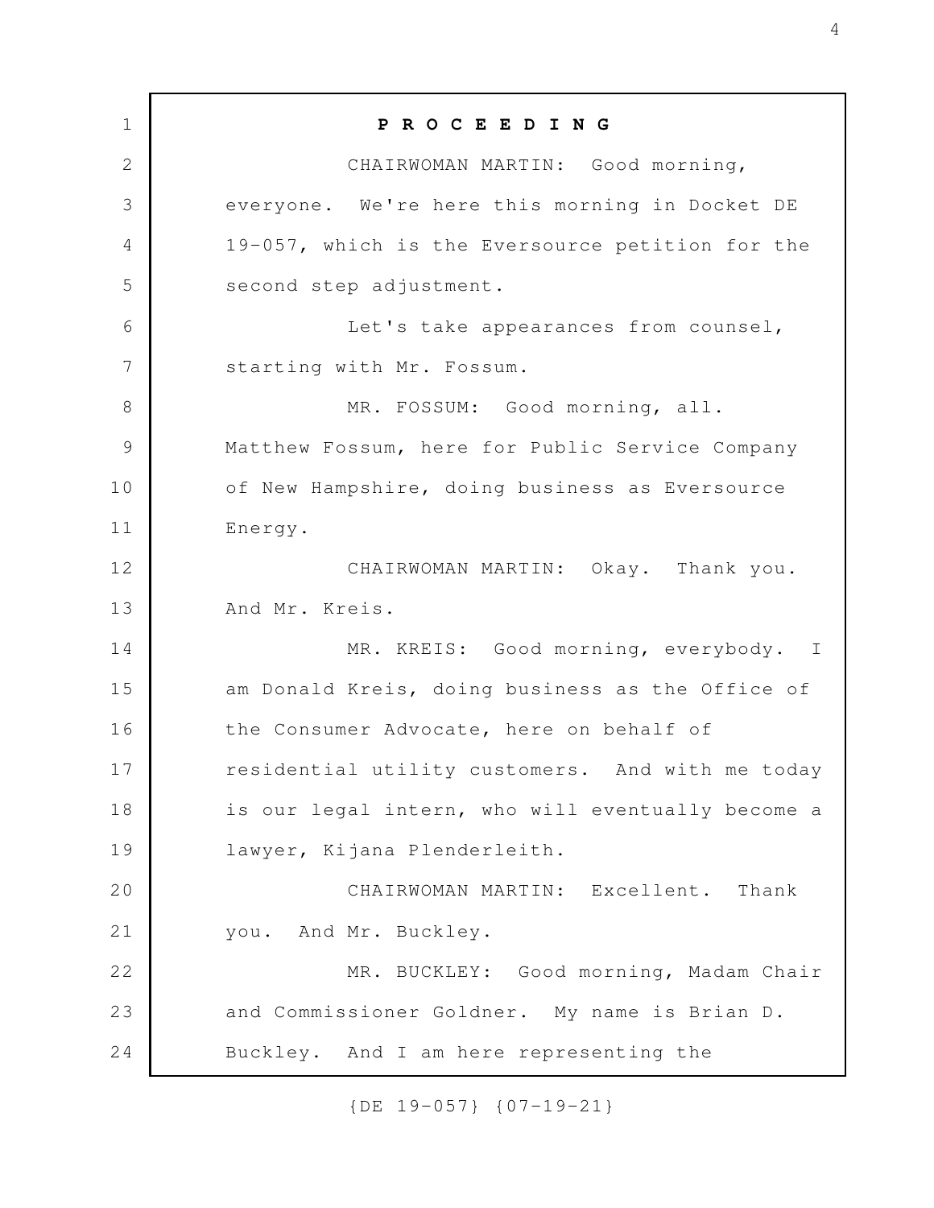**P R O C E E D I N G**

CHAIRWOMAN MARTIN: Good morning, everyone. We're here this morning in Docket DE 19-057, which is the Eversource petition for the second step adjustment.

Let's take appearances from counsel, starting with Mr. Fossum.

MR. FOSSUM: Good morning, all. Matthew Fossum, here for Public Service Company of New Hampshire, doing business as Eversource Energy.

CHAIRWOMAN MARTIN: Okay. Thank you. And Mr. Kreis.

MR. KREIS: Good morning, everybody. I am Donald Kreis, doing business as the Office of the Consumer Advocate, here on behalf of residential utility customers. And with me today is our legal intern, who will eventually become a lawyer, Kijana Plenderleith.

CHAIRWOMAN MARTIN: Excellent. Thank you. And Mr. Buckley.

MR. BUCKLEY: Good morning, Madam Chair and Commissioner Goldner. My name is Brian D. Buckley. And I am here representing the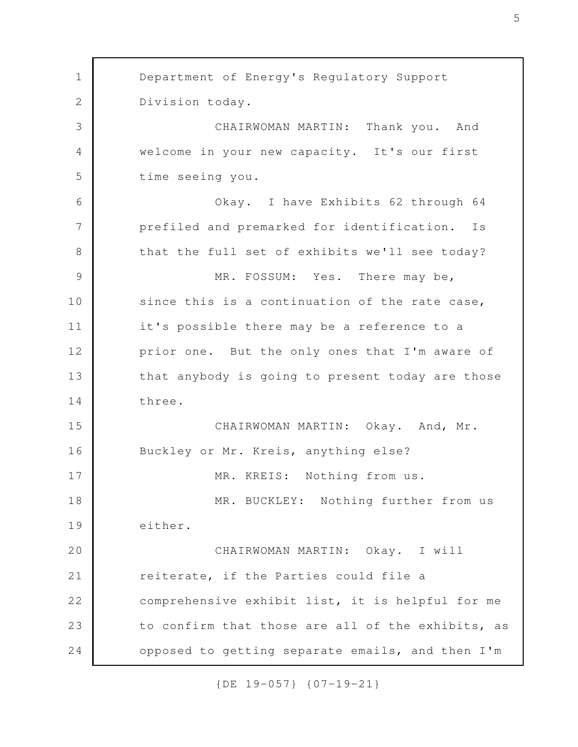Department of Energy's Regulatory Support Division today.

CHAIRWOMAN MARTIN: Thank you. And welcome in your new capacity. It's our first time seeing you.

Okay. I have Exhibits 62 through 64 prefiled and premarked for identification. Is that the full set of exhibits we'll see today?

MR. FOSSUM: Yes. There may be, since this is a continuation of the rate case, it's possible there may be a reference to a prior one. But the only ones that I'm aware of that anybody is going to present today are those three.

CHAIRWOMAN MARTIN: Okay. And, Mr. Buckley or Mr. Kreis, anything else?

MR. KREIS: Nothing from us.

MR. BUCKLEY: Nothing further from us either.

CHAIRWOMAN MARTIN: Okay. I will reiterate, if the Parties could file a comprehensive exhibit list, it is helpful for me to confirm that those are all of the exhibits, as opposed to getting separate emails, and then I'm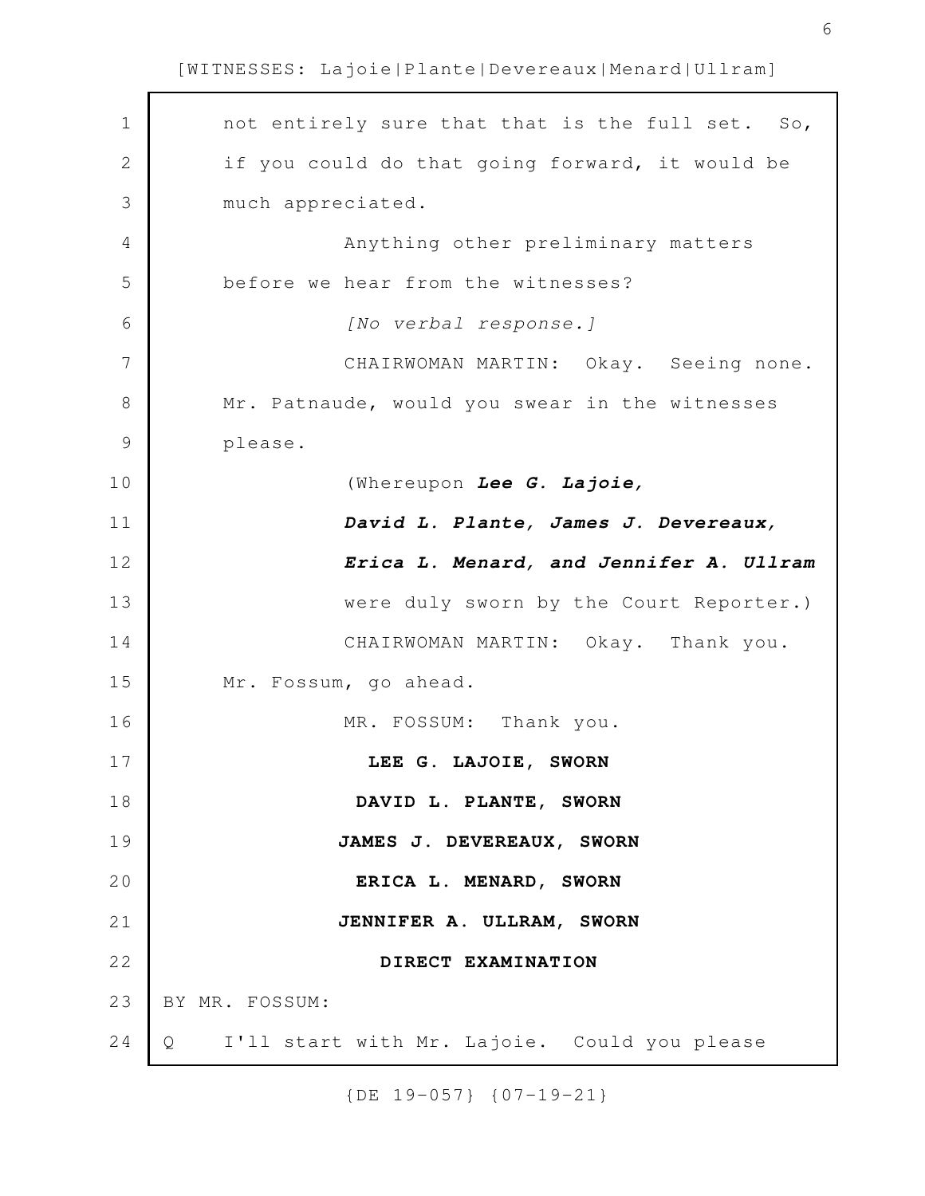not entirely sure that that is the full set. So, if you could do that going forward, it would be much appreciated.

Anything other preliminary matters before we hear from the witnesses?

*[No verbal response.]*

CHAIRWOMAN MARTIN: Okay. Seeing none. Mr. Patnaude, would you swear in the witnesses please.

(Whereupon ***Lee G. Lajoie, David L. Plante, James J. Devereaux, Erica L. Menard, and Jennifer A. Ullram*** were duly sworn by the Court Reporter.)

CHAIRWOMAN MARTIN: Okay. Thank you. Mr. Fossum, go ahead.

MR. FOSSUM: Thank you.

**LEE G. LAJOIE, SWORN**

**DAVID L. PLANTE, SWORN**

**JAMES J. DEVEREAUX, SWORN**

**ERICA L. MENARD, SWORN**

**JENNIFER A. ULLRAM, SWORN**

**DIRECT EXAMINATION**

BY MR. FOSSUM:

Q I'll start with Mr. Lajoie. Could you please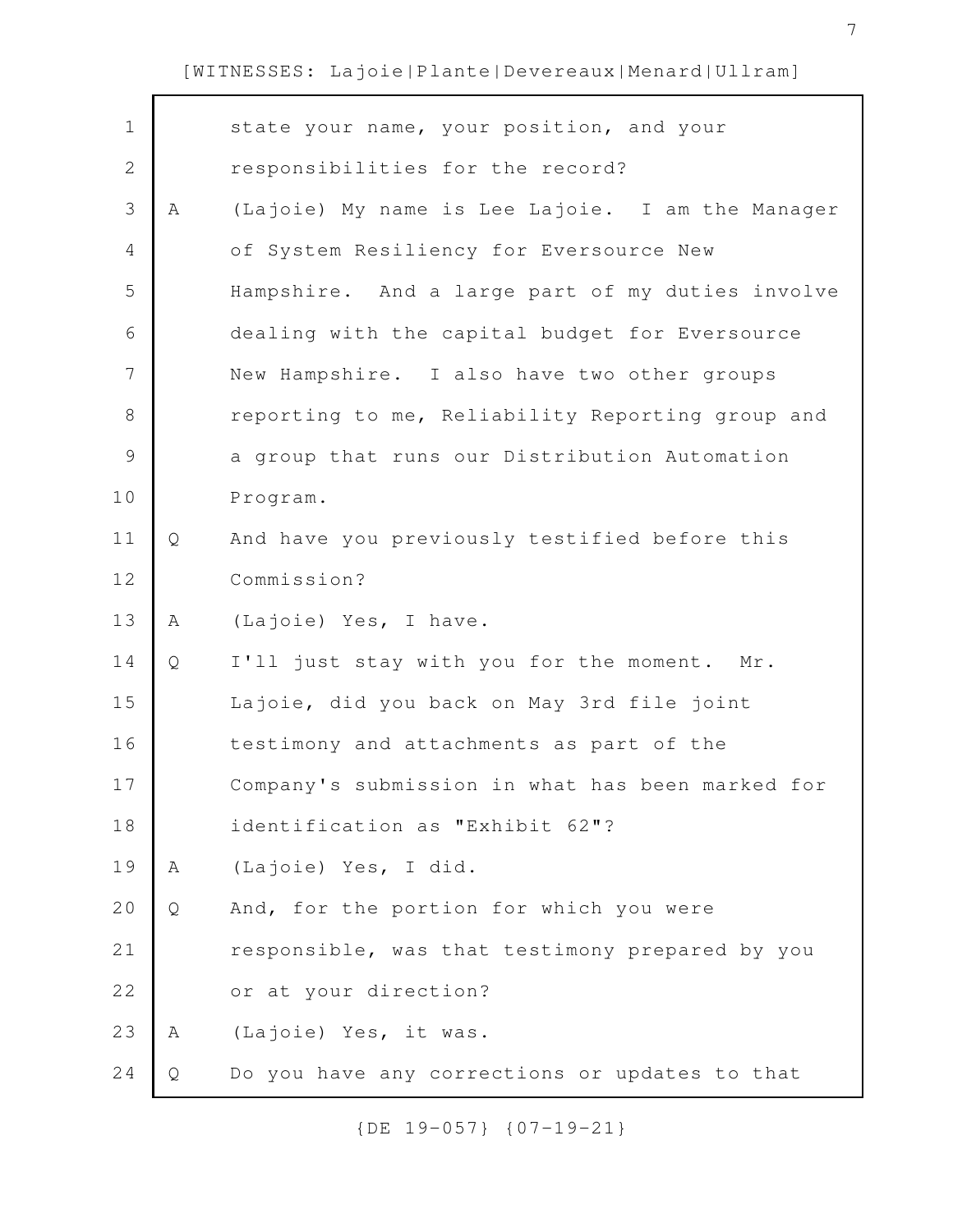state your name, your position, and your responsibilities for the record?

A (Lajoie) My name is Lee Lajoie. I am the Manager of System Resiliency for Eversource New Hampshire. And a large part of my duties involve dealing with the capital budget for Eversource New Hampshire. I also have two other groups reporting to me, Reliability Reporting group and a group that runs our Distribution Automation Program.

Q And have you previously testified before this Commission?

A (Lajoie) Yes, I have.

Q I'll just stay with you for the moment. Mr. Lajoie, did you back on May 3rd file joint testimony and attachments as part of the Company's submission in what has been marked for identification as "Exhibit 62"?

A (Lajoie) Yes, I did.

Q And, for the portion for which you were responsible, was that testimony prepared by you or at your direction?

A (Lajoie) Yes, it was.

Q Do you have any corrections or updates to that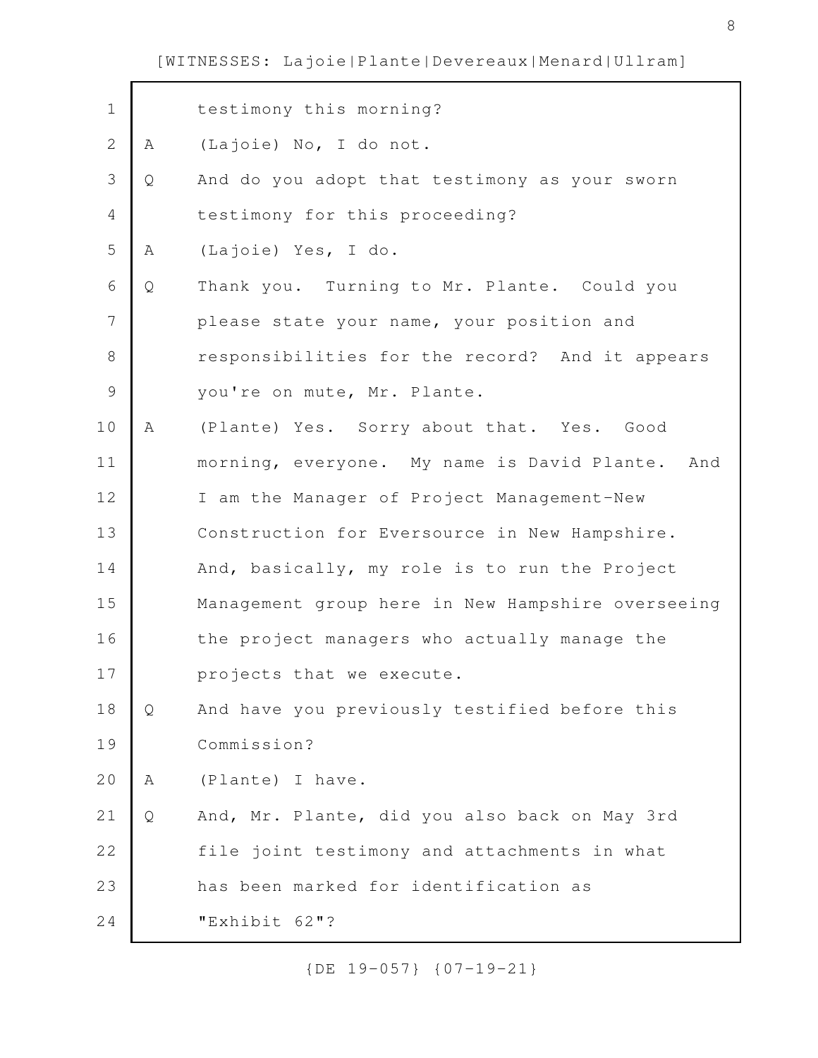[WITNESSES: Lajoie|Plante|Devereaux|Menard|Ullram]

testimony this morning?

A (Lajoie) No, I do not.

Q And do you adopt that testimony as your sworn testimony for this proceeding?

A (Lajoie) Yes, I do.

Q Thank you. Turning to Mr. Plante. Could you please state your name, your position and responsibilities for the record? And it appears you're on mute, Mr. Plante.

A (Plante) Yes. Sorry about that. Yes. Good morning, everyone. My name is David Plante. And I am the Manager of Project Management-New Construction for Eversource in New Hampshire. And, basically, my role is to run the Project Management group here in New Hampshire overseeing the project managers who actually manage the projects that we execute.

Q And have you previously testified before this Commission?

A (Plante) I have.

Q And, Mr. Plante, did you also back on May 3rd file joint testimony and attachments in what has been marked for identification as "Exhibit 62"?

{DE 19-057} {07-19-21}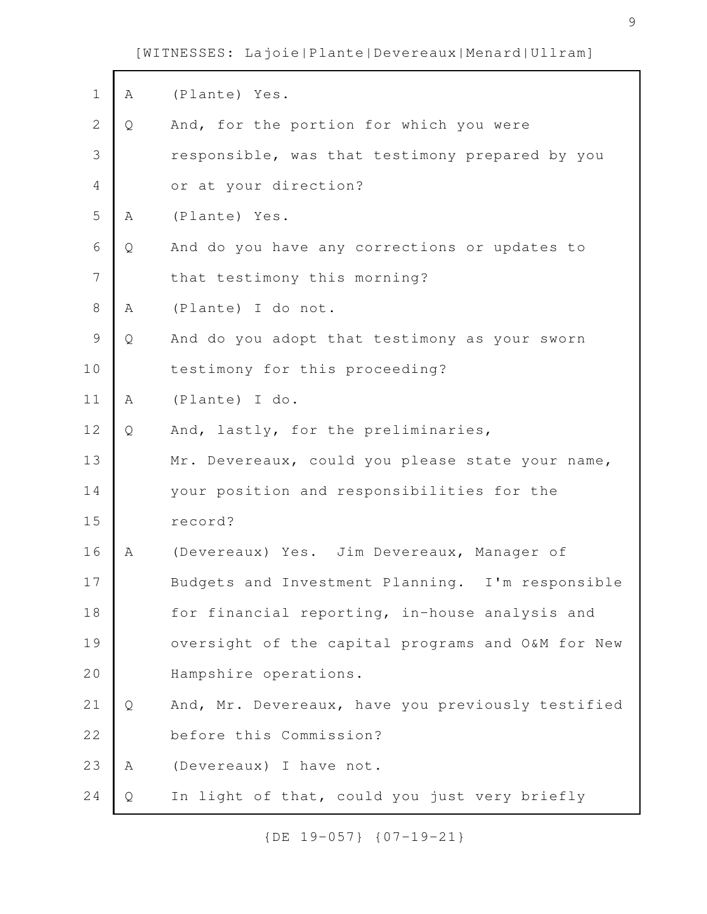A (Plante) Yes.

Q And, for the portion for which you were responsible, was that testimony prepared by you or at your direction?

A (Plante) Yes.

Q And do you have any corrections or updates to that testimony this morning?

A (Plante) I do not.

Q And do you adopt that testimony as your sworn testimony for this proceeding?

A (Plante) I do.

Q And, lastly, for the preliminaries, Mr. Devereaux, could you please state your name, your position and responsibilities for the record?

A (Devereaux) Yes. Jim Devereaux, Manager of Budgets and Investment Planning. I'm responsible for financial reporting, in-house analysis and oversight of the capital programs and O&M for New Hampshire operations.

Q And, Mr. Devereaux, have you previously testified before this Commission?

A (Devereaux) I have not.

Q In light of that, could you just very briefly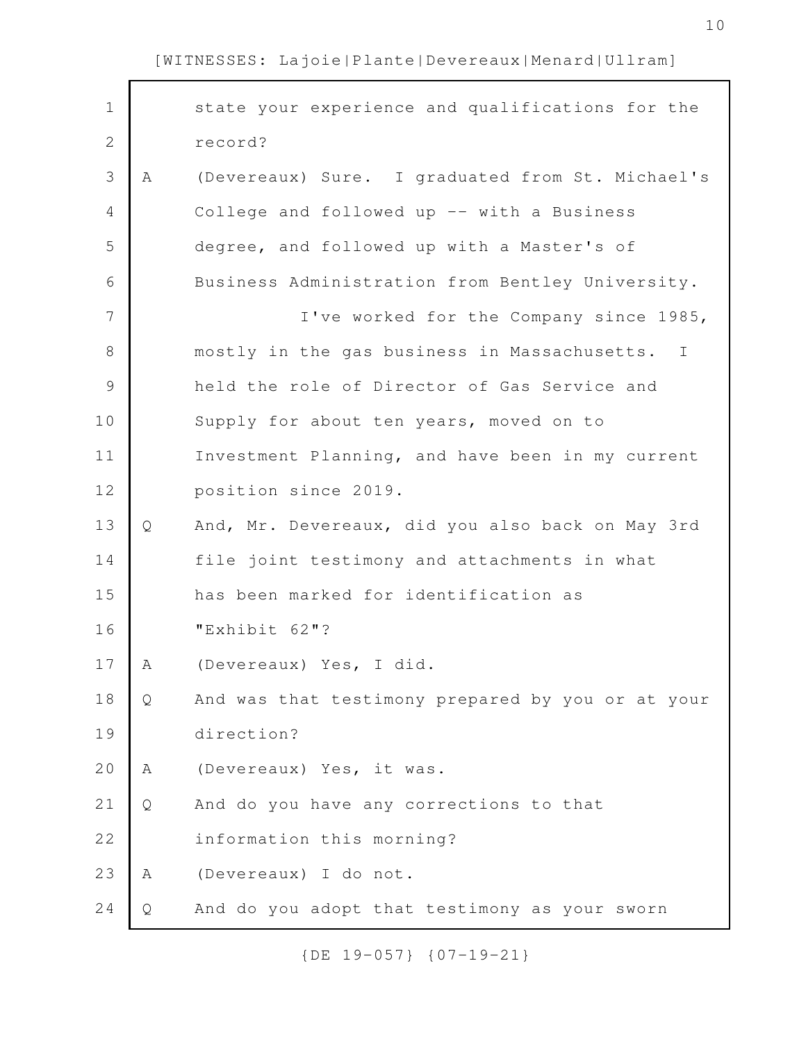state your experience and qualifications for the record?

A (Devereaux) Sure. I graduated from St. Michael's College and followed up -- with a Business degree, and followed up with a Master's of Business Administration from Bentley University.

I've worked for the Company since 1985, mostly in the gas business in Massachusetts. I held the role of Director of Gas Service and Supply for about ten years, moved on to Investment Planning, and have been in my current position since 2019.

Q And, Mr. Devereaux, did you also back on May 3rd file joint testimony and attachments in what has been marked for identification as "Exhibit 62"?

A (Devereaux) Yes, I did.

Q And was that testimony prepared by you or at your direction?

A (Devereaux) Yes, it was.

Q And do you have any corrections to that information this morning?

A (Devereaux) I do not.

Q And do you adopt that testimony as your sworn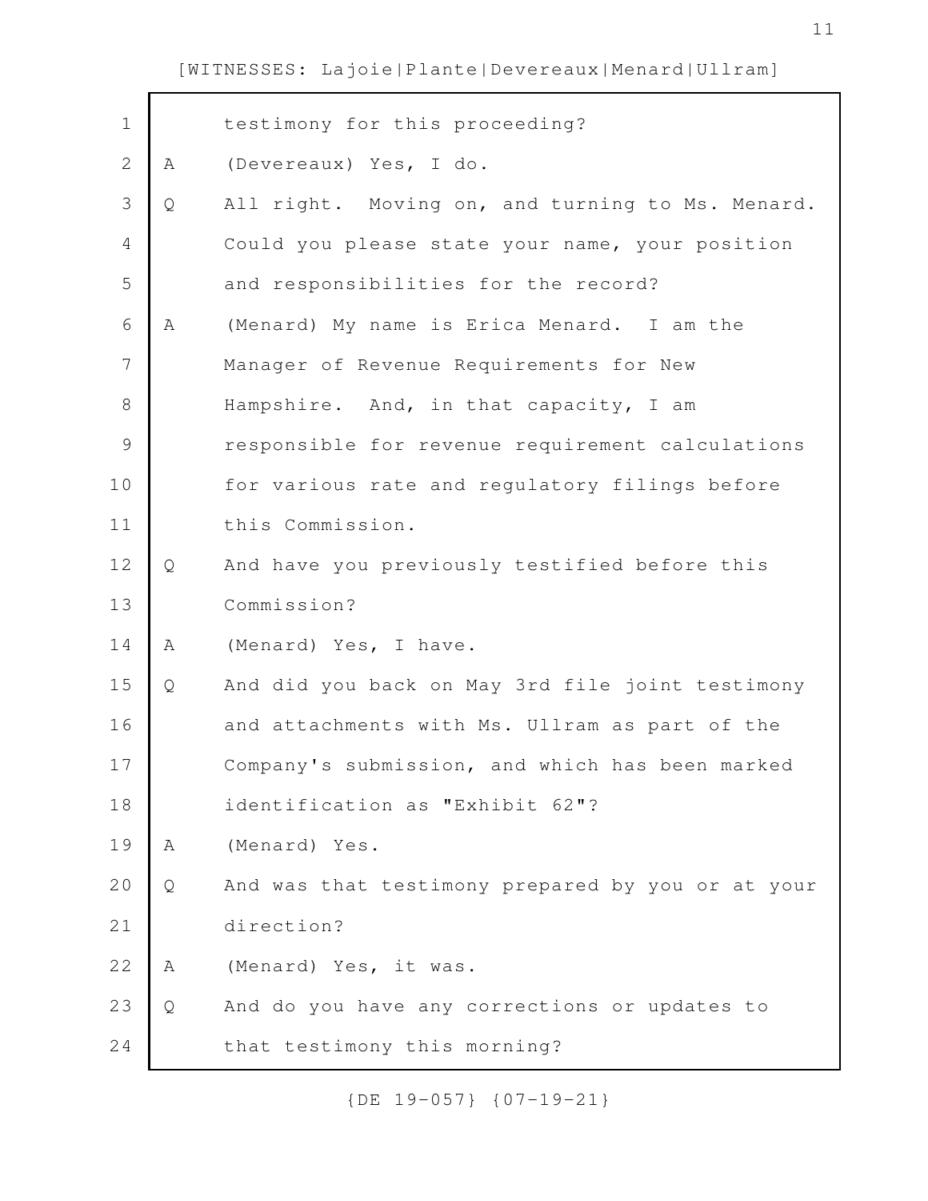testimony for this proceeding?

A (Devereaux) Yes, I do.

Q All right. Moving on, and turning to Ms. Menard. Could you please state your name, your position and responsibilities for the record?

A (Menard) My name is Erica Menard. I am the Manager of Revenue Requirements for New Hampshire. And, in that capacity, I am responsible for revenue requirement calculations for various rate and regulatory filings before this Commission.

Q And have you previously testified before this Commission?

A (Menard) Yes, I have.

Q And did you back on May 3rd file joint testimony and attachments with Ms. Ullram as part of the Company's submission, and which has been marked identification as "Exhibit 62"?

A (Menard) Yes.

Q And was that testimony prepared by you or at your direction?

A (Menard) Yes, it was.

Q And do you have any corrections or updates to that testimony this morning?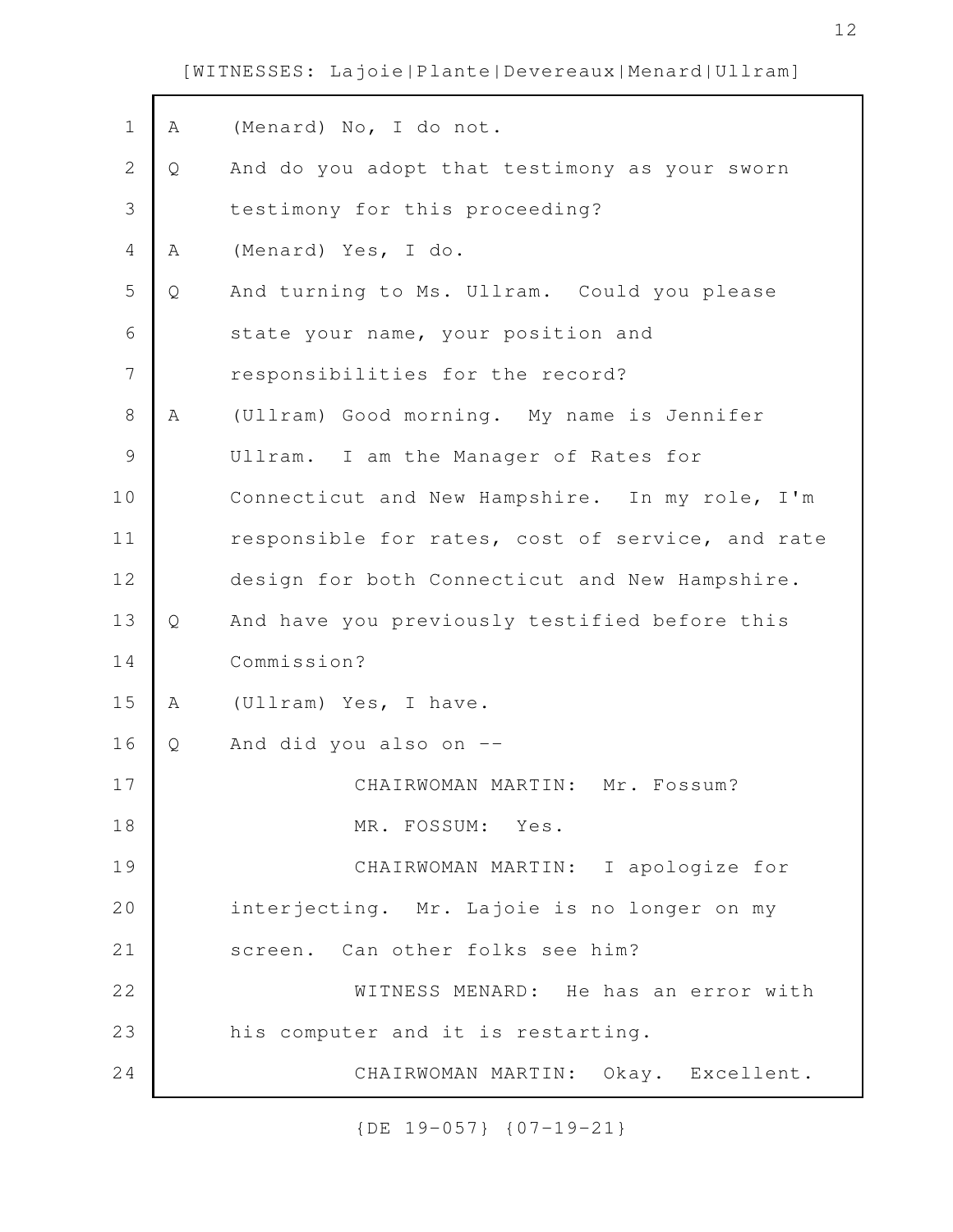A (Menard) No, I do not.

Q And do you adopt that testimony as your sworn testimony for this proceeding?

A (Menard) Yes, I do.

Q And turning to Ms. Ullram. Could you please state your name, your position and responsibilities for the record?

A (Ullram) Good morning. My name is Jennifer Ullram. I am the Manager of Rates for Connecticut and New Hampshire. In my role, I'm responsible for rates, cost of service, and rate design for both Connecticut and New Hampshire.

Q And have you previously testified before this Commission?

A (Ullram) Yes, I have.

Q And did you also on --

CHAIRWOMAN MARTIN: Mr. Fossum?

MR. FOSSUM: Yes.

CHAIRWOMAN MARTIN: I apologize for interjecting. Mr. Lajoie is no longer on my screen. Can other folks see him?

WITNESS MENARD: He has an error with his computer and it is restarting.

CHAIRWOMAN MARTIN: Okay. Excellent.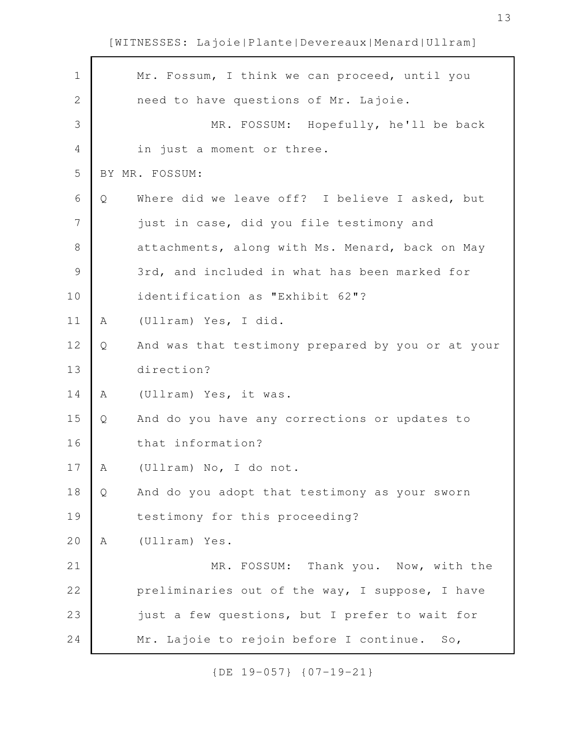Mr. Fossum, I think we can proceed, until you need to have questions of Mr. Lajoie.

MR. FOSSUM: Hopefully, he'll be back in just a moment or three.

BY MR. FOSSUM:

Q Where did we leave off? I believe I asked, but just in case, did you file testimony and attachments, along with Ms. Menard, back on May 3rd, and included in what has been marked for identification as "Exhibit 62"?

A (Ullram) Yes, I did.

Q And was that testimony prepared by you or at your direction?

A (Ullram) Yes, it was.

Q And do you have any corrections or updates to that information?

A (Ullram) No, I do not.

Q And do you adopt that testimony as your sworn testimony for this proceeding?

A (Ullram) Yes.

MR. FOSSUM: Thank you. Now, with the preliminaries out of the way, I suppose, I have just a few questions, but I prefer to wait for Mr. Lajoie to rejoin before I continue. So,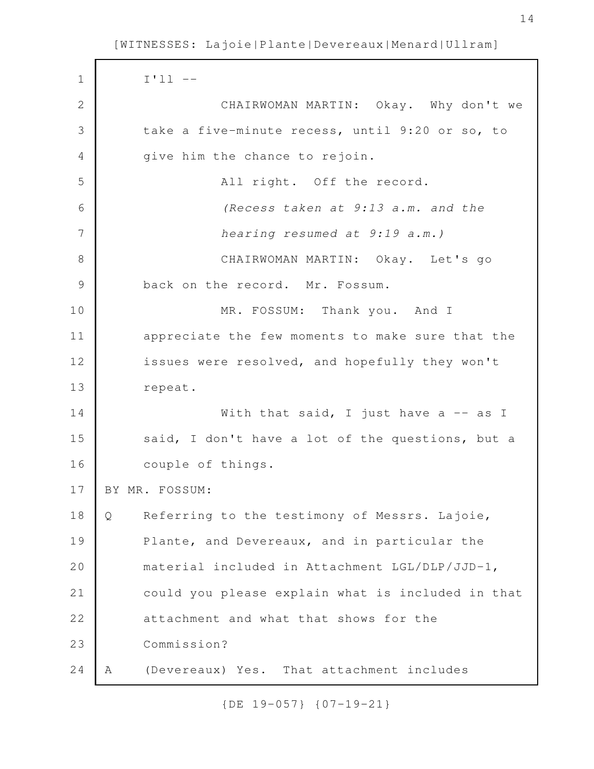I'll --

CHAIRWOMAN MARTIN: Okay. Why don't we take a five-minute recess, until 9:20 or so, to give him the chance to rejoin.

All right. Off the record.

*(Recess taken at 9:13 a.m. and the hearing resumed at 9:19 a.m.)*

CHAIRWOMAN MARTIN: Okay. Let's go back on the record. Mr. Fossum.

MR. FOSSUM: Thank you. And I appreciate the few moments to make sure that the issues were resolved, and hopefully they won't repeat.

With that said, I just have a -- as I said, I don't have a lot of the questions, but a couple of things.

BY MR. FOSSUM:

Q Referring to the testimony of Messrs. Lajoie, Plante, and Devereaux, and in particular the material included in Attachment LGL/DLP/JJD-1, could you please explain what is included in that attachment and what that shows for the Commission?

A (Devereaux) Yes. That attachment includes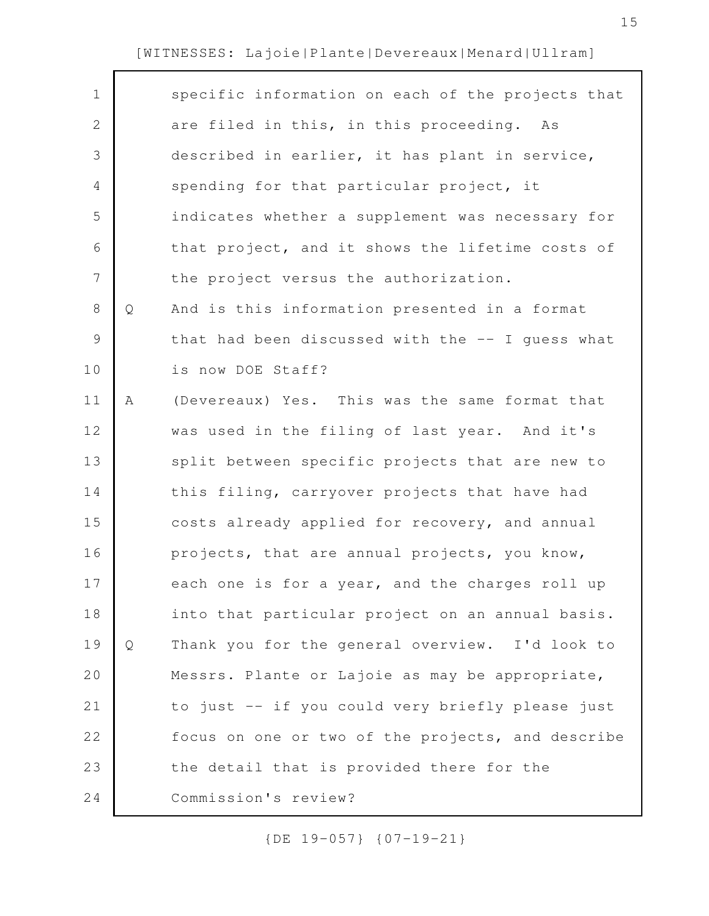specific information on each of the projects that are filed in this, in this proceeding. As described in earlier, it has plant in service, spending for that particular project, it indicates whether a supplement was necessary for that project, and it shows the lifetime costs of the project versus the authorization.

Q And is this information presented in a format that had been discussed with the -- I guess what is now DOE Staff?

A (Devereaux) Yes. This was the same format that was used in the filing of last year. And it's split between specific projects that are new to this filing, carryover projects that have had costs already applied for recovery, and annual projects, that are annual projects, you know, each one is for a year, and the charges roll up into that particular project on an annual basis.

Q Thank you for the general overview. I'd look to Messrs. Plante or Lajoie as may be appropriate, to just -- if you could very briefly please just focus on one or two of the projects, and describe the detail that is provided there for the Commission's review?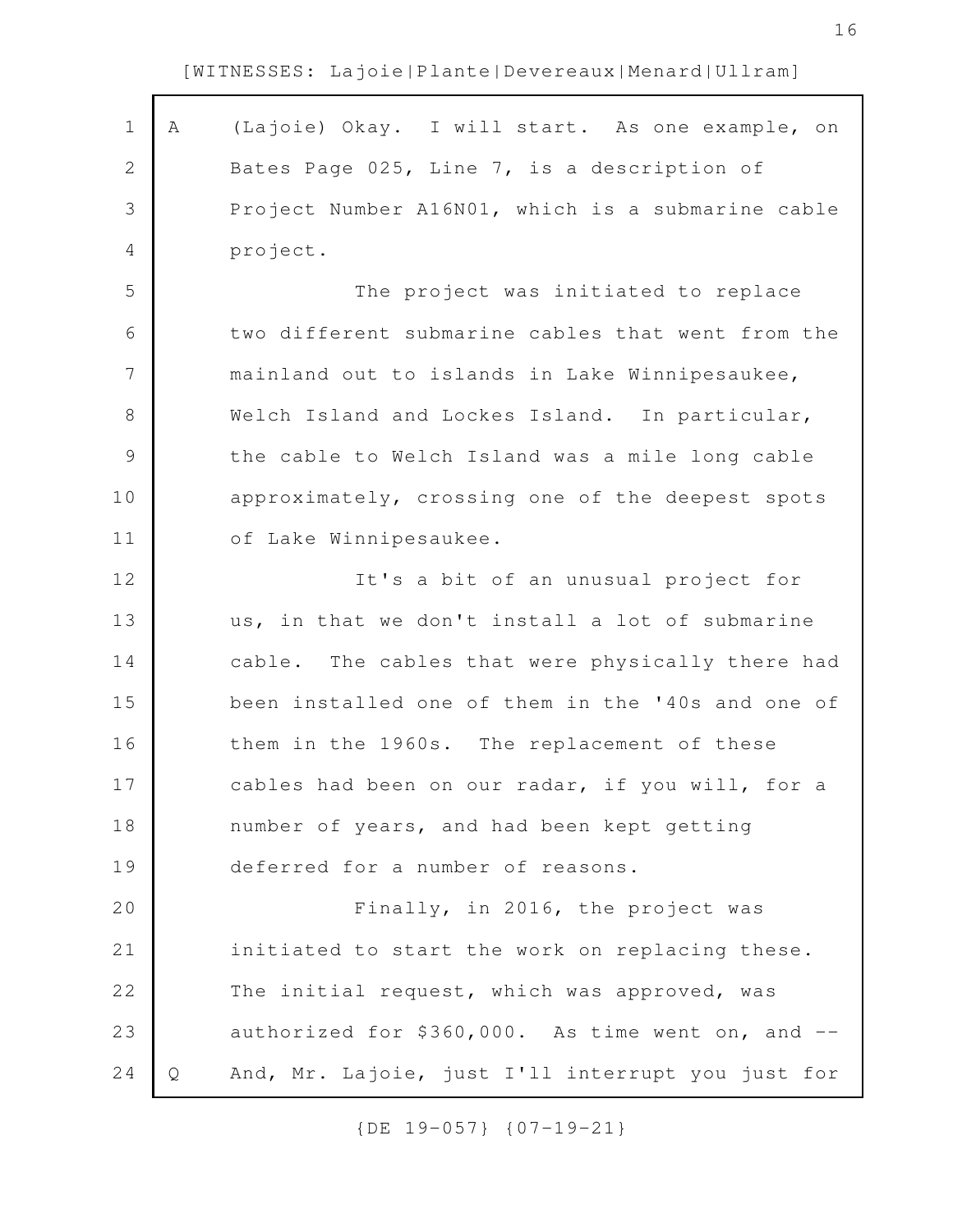A (Lajoie) Okay. I will start. As one example, on Bates Page 025, Line 7, is a description of Project Number A16N01, which is a submarine cable project.

The project was initiated to replace two different submarine cables that went from the mainland out to islands in Lake Winnipesaukee, Welch Island and Lockes Island. In particular, the cable to Welch Island was a mile long cable approximately, crossing one of the deepest spots of Lake Winnipesaukee.

It's a bit of an unusual project for us, in that we don't install a lot of submarine cable. The cables that were physically there had been installed one of them in the '40s and one of them in the 1960s. The replacement of these cables had been on our radar, if you will, for a number of years, and had been kept getting deferred for a number of reasons.

Finally, in 2016, the project was initiated to start the work on replacing these. The initial request, which was approved, was authorized for $360,000. As time went on, and --

Q And, Mr. Lajoie, just I'll interrupt you just for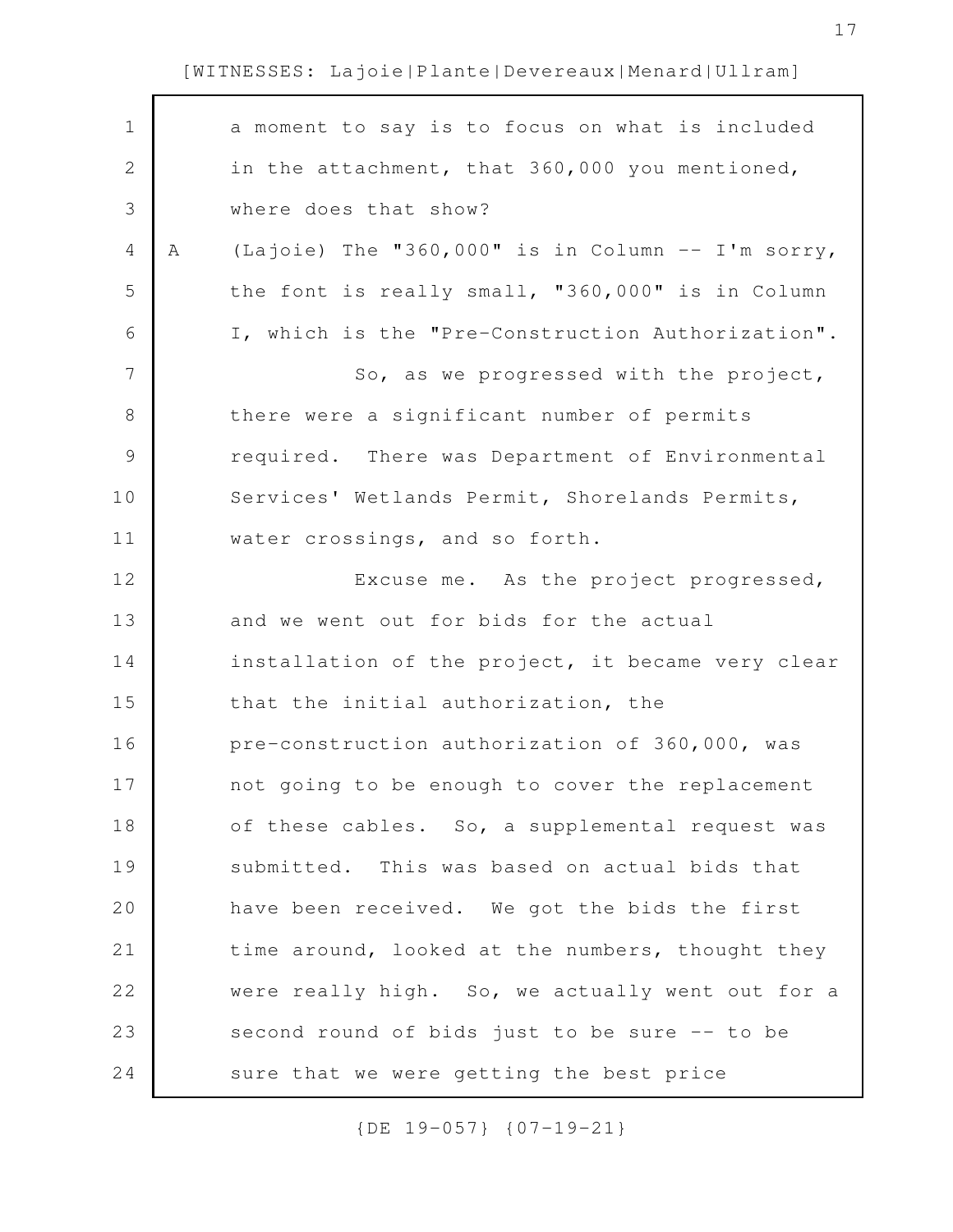a moment to say is to focus on what is included in the attachment, that 360,000 you mentioned, where does that show?

A (Lajoie) The "360,000" is in Column -- I'm sorry, the font is really small, "360,000" is in Column I, which is the "Pre-Construction Authorization".

So, as we progressed with the project, there were a significant number of permits required. There was Department of Environmental Services' Wetlands Permit, Shorelands Permits, water crossings, and so forth.

Excuse me. As the project progressed, and we went out for bids for the actual installation of the project, it became very clear that the initial authorization, the pre-construction authorization of 360,000, was not going to be enough to cover the replacement of these cables. So, a supplemental request was submitted. This was based on actual bids that have been received. We got the bids the first time around, looked at the numbers, thought they were really high. So, we actually went out for a second round of bids just to be sure -- to be sure that we were getting the best price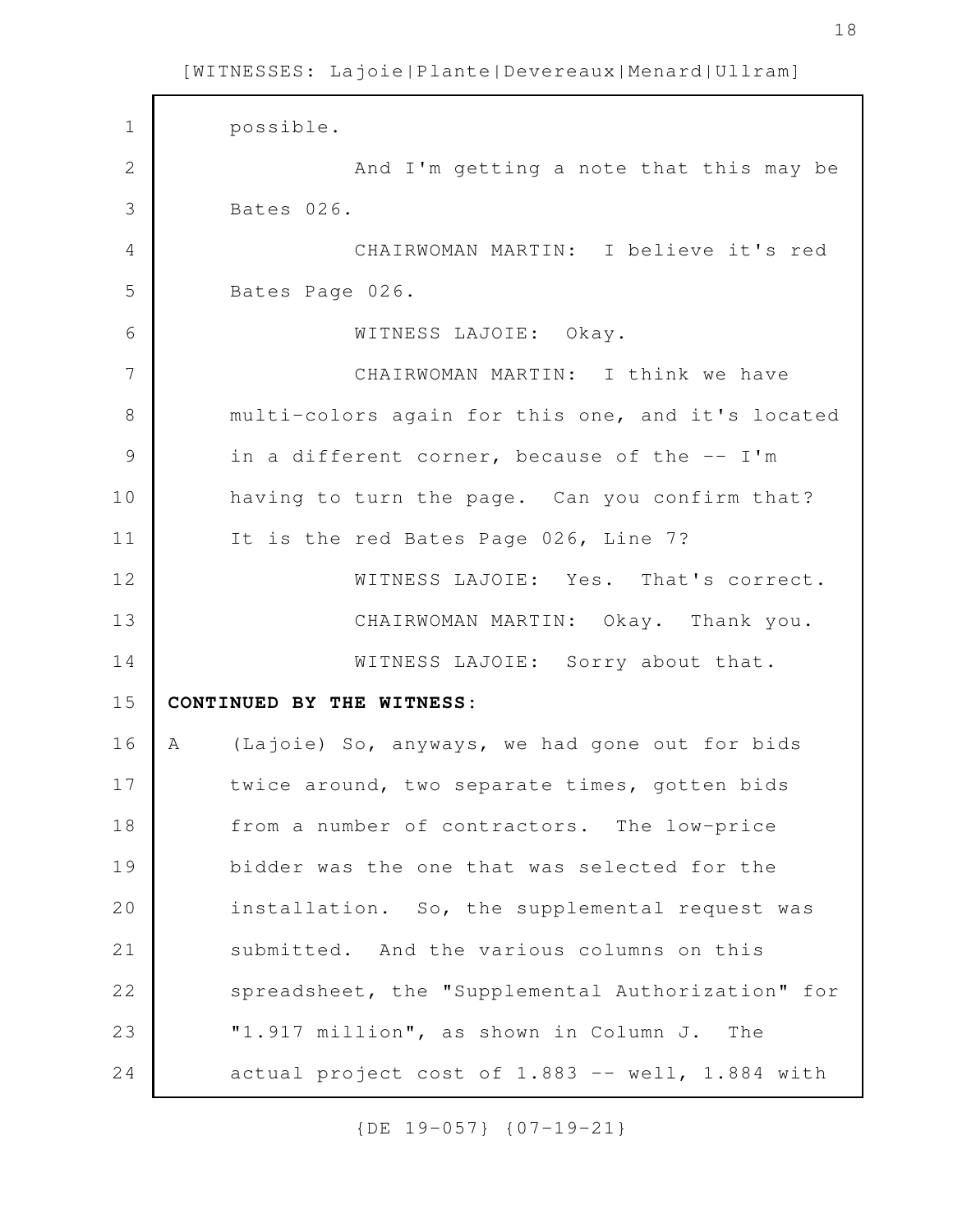possible.

And I'm getting a note that this may be Bates 026.

CHAIRWOMAN MARTIN: I believe it's red Bates Page 026.

WITNESS LAJOIE: Okay.

CHAIRWOMAN MARTIN: I think we have multi-colors again for this one, and it's located in a different corner, because of the -- I'm having to turn the page. Can you confirm that? It is the red Bates Page 026, Line 7?

WITNESS LAJOIE: Yes. That's correct.

CHAIRWOMAN MARTIN: Okay. Thank you.

WITNESS LAJOIE: Sorry about that.

**CONTINUED BY THE WITNESS:**

A (Lajoie) So, anyways, we had gone out for bids twice around, two separate times, gotten bids from a number of contractors. The low-price bidder was the one that was selected for the installation. So, the supplemental request was submitted. And the various columns on this spreadsheet, the "Supplemental Authorization" for "1.917 million", as shown in Column J. The actual project cost of 1.883 -- well, 1.884 with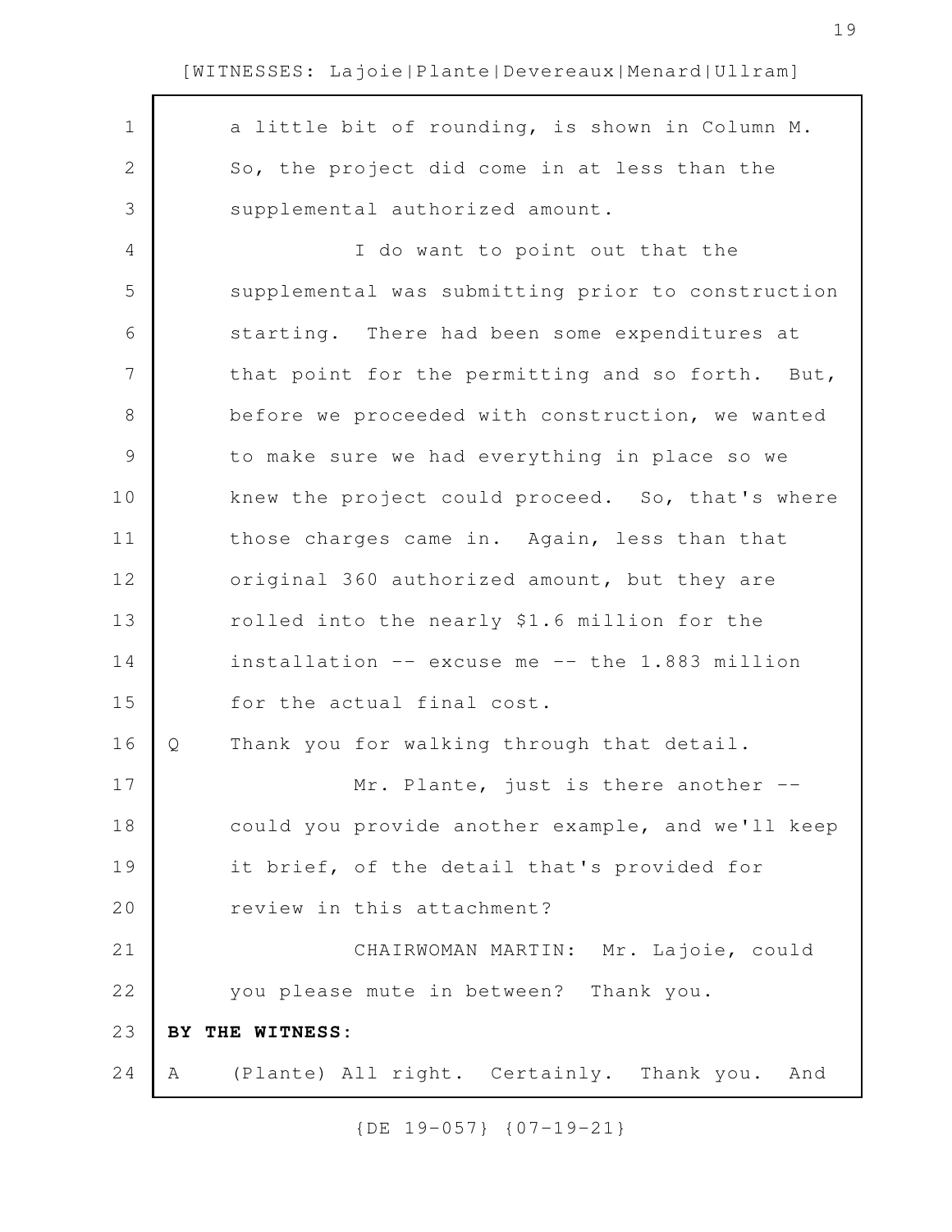a little bit of rounding, is shown in Column M. So, the project did come in at less than the supplemental authorized amount.

I do want to point out that the supplemental was submitting prior to construction starting. There had been some expenditures at that point for the permitting and so forth. But, before we proceeded with construction, we wanted to make sure we had everything in place so we knew the project could proceed. So, that's where those charges came in. Again, less than that original 360 authorized amount, but they are rolled into the nearly $1.6 million for the installation -- excuse me -- the 1.883 million for the actual final cost.

Q Thank you for walking through that detail.

Mr. Plante, just is there another -- could you provide another example, and we'll keep it brief, of the detail that's provided for review in this attachment?

CHAIRWOMAN MARTIN: Mr. Lajoie, could you please mute in between? Thank you.

**BY THE WITNESS:**

A (Plante) All right. Certainly. Thank you. And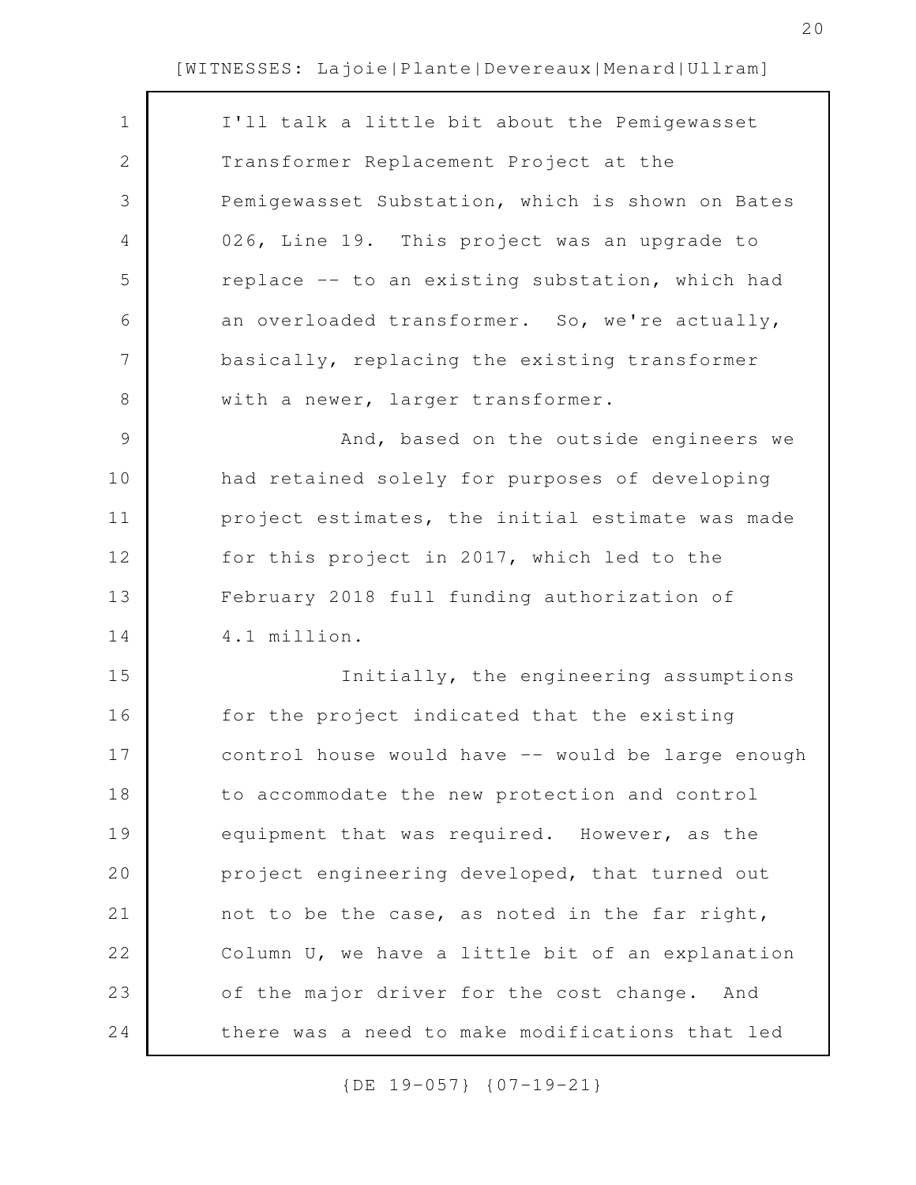I'll talk a little bit about the Pemigewasset Transformer Replacement Project at the Pemigewasset Substation, which is shown on Bates 026, Line 19. This project was an upgrade to replace -- to an existing substation, which had an overloaded transformer. So, we're actually, basically, replacing the existing transformer with a newer, larger transformer.

And, based on the outside engineers we had retained solely for purposes of developing project estimates, the initial estimate was made for this project in 2017, which led to the February 2018 full funding authorization of 4.1 million.

Initially, the engineering assumptions for the project indicated that the existing control house would have -- would be large enough to accommodate the new protection and control equipment that was required. However, as the project engineering developed, that turned out not to be the case, as noted in the far right, Column U, we have a little bit of an explanation of the major driver for the cost change. And there was a need to make modifications that led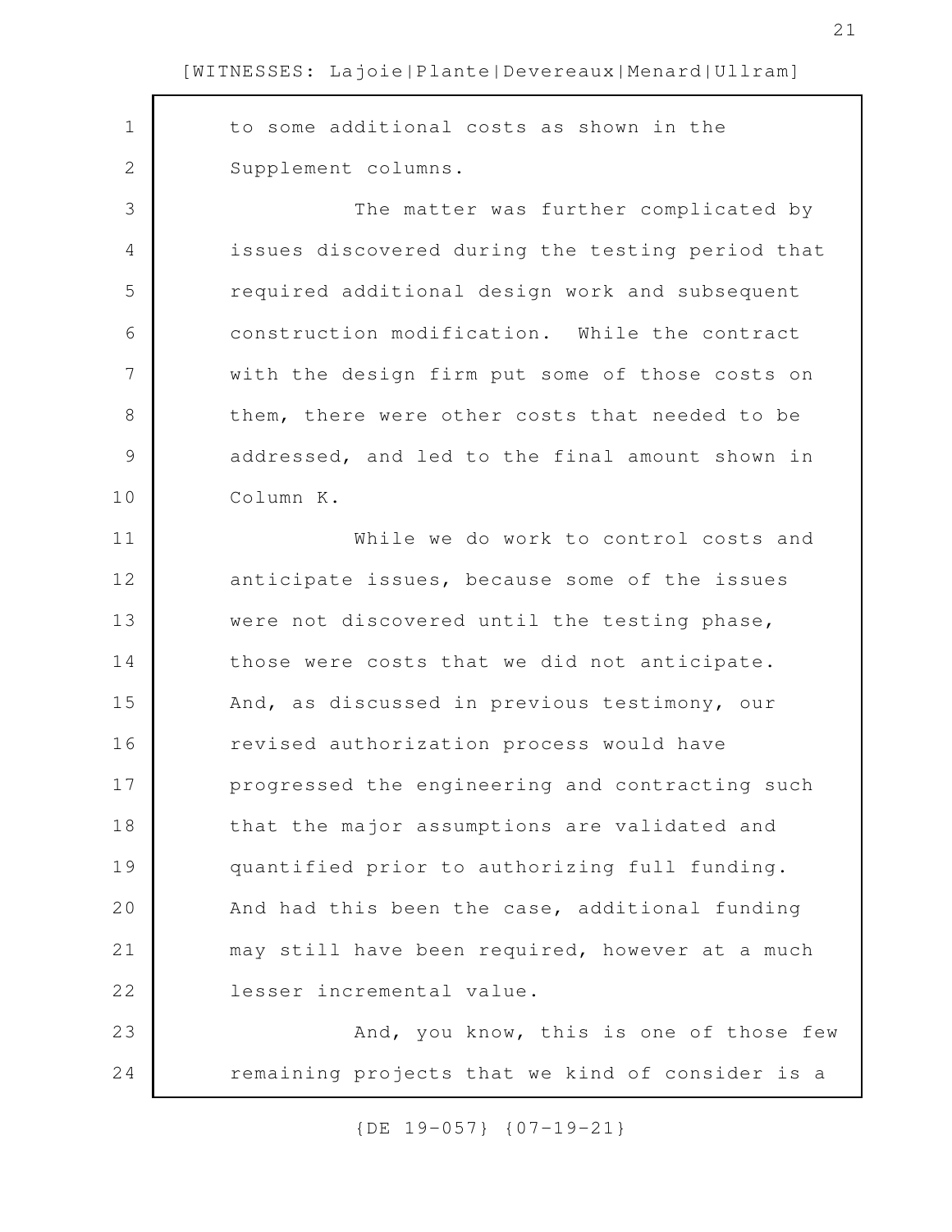to some additional costs as shown in the Supplement columns.

The matter was further complicated by issues discovered during the testing period that required additional design work and subsequent construction modification. While the contract with the design firm put some of those costs on them, there were other costs that needed to be addressed, and led to the final amount shown in Column K.

While we do work to control costs and anticipate issues, because some of the issues were not discovered until the testing phase, those were costs that we did not anticipate. And, as discussed in previous testimony, our revised authorization process would have progressed the engineering and contracting such that the major assumptions are validated and quantified prior to authorizing full funding. And had this been the case, additional funding may still have been required, however at a much lesser incremental value.

And, you know, this is one of those few remaining projects that we kind of consider is a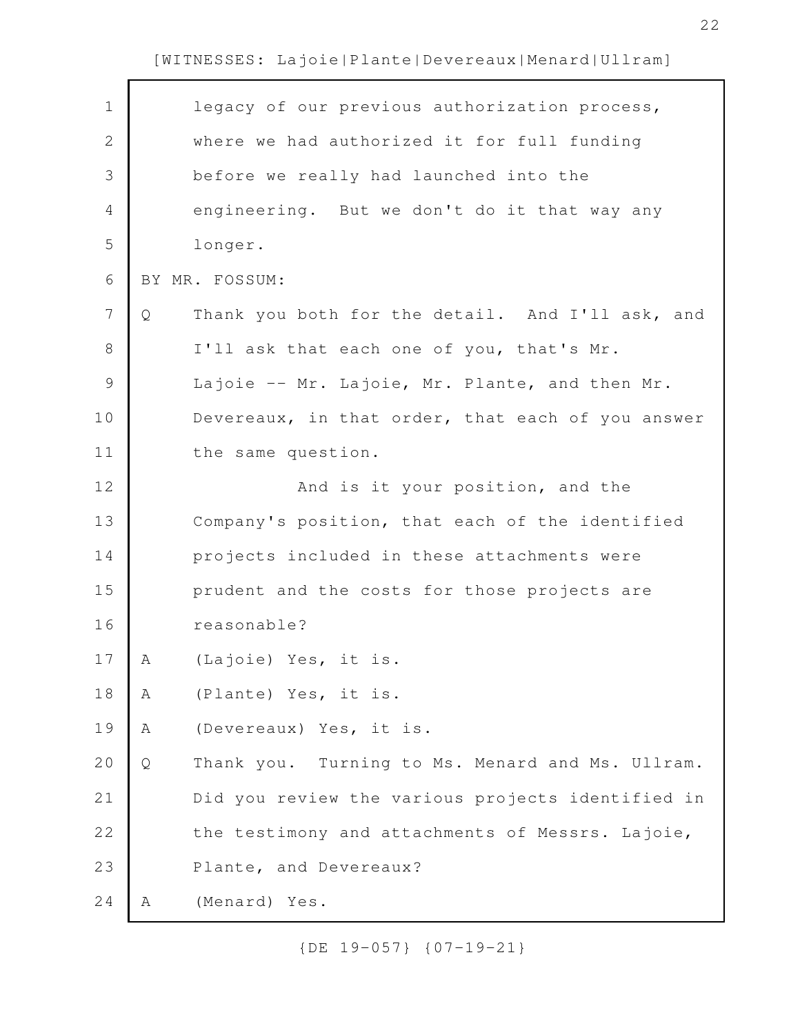legacy of our previous authorization process, where we had authorized it for full funding before we really had launched into the engineering. But we don't do it that way any longer.

BY MR. FOSSUM:

Q Thank you both for the detail. And I'll ask, and I'll ask that each one of you, that's Mr. Lajoie -- Mr. Lajoie, Mr. Plante, and then Mr. Devereaux, in that order, that each of you answer the same question.

And is it your position, and the Company's position, that each of the identified projects included in these attachments were prudent and the costs for those projects are reasonable?

A (Lajoie) Yes, it is.

A (Plante) Yes, it is.

A (Devereaux) Yes, it is.

Q Thank you. Turning to Ms. Menard and Ms. Ullram. Did you review the various projects identified in the testimony and attachments of Messrs. Lajoie, Plante, and Devereaux?

A (Menard) Yes.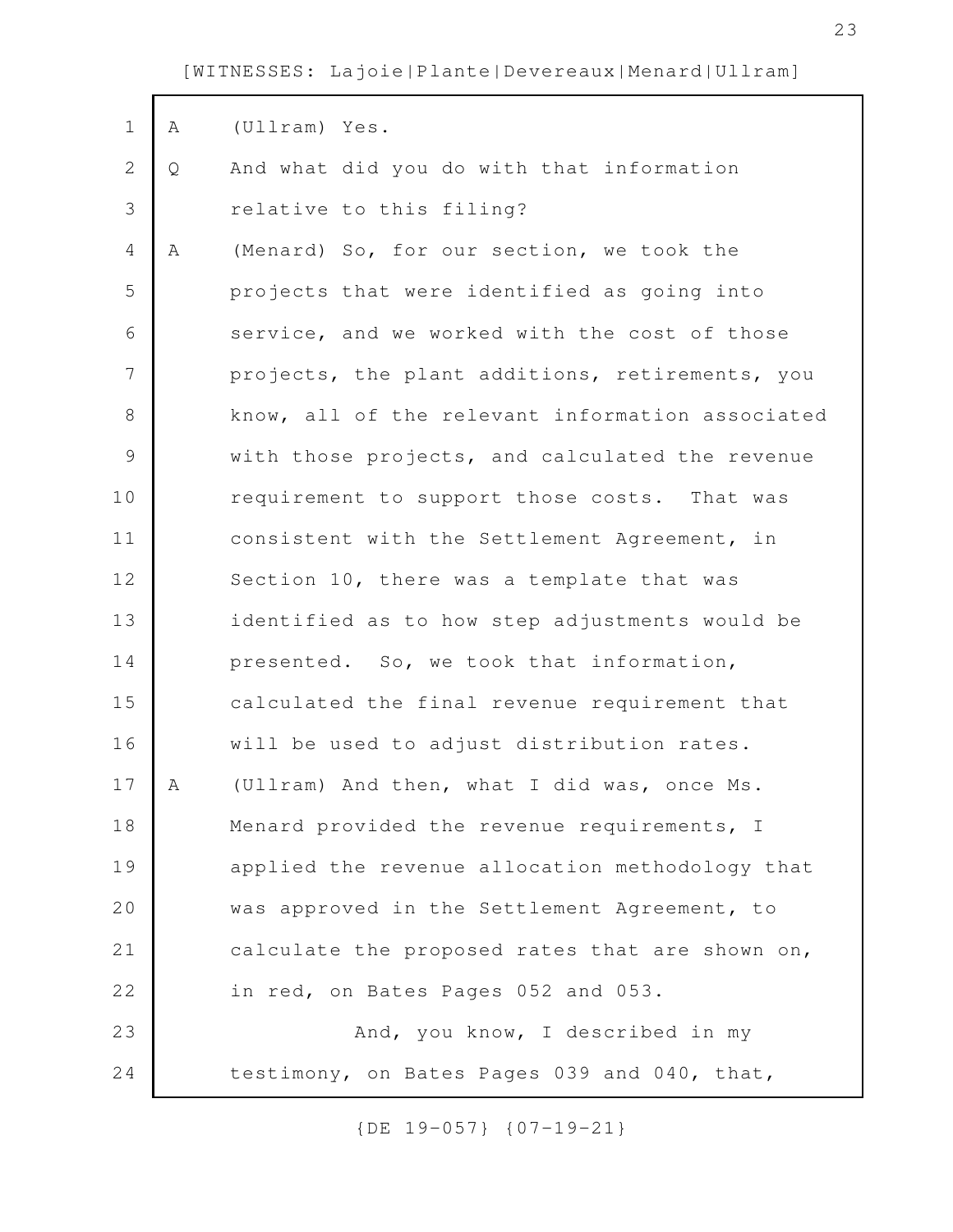A (Ullram) Yes.

Q And what did you do with that information relative to this filing?

A (Menard) So, for our section, we took the projects that were identified as going into service, and we worked with the cost of those projects, the plant additions, retirements, you know, all of the relevant information associated with those projects, and calculated the revenue requirement to support those costs. That was consistent with the Settlement Agreement, in Section 10, there was a template that was identified as to how step adjustments would be presented. So, we took that information, calculated the final revenue requirement that will be used to adjust distribution rates.

A (Ullram) And then, what I did was, once Ms. Menard provided the revenue requirements, I applied the revenue allocation methodology that was approved in the Settlement Agreement, to calculate the proposed rates that are shown on, in red, on Bates Pages 052 and 053.

And, you know, I described in my testimony, on Bates Pages 039 and 040, that,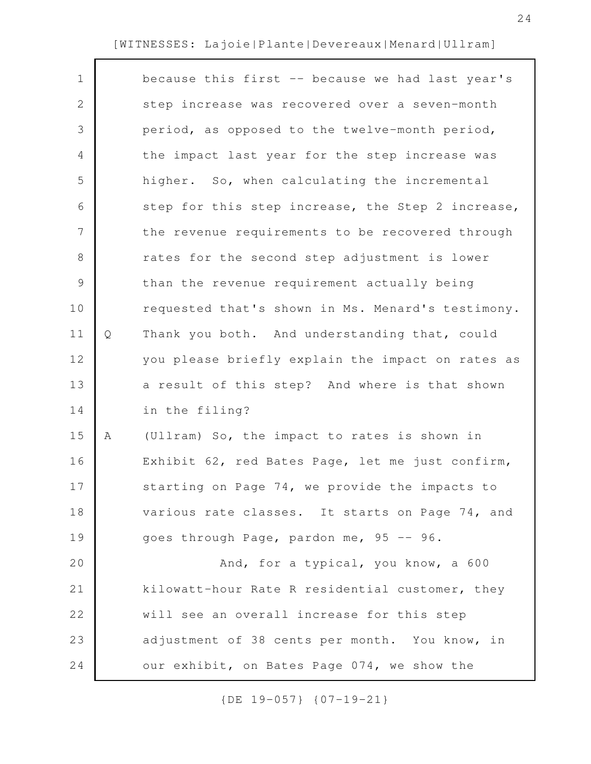because this first -- because we had last year's step increase was recovered over a seven-month period, as opposed to the twelve-month period, the impact last year for the step increase was higher. So, when calculating the incremental step for this step increase, the Step 2 increase, the revenue requirements to be recovered through rates for the second step adjustment is lower than the revenue requirement actually being requested that's shown in Ms. Menard's testimony.

Q Thank you both. And understanding that, could you please briefly explain the impact on rates as a result of this step? And where is that shown in the filing?

A (Ullram) So, the impact to rates is shown in Exhibit 62, red Bates Page, let me just confirm, starting on Page 74, we provide the impacts to various rate classes. It starts on Page 74, and goes through Page, pardon me, 95 -- 96.

And, for a typical, you know, a 600 kilowatt-hour Rate R residential customer, they will see an overall increase for this step adjustment of 38 cents per month. You know, in our exhibit, on Bates Page 074, we show the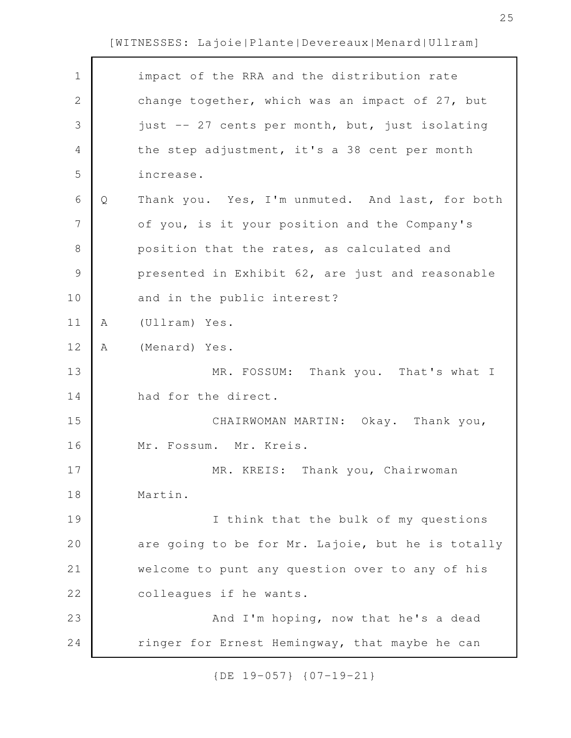impact of the RRA and the distribution rate change together, which was an impact of 27, but just -- 27 cents per month, but, just isolating the step adjustment, it's a 38 cent per month increase.

Q Thank you. Yes, I'm unmuted. And last, for both of you, is it your position and the Company's position that the rates, as calculated and presented in Exhibit 62, are just and reasonable and in the public interest?

A (Ullram) Yes.

A (Menard) Yes.

MR. FOSSUM: Thank you. That's what I had for the direct.

CHAIRWOMAN MARTIN: Okay. Thank you, Mr. Fossum. Mr. Kreis.

MR. KREIS: Thank you, Chairwoman Martin.

I think that the bulk of my questions are going to be for Mr. Lajoie, but he is totally welcome to punt any question over to any of his colleagues if he wants.

And I'm hoping, now that he's a dead ringer for Ernest Hemingway, that maybe he can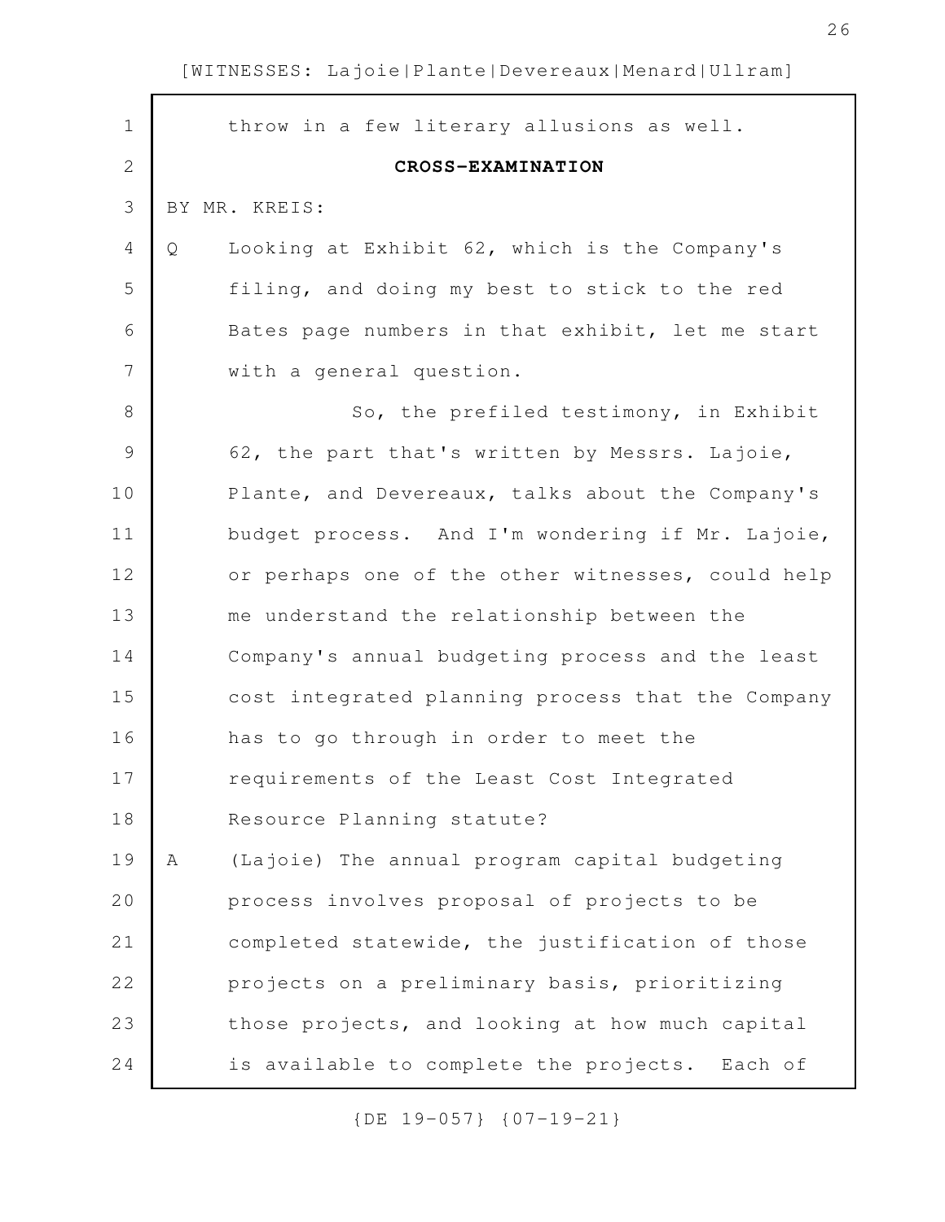throw in a few literary allusions as well.

**CROSS-EXAMINATION**

BY MR. KREIS:

Q Looking at Exhibit 62, which is the Company's filing, and doing my best to stick to the red Bates page numbers in that exhibit, let me start with a general question.

So, the prefiled testimony, in Exhibit 62, the part that's written by Messrs. Lajoie, Plante, and Devereaux, talks about the Company's budget process. And I'm wondering if Mr. Lajoie, or perhaps one of the other witnesses, could help me understand the relationship between the Company's annual budgeting process and the least cost integrated planning process that the Company has to go through in order to meet the requirements of the Least Cost Integrated Resource Planning statute?

A (Lajoie) The annual program capital budgeting process involves proposal of projects to be completed statewide, the justification of those projects on a preliminary basis, prioritizing those projects, and looking at how much capital is available to complete the projects. Each of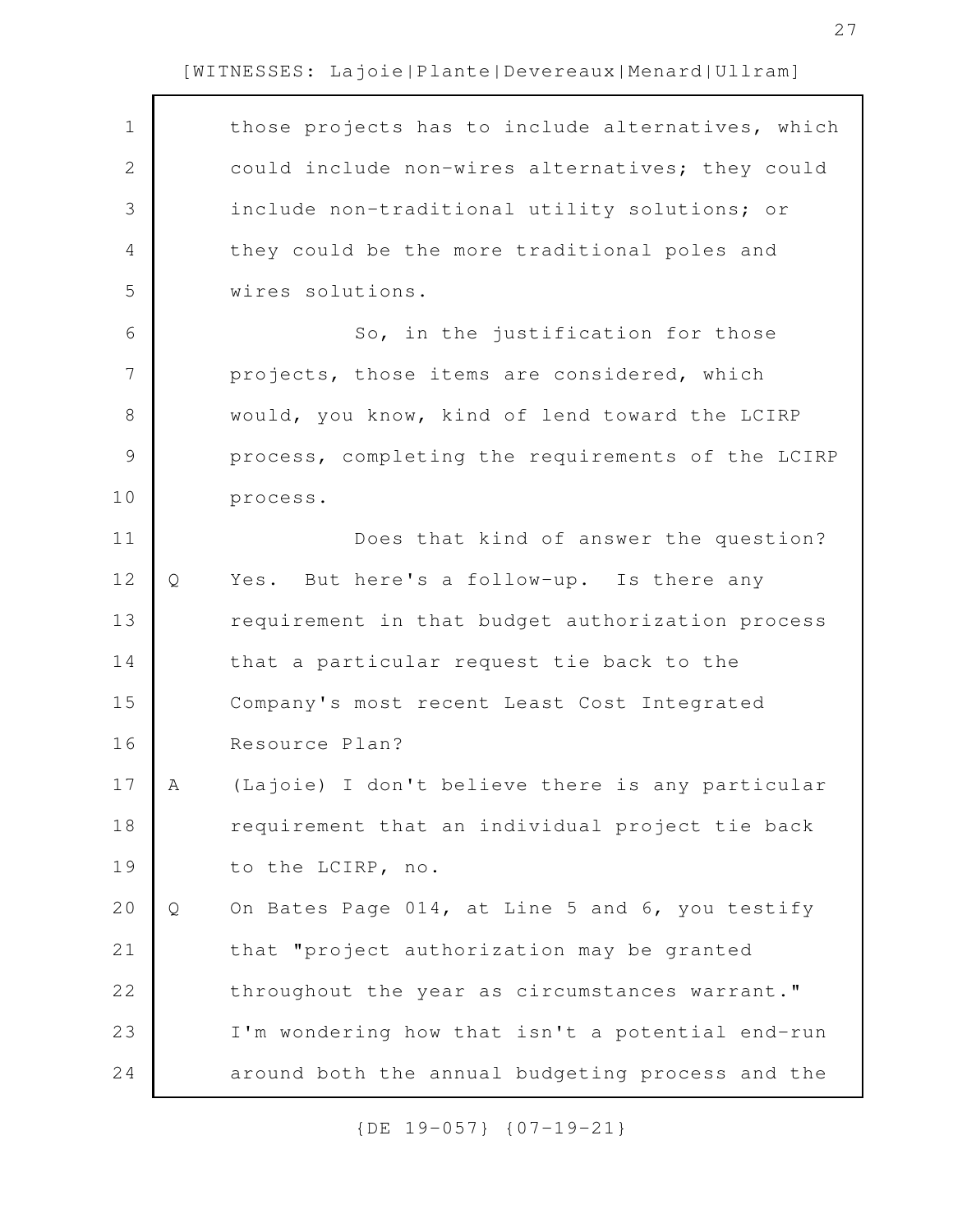those projects has to include alternatives, which could include non-wires alternatives; they could include non-traditional utility solutions; or they could be the more traditional poles and wires solutions.

So, in the justification for those projects, those items are considered, which would, you know, kind of lend toward the LCIRP process, completing the requirements of the LCIRP process.

Does that kind of answer the question?

Q Yes. But here's a follow-up. Is there any requirement in that budget authorization process that a particular request tie back to the Company's most recent Least Cost Integrated Resource Plan?

A (Lajoie) I don't believe there is any particular requirement that an individual project tie back to the LCIRP, no.

Q On Bates Page 014, at Line 5 and 6, you testify that "project authorization may be granted throughout the year as circumstances warrant." I'm wondering how that isn't a potential end-run around both the annual budgeting process and the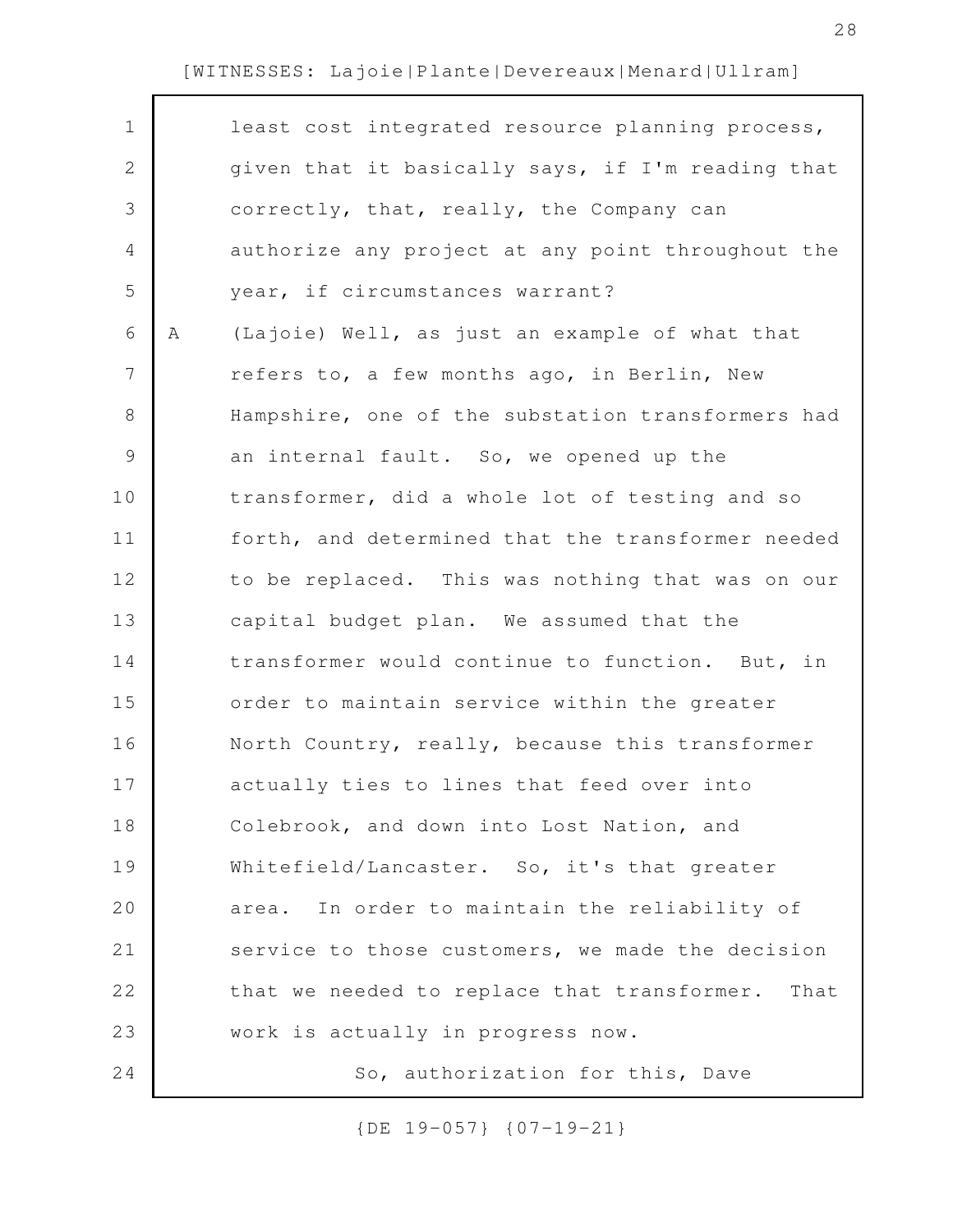least cost integrated resource planning process, given that it basically says, if I'm reading that correctly, that, really, the Company can authorize any project at any point throughout the year, if circumstances warrant?

A (Lajoie) Well, as just an example of what that refers to, a few months ago, in Berlin, New Hampshire, one of the substation transformers had an internal fault. So, we opened up the transformer, did a whole lot of testing and so forth, and determined that the transformer needed to be replaced. This was nothing that was on our capital budget plan. We assumed that the transformer would continue to function. But, in order to maintain service within the greater North Country, really, because this transformer actually ties to lines that feed over into Colebrook, and down into Lost Nation, and Whitefield/Lancaster. So, it's that greater area. In order to maintain the reliability of service to those customers, we made the decision that we needed to replace that transformer. That work is actually in progress now.

So, authorization for this, Dave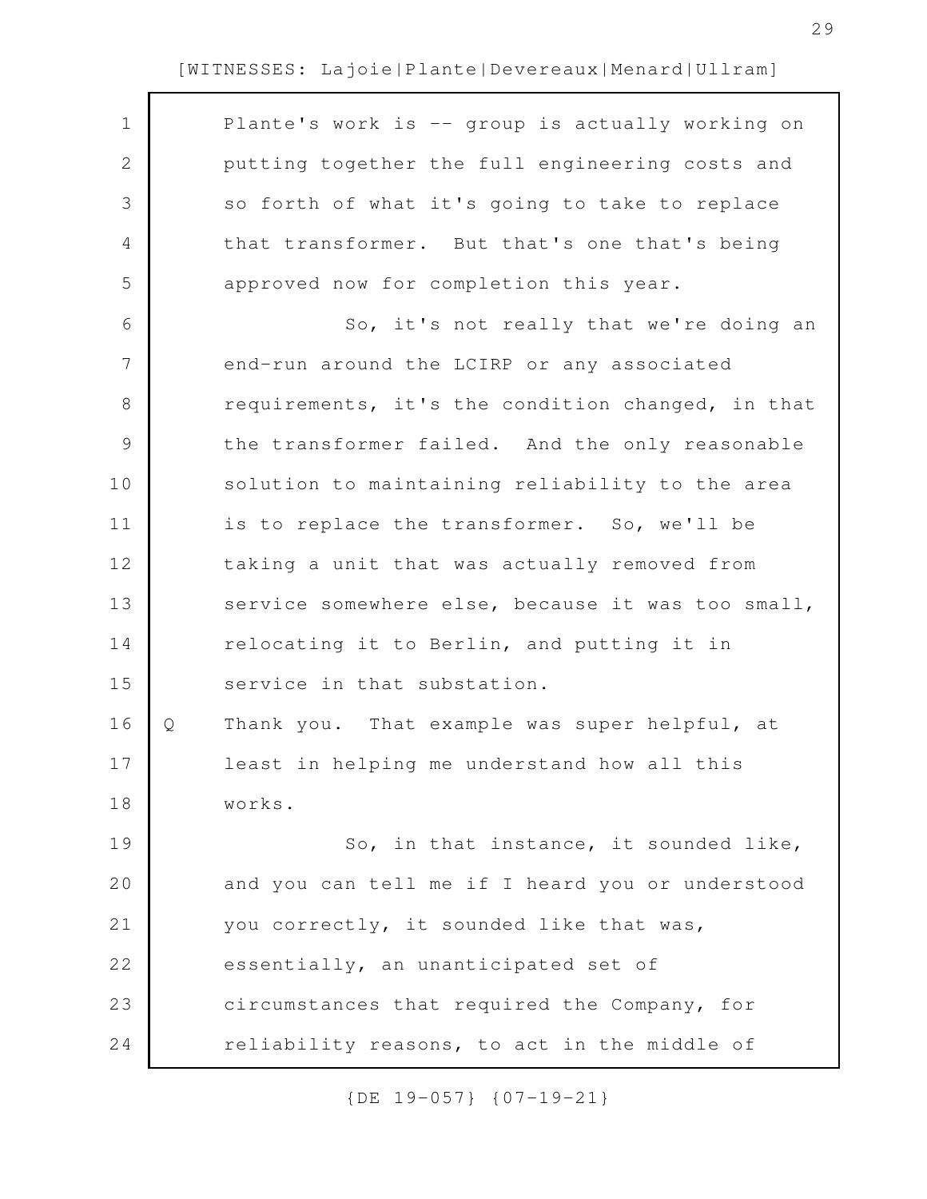Plante's work is -- group is actually working on putting together the full engineering costs and so forth of what it's going to take to replace that transformer. But that's one that's being approved now for completion this year.

So, it's not really that we're doing an end-run around the LCIRP or any associated requirements, it's the condition changed, in that the transformer failed. And the only reasonable solution to maintaining reliability to the area is to replace the transformer. So, we'll be taking a unit that was actually removed from service somewhere else, because it was too small, relocating it to Berlin, and putting it in service in that substation.

Q Thank you. That example was super helpful, at least in helping me understand how all this works.

So, in that instance, it sounded like, and you can tell me if I heard you or understood you correctly, it sounded like that was, essentially, an unanticipated set of circumstances that required the Company, for reliability reasons, to act in the middle of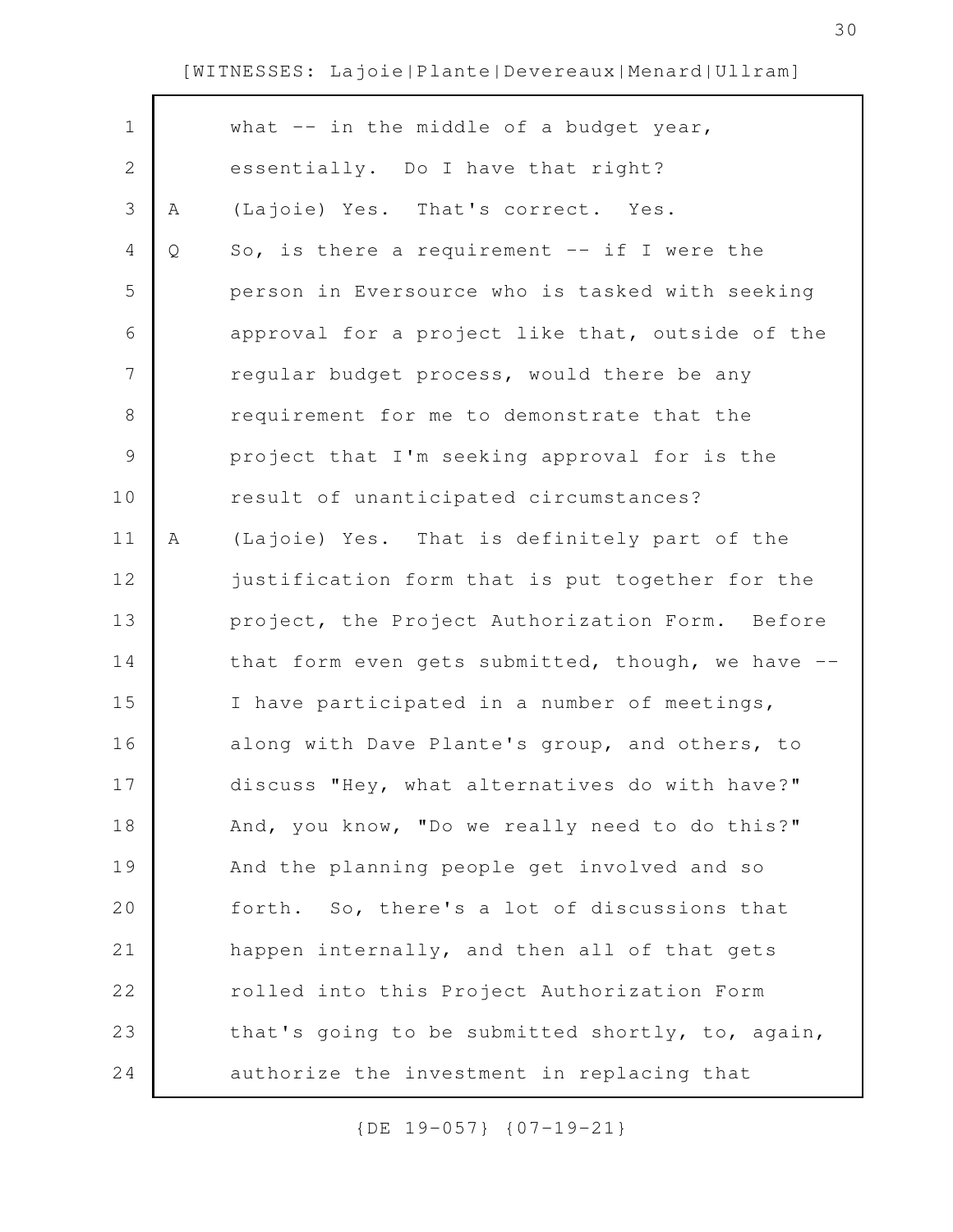what -- in the middle of a budget year, essentially. Do I have that right?

A (Lajoie) Yes. That's correct. Yes.

Q So, is there a requirement -- if I were the person in Eversource who is tasked with seeking approval for a project like that, outside of the regular budget process, would there be any requirement for me to demonstrate that the project that I'm seeking approval for is the result of unanticipated circumstances?

A (Lajoie) Yes. That is definitely part of the justification form that is put together for the project, the Project Authorization Form. Before that form even gets submitted, though, we have -- I have participated in a number of meetings, along with Dave Plante's group, and others, to discuss "Hey, what alternatives do with have?" And, you know, "Do we really need to do this?" And the planning people get involved and so forth. So, there's a lot of discussions that happen internally, and then all of that gets rolled into this Project Authorization Form that's going to be submitted shortly, to, again, authorize the investment in replacing that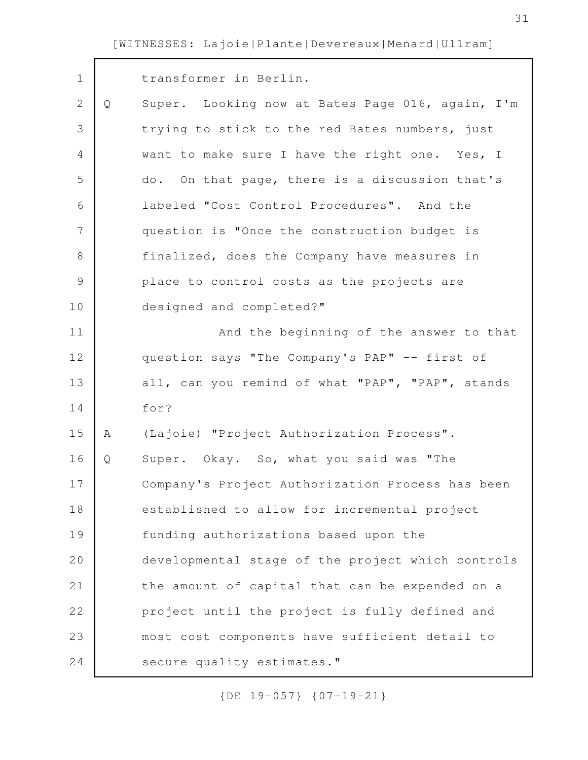transformer in Berlin.

Q Super. Looking now at Bates Page 016, again, I'm trying to stick to the red Bates numbers, just want to make sure I have the right one. Yes, I do. On that page, there is a discussion that's labeled "Cost Control Procedures". And the question is "Once the construction budget is finalized, does the Company have measures in place to control costs as the projects are designed and completed?"

And the beginning of the answer to that question says "The Company's PAP" -- first of all, can you remind of what "PAP", "PAP", stands for?

A (Lajoie) "Project Authorization Process".

Q Super. Okay. So, what you said was "The Company's Project Authorization Process has been established to allow for incremental project funding authorizations based upon the developmental stage of the project which controls the amount of capital that can be expended on a project until the project is fully defined and most cost components have sufficient detail to secure quality estimates."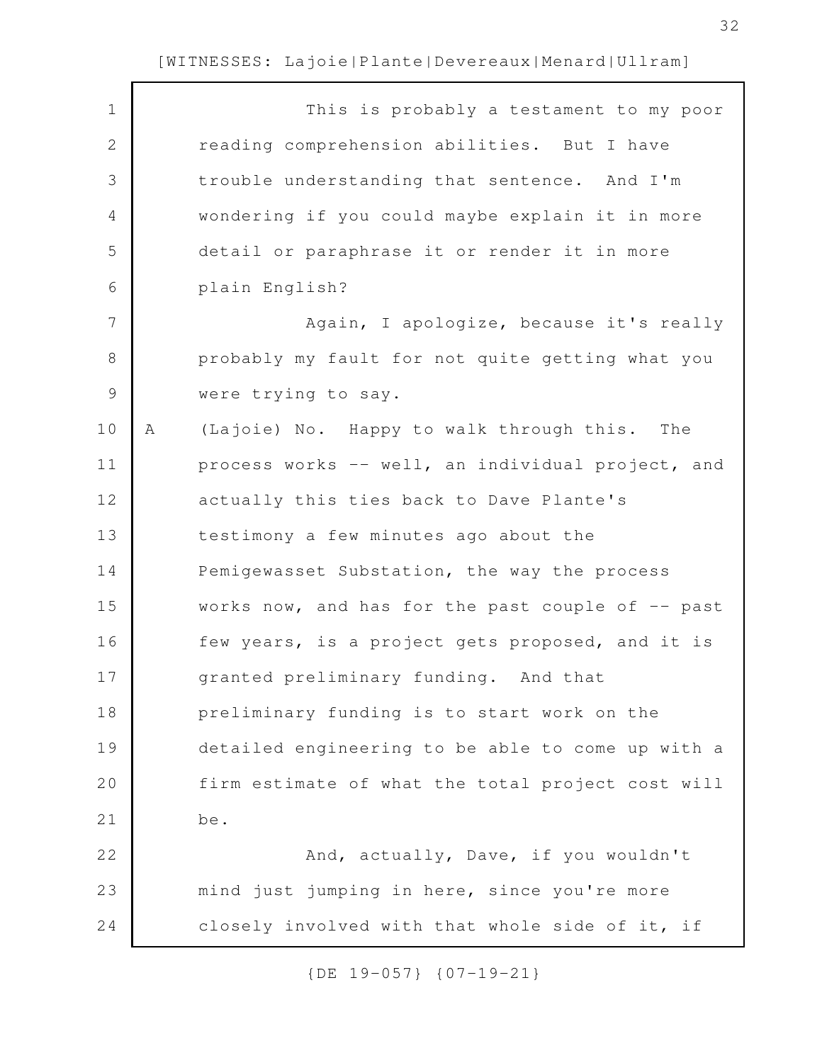This is probably a testament to my poor reading comprehension abilities. But I have trouble understanding that sentence. And I'm wondering if you could maybe explain it in more detail or paraphrase it or render it in more plain English?

Again, I apologize, because it's really probably my fault for not quite getting what you were trying to say.

A (Lajoie) No. Happy to walk through this. The process works -- well, an individual project, and actually this ties back to Dave Plante's testimony a few minutes ago about the Pemigewasset Substation, the way the process works now, and has for the past couple of -- past few years, is a project gets proposed, and it is granted preliminary funding. And that preliminary funding is to start work on the detailed engineering to be able to come up with a firm estimate of what the total project cost will be.

And, actually, Dave, if you wouldn't mind just jumping in here, since you're more closely involved with that whole side of it, if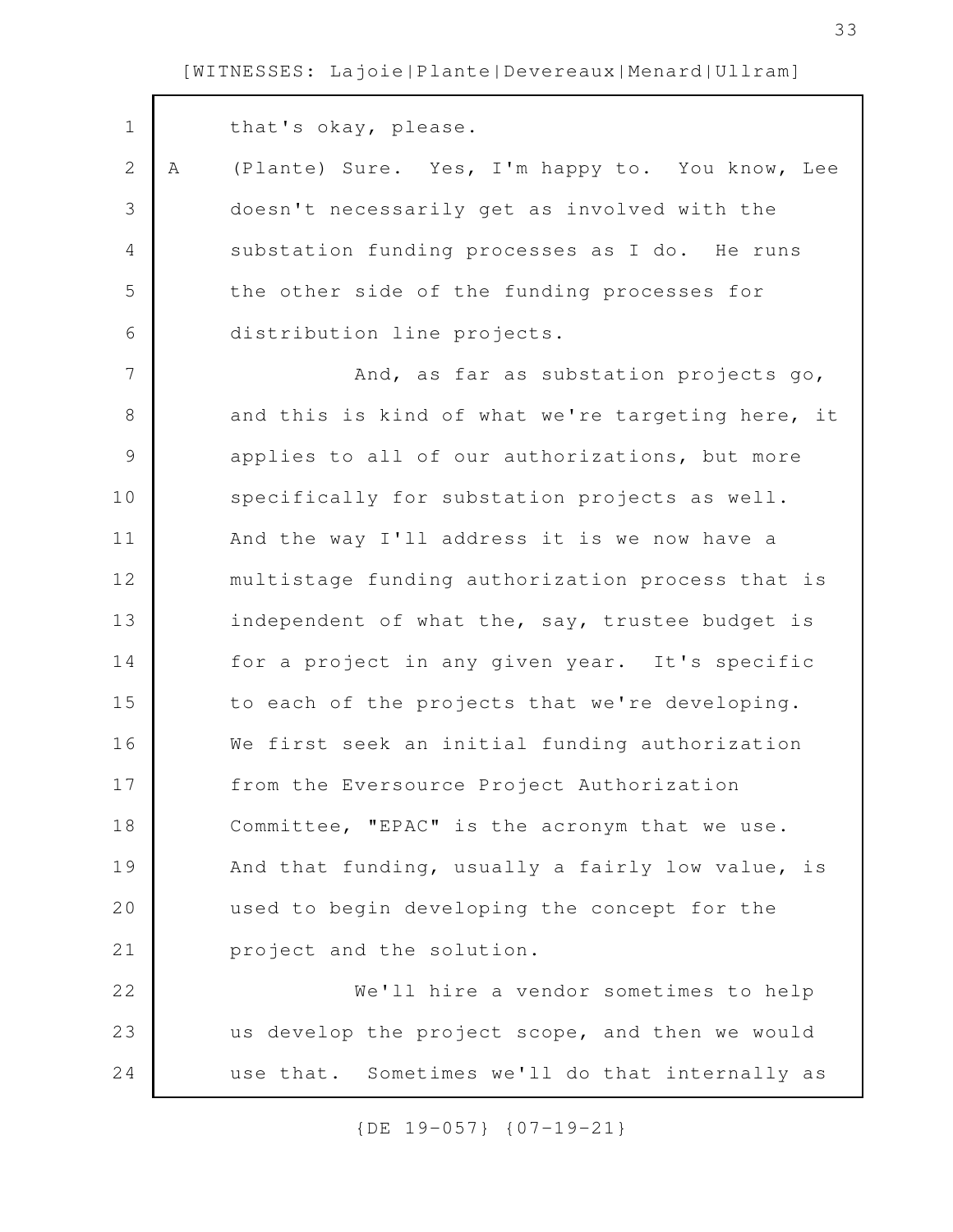that's okay, please.

A (Plante) Sure. Yes, I'm happy to. You know, Lee doesn't necessarily get as involved with the substation funding processes as I do. He runs the other side of the funding processes for distribution line projects.

And, as far as substation projects go, and this is kind of what we're targeting here, it applies to all of our authorizations, but more specifically for substation projects as well. And the way I'll address it is we now have a multistage funding authorization process that is independent of what the, say, trustee budget is for a project in any given year. It's specific to each of the projects that we're developing. We first seek an initial funding authorization from the Eversource Project Authorization Committee, "EPAC" is the acronym that we use. And that funding, usually a fairly low value, is used to begin developing the concept for the project and the solution.

We'll hire a vendor sometimes to help us develop the project scope, and then we would use that. Sometimes we'll do that internally as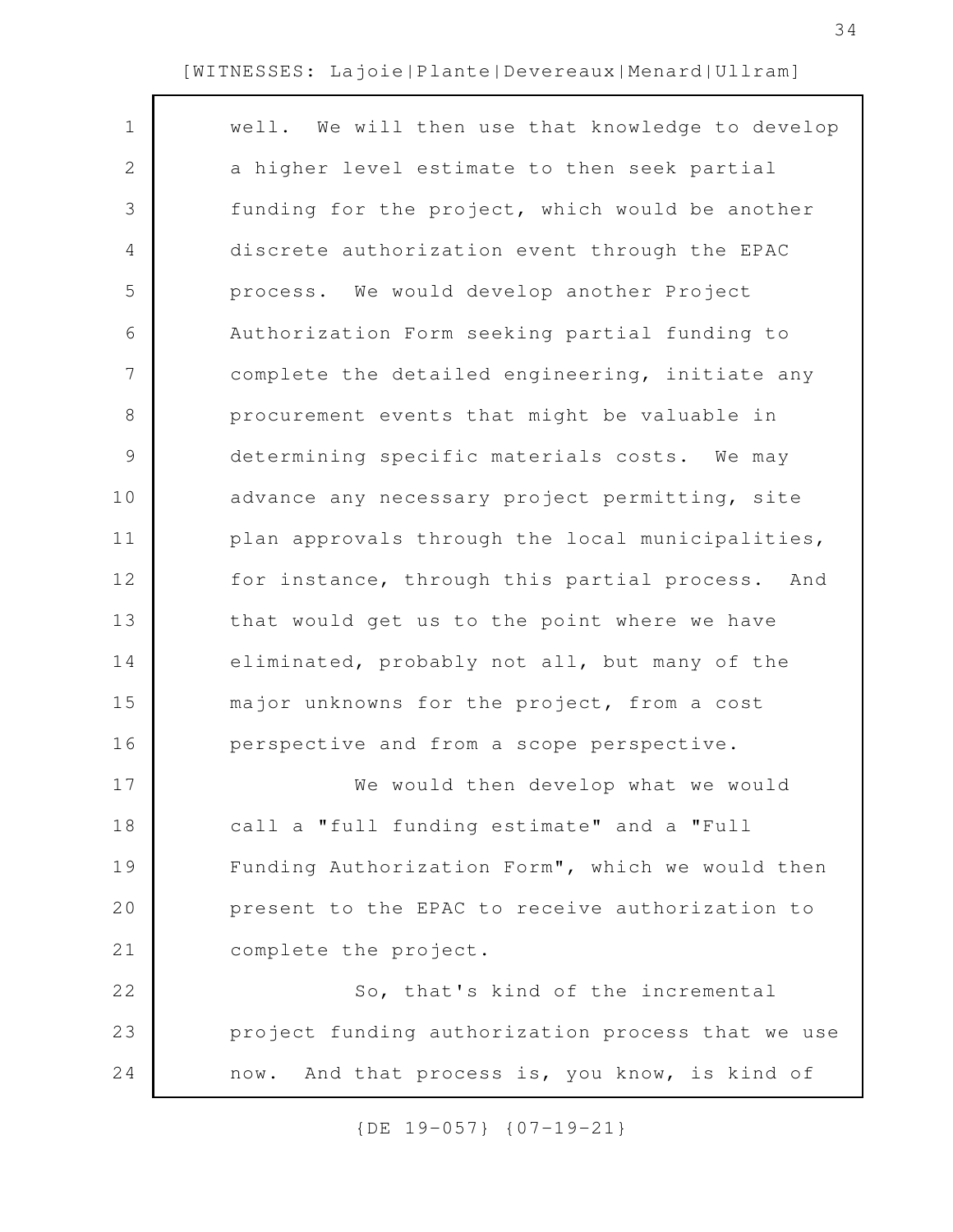well. We will then use that knowledge to develop a higher level estimate to then seek partial funding for the project, which would be another discrete authorization event through the EPAC process. We would develop another Project Authorization Form seeking partial funding to complete the detailed engineering, initiate any procurement events that might be valuable in determining specific materials costs. We may advance any necessary project permitting, site plan approvals through the local municipalities, for instance, through this partial process. And that would get us to the point where we have eliminated, probably not all, but many of the major unknowns for the project, from a cost perspective and from a scope perspective.

We would then develop what we would call a "full funding estimate" and a "Full Funding Authorization Form", which we would then present to the EPAC to receive authorization to complete the project.

So, that's kind of the incremental project funding authorization process that we use now. And that process is, you know, is kind of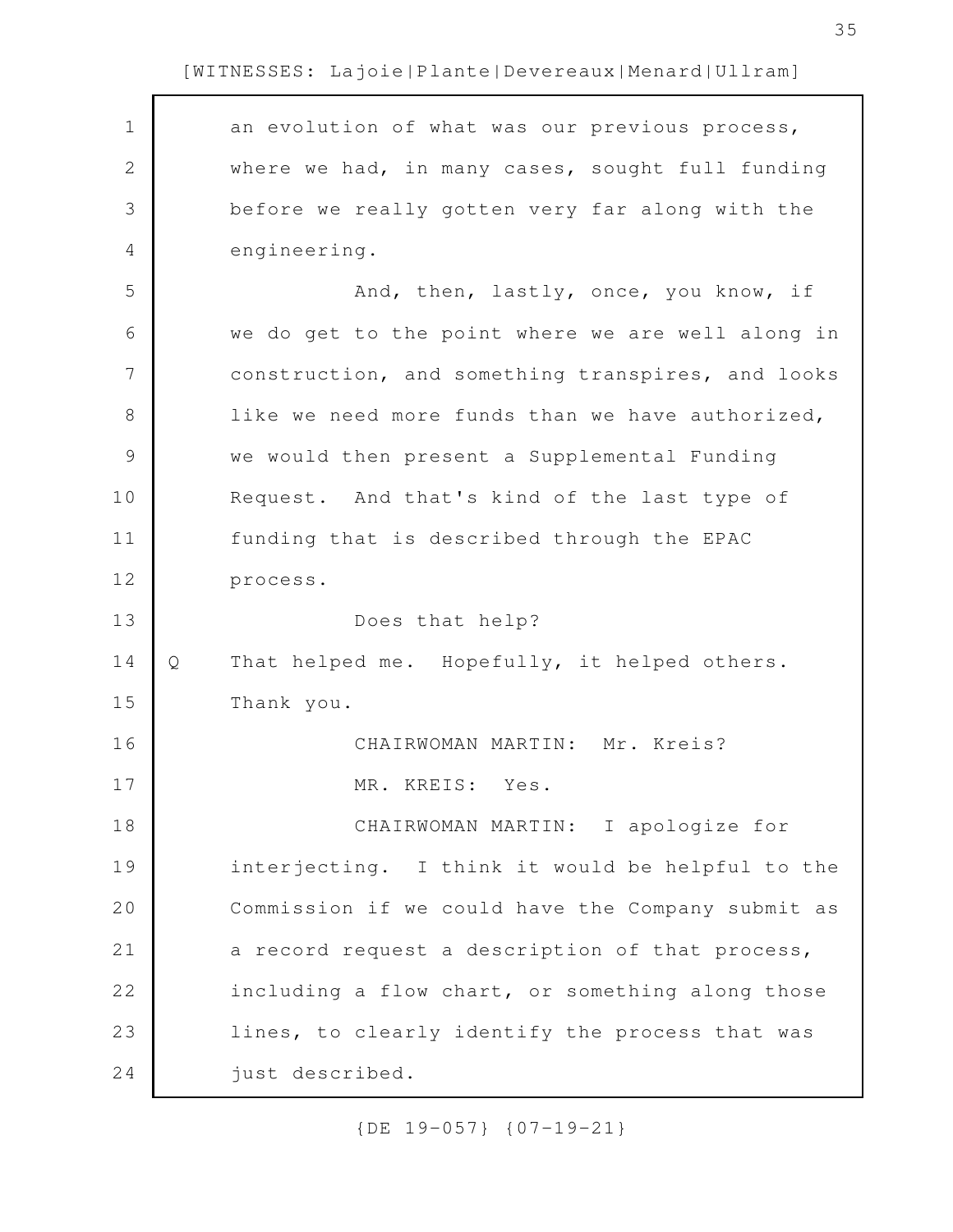an evolution of what was our previous process, where we had, in many cases, sought full funding before we really gotten very far along with the engineering.

And, then, lastly, once, you know, if we do get to the point where we are well along in construction, and something transpires, and looks like we need more funds than we have authorized, we would then present a Supplemental Funding Request. And that's kind of the last type of funding that is described through the EPAC process.

Does that help?

Q That helped me. Hopefully, it helped others. Thank you.

CHAIRWOMAN MARTIN: Mr. Kreis?

MR. KREIS: Yes.

CHAIRWOMAN MARTIN: I apologize for interjecting. I think it would be helpful to the Commission if we could have the Company submit as a record request a description of that process, including a flow chart, or something along those lines, to clearly identify the process that was just described.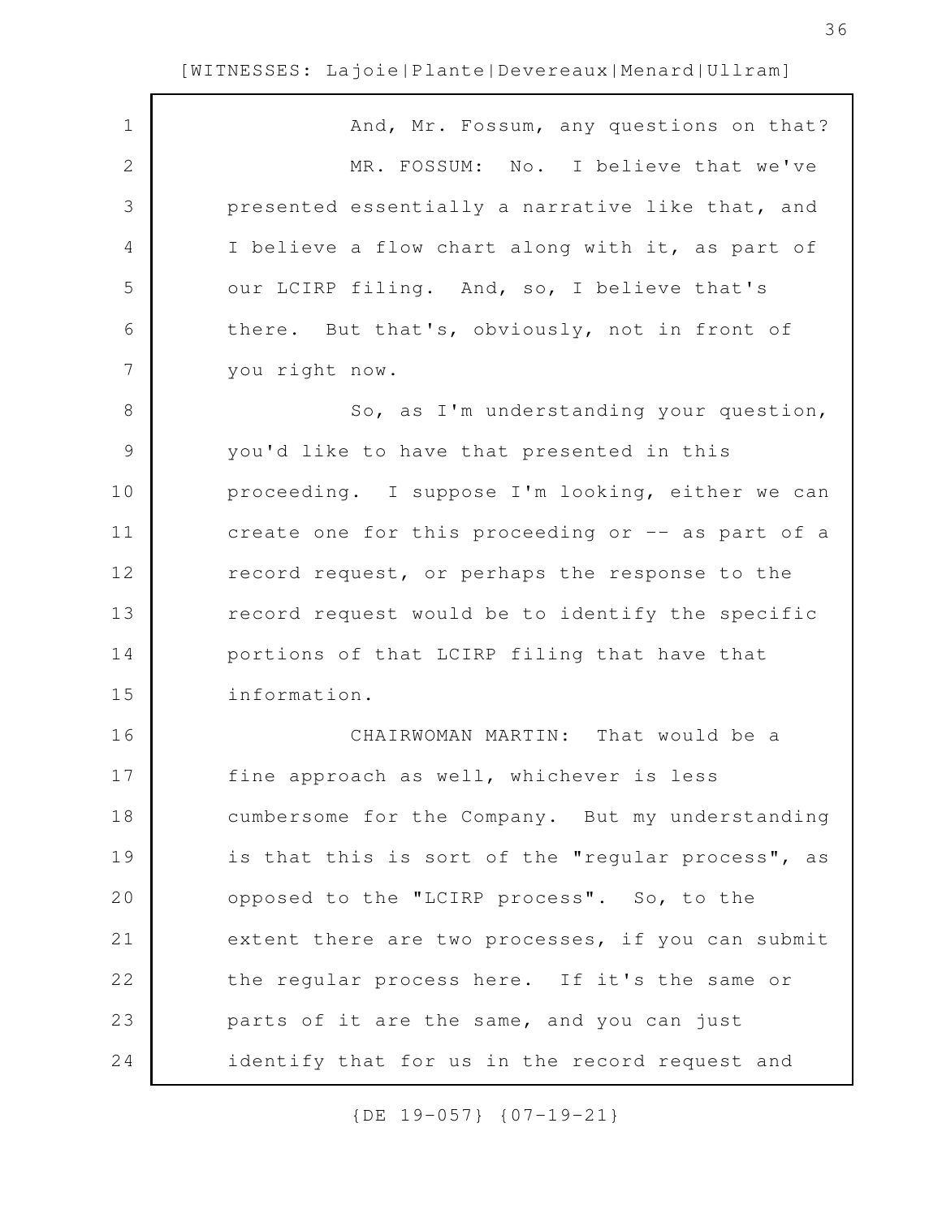And, Mr. Fossum, any questions on that?

MR. FOSSUM: No. I believe that we've presented essentially a narrative like that, and I believe a flow chart along with it, as part of our LCIRP filing. And, so, I believe that's there. But that's, obviously, not in front of you right now.

So, as I'm understanding your question, you'd like to have that presented in this proceeding. I suppose I'm looking, either we can create one for this proceeding or -- as part of a record request, or perhaps the response to the record request would be to identify the specific portions of that LCIRP filing that have that information.

CHAIRWOMAN MARTIN: That would be a fine approach as well, whichever is less cumbersome for the Company. But my understanding is that this is sort of the "regular process", as opposed to the "LCIRP process". So, to the extent there are two processes, if you can submit the regular process here. If it's the same or parts of it are the same, and you can just identify that for us in the record request and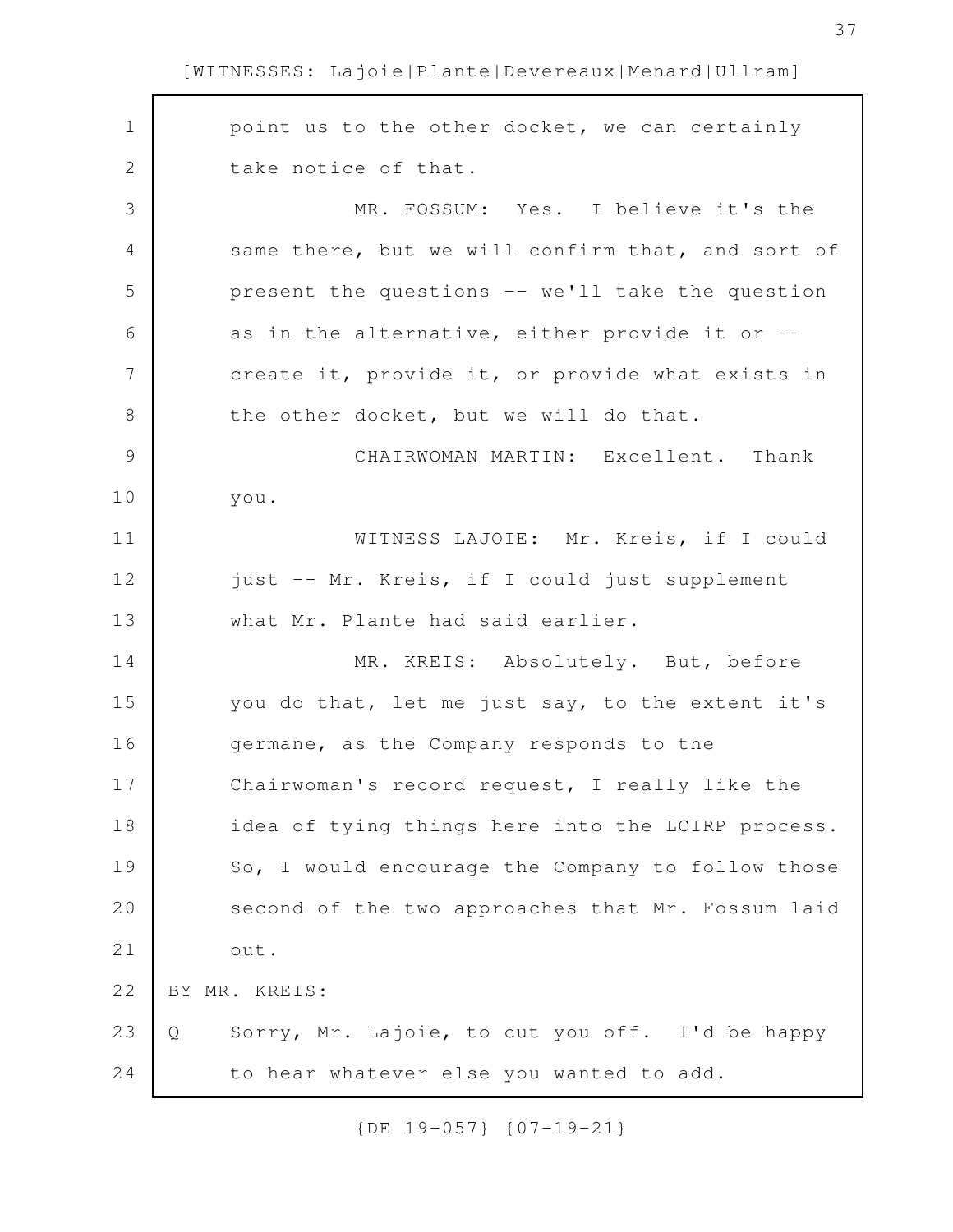point us to the other docket, we can certainly take notice of that.

MR. FOSSUM: Yes. I believe it's the same there, but we will confirm that, and sort of present the questions -- we'll take the question as in the alternative, either provide it or -- create it, provide it, or provide what exists in the other docket, but we will do that.

CHAIRWOMAN MARTIN: Excellent. Thank you.

WITNESS LAJOIE: Mr. Kreis, if I could just -- Mr. Kreis, if I could just supplement what Mr. Plante had said earlier.

MR. KREIS: Absolutely. But, before you do that, let me just say, to the extent it's germane, as the Company responds to the Chairwoman's record request, I really like the idea of tying things here into the LCIRP process. So, I would encourage the Company to follow those second of the two approaches that Mr. Fossum laid out.

BY MR. KREIS:

Q Sorry, Mr. Lajoie, to cut you off. I'd be happy to hear whatever else you wanted to add.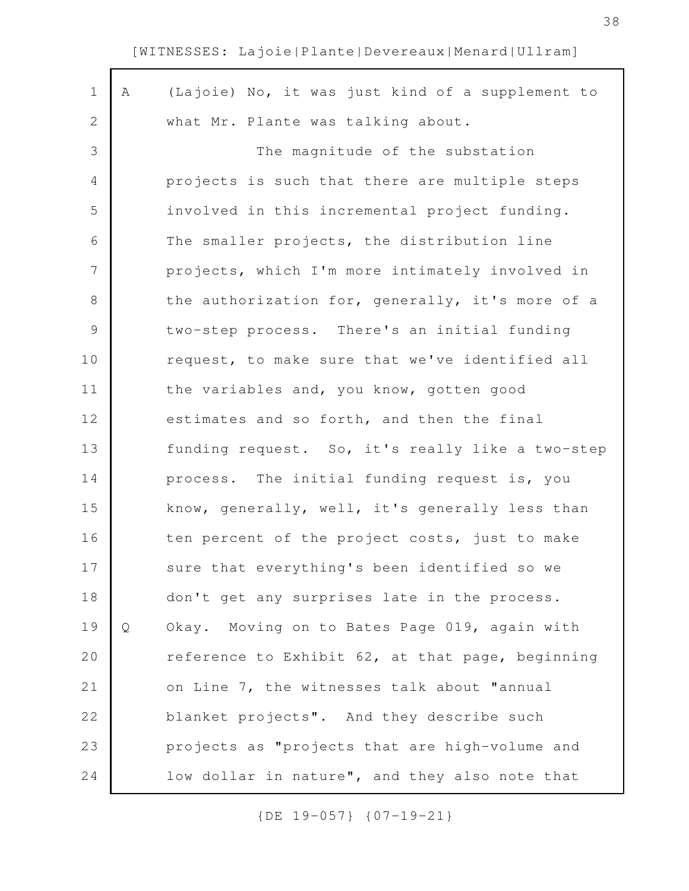A (Lajoie) No, it was just kind of a supplement to what Mr. Plante was talking about.

The magnitude of the substation projects is such that there are multiple steps involved in this incremental project funding. The smaller projects, the distribution line projects, which I'm more intimately involved in the authorization for, generally, it's more of a two-step process. There's an initial funding request, to make sure that we've identified all the variables and, you know, gotten good estimates and so forth, and then the final funding request. So, it's really like a two-step process. The initial funding request is, you know, generally, well, it's generally less than ten percent of the project costs, just to make sure that everything's been identified so we don't get any surprises late in the process.

Q Okay. Moving on to Bates Page 019, again with reference to Exhibit 62, at that page, beginning on Line 7, the witnesses talk about "annual blanket projects". And they describe such projects as "projects that are high-volume and low dollar in nature", and they also note that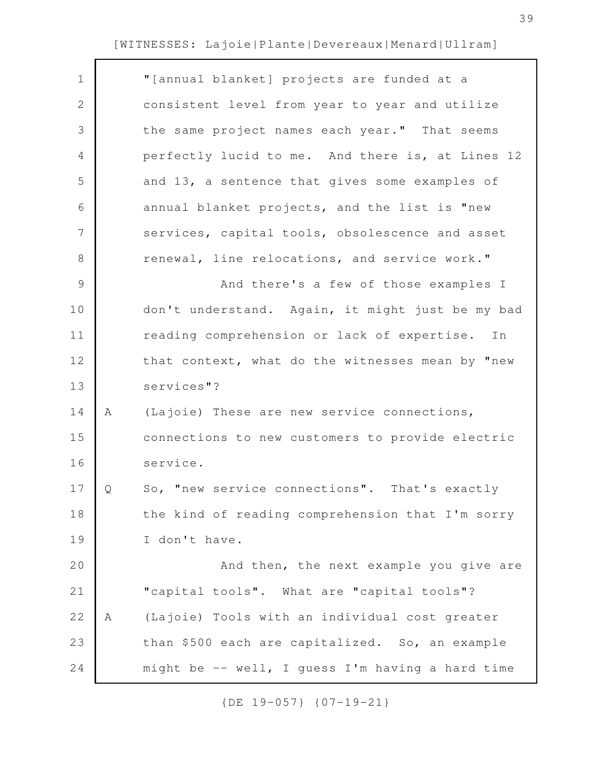"[annual blanket] projects are funded at a consistent level from year to year and utilize the same project names each year." That seems perfectly lucid to me. And there is, at Lines 12 and 13, a sentence that gives some examples of annual blanket projects, and the list is "new services, capital tools, obsolescence and asset renewal, line relocations, and service work."

And there's a few of those examples I don't understand. Again, it might just be my bad reading comprehension or lack of expertise. In that context, what do the witnesses mean by "new services"?

A (Lajoie) These are new service connections, connections to new customers to provide electric service.

Q So, "new service connections". That's exactly the kind of reading comprehension that I'm sorry I don't have.

And then, the next example you give are "capital tools". What are "capital tools"?

A (Lajoie) Tools with an individual cost greater than $500 each are capitalized. So, an example might be -- well, I guess I'm having a hard time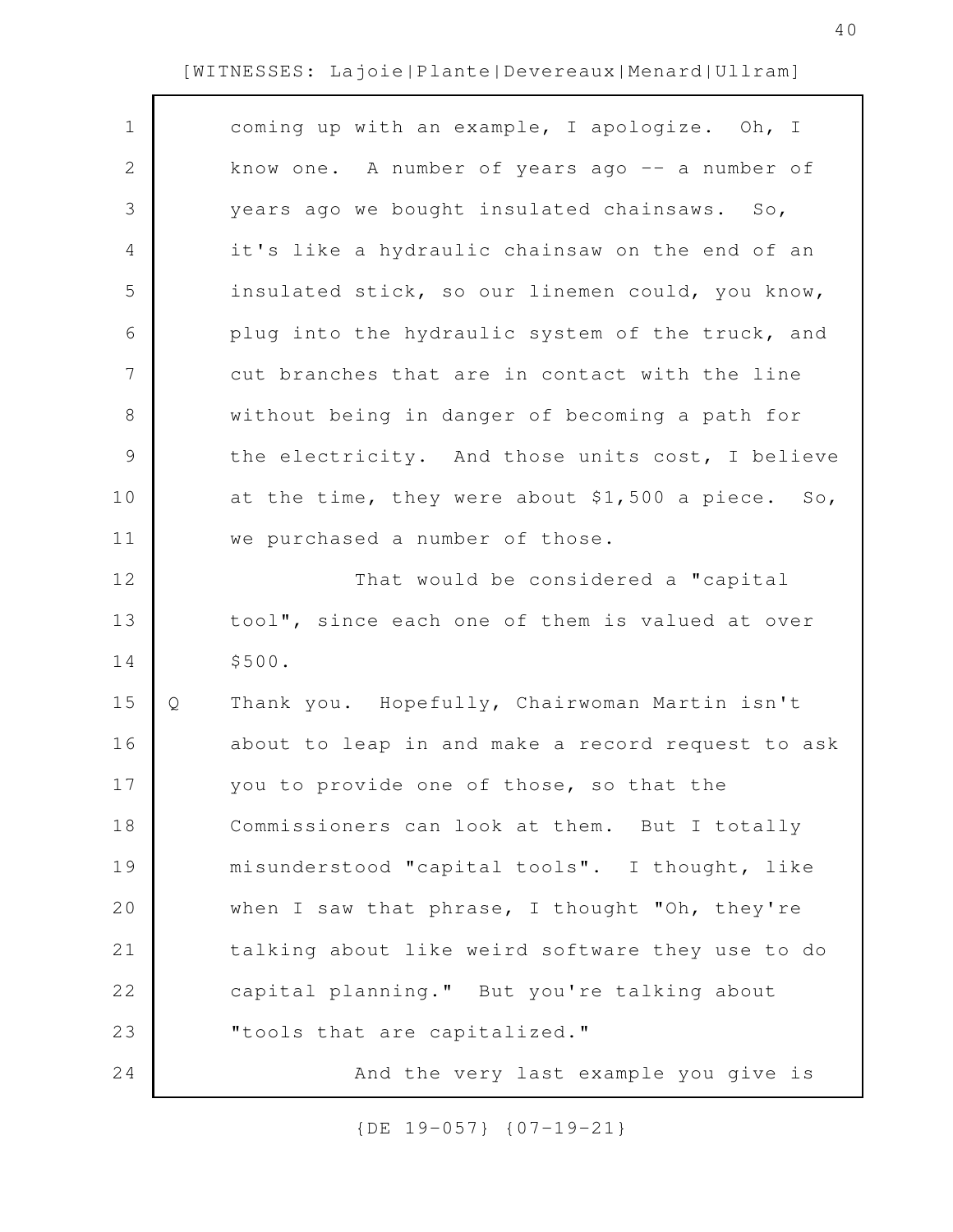coming up with an example, I apologize. Oh, I know one. A number of years ago -- a number of years ago we bought insulated chainsaws. So, it's like a hydraulic chainsaw on the end of an insulated stick, so our linemen could, you know, plug into the hydraulic system of the truck, and cut branches that are in contact with the line without being in danger of becoming a path for the electricity. And those units cost, I believe at the time, they were about $1,500 a piece. So, we purchased a number of those.

That would be considered a "capital tool", since each one of them is valued at over $500.

Q Thank you. Hopefully, Chairwoman Martin isn't about to leap in and make a record request to ask you to provide one of those, so that the Commissioners can look at them. But I totally misunderstood "capital tools". I thought, like when I saw that phrase, I thought "Oh, they're talking about like weird software they use to do capital planning." But you're talking about "tools that are capitalized."

And the very last example you give is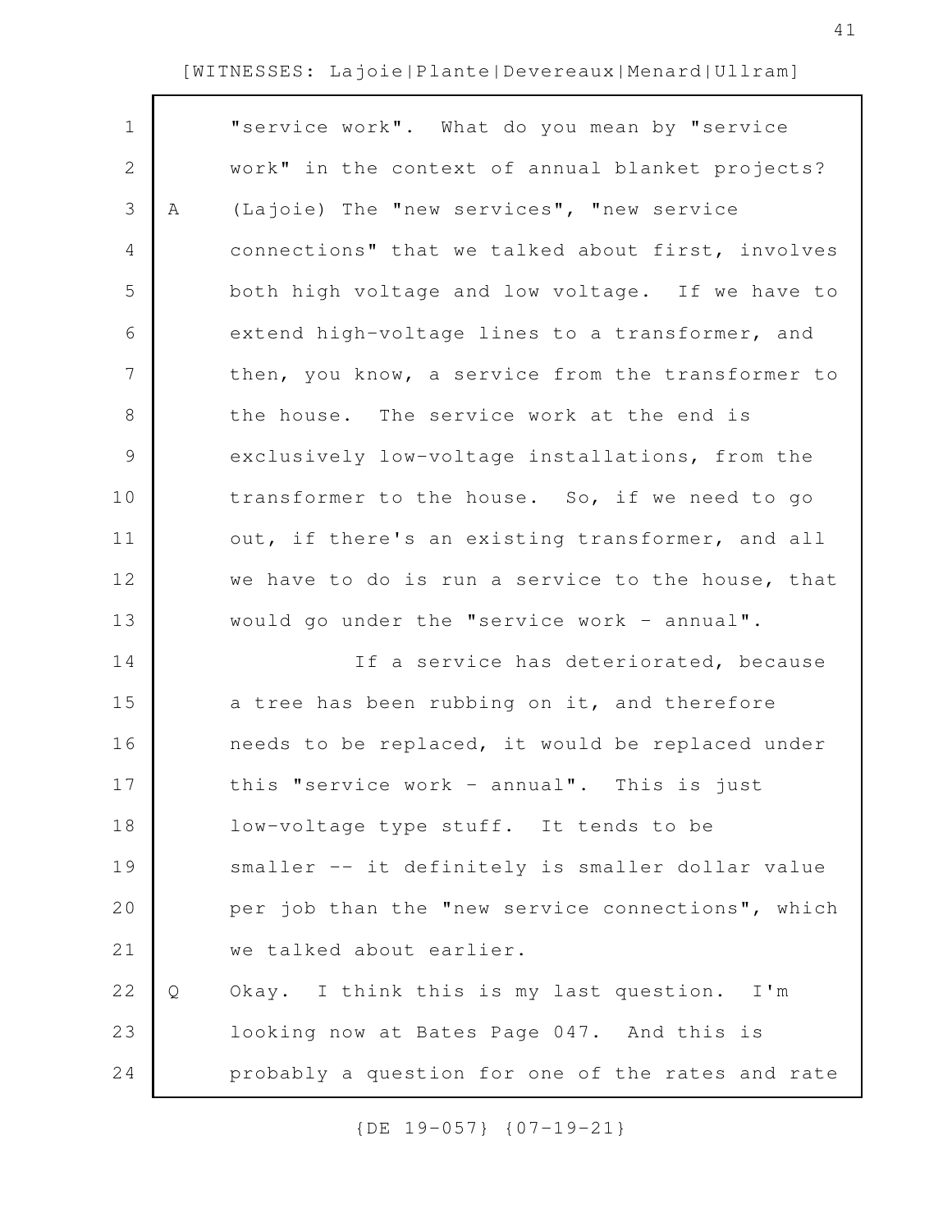"service work". What do you mean by "service work" in the context of annual blanket projects?

A (Lajoie) The "new services", "new service connections" that we talked about first, involves both high voltage and low voltage. If we have to extend high-voltage lines to a transformer, and then, you know, a service from the transformer to the house. The service work at the end is exclusively low-voltage installations, from the transformer to the house. So, if we need to go out, if there's an existing transformer, and all we have to do is run a service to the house, that would go under the "service work - annual".

If a service has deteriorated, because a tree has been rubbing on it, and therefore needs to be replaced, it would be replaced under this "service work - annual". This is just low-voltage type stuff. It tends to be smaller -- it definitely is smaller dollar value per job than the "new service connections", which we talked about earlier.

Q Okay. I think this is my last question. I'm looking now at Bates Page 047. And this is probably a question for one of the rates and rate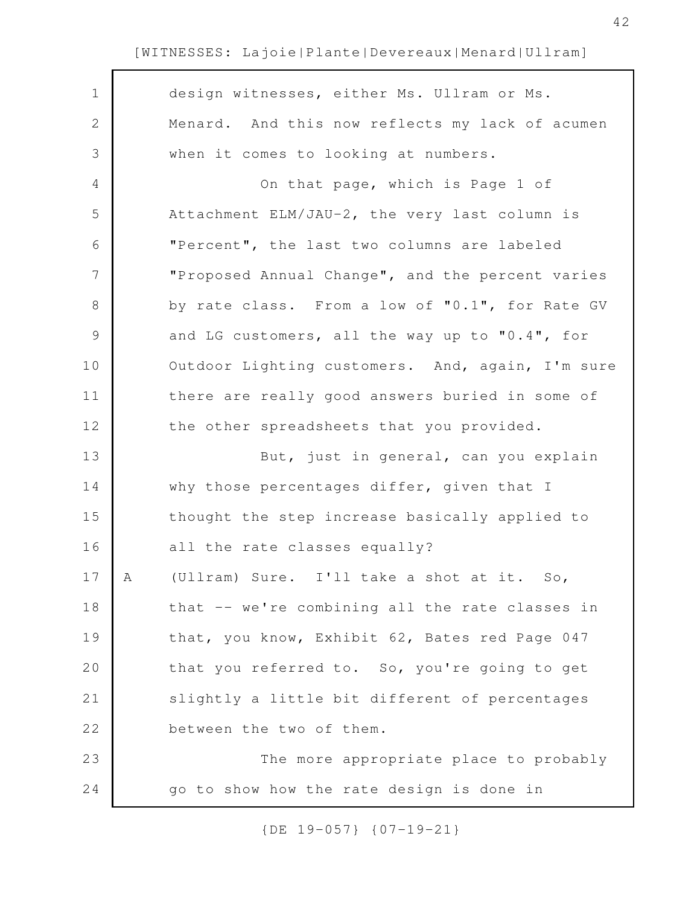design witnesses, either Ms. Ullram or Ms. Menard. And this now reflects my lack of acumen when it comes to looking at numbers.

On that page, which is Page 1 of Attachment ELM/JAU-2, the very last column is "Percent", the last two columns are labeled "Proposed Annual Change", and the percent varies by rate class. From a low of "0.1", for Rate GV and LG customers, all the way up to "0.4", for Outdoor Lighting customers. And, again, I'm sure there are really good answers buried in some of the other spreadsheets that you provided.

But, just in general, can you explain why those percentages differ, given that I thought the step increase basically applied to all the rate classes equally?

A (Ullram) Sure. I'll take a shot at it. So, that -- we're combining all the rate classes in that, you know, Exhibit 62, Bates red Page 047 that you referred to. So, you're going to get slightly a little bit different of percentages between the two of them.

The more appropriate place to probably go to show how the rate design is done in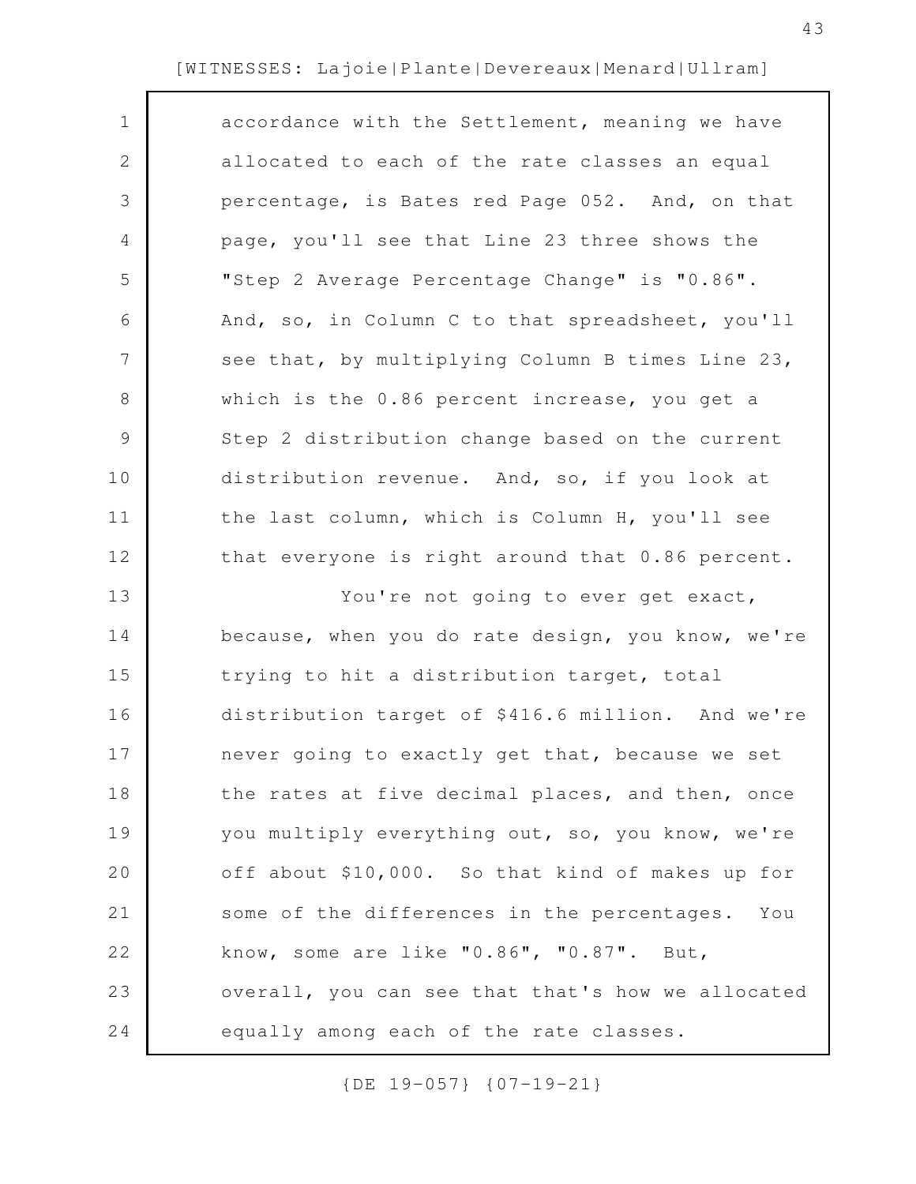accordance with the Settlement, meaning we have allocated to each of the rate classes an equal percentage, is Bates red Page 052. And, on that page, you'll see that Line 23 three shows the "Step 2 Average Percentage Change" is "0.86". And, so, in Column C to that spreadsheet, you'll see that, by multiplying Column B times Line 23, which is the 0.86 percent increase, you get a Step 2 distribution change based on the current distribution revenue. And, so, if you look at the last column, which is Column H, you'll see that everyone is right around that 0.86 percent.

You're not going to ever get exact, because, when you do rate design, you know, we're trying to hit a distribution target, total distribution target of $416.6 million. And we're never going to exactly get that, because we set the rates at five decimal places, and then, once you multiply everything out, so, you know, we're off about $10,000. So that kind of makes up for some of the differences in the percentages. You know, some are like "0.86", "0.87". But, overall, you can see that that's how we allocated equally among each of the rate classes.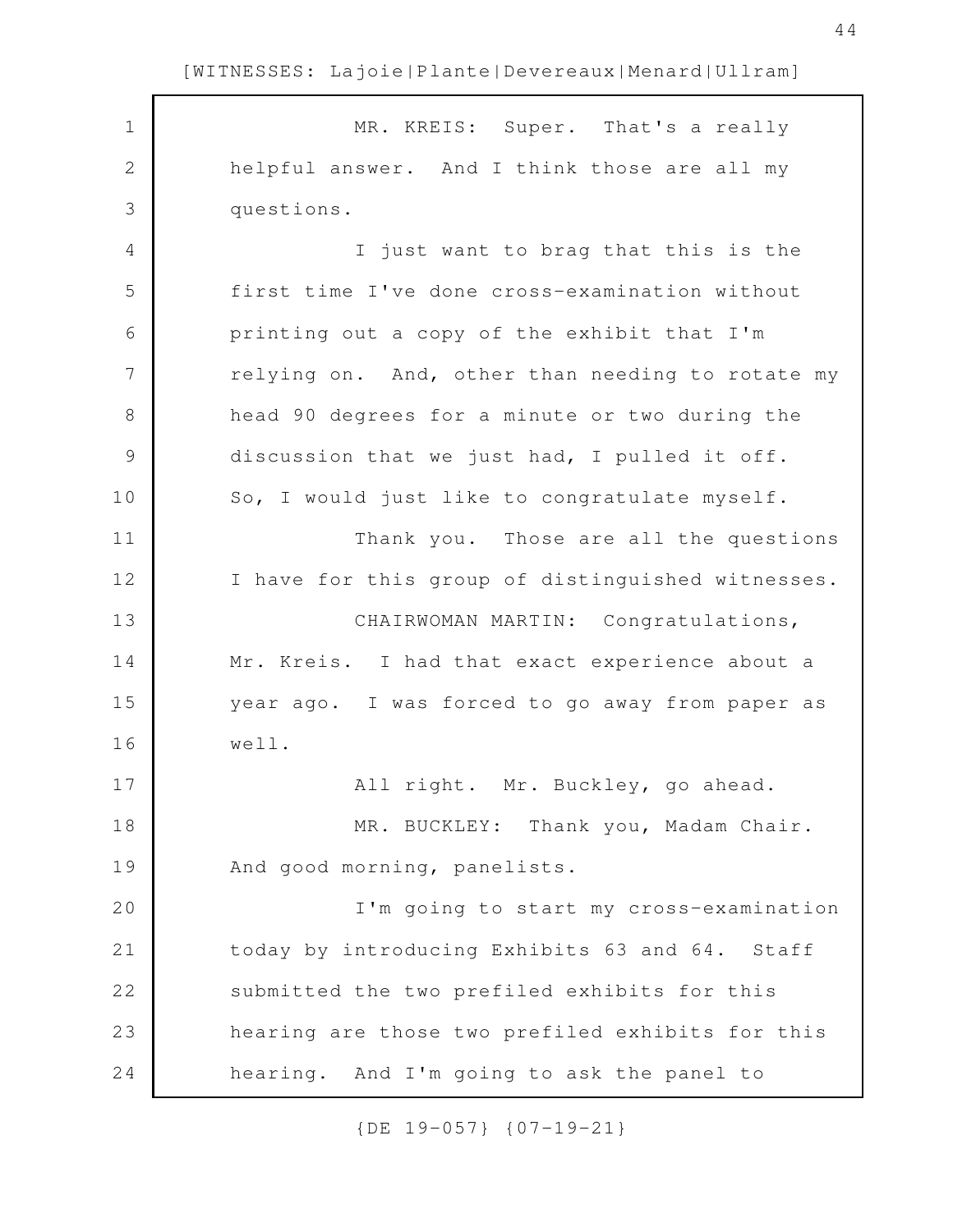MR. KREIS: Super. That's a really helpful answer. And I think those are all my questions.

I just want to brag that this is the first time I've done cross-examination without printing out a copy of the exhibit that I'm relying on. And, other than needing to rotate my head 90 degrees for a minute or two during the discussion that we just had, I pulled it off. So, I would just like to congratulate myself.

Thank you. Those are all the questions I have for this group of distinguished witnesses.

CHAIRWOMAN MARTIN: Congratulations, Mr. Kreis. I had that exact experience about a year ago. I was forced to go away from paper as well.

All right. Mr. Buckley, go ahead.

MR. BUCKLEY: Thank you, Madam Chair. And good morning, panelists.

I'm going to start my cross-examination today by introducing Exhibits 63 and 64. Staff submitted the two prefiled exhibits for this hearing are those two prefiled exhibits for this hearing. And I'm going to ask the panel to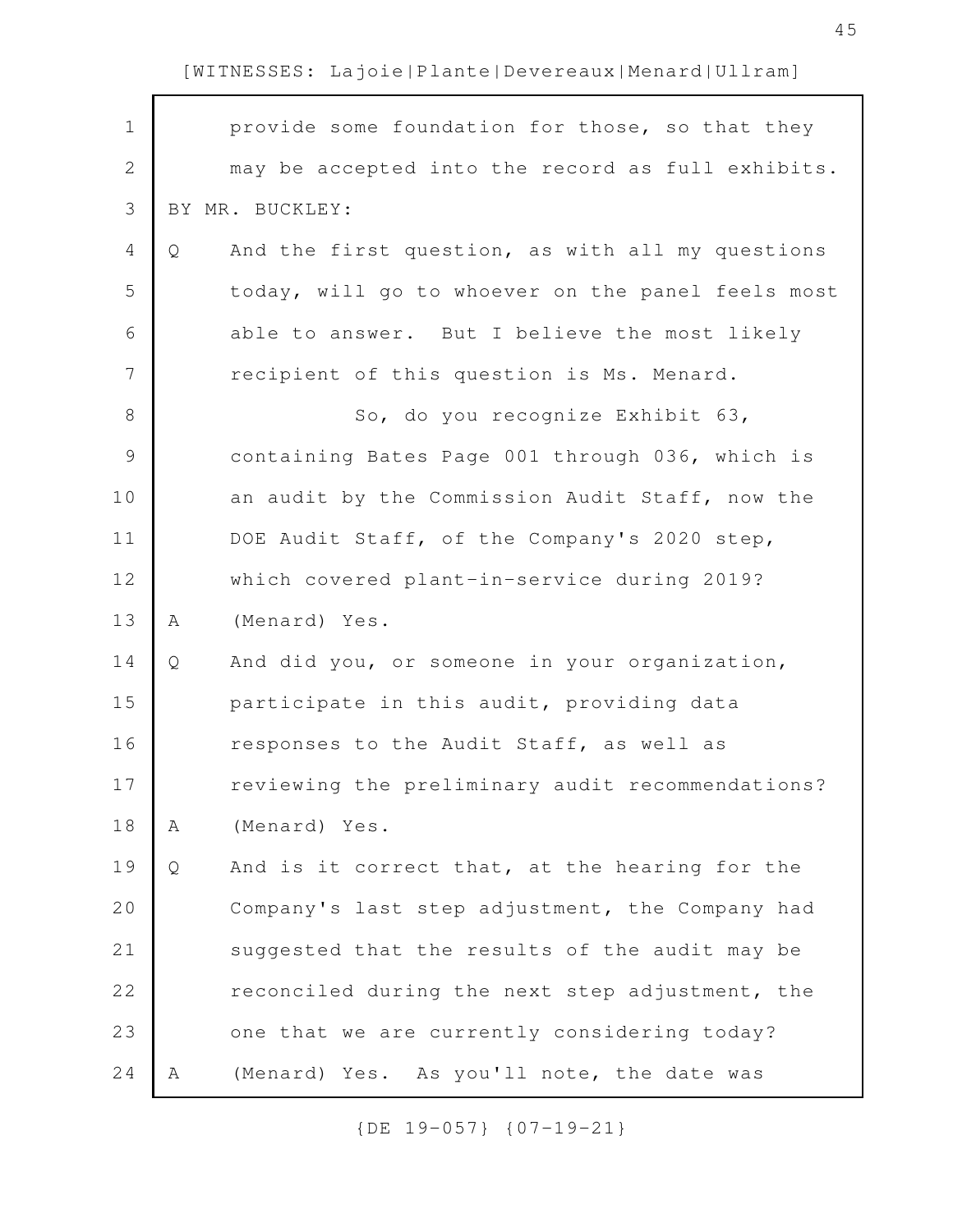provide some foundation for those, so that they may be accepted into the record as full exhibits.

BY MR. BUCKLEY:

Q And the first question, as with all my questions today, will go to whoever on the panel feels most able to answer. But I believe the most likely recipient of this question is Ms. Menard.

So, do you recognize Exhibit 63, containing Bates Page 001 through 036, which is an audit by the Commission Audit Staff, now the DOE Audit Staff, of the Company's 2020 step, which covered plant-in-service during 2019?

A (Menard) Yes.

Q And did you, or someone in your organization, participate in this audit, providing data responses to the Audit Staff, as well as reviewing the preliminary audit recommendations?

A (Menard) Yes.

Q And is it correct that, at the hearing for the Company's last step adjustment, the Company had suggested that the results of the audit may be reconciled during the next step adjustment, the one that we are currently considering today?

A (Menard) Yes. As you'll note, the date was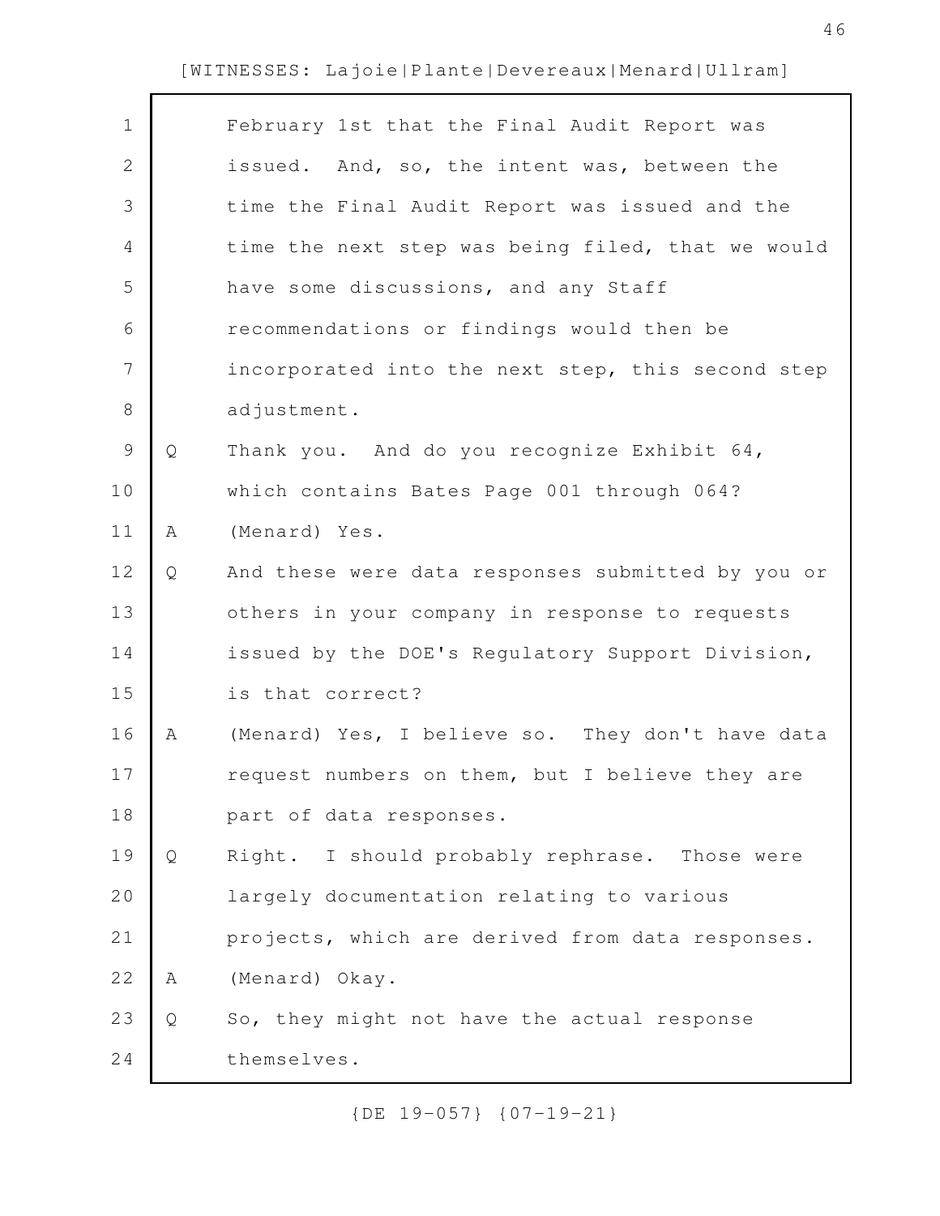February 1st that the Final Audit Report was issued. And, so, the intent was, between the time the Final Audit Report was issued and the time the next step was being filed, that we would have some discussions, and any Staff recommendations or findings would then be incorporated into the next step, this second step adjustment.

Q Thank you. And do you recognize Exhibit 64, which contains Bates Page 001 through 064?

A (Menard) Yes.

Q And these were data responses submitted by you or others in your company in response to requests issued by the DOE's Regulatory Support Division, is that correct?

A (Menard) Yes, I believe so. They don't have data request numbers on them, but I believe they are part of data responses.

Q Right. I should probably rephrase. Those were largely documentation relating to various projects, which are derived from data responses.

A (Menard) Okay.

Q So, they might not have the actual response themselves.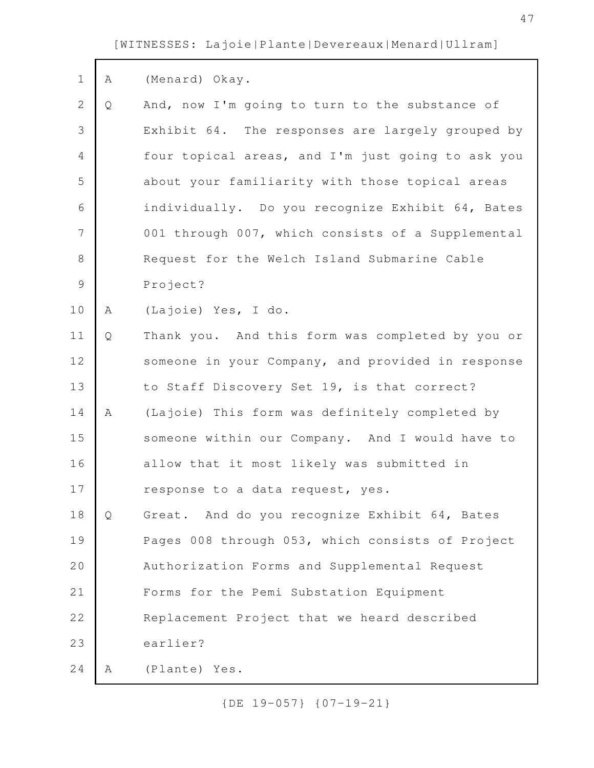A (Menard) Okay.

Q And, now I'm going to turn to the substance of Exhibit 64. The responses are largely grouped by four topical areas, and I'm just going to ask you about your familiarity with those topical areas individually. Do you recognize Exhibit 64, Bates 001 through 007, which consists of a Supplemental Request for the Welch Island Submarine Cable Project?

A (Lajoie) Yes, I do.

Q Thank you. And this form was completed by you or someone in your Company, and provided in response to Staff Discovery Set 19, is that correct?

A (Lajoie) This form was definitely completed by someone within our Company. And I would have to allow that it most likely was submitted in response to a data request, yes.

Q Great. And do you recognize Exhibit 64, Bates Pages 008 through 053, which consists of Project Authorization Forms and Supplemental Request Forms for the Pemi Substation Equipment Replacement Project that we heard described earlier?

A (Plante) Yes.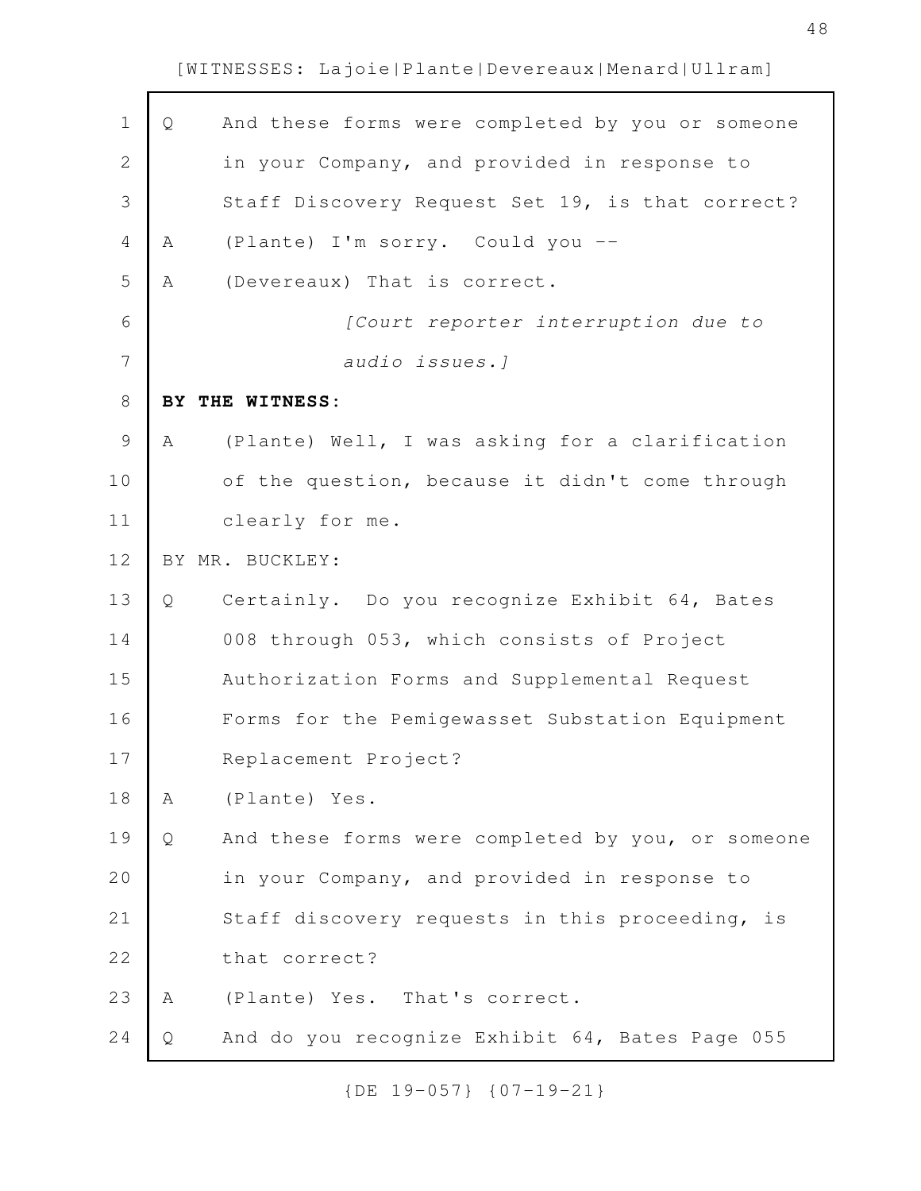Q And these forms were completed by you or someone in your Company, and provided in response to Staff Discovery Request Set 19, is that correct?

A (Plante) I'm sorry. Could you --

A (Devereaux) That is correct.

*[Court reporter interruption due to audio issues.]*

**BY THE WITNESS:**

A (Plante) Well, I was asking for a clarification of the question, because it didn't come through clearly for me.

BY MR. BUCKLEY:

Q Certainly. Do you recognize Exhibit 64, Bates 008 through 053, which consists of Project Authorization Forms and Supplemental Request Forms for the Pemigewasset Substation Equipment Replacement Project?

A (Plante) Yes.

Q And these forms were completed by you, or someone in your Company, and provided in response to Staff discovery requests in this proceeding, is that correct?

A (Plante) Yes. That's correct.

Q And do you recognize Exhibit 64, Bates Page 055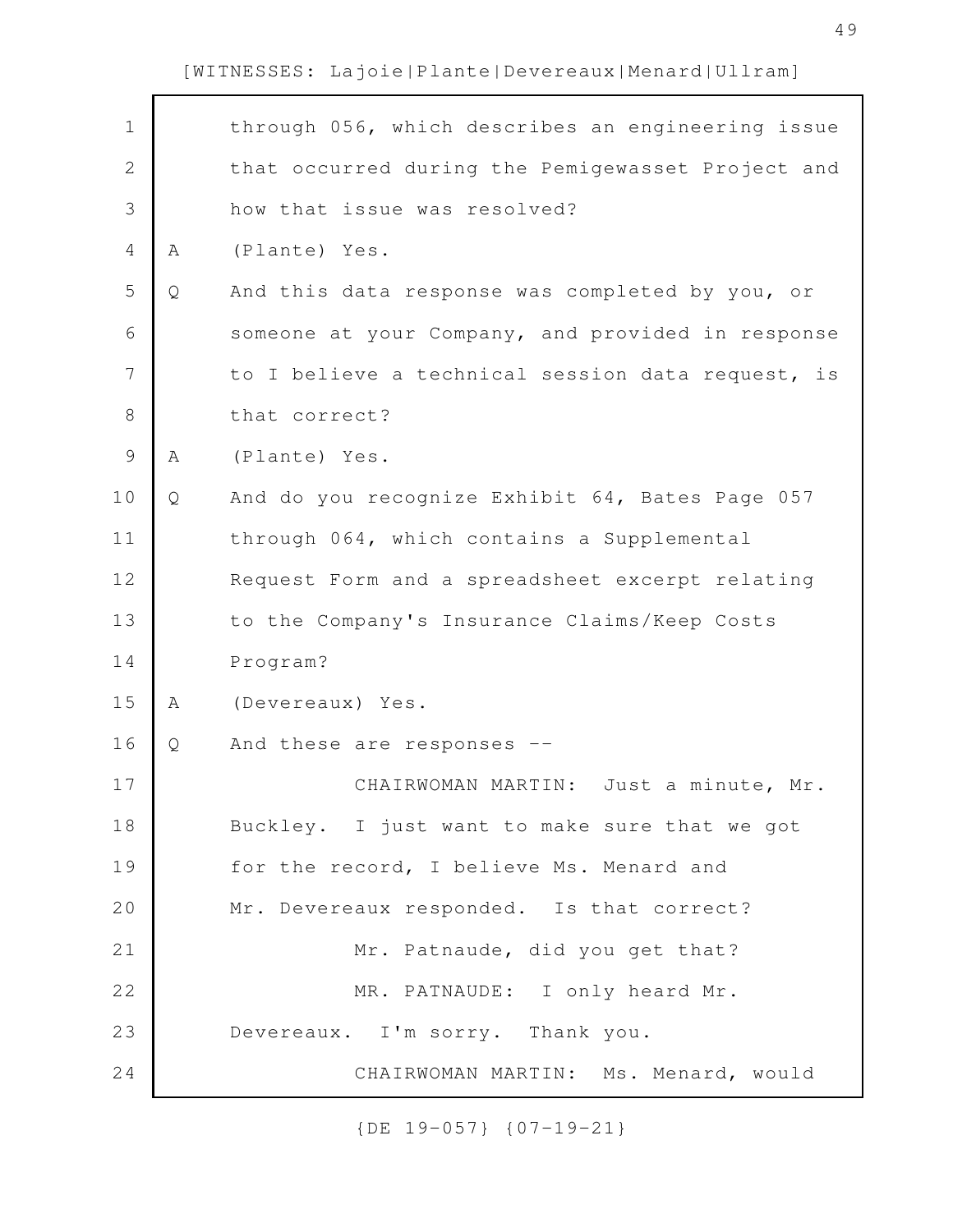through 056, which describes an engineering issue that occurred during the Pemigewasset Project and how that issue was resolved?

A (Plante) Yes.

Q And this data response was completed by you, or someone at your Company, and provided in response to I believe a technical session data request, is that correct?

A (Plante) Yes.

Q And do you recognize Exhibit 64, Bates Page 057 through 064, which contains a Supplemental Request Form and a spreadsheet excerpt relating to the Company's Insurance Claims/Keep Costs Program?

A (Devereaux) Yes.

Q And these are responses --

CHAIRWOMAN MARTIN: Just a minute, Mr. Buckley. I just want to make sure that we got for the record, I believe Ms. Menard and Mr. Devereaux responded. Is that correct?

Mr. Patnaude, did you get that?

MR. PATNAUDE: I only heard Mr. Devereaux. I'm sorry. Thank you.

CHAIRWOMAN MARTIN: Ms. Menard, would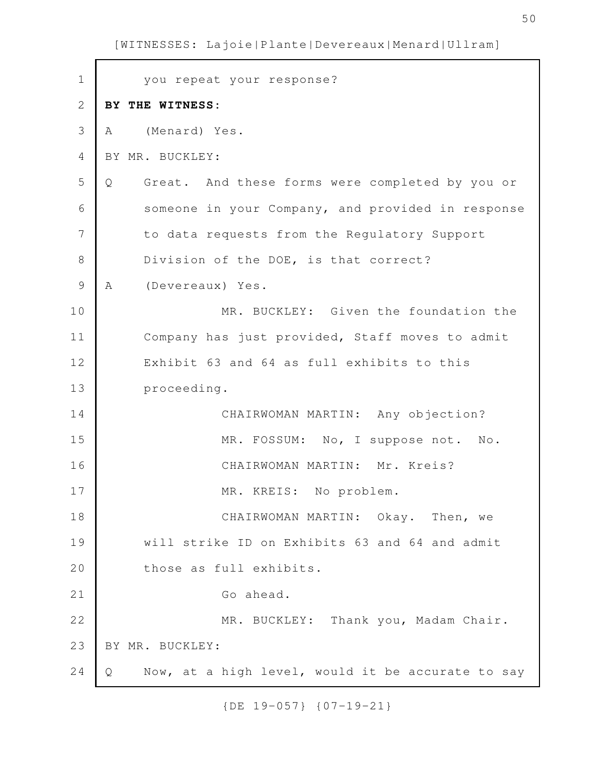you repeat your response?

**BY THE WITNESS:**

A (Menard) Yes.

BY MR. BUCKLEY:

Q Great. And these forms were completed by you or someone in your Company, and provided in response to data requests from the Regulatory Support Division of the DOE, is that correct?

A (Devereaux) Yes.

MR. BUCKLEY: Given the foundation the Company has just provided, Staff moves to admit Exhibit 63 and 64 as full exhibits to this proceeding.

CHAIRWOMAN MARTIN: Any objection?

MR. FOSSUM: No, I suppose not. No.

CHAIRWOMAN MARTIN: Mr. Kreis?

MR. KREIS: No problem.

CHAIRWOMAN MARTIN: Okay. Then, we will strike ID on Exhibits 63 and 64 and admit those as full exhibits.

Go ahead.

MR. BUCKLEY: Thank you, Madam Chair.

BY MR. BUCKLEY:

Q Now, at a high level, would it be accurate to say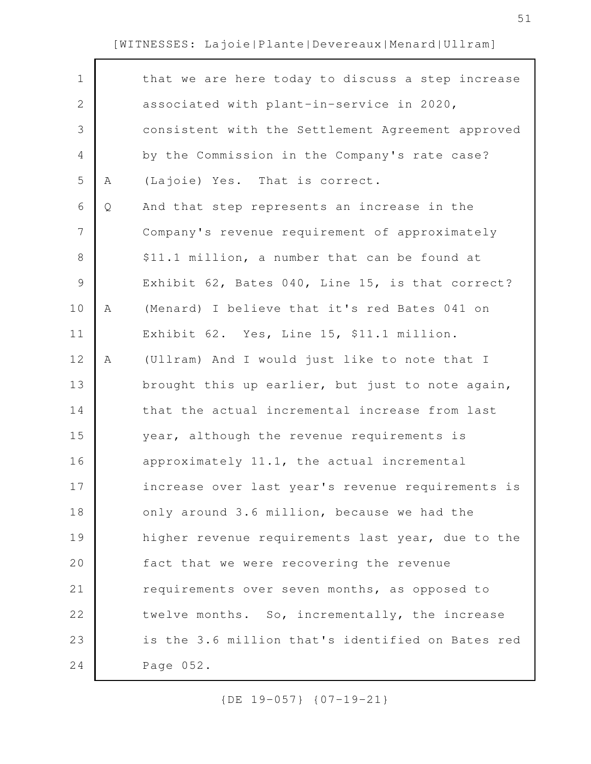that we are here today to discuss a step increase associated with plant-in-service in 2020, consistent with the Settlement Agreement approved by the Commission in the Company's rate case?

A (Lajoie) Yes. That is correct.

Q And that step represents an increase in the Company's revenue requirement of approximately $11.1 million, a number that can be found at Exhibit 62, Bates 040, Line 15, is that correct?

A (Menard) I believe that it's red Bates 041 on Exhibit 62. Yes, Line 15, $11.1 million.

A (Ullram) And I would just like to note that I brought this up earlier, but just to note again, that the actual incremental increase from last year, although the revenue requirements is approximately 11.1, the actual incremental increase over last year's revenue requirements is only around 3.6 million, because we had the higher revenue requirements last year, due to the fact that we were recovering the revenue requirements over seven months, as opposed to twelve months. So, incrementally, the increase is the 3.6 million that's identified on Bates red Page 052.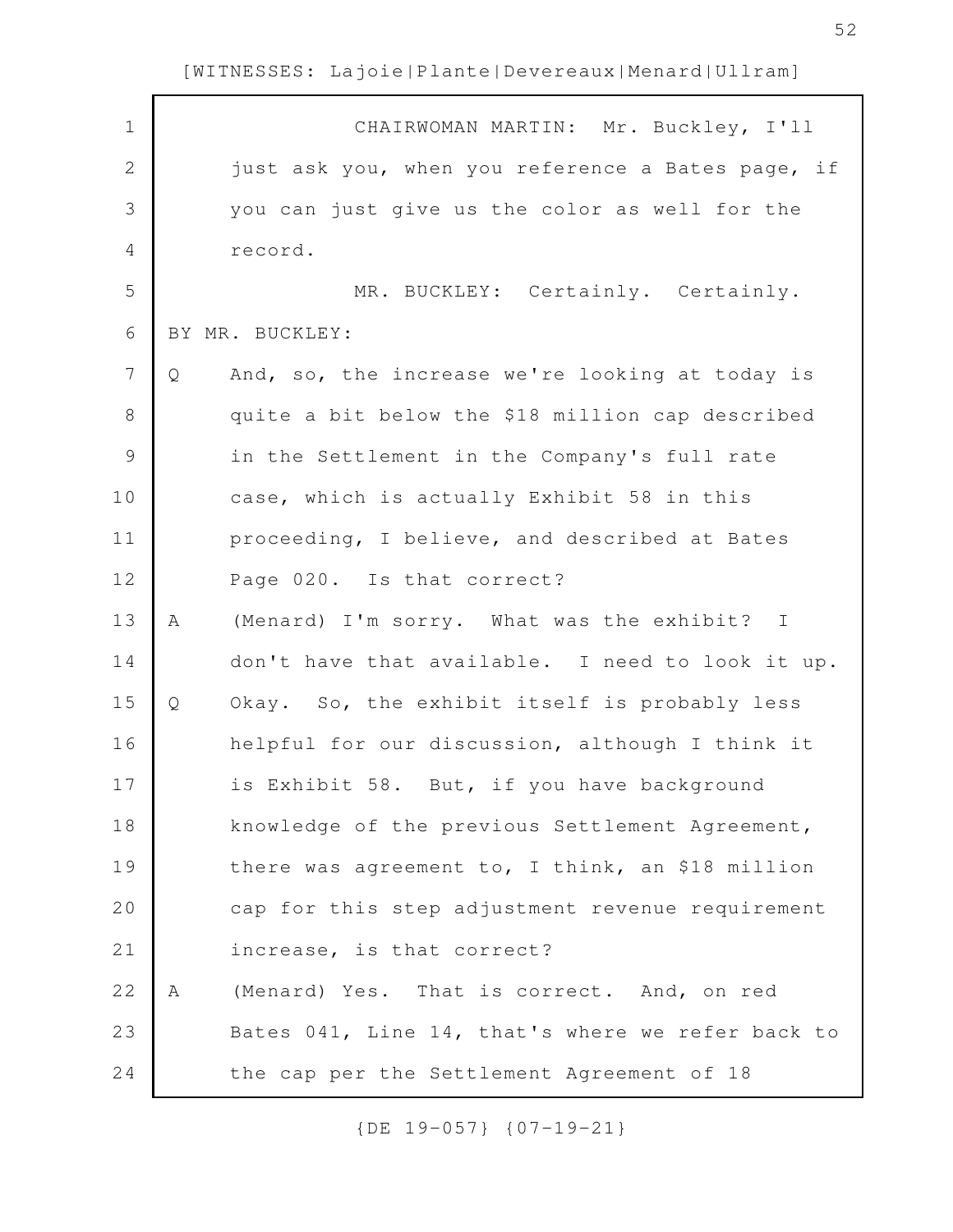CHAIRWOMAN MARTIN: Mr. Buckley, I'll just ask you, when you reference a Bates page, if you can just give us the color as well for the record.

MR. BUCKLEY: Certainly. Certainly.

BY MR. BUCKLEY:

Q And, so, the increase we're looking at today is quite a bit below the $18 million cap described in the Settlement in the Company's full rate case, which is actually Exhibit 58 in this proceeding, I believe, and described at Bates Page 020. Is that correct?

A (Menard) I'm sorry. What was the exhibit? I don't have that available. I need to look it up.

Q Okay. So, the exhibit itself is probably less helpful for our discussion, although I think it is Exhibit 58. But, if you have background knowledge of the previous Settlement Agreement, there was agreement to, I think, an $18 million cap for this step adjustment revenue requirement increase, is that correct?

A (Menard) Yes. That is correct. And, on red Bates 041, Line 14, that's where we refer back to the cap per the Settlement Agreement of 18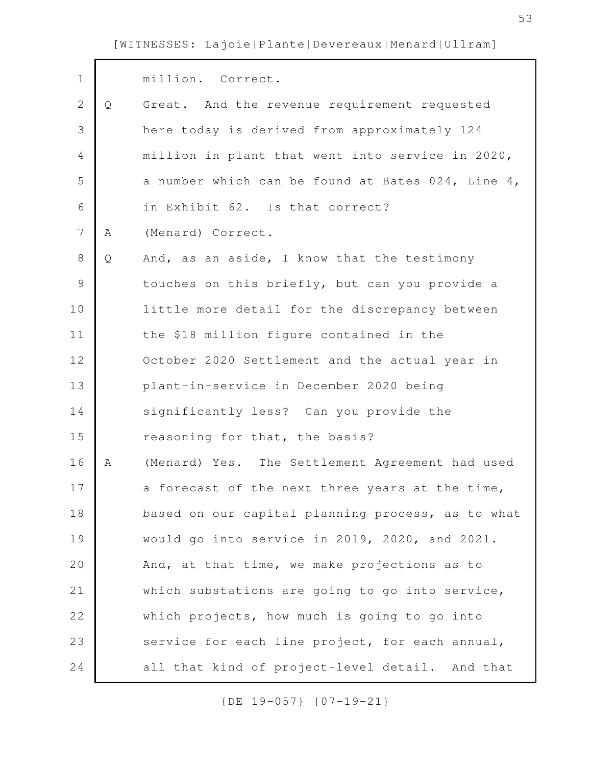[WITNESSES: Lajoie|Plante|Devereaux|Menard|Ullram]

million. Correct.

Q Great. And the revenue requirement requested here today is derived from approximately 124 million in plant that went into service in 2020, a number which can be found at Bates 024, Line 4, in Exhibit 62. Is that correct?

A (Menard) Correct.

Q And, as an aside, I know that the testimony touches on this briefly, but can you provide a little more detail for the discrepancy between the $18 million figure contained in the October 2020 Settlement and the actual year in plant-in-service in December 2020 being significantly less? Can you provide the reasoning for that, the basis?

A (Menard) Yes. The Settlement Agreement had used a forecast of the next three years at the time, based on our capital planning process, as to what would go into service in 2019, 2020, and 2021. And, at that time, we make projections as to which substations are going to go into service, which projects, how much is going to go into service for each line project, for each annual, all that kind of project-level detail. And that

{DE 19-057} {07-19-21}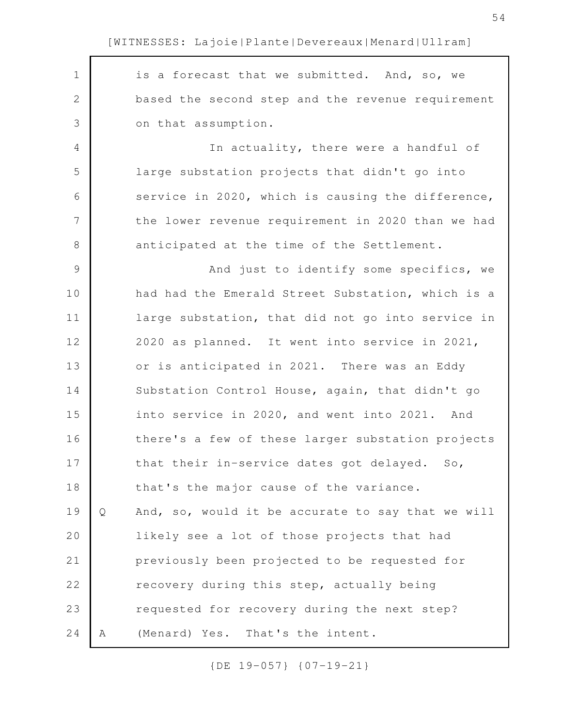is a forecast that we submitted. And, so, we based the second step and the revenue requirement on that assumption.

In actuality, there were a handful of large substation projects that didn't go into service in 2020, which is causing the difference, the lower revenue requirement in 2020 than we had anticipated at the time of the Settlement.

And just to identify some specifics, we had had the Emerald Street Substation, which is a large substation, that did not go into service in 2020 as planned. It went into service in 2021, or is anticipated in 2021. There was an Eddy Substation Control House, again, that didn't go into service in 2020, and went into 2021. And there's a few of these larger substation projects that their in-service dates got delayed. So, that's the major cause of the variance.

Q And, so, would it be accurate to say that we will likely see a lot of those projects that had previously been projected to be requested for recovery during this step, actually being requested for recovery during the next step?

A (Menard) Yes. That's the intent.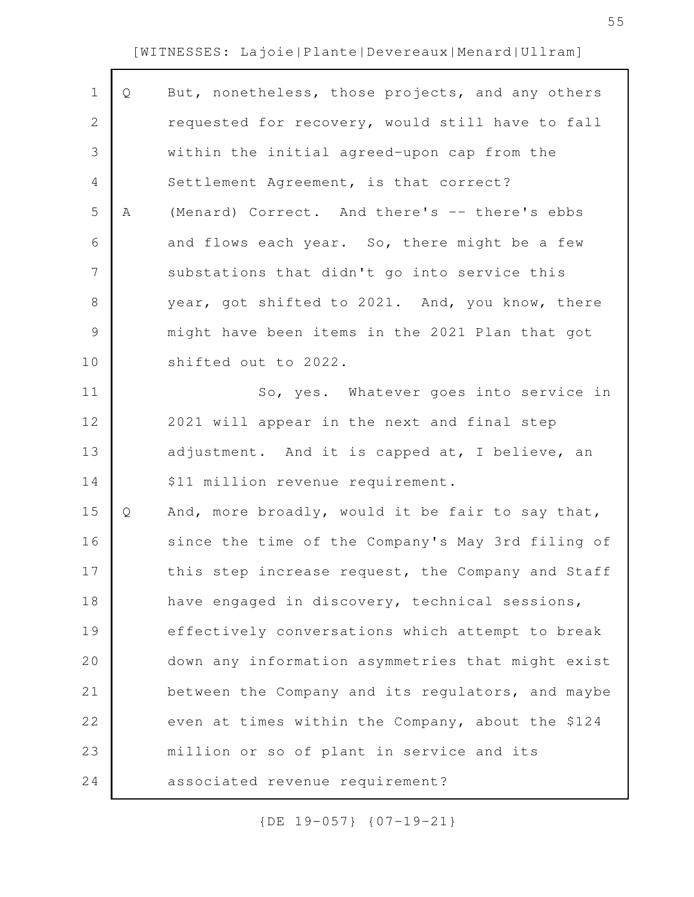Q But, nonetheless, those projects, and any others requested for recovery, would still have to fall within the initial agreed-upon cap from the Settlement Agreement, is that correct?

A (Menard) Correct. And there's -- there's ebbs and flows each year. So, there might be a few substations that didn't go into service this year, got shifted to 2021. And, you know, there might have been items in the 2021 Plan that got shifted out to 2022.

So, yes. Whatever goes into service in 2021 will appear in the next and final step adjustment. And it is capped at, I believe, an $11 million revenue requirement.

Q And, more broadly, would it be fair to say that, since the time of the Company's May 3rd filing of this step increase request, the Company and Staff have engaged in discovery, technical sessions, effectively conversations which attempt to break down any information asymmetries that might exist between the Company and its regulators, and maybe even at times within the Company, about the $124 million or so of plant in service and its associated revenue requirement?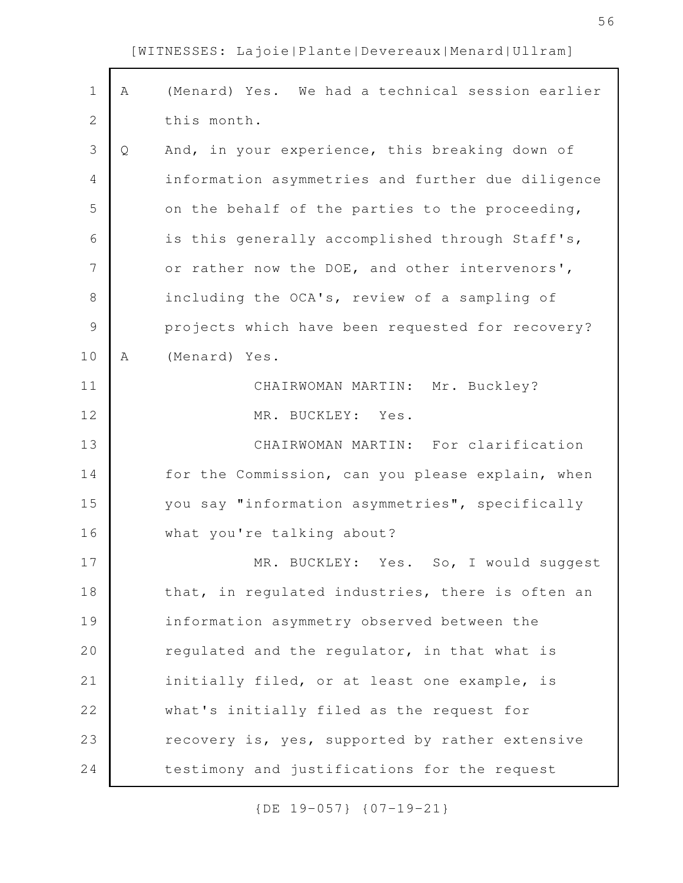A (Menard) Yes. We had a technical session earlier this month.

Q And, in your experience, this breaking down of information asymmetries and further due diligence on the behalf of the parties to the proceeding, is this generally accomplished through Staff's, or rather now the DOE, and other intervenors', including the OCA's, review of a sampling of projects which have been requested for recovery?

A (Menard) Yes.

CHAIRWOMAN MARTIN: Mr. Buckley?

MR. BUCKLEY: Yes.

CHAIRWOMAN MARTIN: For clarification for the Commission, can you please explain, when you say "information asymmetries", specifically what you're talking about?

MR. BUCKLEY: Yes. So, I would suggest that, in regulated industries, there is often an information asymmetry observed between the regulated and the regulator, in that what is initially filed, or at least one example, is what's initially filed as the request for recovery is, yes, supported by rather extensive testimony and justifications for the request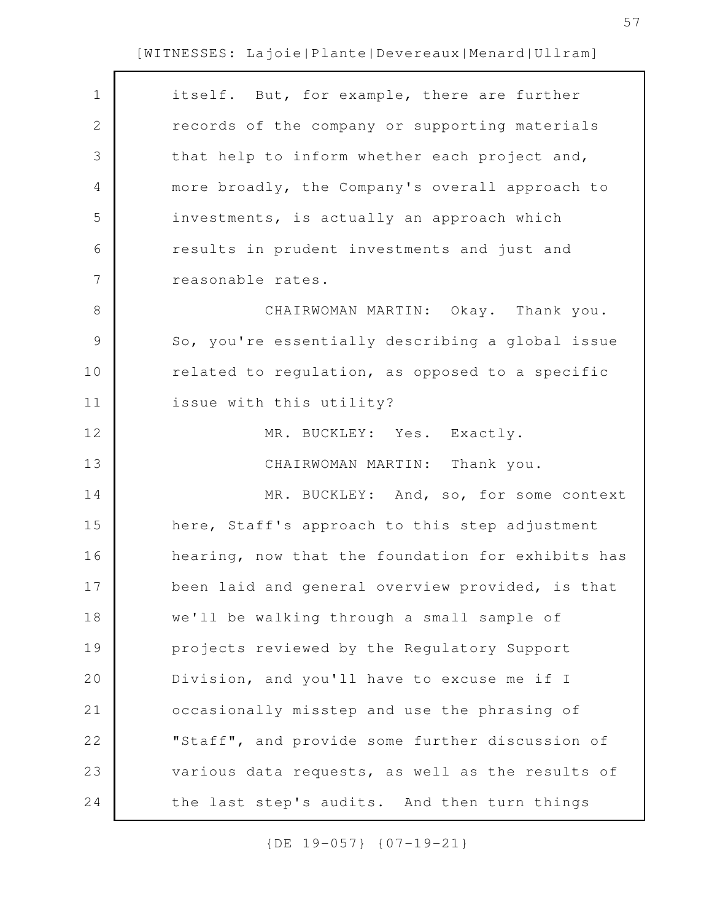itself. But, for example, there are further records of the company or supporting materials that help to inform whether each project and, more broadly, the Company's overall approach to investments, is actually an approach which results in prudent investments and just and reasonable rates.

CHAIRWOMAN MARTIN: Okay. Thank you. So, you're essentially describing a global issue related to regulation, as opposed to a specific issue with this utility?

MR. BUCKLEY: Yes. Exactly.

CHAIRWOMAN MARTIN: Thank you.

MR. BUCKLEY: And, so, for some context here, Staff's approach to this step adjustment hearing, now that the foundation for exhibits has been laid and general overview provided, is that we'll be walking through a small sample of projects reviewed by the Regulatory Support Division, and you'll have to excuse me if I occasionally misstep and use the phrasing of "Staff", and provide some further discussion of various data requests, as well as the results of the last step's audits. And then turn things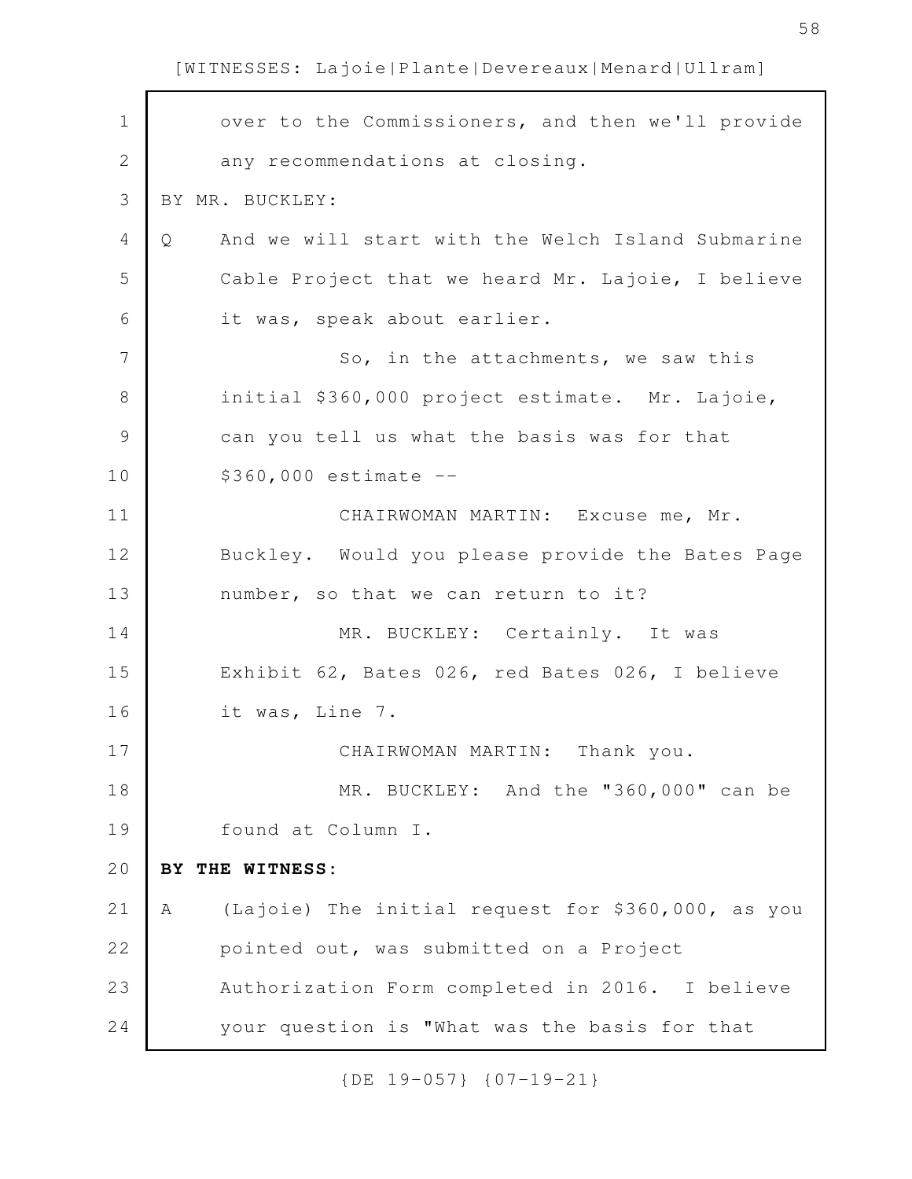over to the Commissioners, and then we'll provide any recommendations at closing.

BY MR. BUCKLEY:

Q And we will start with the Welch Island Submarine Cable Project that we heard Mr. Lajoie, I believe it was, speak about earlier.

So, in the attachments, we saw this initial $360,000 project estimate. Mr. Lajoie, can you tell us what the basis was for that $360,000 estimate --

CHAIRWOMAN MARTIN: Excuse me, Mr. Buckley. Would you please provide the Bates Page number, so that we can return to it?

MR. BUCKLEY: Certainly. It was Exhibit 62, Bates 026, red Bates 026, I believe it was, Line 7.

CHAIRWOMAN MARTIN: Thank you.

MR. BUCKLEY: And the "360,000" can be found at Column I.

**BY THE WITNESS:**

A (Lajoie) The initial request for $360,000, as you pointed out, was submitted on a Project Authorization Form completed in 2016. I believe your question is "What was the basis for that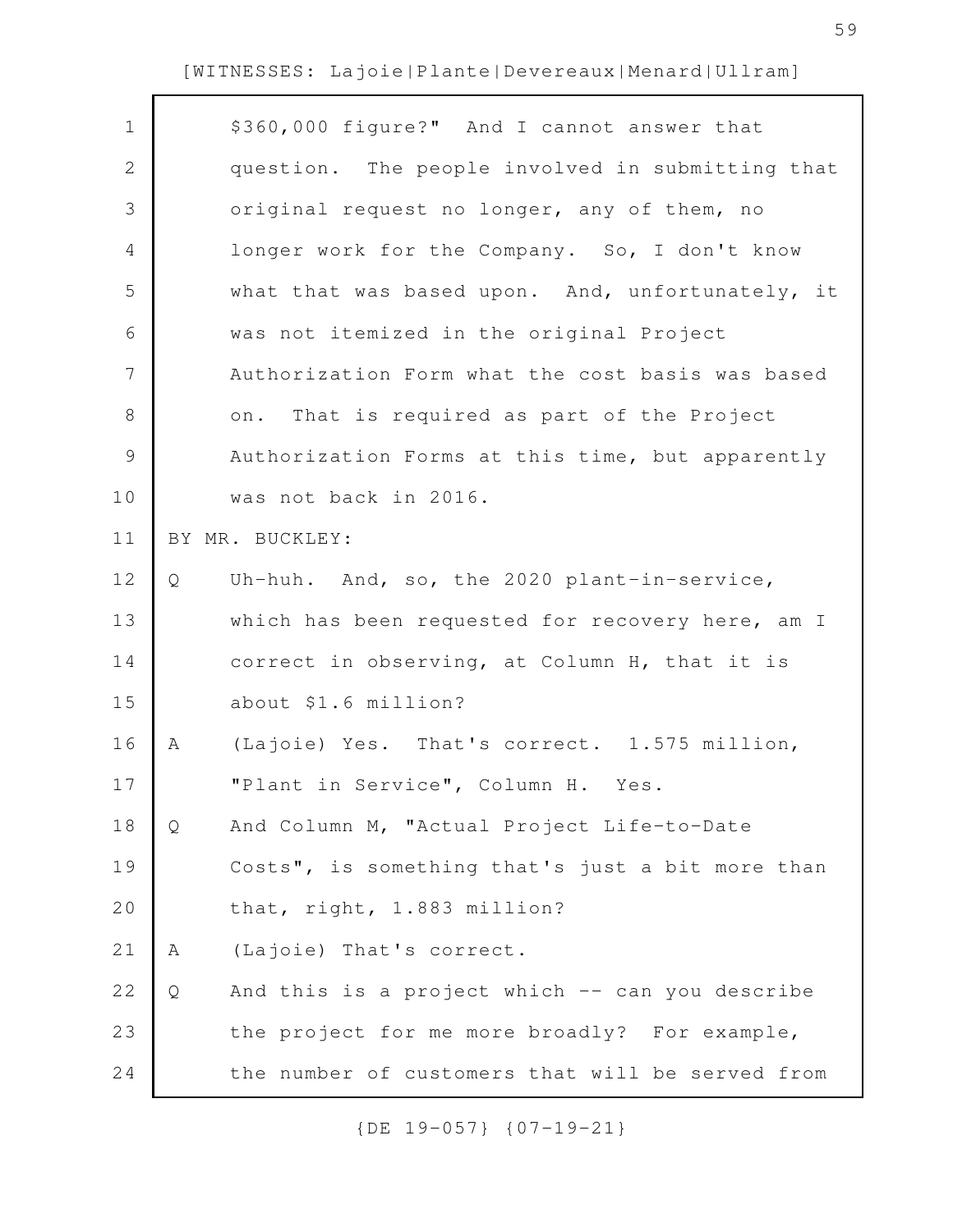$360,000 figure?" And I cannot answer that question. The people involved in submitting that original request no longer, any of them, no longer work for the Company. So, I don't know what that was based upon. And, unfortunately, it was not itemized in the original Project Authorization Form what the cost basis was based on. That is required as part of the Project Authorization Forms at this time, but apparently was not back in 2016.

BY MR. BUCKLEY:

Q Uh-huh. And, so, the 2020 plant-in-service, which has been requested for recovery here, am I correct in observing, at Column H, that it is about $1.6 million?

A (Lajoie) Yes. That's correct. 1.575 million, "Plant in Service", Column H. Yes.

Q And Column M, "Actual Project Life-to-Date Costs", is something that's just a bit more than that, right, 1.883 million?

A (Lajoie) That's correct.

Q And this is a project which -- can you describe the project for me more broadly? For example, the number of customers that will be served from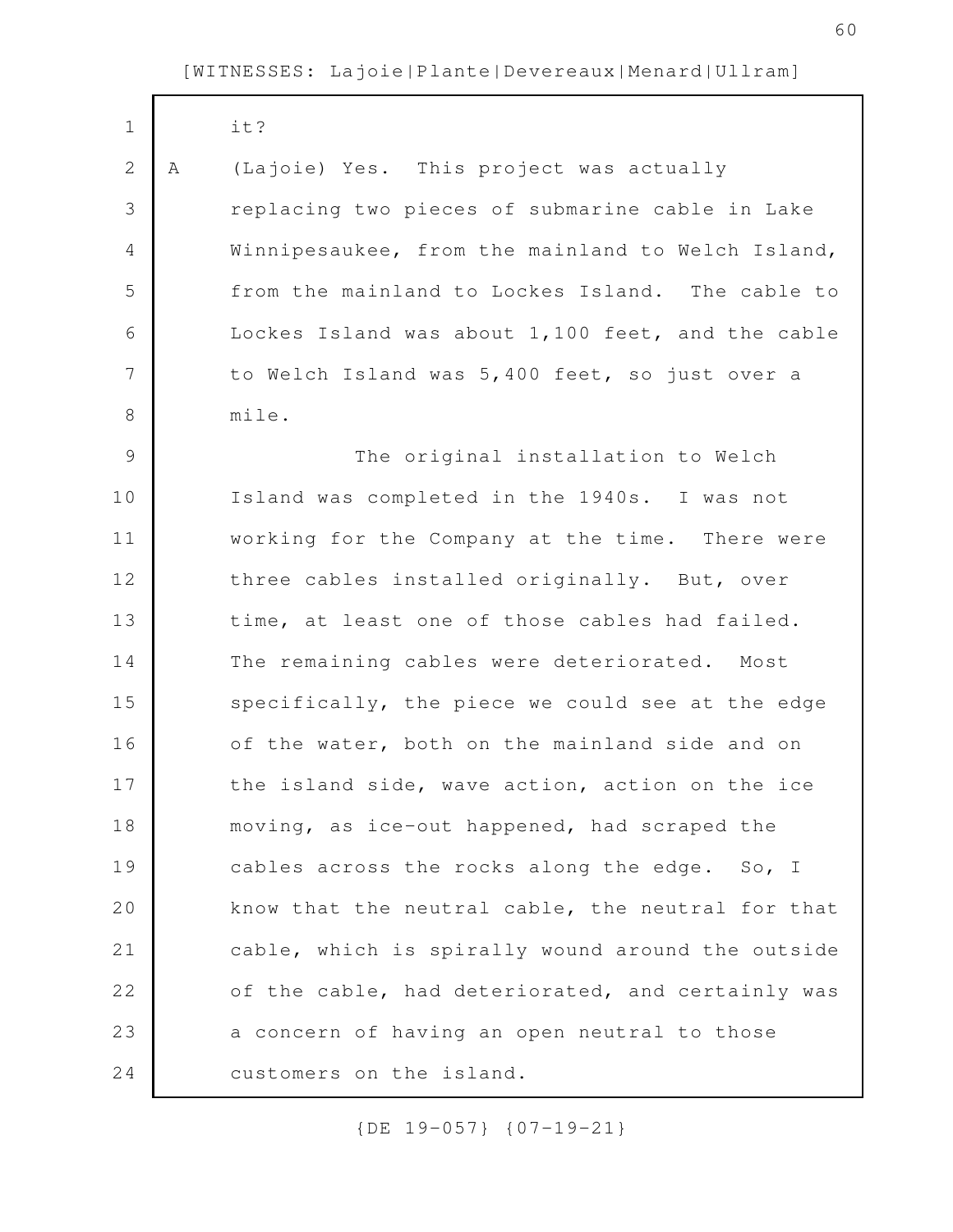it?

A (Lajoie) Yes. This project was actually replacing two pieces of submarine cable in Lake Winnipesaukee, from the mainland to Welch Island, from the mainland to Lockes Island. The cable to Lockes Island was about 1,100 feet, and the cable to Welch Island was 5,400 feet, so just over a mile.

The original installation to Welch Island was completed in the 1940s. I was not working for the Company at the time. There were three cables installed originally. But, over time, at least one of those cables had failed. The remaining cables were deteriorated. Most specifically, the piece we could see at the edge of the water, both on the mainland side and on the island side, wave action, action on the ice moving, as ice-out happened, had scraped the cables across the rocks along the edge. So, I know that the neutral cable, the neutral for that cable, which is spirally wound around the outside of the cable, had deteriorated, and certainly was a concern of having an open neutral to those customers on the island.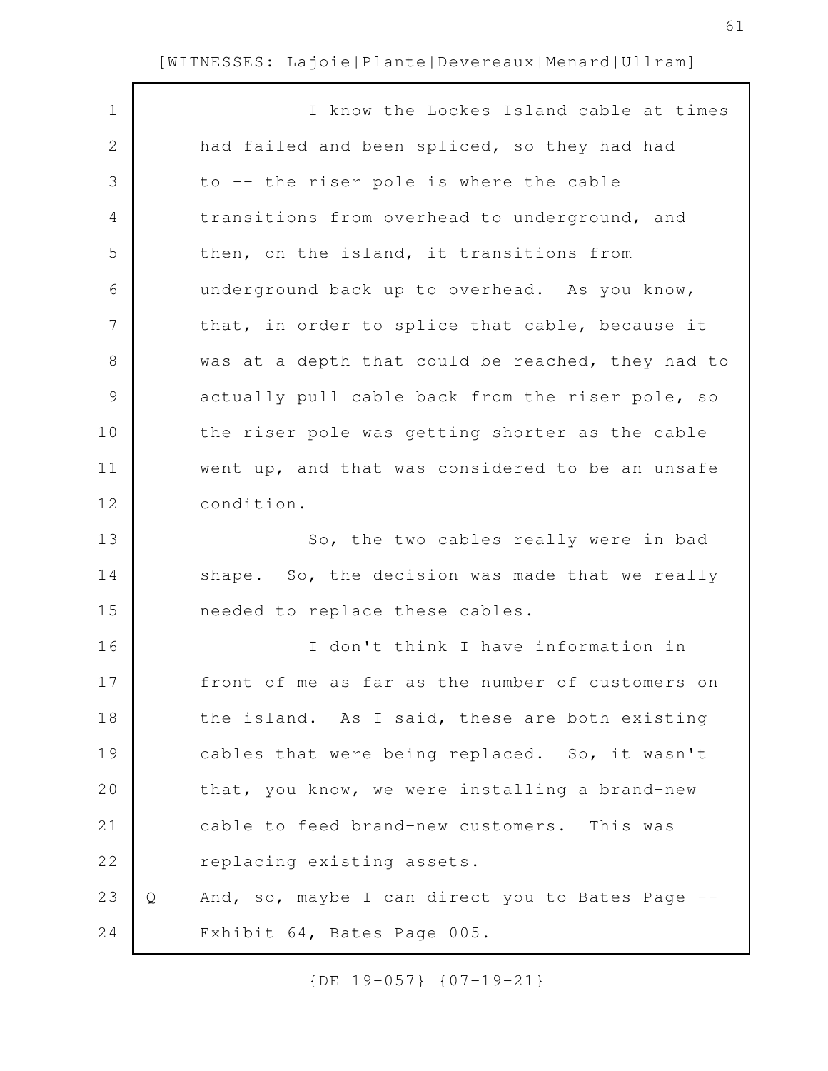I know the Lockes Island cable at times had failed and been spliced, so they had had to -- the riser pole is where the cable transitions from overhead to underground, and then, on the island, it transitions from underground back up to overhead. As you know, that, in order to splice that cable, because it was at a depth that could be reached, they had to actually pull cable back from the riser pole, so the riser pole was getting shorter as the cable went up, and that was considered to be an unsafe condition.

So, the two cables really were in bad shape. So, the decision was made that we really needed to replace these cables.

I don't think I have information in front of me as far as the number of customers on the island. As I said, these are both existing cables that were being replaced. So, it wasn't that, you know, we were installing a brand-new cable to feed brand-new customers. This was replacing existing assets.

Q And, so, maybe I can direct you to Bates Page -- Exhibit 64, Bates Page 005.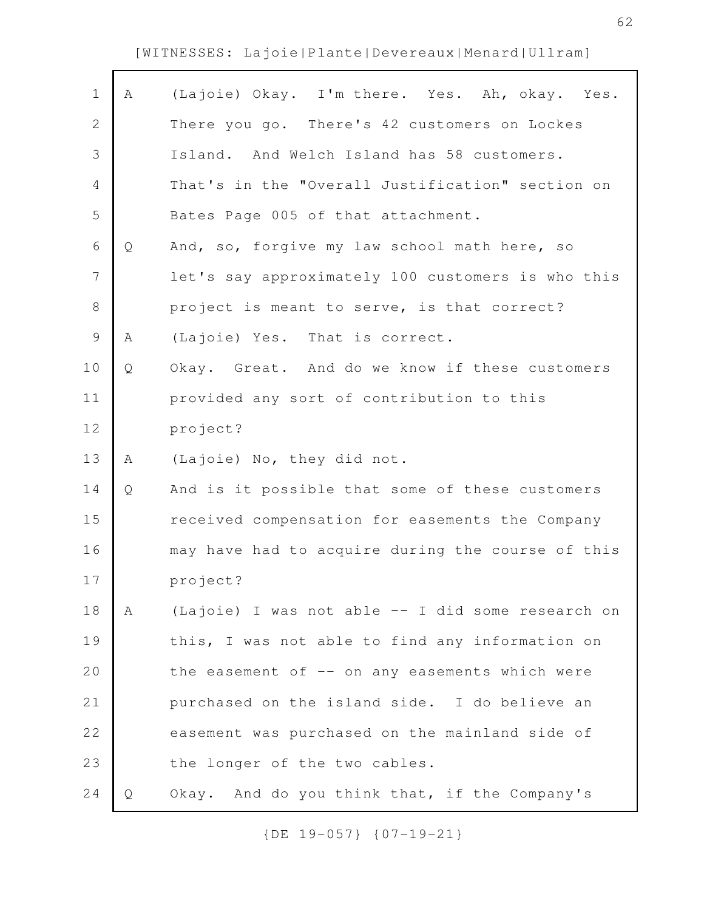[WITNESSES: Lajoie|Plante|Devereaux|Menard|Ullram]

1 A (Lajoie) Okay. I'm there. Yes. Ah, okay. Yes.
2 There you go. There's 42 customers on Lockes
3 Island. And Welch Island has 58 customers.
4 That's in the "Overall Justification" section on
5 Bates Page 005 of that attachment.
6 Q And, so, forgive my law school math here, so
7 let's say approximately 100 customers is who this
8 project is meant to serve, is that correct?
9 A (Lajoie) Yes. That is correct.
10 Q Okay. Great. And do we know if these customers
11 provided any sort of contribution to this
12 project?
13 A (Lajoie) No, they did not.
14 Q And is it possible that some of these customers
15 received compensation for easements the Company
16 may have had to acquire during the course of this
17 project?
18 A (Lajoie) I was not able -- I did some research on
19 this, I was not able to find any information on
20 the easement of -- on any easements which were
21 purchased on the island side. I do believe an
22 easement was purchased on the mainland side of
23 the longer of the two cables.
24 Q Okay. And do you think that, if the Company's

{DE 19-057} {07-19-21}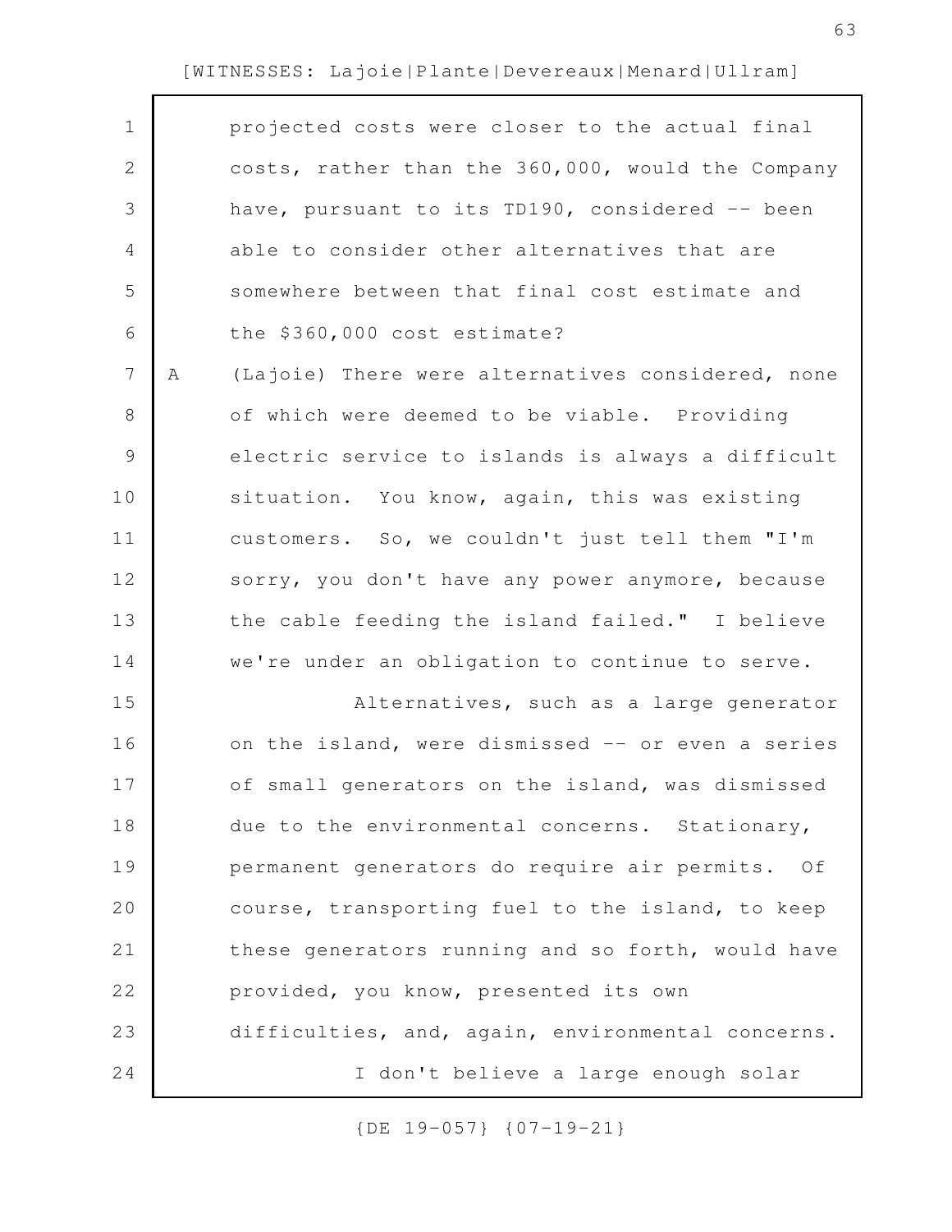projected costs were closer to the actual final costs, rather than the 360,000, would the Company have, pursuant to its TD190, considered -- been able to consider other alternatives that are somewhere between that final cost estimate and the $360,000 cost estimate?

A (Lajoie) There were alternatives considered, none of which were deemed to be viable. Providing electric service to islands is always a difficult situation. You know, again, this was existing customers. So, we couldn't just tell them "I'm sorry, you don't have any power anymore, because the cable feeding the island failed." I believe we're under an obligation to continue to serve.

Alternatives, such as a large generator on the island, were dismissed -- or even a series of small generators on the island, was dismissed due to the environmental concerns. Stationary, permanent generators do require air permits. Of course, transporting fuel to the island, to keep these generators running and so forth, would have provided, you know, presented its own difficulties, and, again, environmental concerns.

I don't believe a large enough solar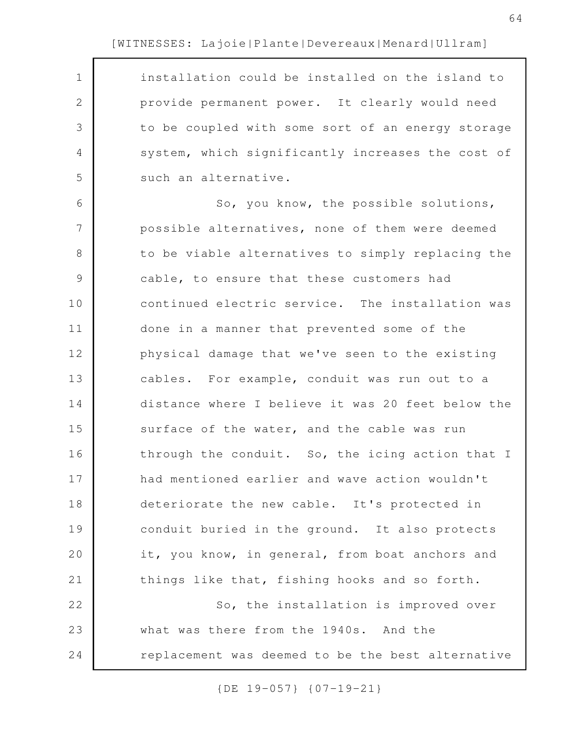installation could be installed on the island to provide permanent power. It clearly would need to be coupled with some sort of an energy storage system, which significantly increases the cost of such an alternative.

So, you know, the possible solutions, possible alternatives, none of them were deemed to be viable alternatives to simply replacing the cable, to ensure that these customers had continued electric service. The installation was done in a manner that prevented some of the physical damage that we've seen to the existing cables. For example, conduit was run out to a distance where I believe it was 20 feet below the surface of the water, and the cable was run through the conduit. So, the icing action that I had mentioned earlier and wave action wouldn't deteriorate the new cable. It's protected in conduit buried in the ground. It also protects it, you know, in general, from boat anchors and things like that, fishing hooks and so forth.

So, the installation is improved over what was there from the 1940s. And the replacement was deemed to be the best alternative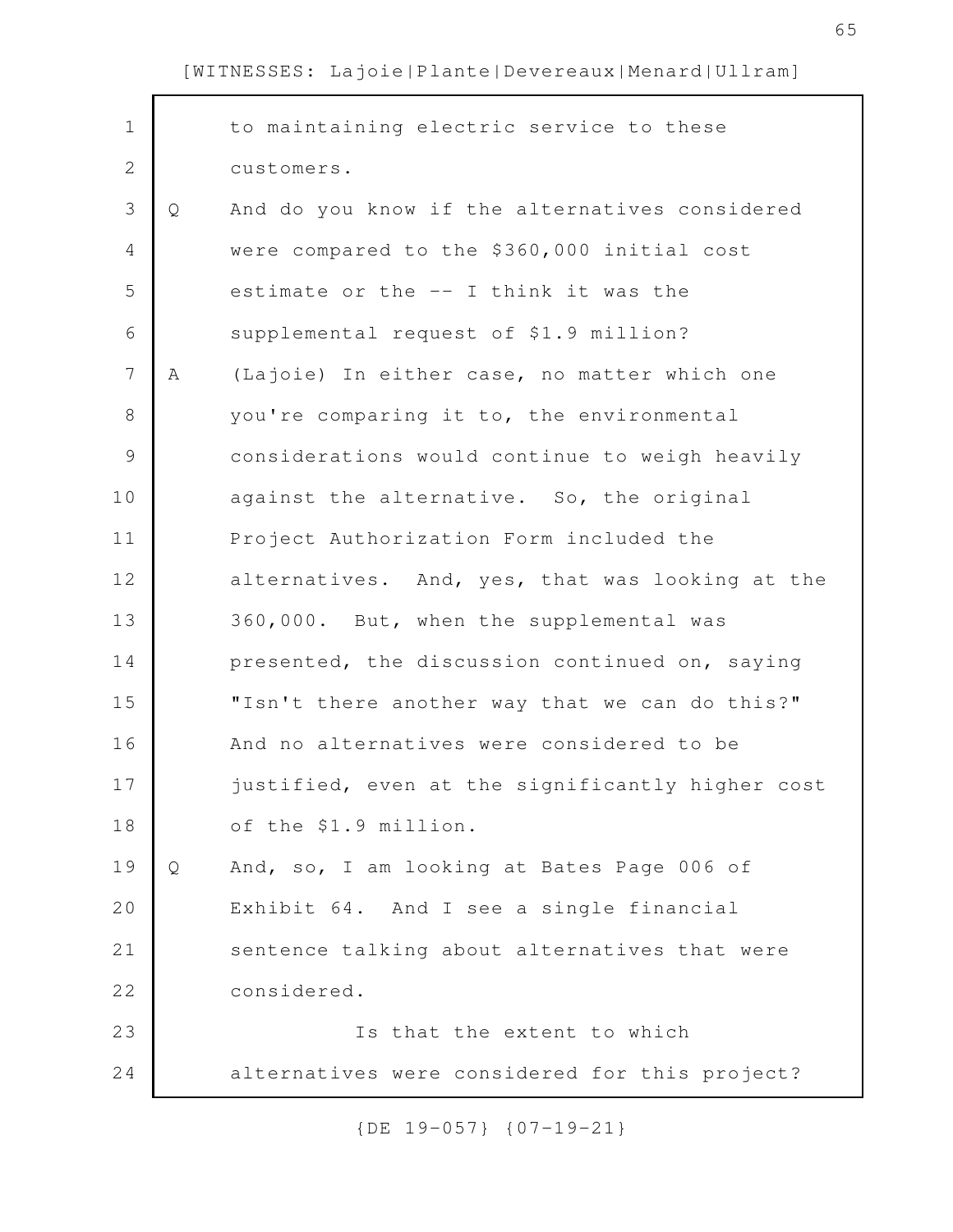to maintaining electric service to these customers.

Q And do you know if the alternatives considered were compared to the $360,000 initial cost estimate or the -- I think it was the supplemental request of $1.9 million?

A (Lajoie) In either case, no matter which one you're comparing it to, the environmental considerations would continue to weigh heavily against the alternative. So, the original Project Authorization Form included the alternatives. And, yes, that was looking at the 360,000. But, when the supplemental was presented, the discussion continued on, saying "Isn't there another way that we can do this?" And no alternatives were considered to be justified, even at the significantly higher cost of the $1.9 million.

Q And, so, I am looking at Bates Page 006 of Exhibit 64. And I see a single financial sentence talking about alternatives that were considered.

Is that the extent to which alternatives were considered for this project?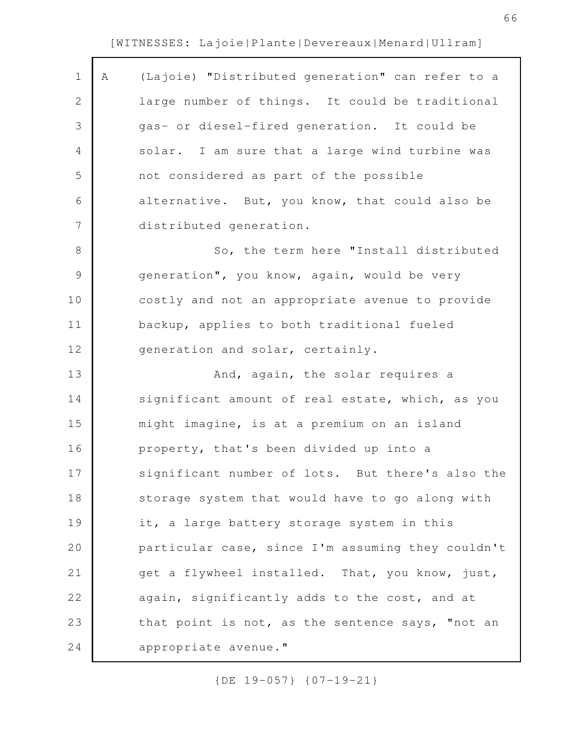A (Lajoie) "Distributed generation" can refer to a large number of things. It could be traditional gas- or diesel-fired generation. It could be solar. I am sure that a large wind turbine was not considered as part of the possible alternative. But, you know, that could also be distributed generation.

So, the term here "Install distributed generation", you know, again, would be very costly and not an appropriate avenue to provide backup, applies to both traditional fueled generation and solar, certainly.

And, again, the solar requires a significant amount of real estate, which, as you might imagine, is at a premium on an island property, that's been divided up into a significant number of lots. But there's also the storage system that would have to go along with it, a large battery storage system in this particular case, since I'm assuming they couldn't get a flywheel installed. That, you know, just, again, significantly adds to the cost, and at that point is not, as the sentence says, "not an appropriate avenue."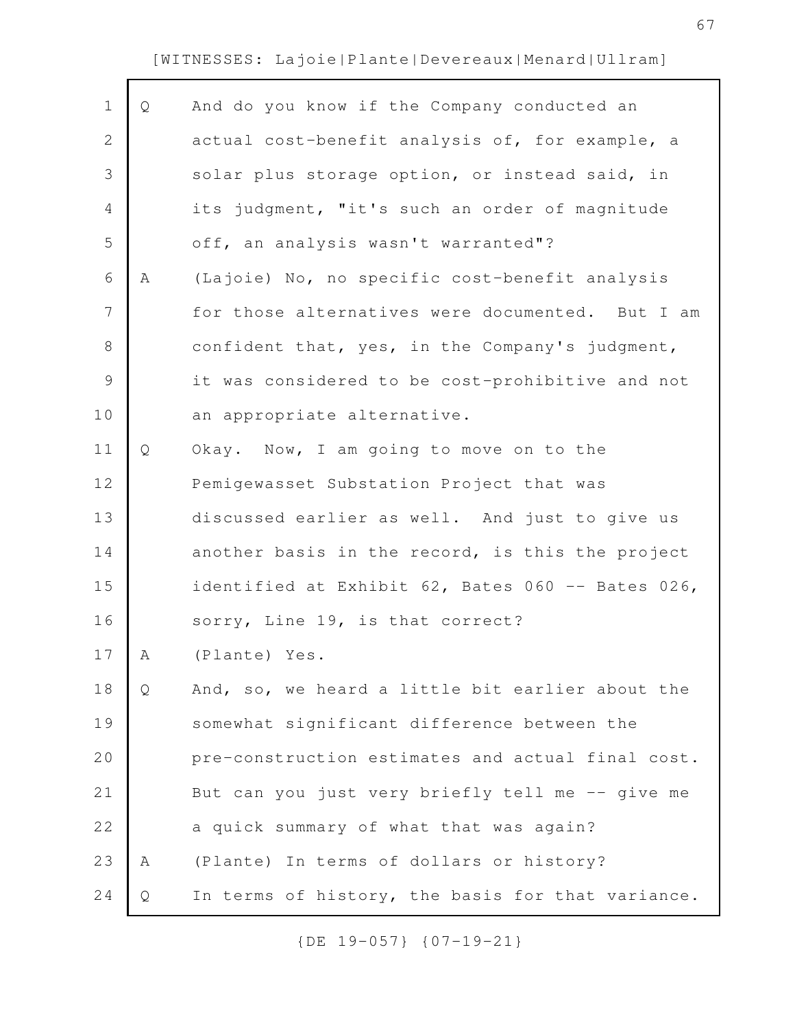Q And do you know if the Company conducted an actual cost-benefit analysis of, for example, a solar plus storage option, or instead said, in its judgment, "it's such an order of magnitude off, an analysis wasn't warranted"?

A (Lajoie) No, no specific cost-benefit analysis for those alternatives were documented. But I am confident that, yes, in the Company's judgment, it was considered to be cost-prohibitive and not an appropriate alternative.

Q Okay. Now, I am going to move on to the Pemigewasset Substation Project that was discussed earlier as well. And just to give us another basis in the record, is this the project identified at Exhibit 62, Bates 060 -- Bates 026, sorry, Line 19, is that correct?

A (Plante) Yes.

Q And, so, we heard a little bit earlier about the somewhat significant difference between the pre-construction estimates and actual final cost. But can you just very briefly tell me -- give me a quick summary of what that was again?

A (Plante) In terms of dollars or history?

Q In terms of history, the basis for that variance.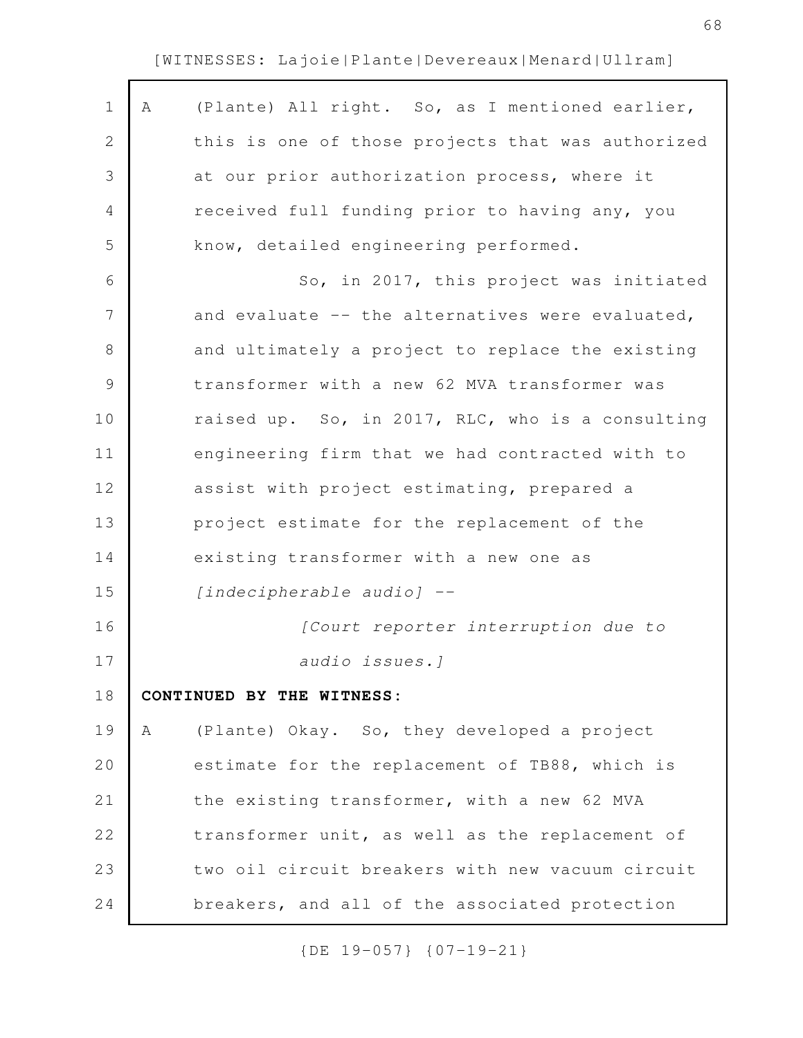A (Plante) All right. So, as I mentioned earlier, this is one of those projects that was authorized at our prior authorization process, where it received full funding prior to having any, you know, detailed engineering performed.

So, in 2017, this project was initiated and evaluate -- the alternatives were evaluated, and ultimately a project to replace the existing transformer with a new 62 MVA transformer was raised up. So, in 2017, RLC, who is a consulting engineering firm that we had contracted with to assist with project estimating, prepared a project estimate for the replacement of the existing transformer with a new one as *[indecipherable audio]* --

*[Court reporter interruption due to audio issues.]*

**CONTINUED BY THE WITNESS:**

A (Plante) Okay. So, they developed a project estimate for the replacement of TB88, which is the existing transformer, with a new 62 MVA transformer unit, as well as the replacement of two oil circuit breakers with new vacuum circuit breakers, and all of the associated protection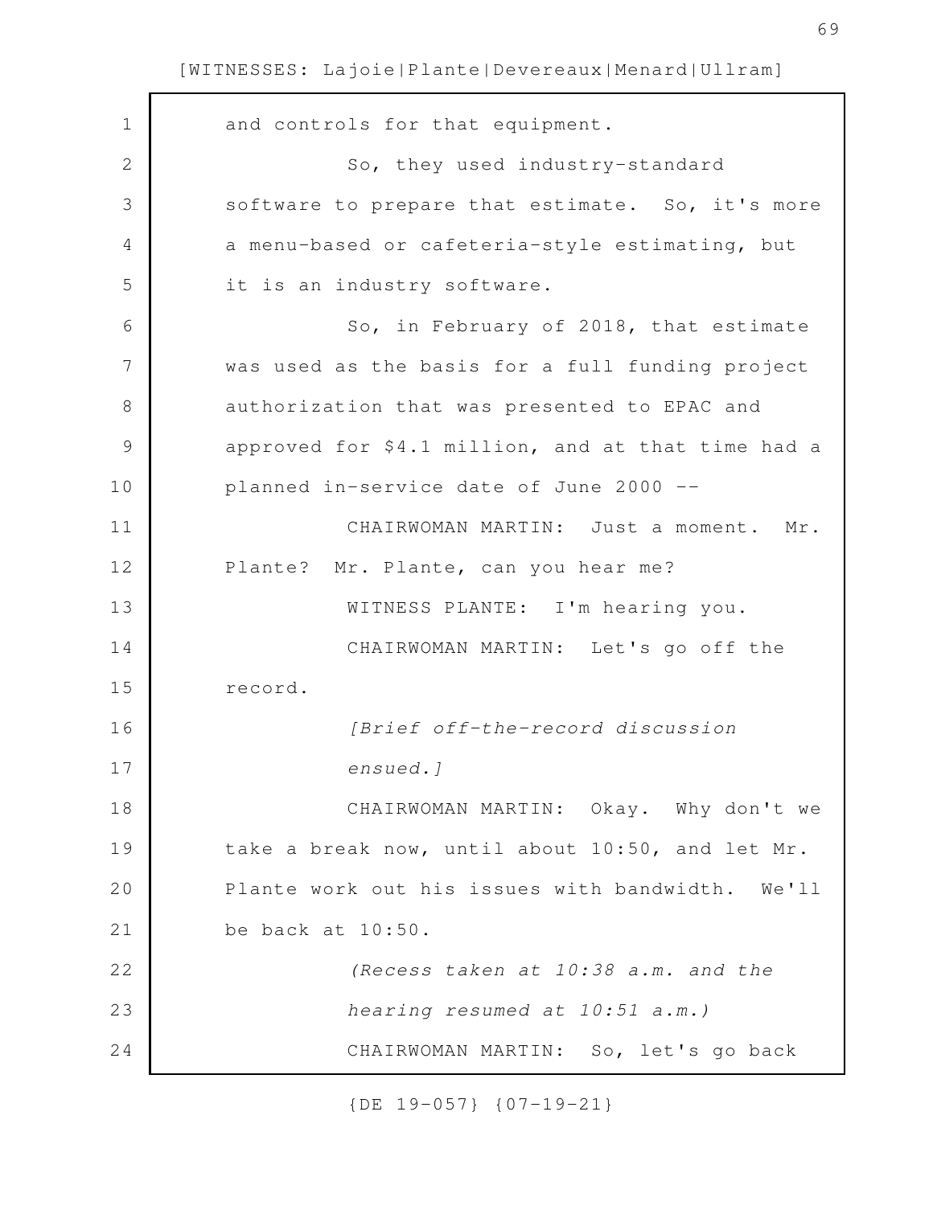and controls for that equipment.

So, they used industry-standard software to prepare that estimate. So, it's more a menu-based or cafeteria-style estimating, but it is an industry software.

So, in February of 2018, that estimate was used as the basis for a full funding project authorization that was presented to EPAC and approved for $4.1 million, and at that time had a planned in-service date of June 2000 --

CHAIRWOMAN MARTIN: Just a moment. Mr. Plante? Mr. Plante, can you hear me?

WITNESS PLANTE: I'm hearing you.

CHAIRWOMAN MARTIN: Let's go off the record.

*[Brief off-the-record discussion ensued.]*

CHAIRWOMAN MARTIN: Okay. Why don't we take a break now, until about 10:50, and let Mr. Plante work out his issues with bandwidth. We'll be back at 10:50.

*(Recess taken at 10:38 a.m. and the hearing resumed at 10:51 a.m.)*

CHAIRWOMAN MARTIN: So, let's go back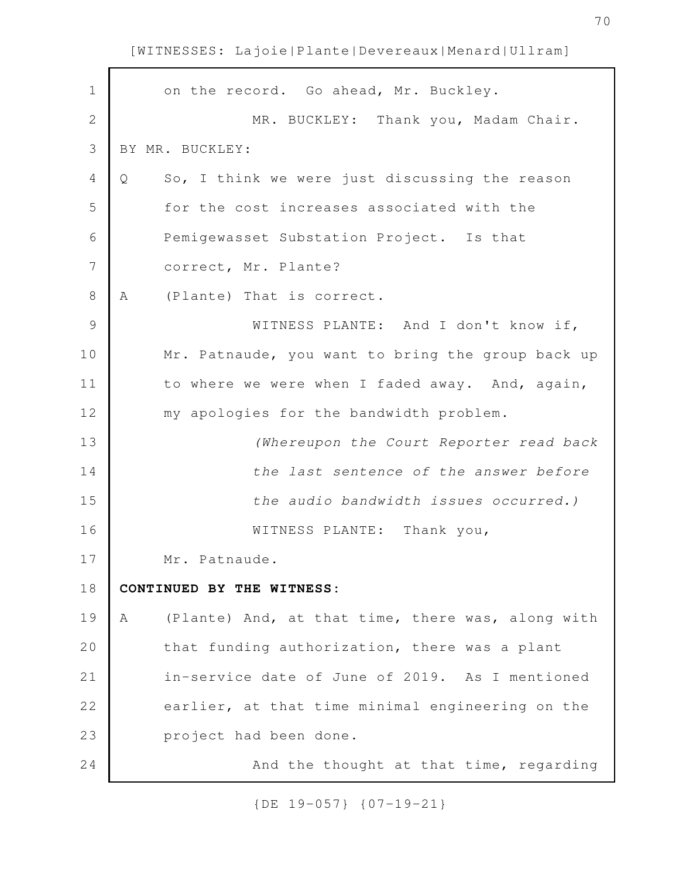on the record. Go ahead, Mr. Buckley.

MR. BUCKLEY: Thank you, Madam Chair.

BY MR. BUCKLEY:

Q So, I think we were just discussing the reason for the cost increases associated with the Pemigewasset Substation Project. Is that correct, Mr. Plante?

A (Plante) That is correct.

WITNESS PLANTE: And I don't know if, Mr. Patnaude, you want to bring the group back up to where we were when I faded away. And, again, my apologies for the bandwidth problem.

*(Whereupon the Court Reporter read back the last sentence of the answer before the audio bandwidth issues occurred.)*

WITNESS PLANTE: Thank you, Mr. Patnaude.

**CONTINUED BY THE WITNESS:**

A (Plante) And, at that time, there was, along with that funding authorization, there was a plant in-service date of June of 2019. As I mentioned earlier, at that time minimal engineering on the project had been done.

And the thought at that time, regarding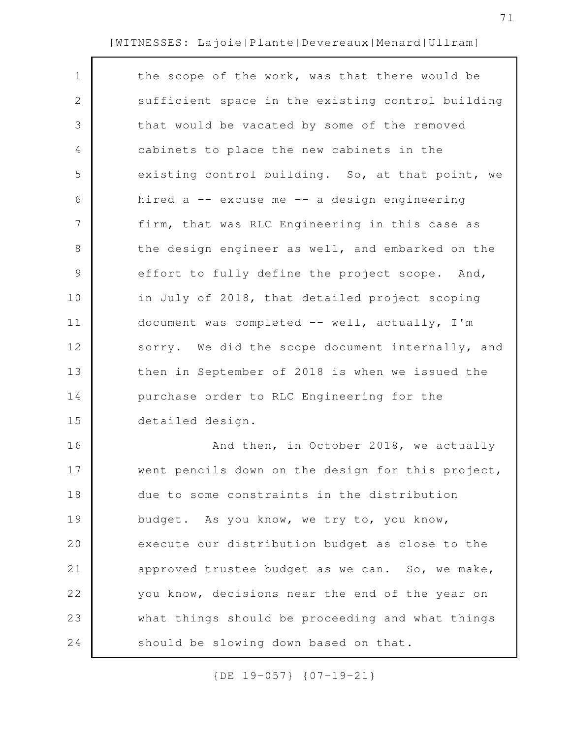the scope of the work, was that there would be sufficient space in the existing control building that would be vacated by some of the removed cabinets to place the new cabinets in the existing control building. So, at that point, we hired a -- excuse me -- a design engineering firm, that was RLC Engineering in this case as the design engineer as well, and embarked on the effort to fully define the project scope. And, in July of 2018, that detailed project scoping document was completed -- well, actually, I'm sorry. We did the scope document internally, and then in September of 2018 is when we issued the purchase order to RLC Engineering for the detailed design.

And then, in October 2018, we actually went pencils down on the design for this project, due to some constraints in the distribution budget. As you know, we try to, you know, execute our distribution budget as close to the approved trustee budget as we can. So, we make, you know, decisions near the end of the year on what things should be proceeding and what things should be slowing down based on that.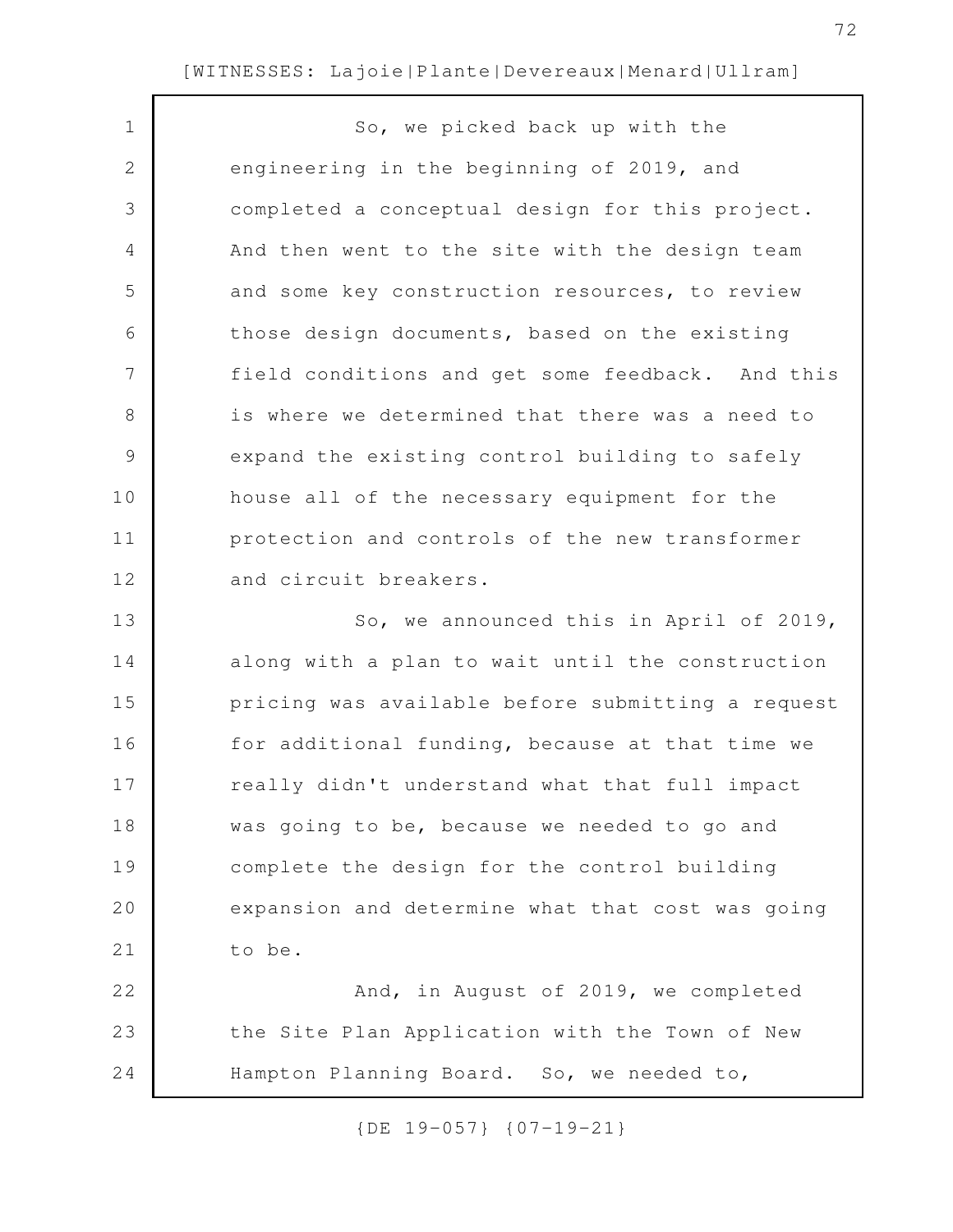So, we picked back up with the engineering in the beginning of 2019, and completed a conceptual design for this project. And then went to the site with the design team and some key construction resources, to review those design documents, based on the existing field conditions and get some feedback. And this is where we determined that there was a need to expand the existing control building to safely house all of the necessary equipment for the protection and controls of the new transformer and circuit breakers.

So, we announced this in April of 2019, along with a plan to wait until the construction pricing was available before submitting a request for additional funding, because at that time we really didn't understand what that full impact was going to be, because we needed to go and complete the design for the control building expansion and determine what that cost was going to be.

And, in August of 2019, we completed the Site Plan Application with the Town of New Hampton Planning Board. So, we needed to,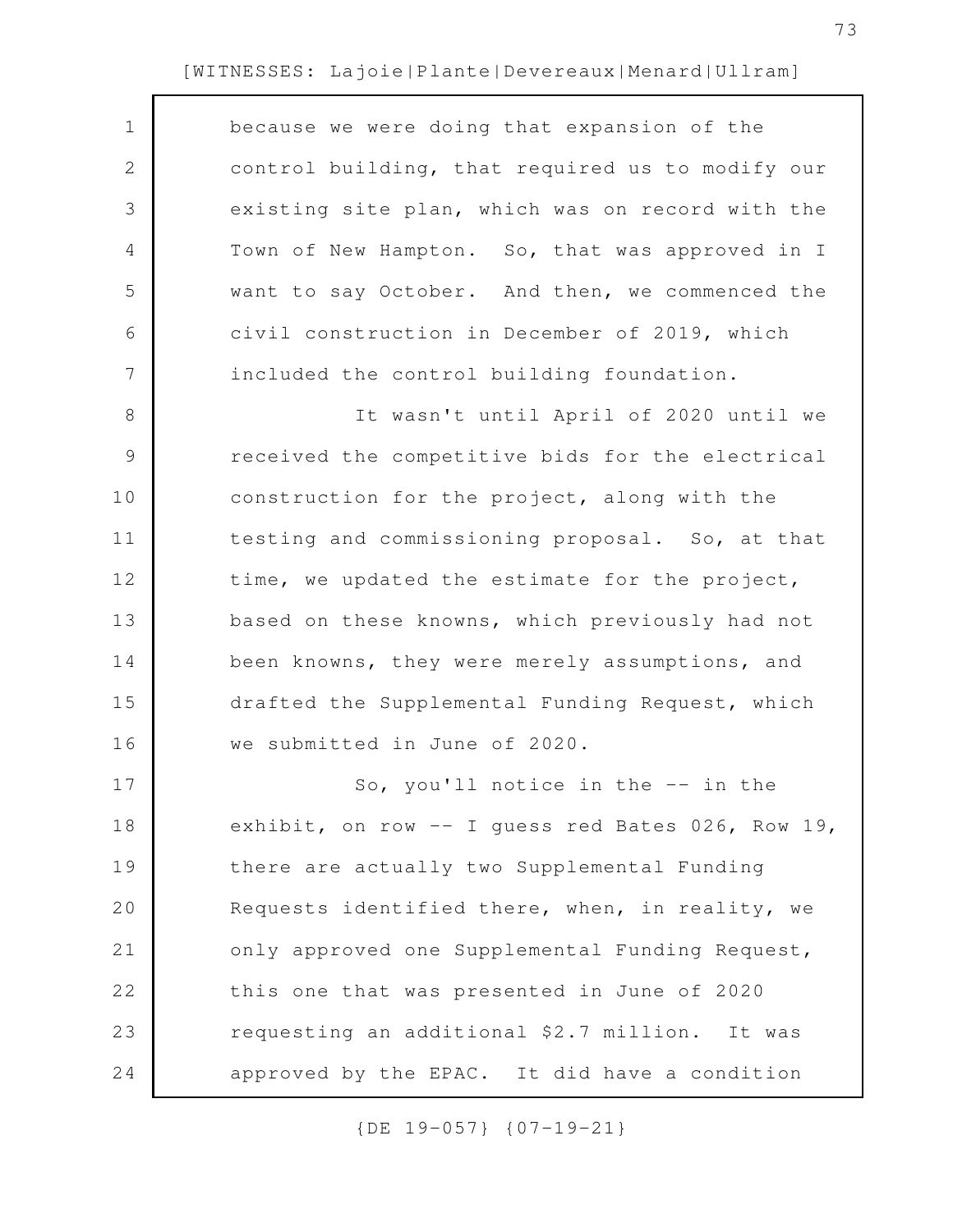because we were doing that expansion of the control building, that required us to modify our existing site plan, which was on record with the Town of New Hampton. So, that was approved in I want to say October. And then, we commenced the civil construction in December of 2019, which included the control building foundation.

It wasn't until April of 2020 until we received the competitive bids for the electrical construction for the project, along with the testing and commissioning proposal. So, at that time, we updated the estimate for the project, based on these knowns, which previously had not been knowns, they were merely assumptions, and drafted the Supplemental Funding Request, which we submitted in June of 2020.

So, you'll notice in the -- in the exhibit, on row -- I guess red Bates 026, Row 19, there are actually two Supplemental Funding Requests identified there, when, in reality, we only approved one Supplemental Funding Request, this one that was presented in June of 2020 requesting an additional $2.7 million. It was approved by the EPAC. It did have a condition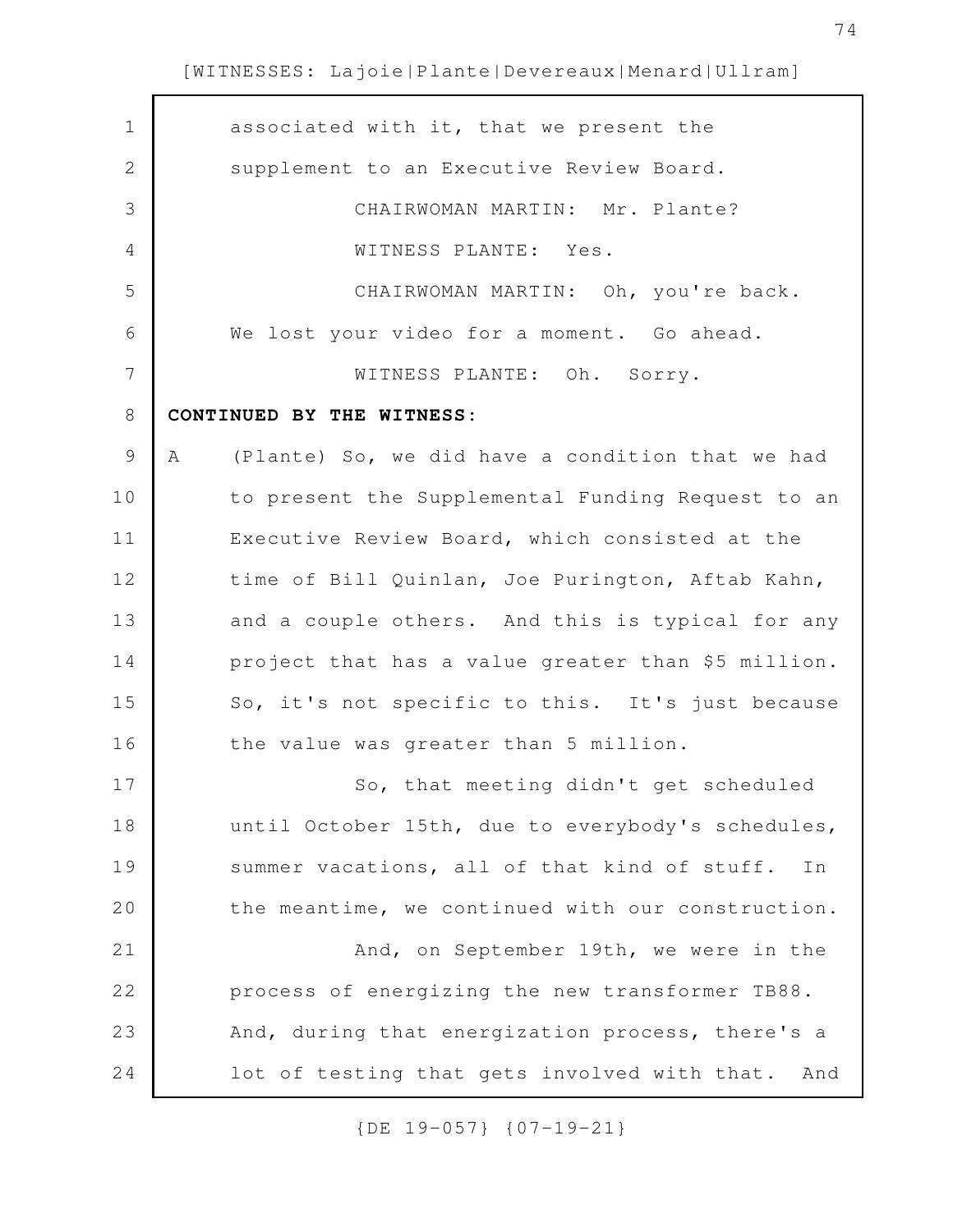associated with it, that we present the supplement to an Executive Review Board.

CHAIRWOMAN MARTIN: Mr. Plante?

WITNESS PLANTE: Yes.

CHAIRWOMAN MARTIN: Oh, you're back. We lost your video for a moment. Go ahead.

WITNESS PLANTE: Oh. Sorry.

**CONTINUED BY THE WITNESS:**

A (Plante) So, we did have a condition that we had to present the Supplemental Funding Request to an Executive Review Board, which consisted at the time of Bill Quinlan, Joe Purington, Aftab Kahn, and a couple others. And this is typical for any project that has a value greater than $5 million. So, it's not specific to this. It's just because the value was greater than 5 million.

So, that meeting didn't get scheduled until October 15th, due to everybody's schedules, summer vacations, all of that kind of stuff. In the meantime, we continued with our construction.

And, on September 19th, we were in the process of energizing the new transformer TB88. And, during that energization process, there's a lot of testing that gets involved with that. And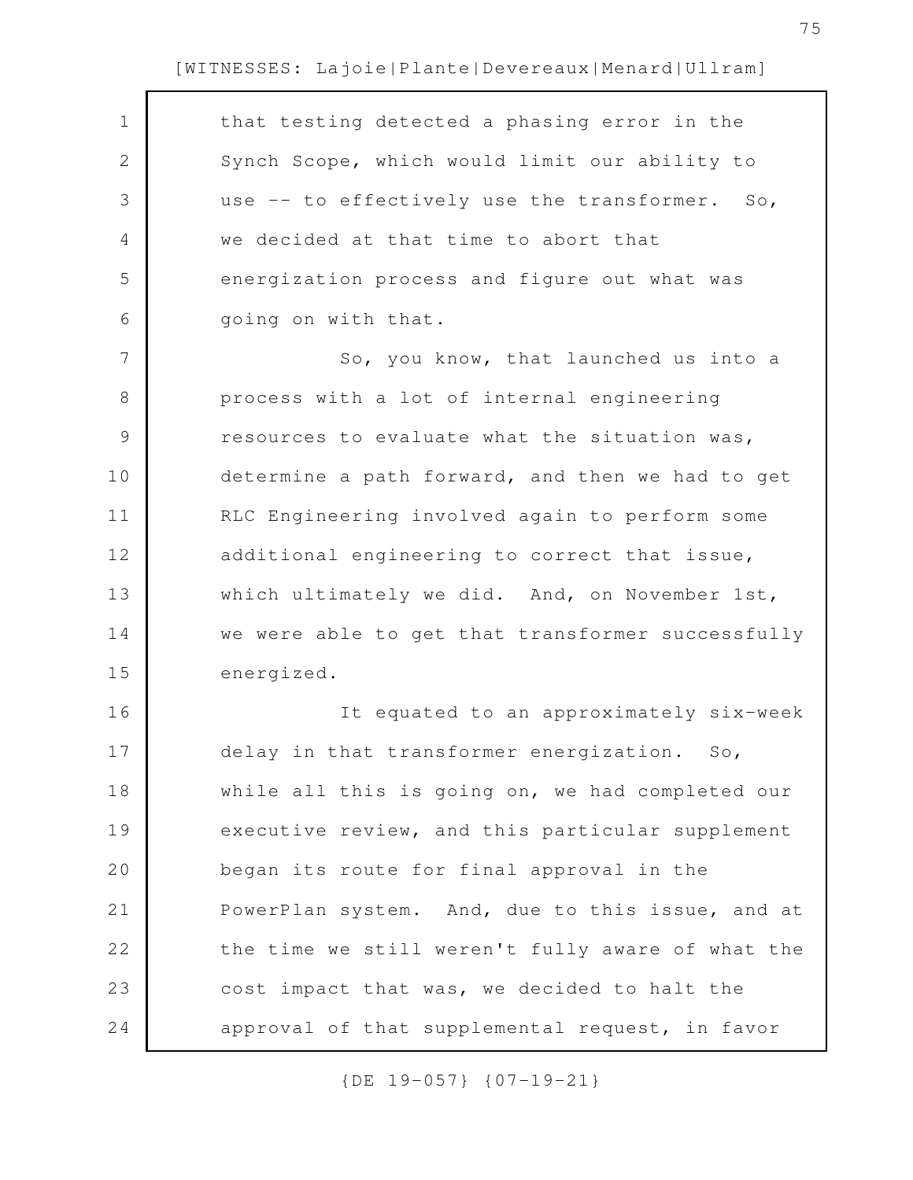that testing detected a phasing error in the Synch Scope, which would limit our ability to use -- to effectively use the transformer. So, we decided at that time to abort that energization process and figure out what was going on with that.

So, you know, that launched us into a process with a lot of internal engineering resources to evaluate what the situation was, determine a path forward, and then we had to get RLC Engineering involved again to perform some additional engineering to correct that issue, which ultimately we did. And, on November 1st, we were able to get that transformer successfully energized.

It equated to an approximately six-week delay in that transformer energization. So, while all this is going on, we had completed our executive review, and this particular supplement began its route for final approval in the PowerPlan system. And, due to this issue, and at the time we still weren't fully aware of what the cost impact that was, we decided to halt the approval of that supplemental request, in favor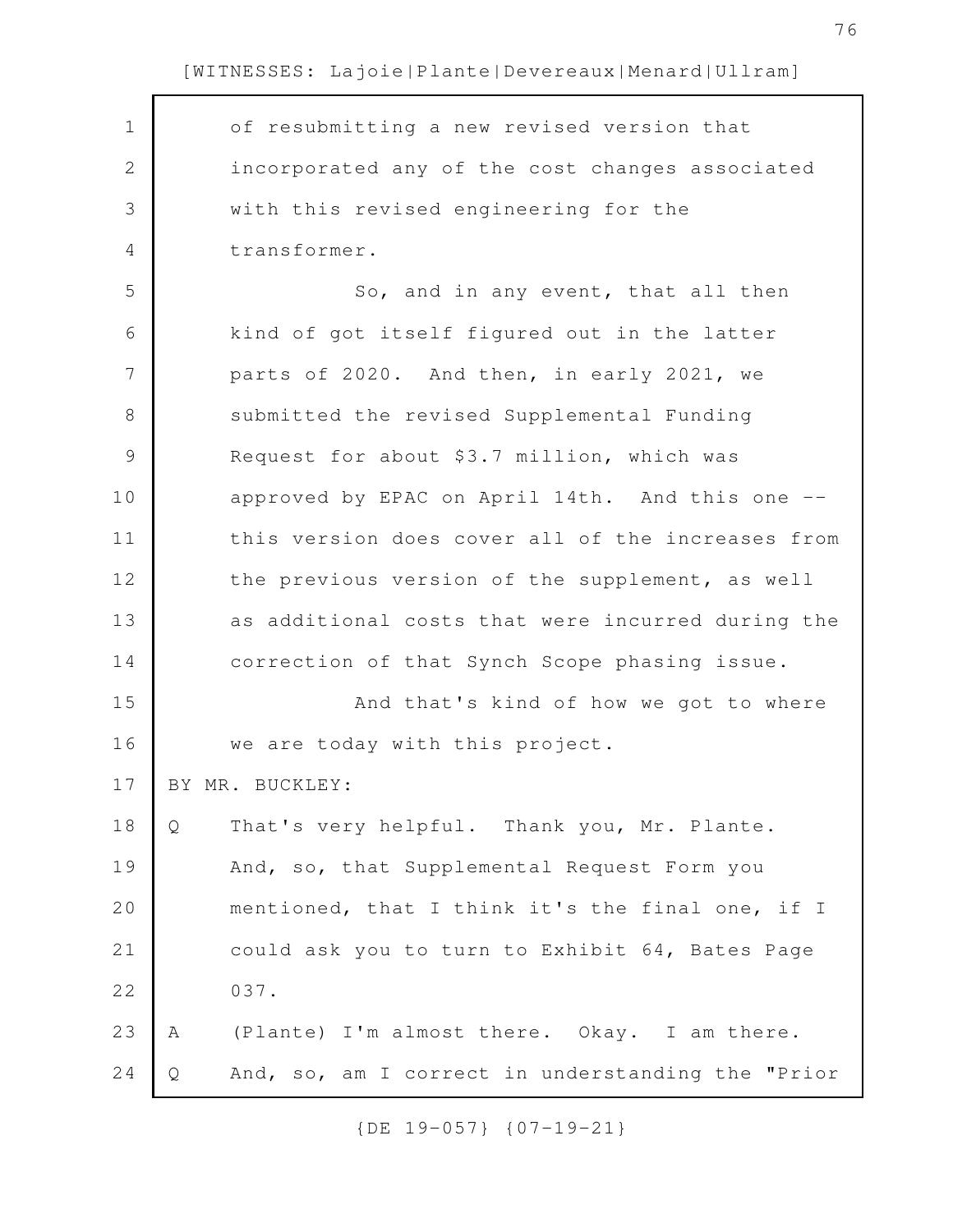of resubmitting a new revised version that incorporated any of the cost changes associated with this revised engineering for the transformer.

So, and in any event, that all then kind of got itself figured out in the latter parts of 2020. And then, in early 2021, we submitted the revised Supplemental Funding Request for about $3.7 million, which was approved by EPAC on April 14th. And this one -- this version does cover all of the increases from the previous version of the supplement, as well as additional costs that were incurred during the correction of that Synch Scope phasing issue.

And that's kind of how we got to where we are today with this project.

BY MR. BUCKLEY:

Q That's very helpful. Thank you, Mr. Plante. And, so, that Supplemental Request Form you mentioned, that I think it's the final one, if I could ask you to turn to Exhibit 64, Bates Page 037.

A (Plante) I'm almost there. Okay. I am there.

Q And, so, am I correct in understanding the "Prior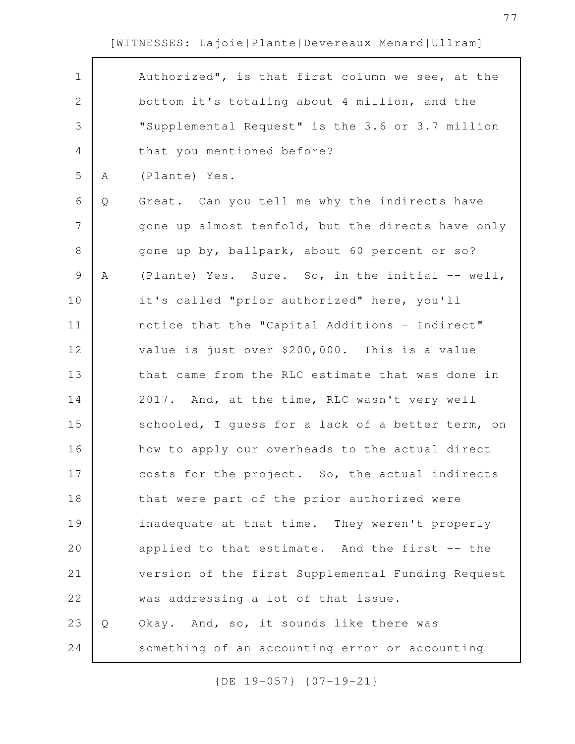Authorized", is that first column we see, at the bottom it's totaling about 4 million, and the "Supplemental Request" is the 3.6 or 3.7 million that you mentioned before?

A (Plante) Yes.

Q Great. Can you tell me why the indirects have gone up almost tenfold, but the directs have only gone up by, ballpark, about 60 percent or so?

A (Plante) Yes. Sure. So, in the initial -- well, it's called "prior authorized" here, you'll notice that the "Capital Additions - Indirect" value is just over $200,000. This is a value that came from the RLC estimate that was done in 2017. And, at the time, RLC wasn't very well schooled, I guess for a lack of a better term, on how to apply our overheads to the actual direct costs for the project. So, the actual indirects that were part of the prior authorized were inadequate at that time. They weren't properly applied to that estimate. And the first -- the version of the first Supplemental Funding Request was addressing a lot of that issue.

Q Okay. And, so, it sounds like there was something of an accounting error or accounting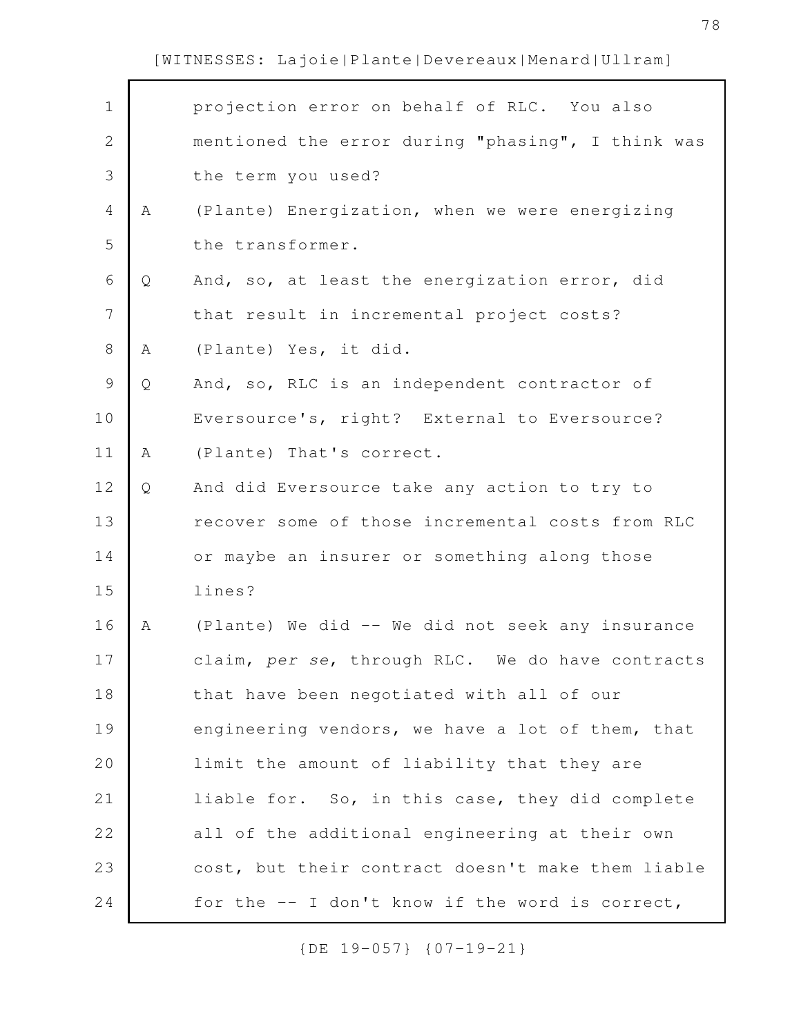projection error on behalf of RLC. You also mentioned the error during "phasing", I think was the term you used?

A (Plante) Energization, when we were energizing the transformer.

Q And, so, at least the energization error, did that result in incremental project costs?

A (Plante) Yes, it did.

Q And, so, RLC is an independent contractor of Eversource's, right? External to Eversource?

A (Plante) That's correct.

Q And did Eversource take any action to try to recover some of those incremental costs from RLC or maybe an insurer or something along those lines?

A (Plante) We did -- We did not seek any insurance claim, *per se*, through RLC. We do have contracts that have been negotiated with all of our engineering vendors, we have a lot of them, that limit the amount of liability that they are liable for. So, in this case, they did complete all of the additional engineering at their own cost, but their contract doesn't make them liable for the -- I don't know if the word is correct,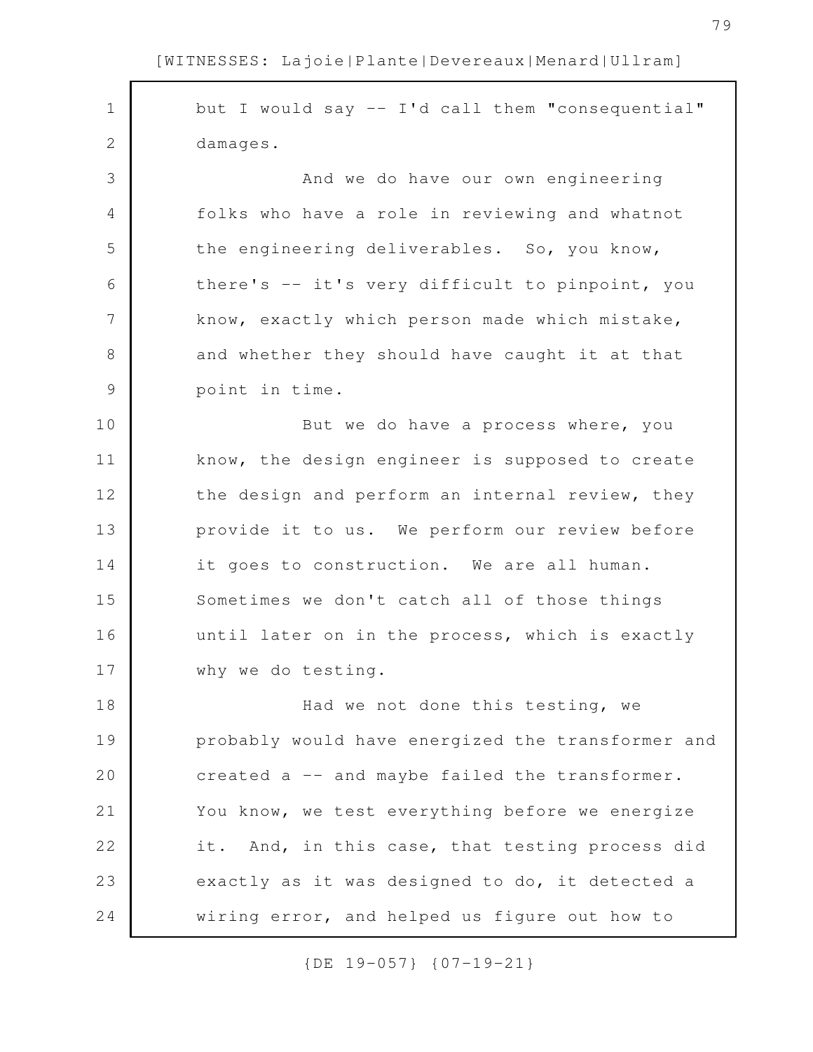but I would say -- I'd call them "consequential" damages.

And we do have our own engineering folks who have a role in reviewing and whatnot the engineering deliverables. So, you know, there's -- it's very difficult to pinpoint, you know, exactly which person made which mistake, and whether they should have caught it at that point in time.

But we do have a process where, you know, the design engineer is supposed to create the design and perform an internal review, they provide it to us. We perform our review before it goes to construction. We are all human. Sometimes we don't catch all of those things until later on in the process, which is exactly why we do testing.

Had we not done this testing, we probably would have energized the transformer and created a -- and maybe failed the transformer. You know, we test everything before we energize it. And, in this case, that testing process did exactly as it was designed to do, it detected a wiring error, and helped us figure out how to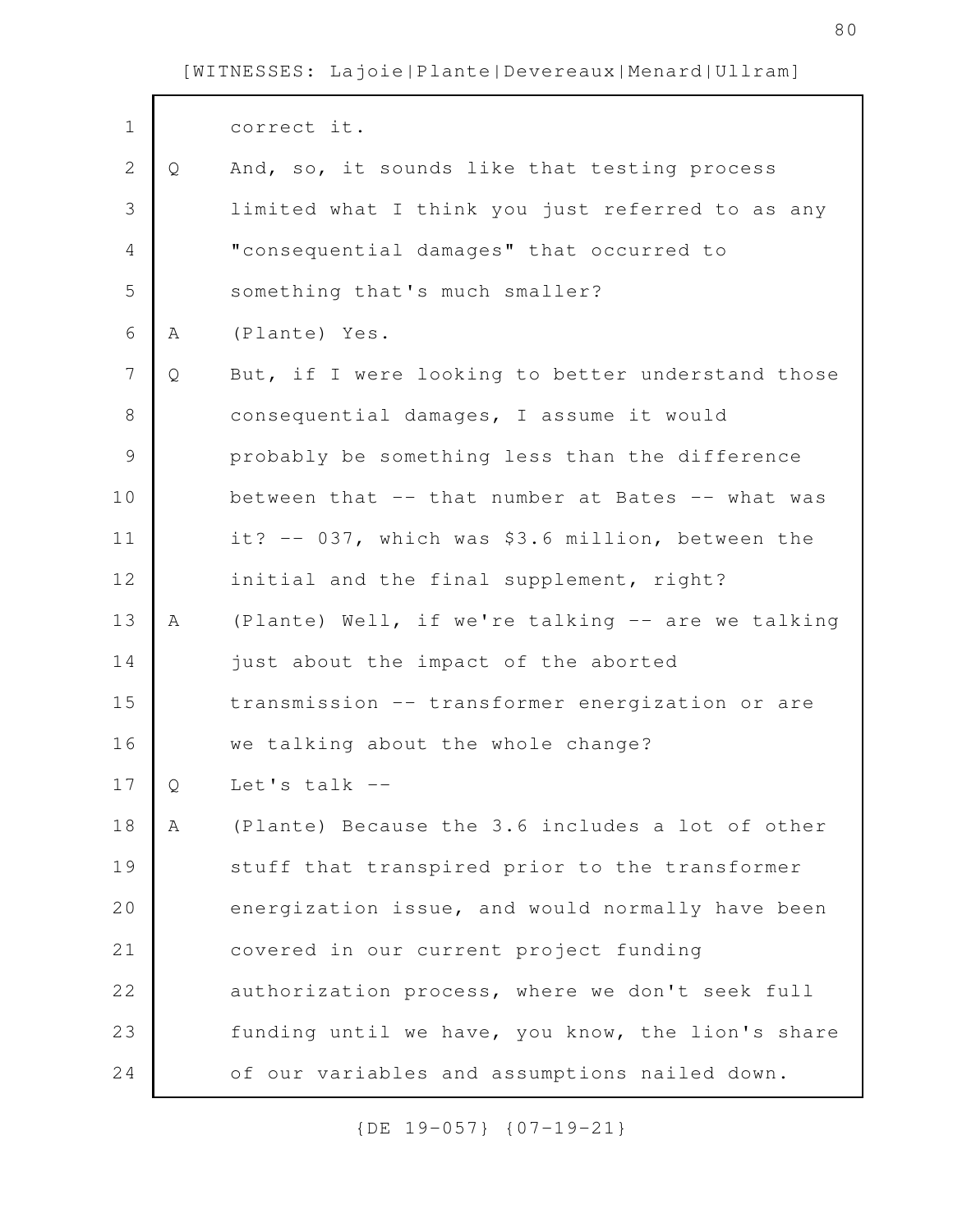correct it.

Q And, so, it sounds like that testing process limited what I think you just referred to as any "consequential damages" that occurred to something that's much smaller?

A (Plante) Yes.

Q But, if I were looking to better understand those consequential damages, I assume it would probably be something less than the difference between that -- that number at Bates -- what was it? -- 037, which was $3.6 million, between the initial and the final supplement, right?

A (Plante) Well, if we're talking -- are we talking just about the impact of the aborted transmission -- transformer energization or are we talking about the whole change?

Q Let's talk --

A (Plante) Because the 3.6 includes a lot of other stuff that transpired prior to the transformer energization issue, and would normally have been covered in our current project funding authorization process, where we don't seek full funding until we have, you know, the lion's share of our variables and assumptions nailed down.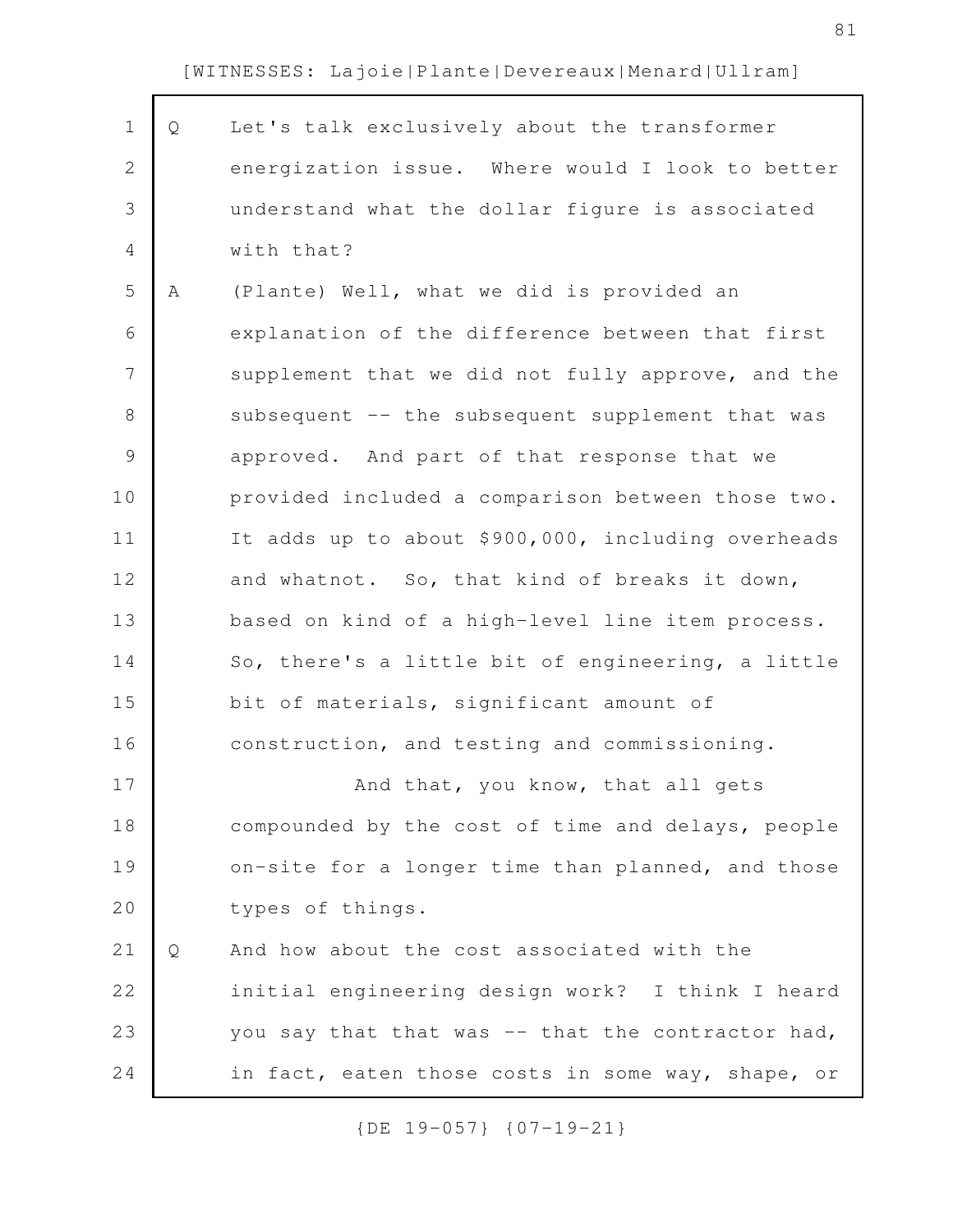Q Let's talk exclusively about the transformer energization issue. Where would I look to better understand what the dollar figure is associated with that?

A (Plante) Well, what we did is provided an explanation of the difference between that first supplement that we did not fully approve, and the subsequent -- the subsequent supplement that was approved. And part of that response that we provided included a comparison between those two. It adds up to about $900,000, including overheads and whatnot. So, that kind of breaks it down, based on kind of a high-level line item process. So, there's a little bit of engineering, a little bit of materials, significant amount of construction, and testing and commissioning.

And that, you know, that all gets compounded by the cost of time and delays, people on-site for a longer time than planned, and those types of things.

Q And how about the cost associated with the initial engineering design work? I think I heard you say that that was -- that the contractor had, in fact, eaten those costs in some way, shape, or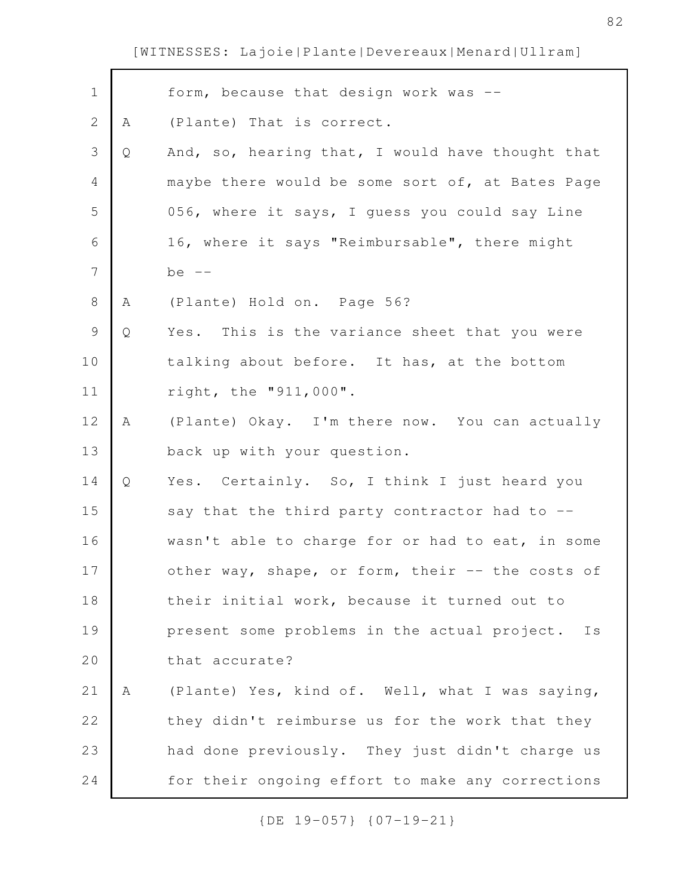form, because that design work was --

A (Plante) That is correct.

Q And, so, hearing that, I would have thought that maybe there would be some sort of, at Bates Page 056, where it says, I guess you could say Line 16, where it says "Reimbursable", there might be --

A (Plante) Hold on. Page 56?

Q Yes. This is the variance sheet that you were talking about before. It has, at the bottom right, the "911,000".

A (Plante) Okay. I'm there now. You can actually back up with your question.

Q Yes. Certainly. So, I think I just heard you say that the third party contractor had to -- wasn't able to charge for or had to eat, in some other way, shape, or form, their -- the costs of their initial work, because it turned out to present some problems in the actual project. Is that accurate?

A (Plante) Yes, kind of. Well, what I was saying, they didn't reimburse us for the work that they had done previously. They just didn't charge us for their ongoing effort to make any corrections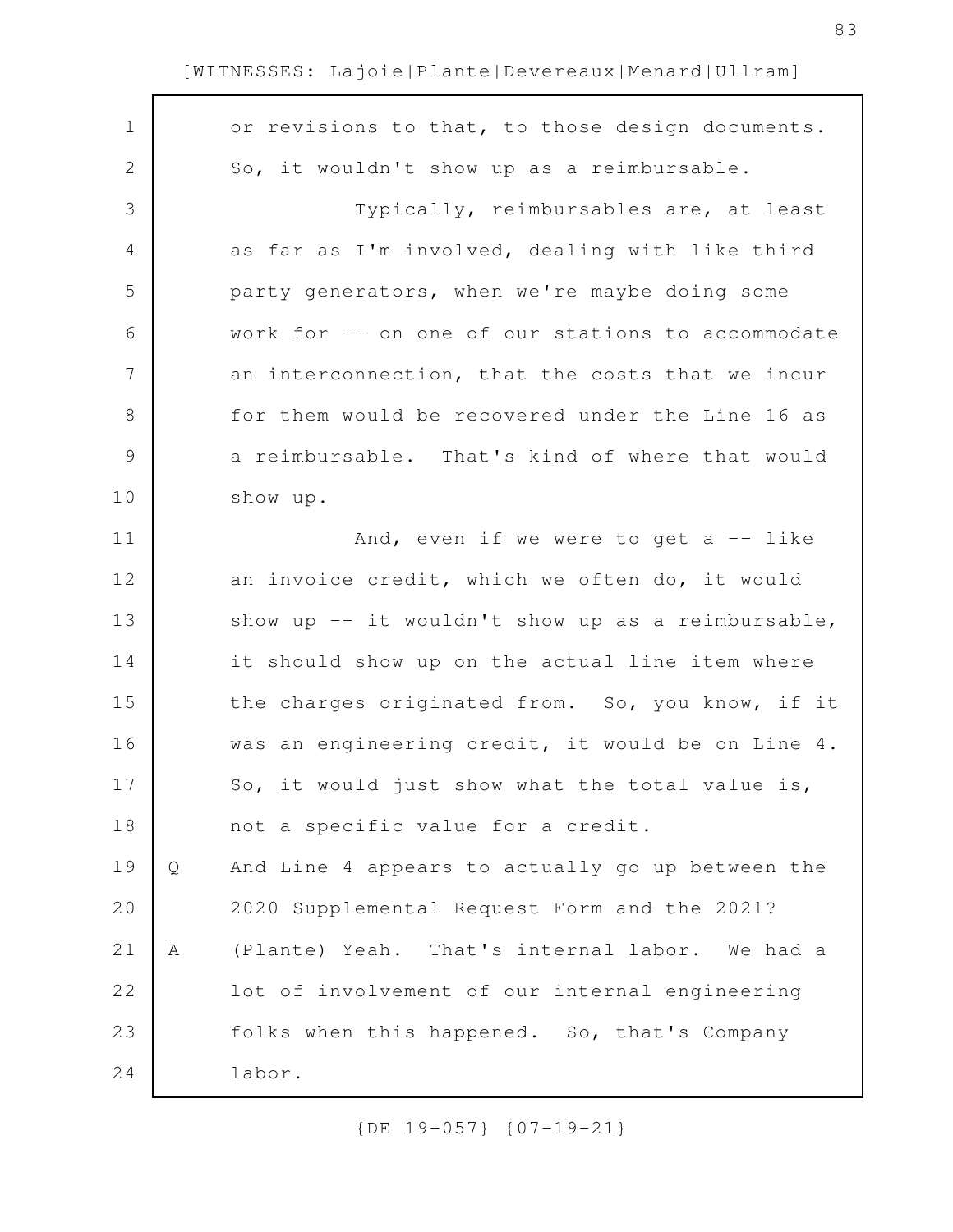or revisions to that, to those design documents. So, it wouldn't show up as a reimbursable.

Typically, reimbursables are, at least as far as I'm involved, dealing with like third party generators, when we're maybe doing some work for -- on one of our stations to accommodate an interconnection, that the costs that we incur for them would be recovered under the Line 16 as a reimbursable. That's kind of where that would show up.

And, even if we were to get a -- like an invoice credit, which we often do, it would show up -- it wouldn't show up as a reimbursable, it should show up on the actual line item where the charges originated from. So, you know, if it was an engineering credit, it would be on Line 4. So, it would just show what the total value is, not a specific value for a credit.

Q And Line 4 appears to actually go up between the 2020 Supplemental Request Form and the 2021?

A (Plante) Yeah. That's internal labor. We had a lot of involvement of our internal engineering folks when this happened. So, that's Company labor.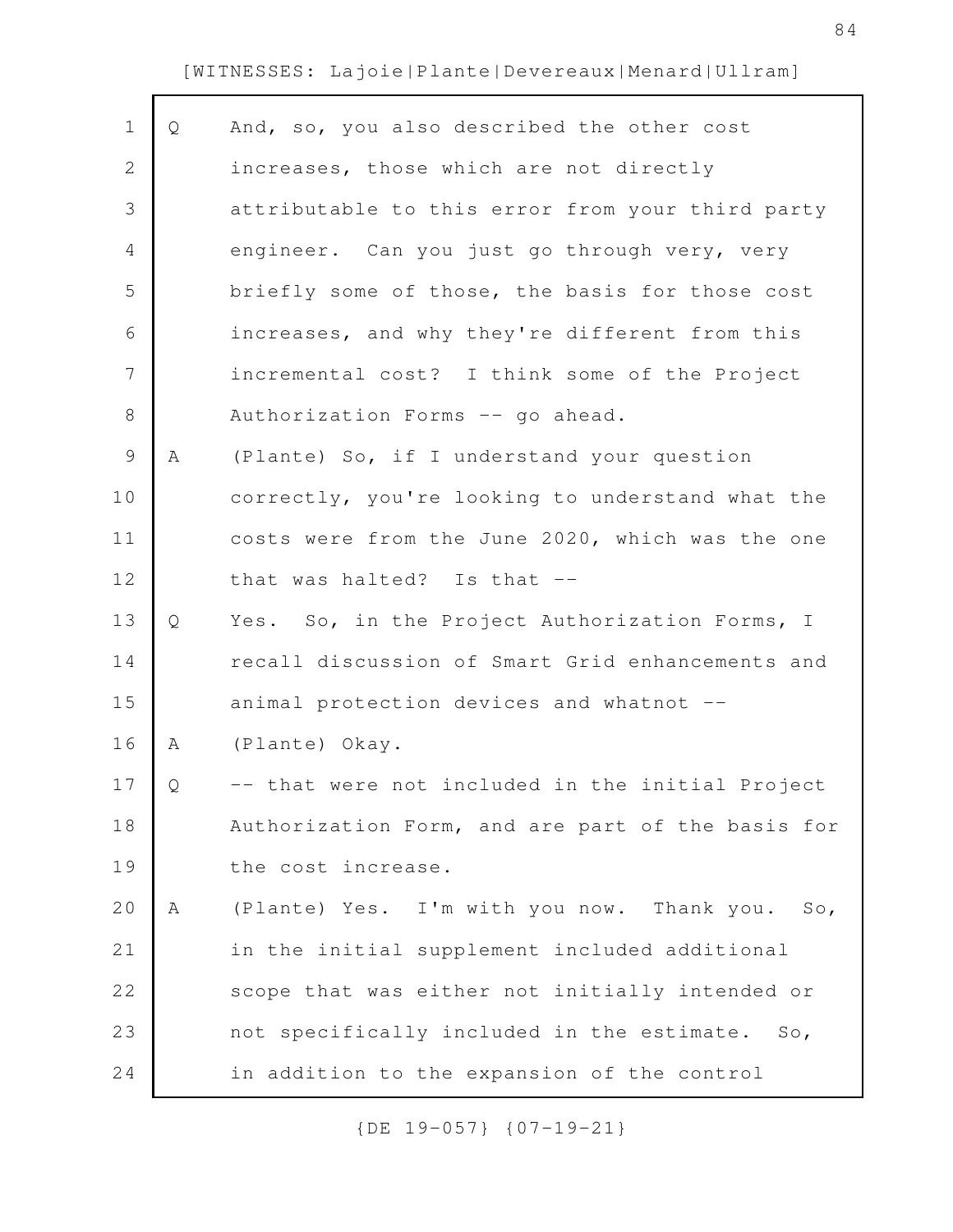[WITNESSES: Lajoie|Plante|Devereaux|Menard|Ullram]

Q And, so, you also described the other cost increases, those which are not directly attributable to this error from your third party engineer. Can you just go through very, very briefly some of those, the basis for those cost increases, and why they're different from this incremental cost? I think some of the Project Authorization Forms -- go ahead.

A (Plante) So, if I understand your question correctly, you're looking to understand what the costs were from the June 2020, which was the one that was halted? Is that --

Q Yes. So, in the Project Authorization Forms, I recall discussion of Smart Grid enhancements and animal protection devices and whatnot --

A (Plante) Okay.

Q -- that were not included in the initial Project Authorization Form, and are part of the basis for the cost increase.

A (Plante) Yes. I'm with you now. Thank you. So, in the initial supplement included additional scope that was either not initially intended or not specifically included in the estimate. So, in addition to the expansion of the control

{DE 19-057} {07-19-21}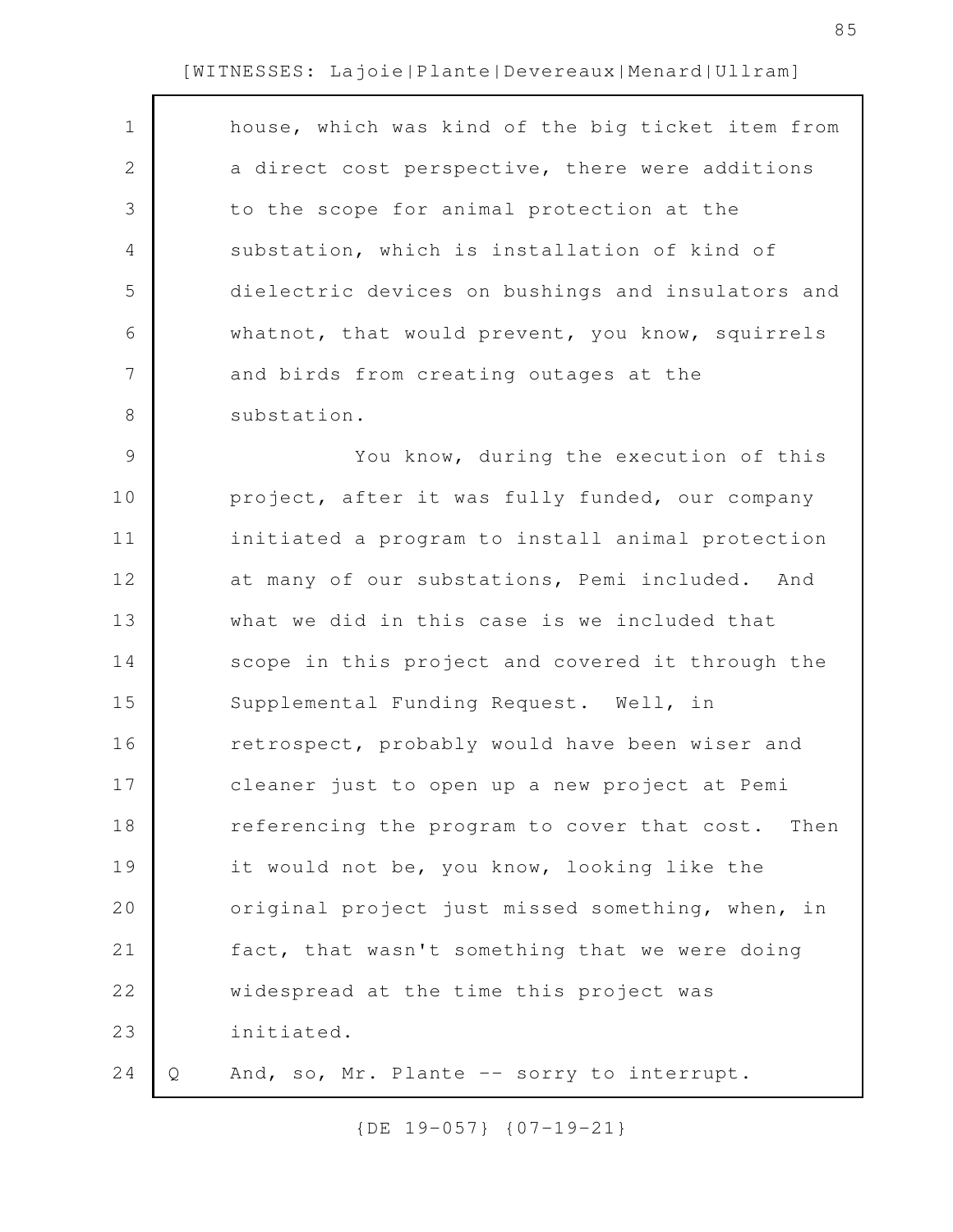house, which was kind of the big ticket item from a direct cost perspective, there were additions to the scope for animal protection at the substation, which is installation of kind of dielectric devices on bushings and insulators and whatnot, that would prevent, you know, squirrels and birds from creating outages at the substation.

You know, during the execution of this project, after it was fully funded, our company initiated a program to install animal protection at many of our substations, Pemi included. And what we did in this case is we included that scope in this project and covered it through the Supplemental Funding Request. Well, in retrospect, probably would have been wiser and cleaner just to open up a new project at Pemi referencing the program to cover that cost. Then it would not be, you know, looking like the original project just missed something, when, in fact, that wasn't something that we were doing widespread at the time this project was initiated.

Q And, so, Mr. Plante -- sorry to interrupt.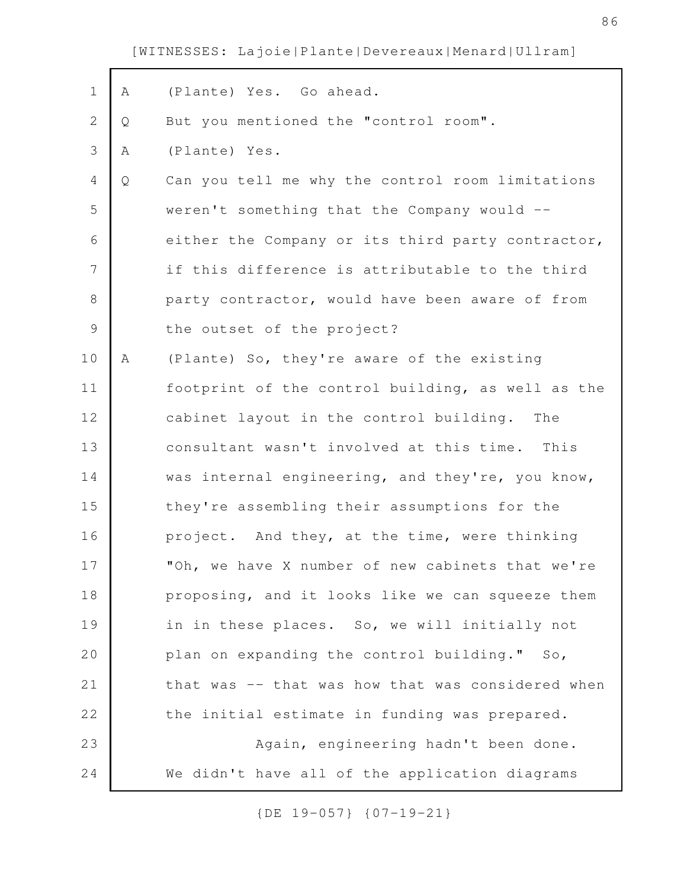A (Plante) Yes. Go ahead.

Q But you mentioned the "control room".

A (Plante) Yes.

Q Can you tell me why the control room limitations weren't something that the Company would -- either the Company or its third party contractor, if this difference is attributable to the third party contractor, would have been aware of from the outset of the project?

A (Plante) So, they're aware of the existing footprint of the control building, as well as the cabinet layout in the control building. The consultant wasn't involved at this time. This was internal engineering, and they're, you know, they're assembling their assumptions for the project. And they, at the time, were thinking "Oh, we have X number of new cabinets that we're proposing, and it looks like we can squeeze them in in these places. So, we will initially not plan on expanding the control building." So, that was -- that was how that was considered when the initial estimate in funding was prepared.

Again, engineering hadn't been done. We didn't have all of the application diagrams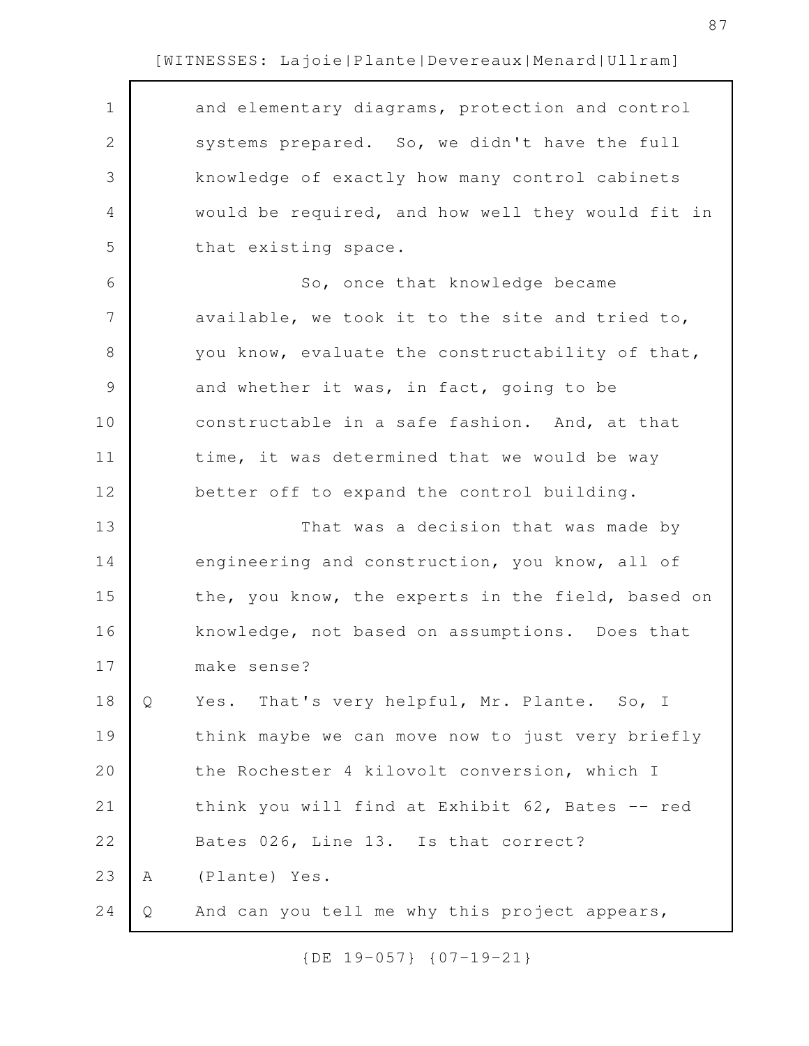and elementary diagrams, protection and control systems prepared. So, we didn't have the full knowledge of exactly how many control cabinets would be required, and how well they would fit in that existing space.

So, once that knowledge became available, we took it to the site and tried to, you know, evaluate the constructability of that, and whether it was, in fact, going to be constructable in a safe fashion. And, at that time, it was determined that we would be way better off to expand the control building.

That was a decision that was made by engineering and construction, you know, all of the, you know, the experts in the field, based on knowledge, not based on assumptions. Does that make sense?

Q Yes. That's very helpful, Mr. Plante. So, I think maybe we can move now to just very briefly the Rochester 4 kilovolt conversion, which I think you will find at Exhibit 62, Bates -- red Bates 026, Line 13. Is that correct?

A (Plante) Yes.

Q And can you tell me why this project appears,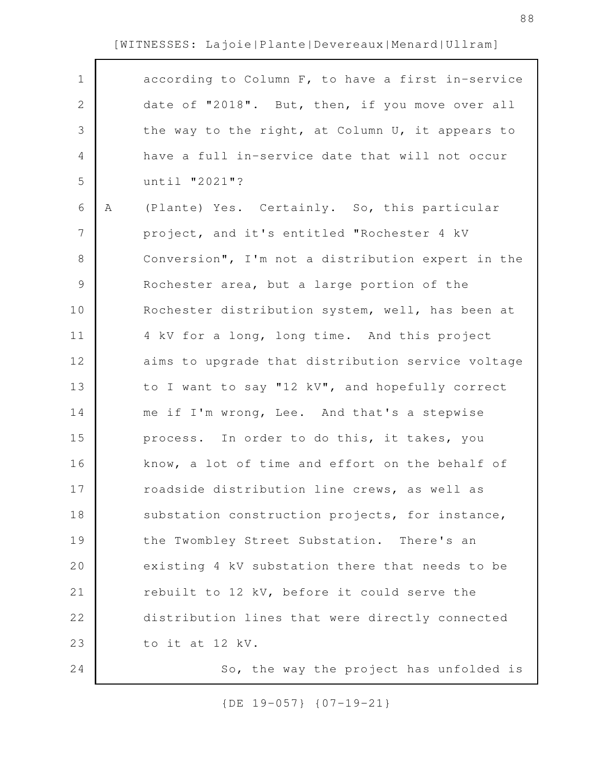according to Column F, to have a first in-service date of "2018". But, then, if you move over all the way to the right, at Column U, it appears to have a full in-service date that will not occur until "2021"?

A (Plante) Yes. Certainly. So, this particular project, and it's entitled "Rochester 4 kV Conversion", I'm not a distribution expert in the Rochester area, but a large portion of the Rochester distribution system, well, has been at 4 kV for a long, long time. And this project aims to upgrade that distribution service voltage to I want to say "12 kV", and hopefully correct me if I'm wrong, Lee. And that's a stepwise process. In order to do this, it takes, you know, a lot of time and effort on the behalf of roadside distribution line crews, as well as substation construction projects, for instance, the Twombley Street Substation. There's an existing 4 kV substation there that needs to be rebuilt to 12 kV, before it could serve the distribution lines that were directly connected to it at 12 kV.

So, the way the project has unfolded is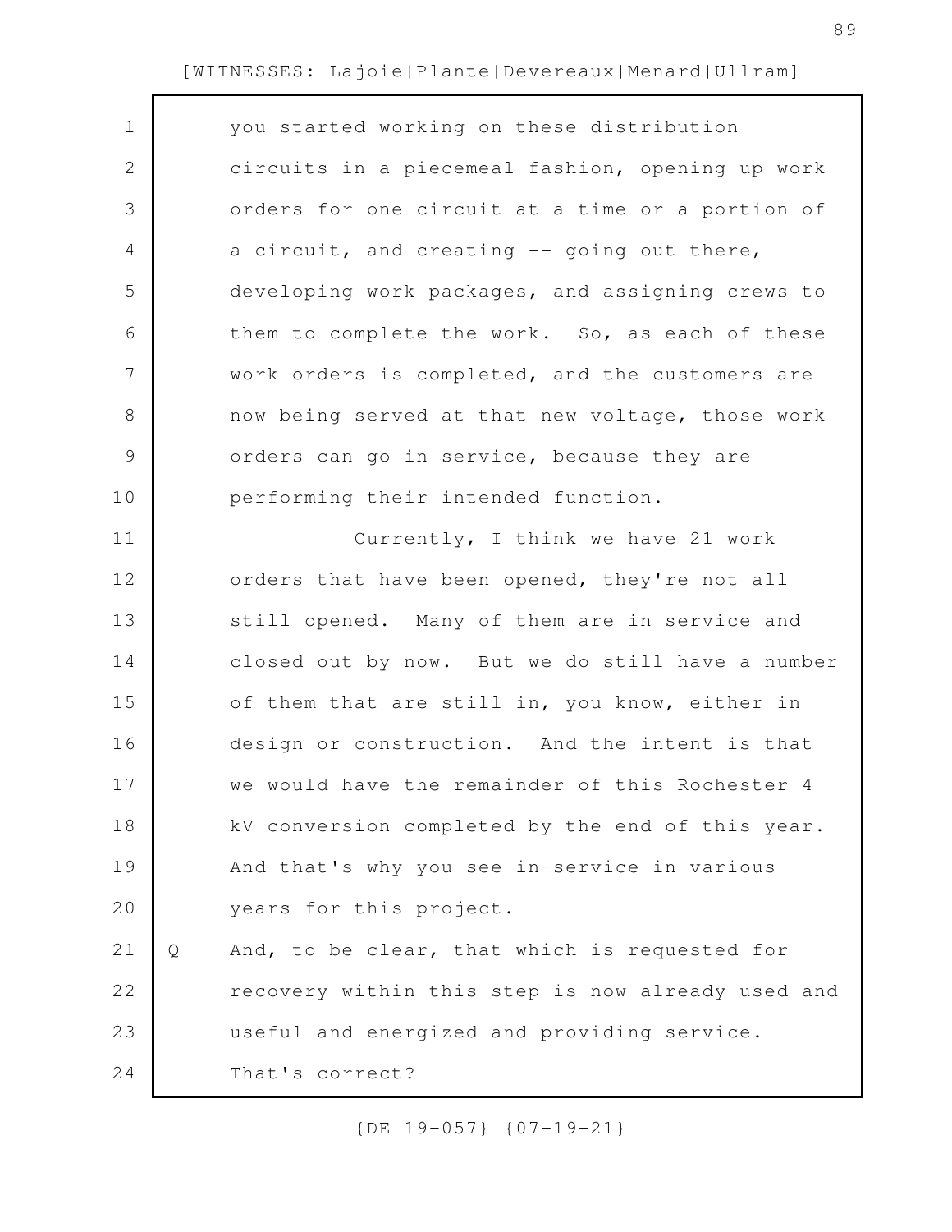you started working on these distribution circuits in a piecemeal fashion, opening up work orders for one circuit at a time or a portion of a circuit, and creating -- going out there, developing work packages, and assigning crews to them to complete the work. So, as each of these work orders is completed, and the customers are now being served at that new voltage, those work orders can go in service, because they are performing their intended function.

Currently, I think we have 21 work orders that have been opened, they're not all still opened. Many of them are in service and closed out by now. But we do still have a number of them that are still in, you know, either in design or construction. And the intent is that we would have the remainder of this Rochester 4 kV conversion completed by the end of this year. And that's why you see in-service in various years for this project.

Q And, to be clear, that which is requested for recovery within this step is now already used and useful and energized and providing service. That's correct?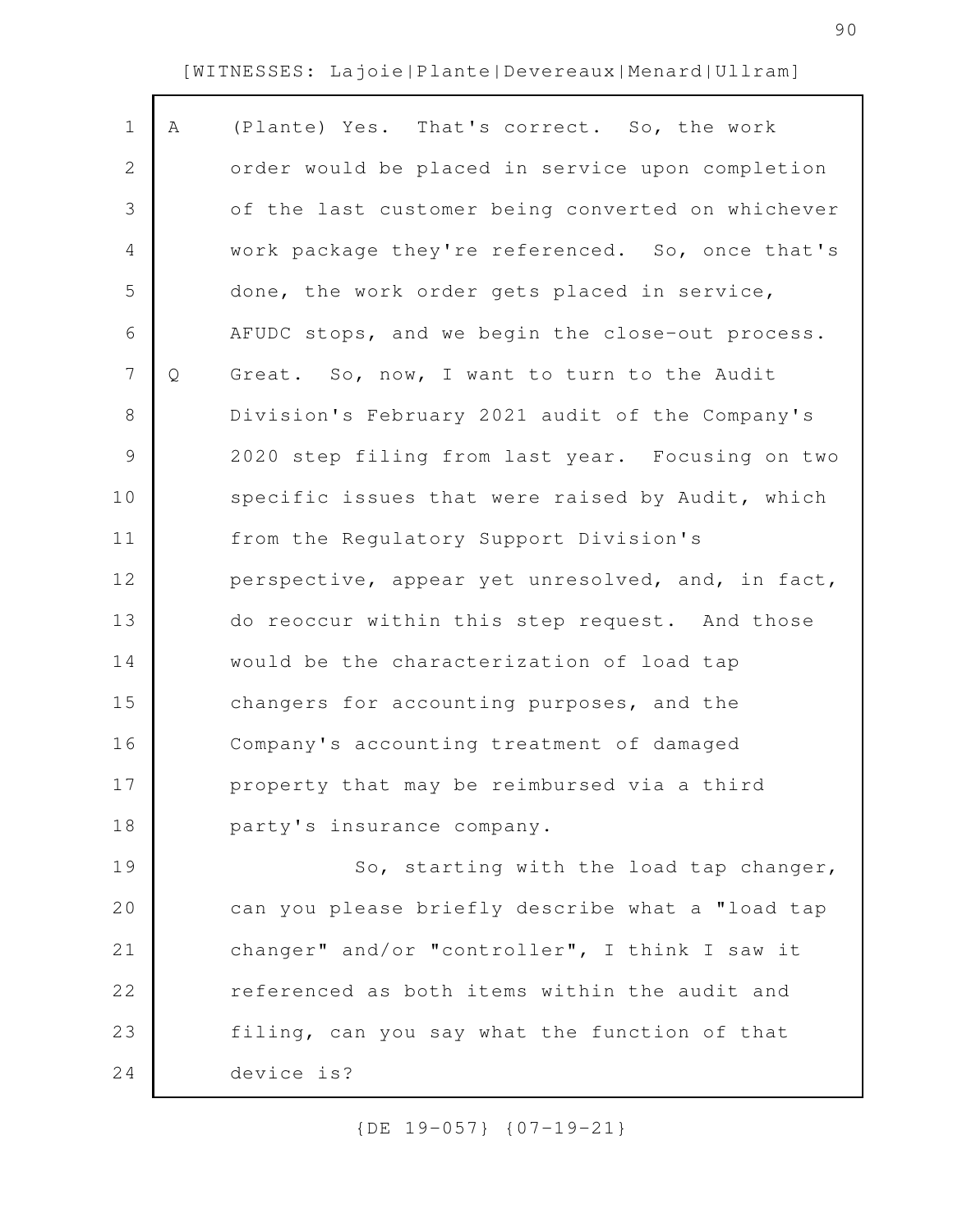A (Plante) Yes. That's correct. So, the work order would be placed in service upon completion of the last customer being converted on whichever work package they're referenced. So, once that's done, the work order gets placed in service, AFUDC stops, and we begin the close-out process.

Q Great. So, now, I want to turn to the Audit Division's February 2021 audit of the Company's 2020 step filing from last year. Focusing on two specific issues that were raised by Audit, which from the Regulatory Support Division's perspective, appear yet unresolved, and, in fact, do reoccur within this step request. And those would be the characterization of load tap changers for accounting purposes, and the Company's accounting treatment of damaged property that may be reimbursed via a third party's insurance company.

So, starting with the load tap changer, can you please briefly describe what a "load tap changer" and/or "controller", I think I saw it referenced as both items within the audit and filing, can you say what the function of that device is?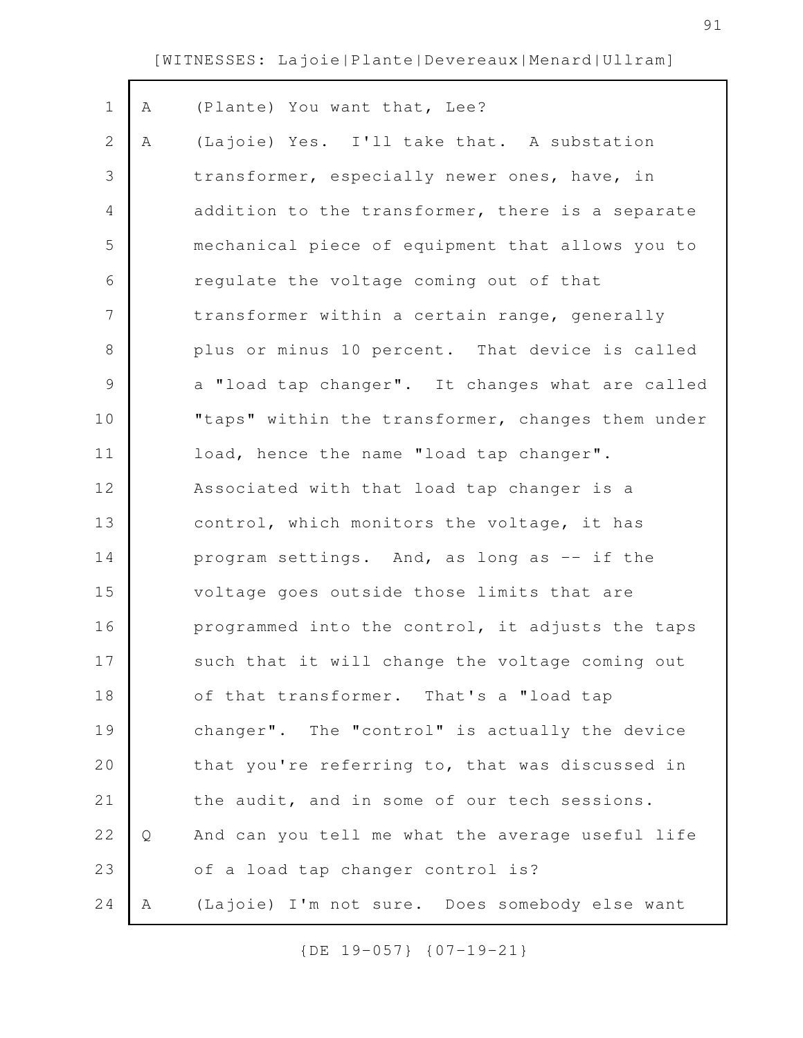A (Plante) You want that, Lee?

A (Lajoie) Yes. I'll take that. A substation transformer, especially newer ones, have, in addition to the transformer, there is a separate mechanical piece of equipment that allows you to regulate the voltage coming out of that transformer within a certain range, generally plus or minus 10 percent. That device is called a "load tap changer". It changes what are called "taps" within the transformer, changes them under load, hence the name "load tap changer". Associated with that load tap changer is a control, which monitors the voltage, it has program settings. And, as long as -- if the voltage goes outside those limits that are programmed into the control, it adjusts the taps such that it will change the voltage coming out of that transformer. That's a "load tap changer". The "control" is actually the device that you're referring to, that was discussed in the audit, and in some of our tech sessions.

Q And can you tell me what the average useful life of a load tap changer control is?

A (Lajoie) I'm not sure. Does somebody else want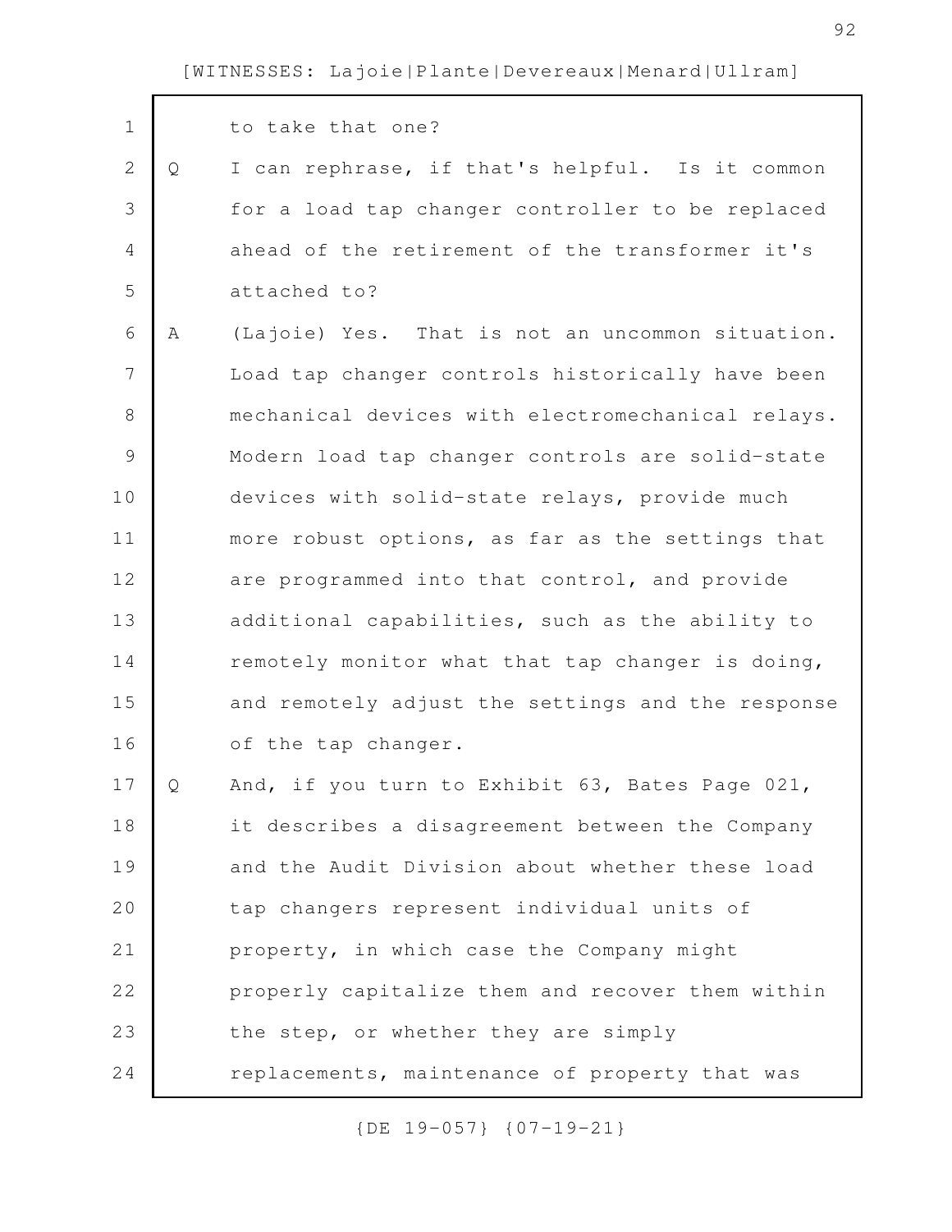to take that one?

Q I can rephrase, if that's helpful. Is it common for a load tap changer controller to be replaced ahead of the retirement of the transformer it's attached to?

A (Lajoie) Yes. That is not an uncommon situation. Load tap changer controls historically have been mechanical devices with electromechanical relays. Modern load tap changer controls are solid-state devices with solid-state relays, provide much more robust options, as far as the settings that are programmed into that control, and provide additional capabilities, such as the ability to remotely monitor what that tap changer is doing, and remotely adjust the settings and the response of the tap changer.

Q And, if you turn to Exhibit 63, Bates Page 021, it describes a disagreement between the Company and the Audit Division about whether these load tap changers represent individual units of property, in which case the Company might properly capitalize them and recover them within the step, or whether they are simply replacements, maintenance of property that was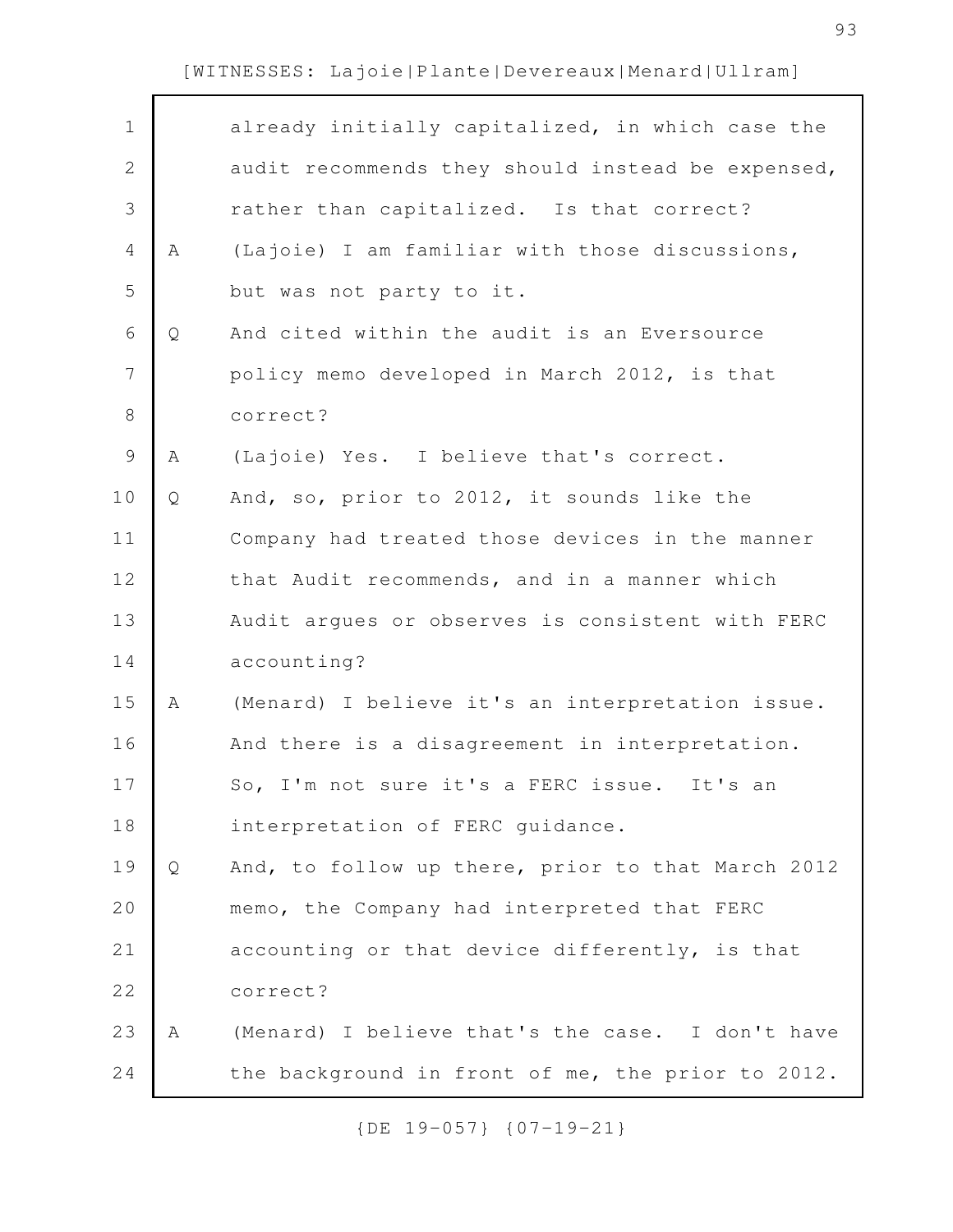already initially capitalized, in which case the audit recommends they should instead be expensed, rather than capitalized. Is that correct?

A (Lajoie) I am familiar with those discussions, but was not party to it.

Q And cited within the audit is an Eversource policy memo developed in March 2012, is that correct?

A (Lajoie) Yes. I believe that's correct.

Q And, so, prior to 2012, it sounds like the Company had treated those devices in the manner that Audit recommends, and in a manner which Audit argues or observes is consistent with FERC accounting?

A (Menard) I believe it's an interpretation issue. And there is a disagreement in interpretation. So, I'm not sure it's a FERC issue. It's an interpretation of FERC guidance.

Q And, to follow up there, prior to that March 2012 memo, the Company had interpreted that FERC accounting or that device differently, is that correct?

A (Menard) I believe that's the case. I don't have the background in front of me, the prior to 2012.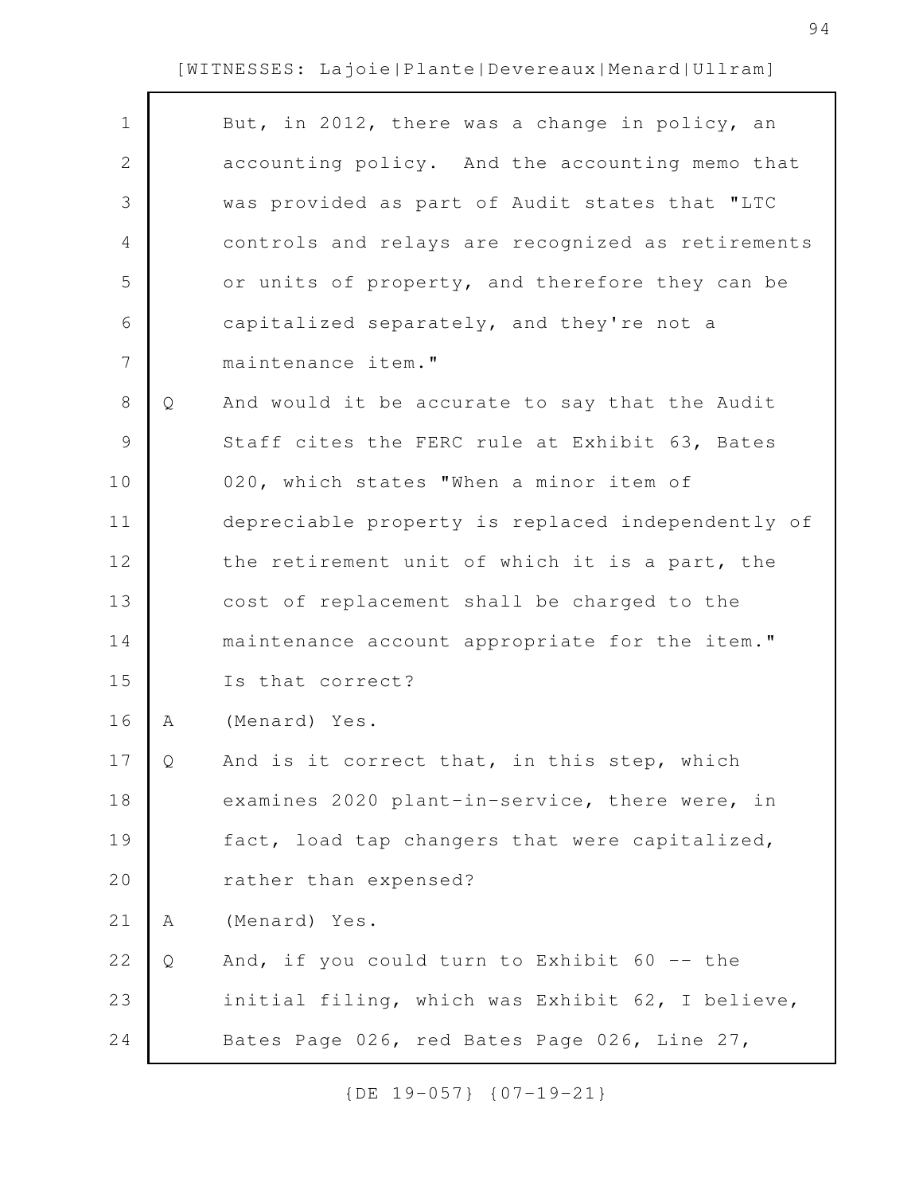But, in 2012, there was a change in policy, an accounting policy. And the accounting memo that was provided as part of Audit states that "LTC controls and relays are recognized as retirements or units of property, and therefore they can be capitalized separately, and they're not a maintenance item."

Q And would it be accurate to say that the Audit Staff cites the FERC rule at Exhibit 63, Bates 020, which states "When a minor item of depreciable property is replaced independently of the retirement unit of which it is a part, the cost of replacement shall be charged to the maintenance account appropriate for the item." Is that correct?

A (Menard) Yes.

Q And is it correct that, in this step, which examines 2020 plant-in-service, there were, in fact, load tap changers that were capitalized, rather than expensed?

A (Menard) Yes.

Q And, if you could turn to Exhibit 60 -- the initial filing, which was Exhibit 62, I believe, Bates Page 026, red Bates Page 026, Line 27,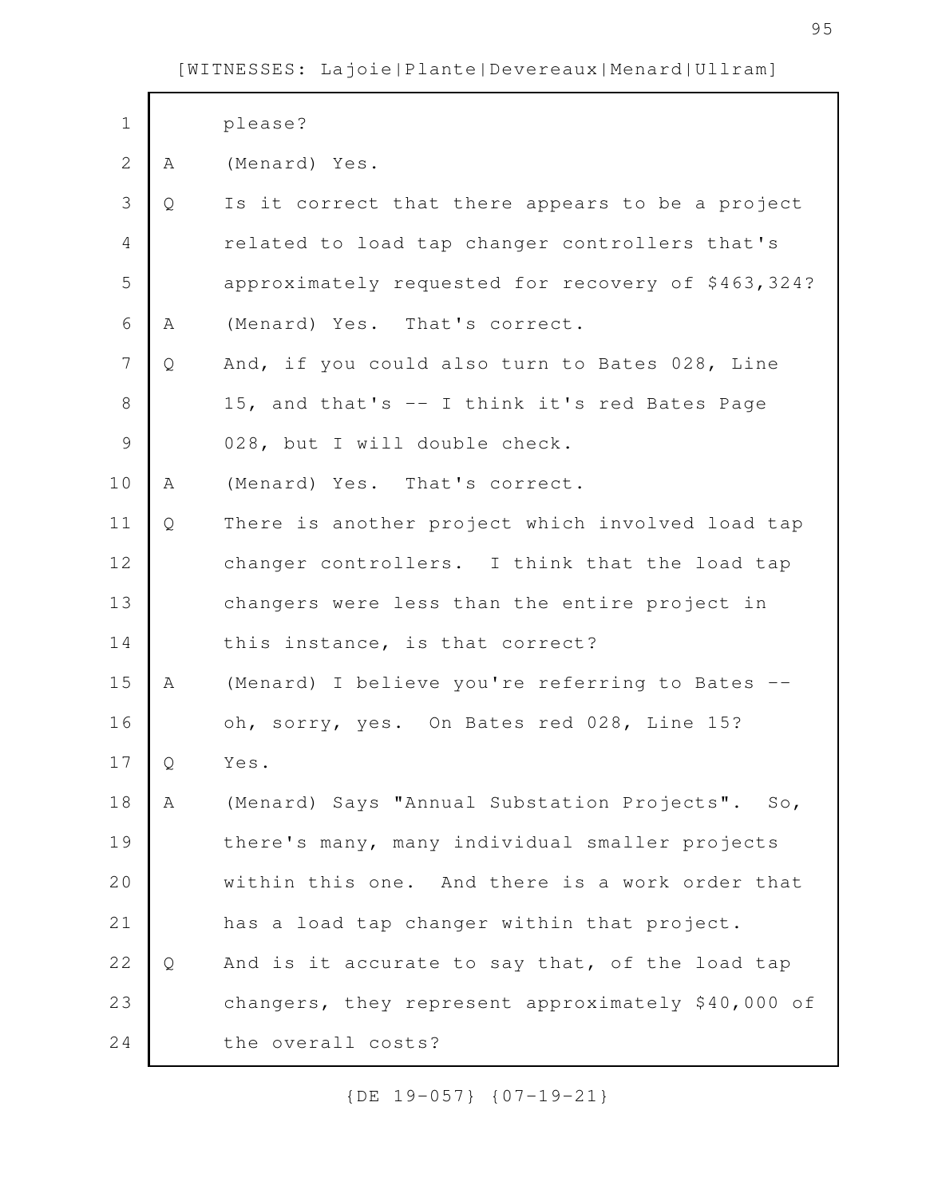please?

A (Menard) Yes.

Q Is it correct that there appears to be a project related to load tap changer controllers that's approximately requested for recovery of $463,324?

A (Menard) Yes. That's correct.

Q And, if you could also turn to Bates 028, Line 15, and that's -- I think it's red Bates Page 028, but I will double check.

A (Menard) Yes. That's correct.

Q There is another project which involved load tap changer controllers. I think that the load tap changers were less than the entire project in this instance, is that correct?

A (Menard) I believe you're referring to Bates -- oh, sorry, yes. On Bates red 028, Line 15?

Q Yes.

A (Menard) Says "Annual Substation Projects". So, there's many, many individual smaller projects within this one. And there is a work order that has a load tap changer within that project.

Q And is it accurate to say that, of the load tap changers, they represent approximately $40,000 of the overall costs?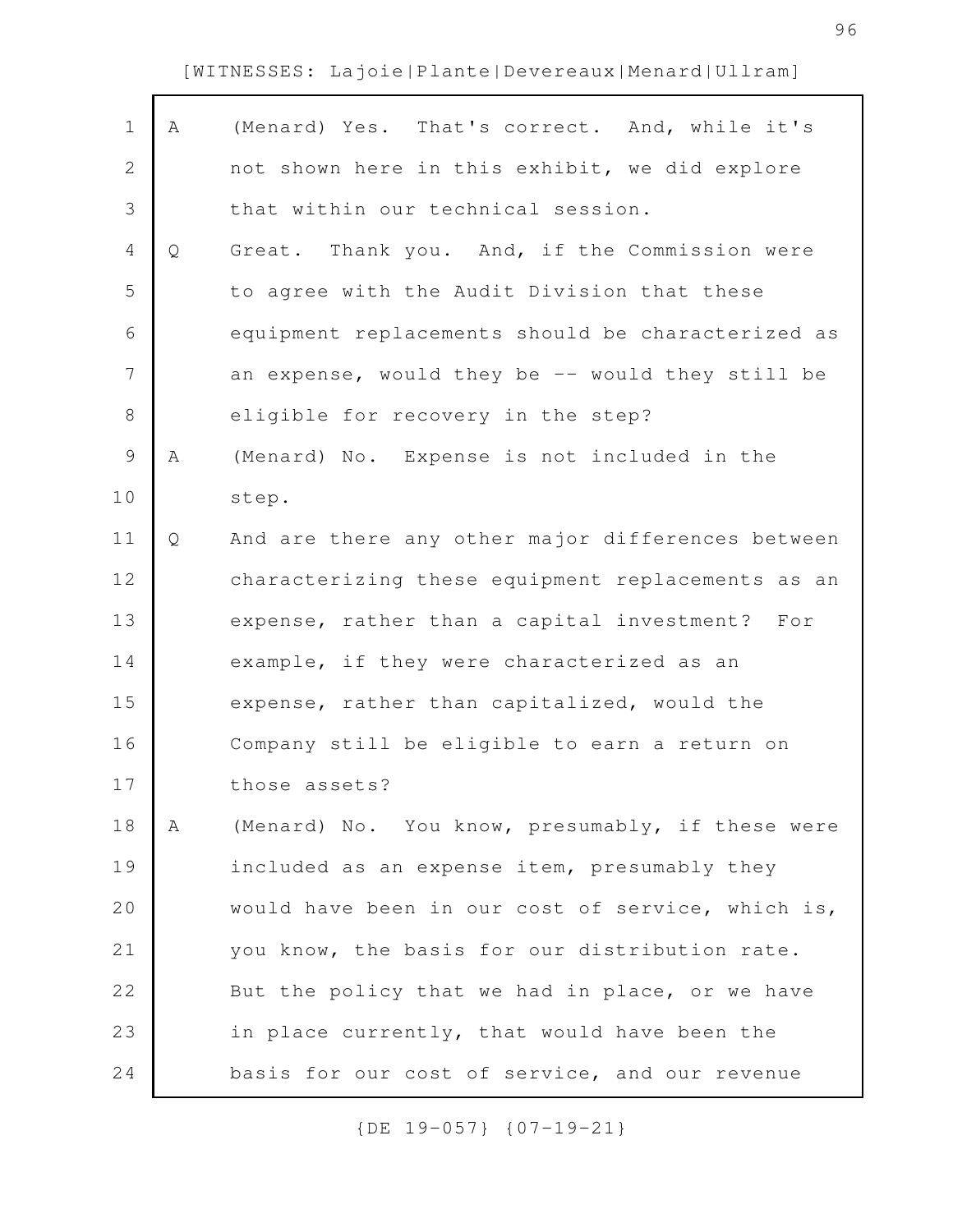[WITNESSES: Lajoie|Plante|Devereaux|Menard|Ullram]

A (Menard) Yes. That's correct. And, while it's not shown here in this exhibit, we did explore that within our technical session.

Q Great. Thank you. And, if the Commission were to agree with the Audit Division that these equipment replacements should be characterized as an expense, would they be -- would they still be eligible for recovery in the step?

A (Menard) No. Expense is not included in the step.

Q And are there any other major differences between characterizing these equipment replacements as an expense, rather than a capital investment? For example, if they were characterized as an expense, rather than capitalized, would the Company still be eligible to earn a return on those assets?

A (Menard) No. You know, presumably, if these were included as an expense item, presumably they would have been in our cost of service, which is, you know, the basis for our distribution rate. But the policy that we had in place, or we have in place currently, that would have been the basis for our cost of service, and our revenue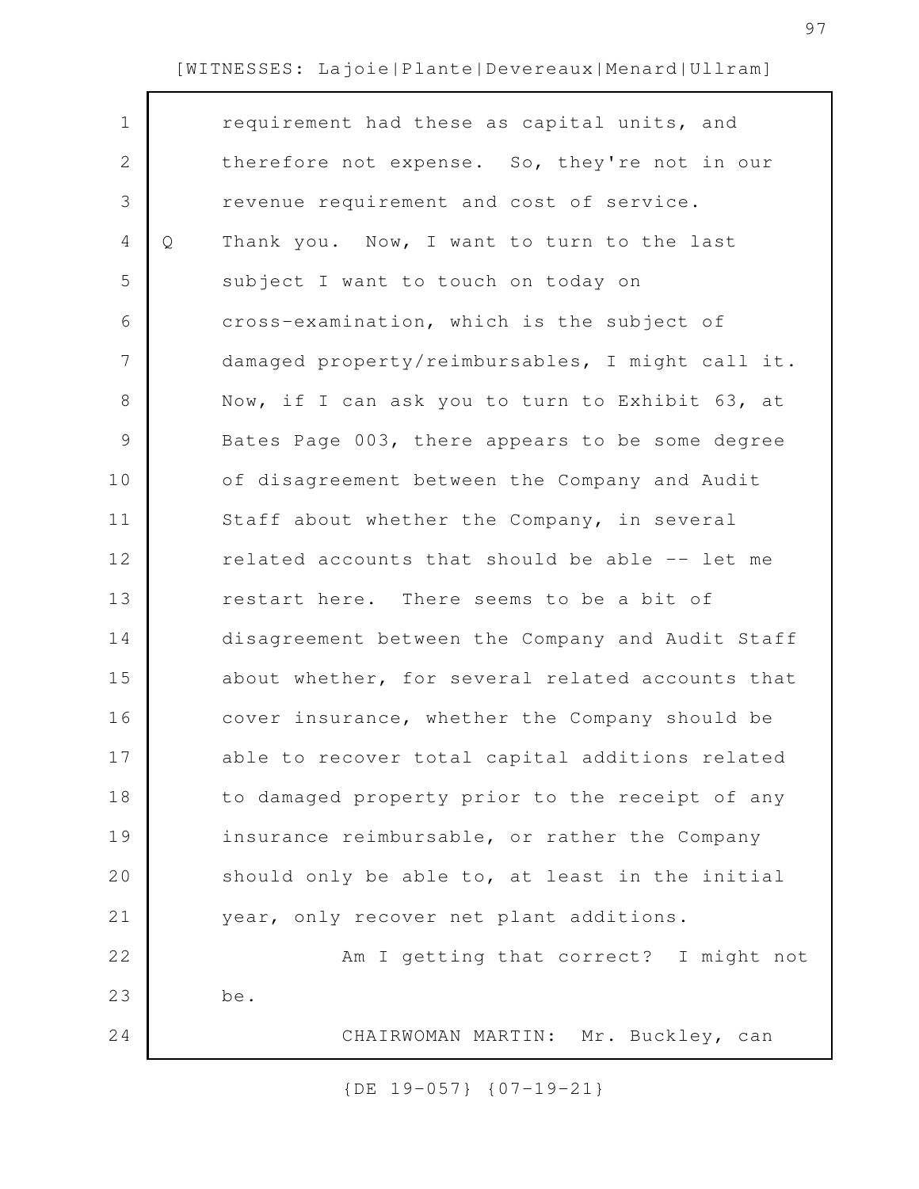requirement had these as capital units, and therefore not expense. So, they're not in our revenue requirement and cost of service.

Q Thank you. Now, I want to turn to the last subject I want to touch on today on cross-examination, which is the subject of damaged property/reimbursables, I might call it. Now, if I can ask you to turn to Exhibit 63, at Bates Page 003, there appears to be some degree of disagreement between the Company and Audit Staff about whether the Company, in several related accounts that should be able -- let me restart here. There seems to be a bit of disagreement between the Company and Audit Staff about whether, for several related accounts that cover insurance, whether the Company should be able to recover total capital additions related to damaged property prior to the receipt of any insurance reimbursable, or rather the Company should only be able to, at least in the initial year, only recover net plant additions.

Am I getting that correct? I might not be.

CHAIRWOMAN MARTIN: Mr. Buckley, can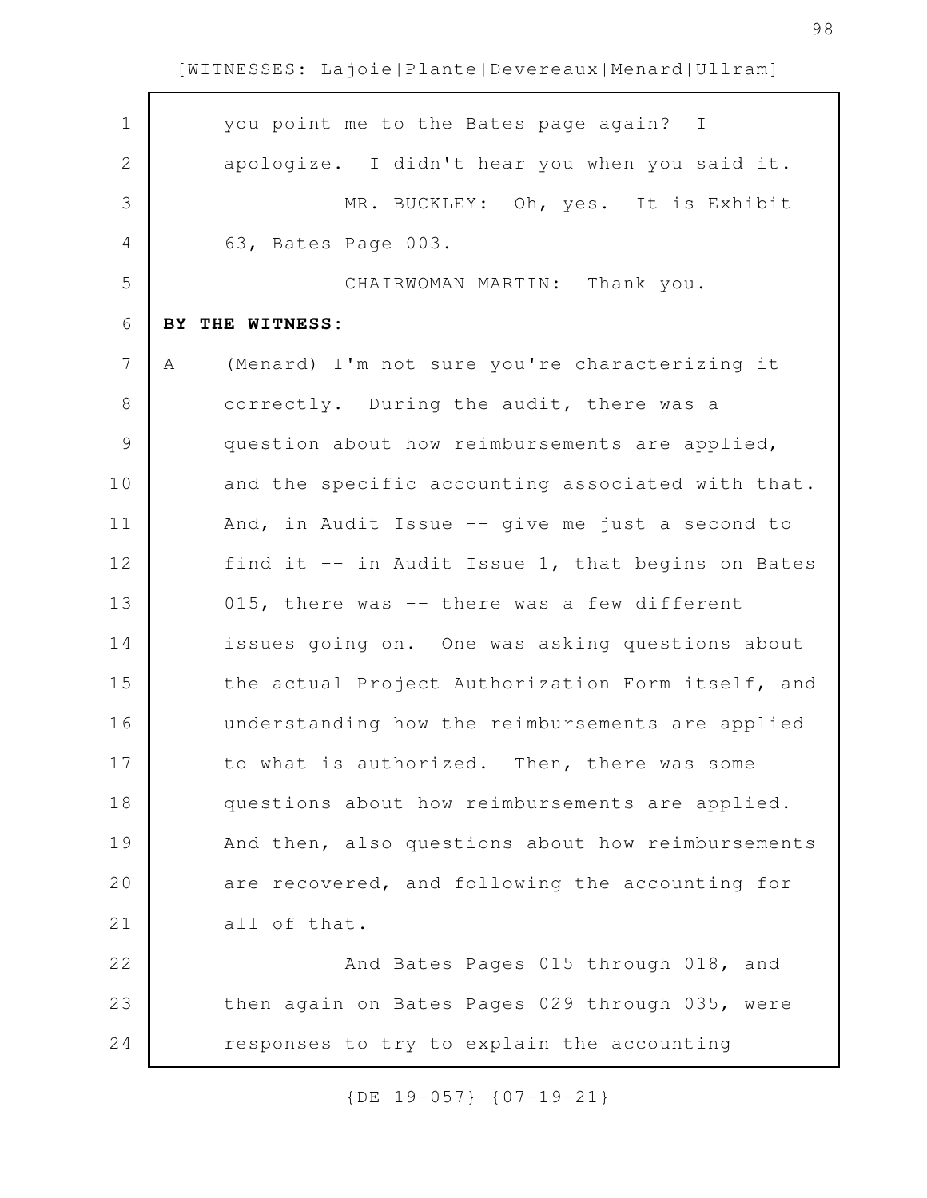you point me to the Bates page again? I apologize. I didn't hear you when you said it.

MR. BUCKLEY: Oh, yes. It is Exhibit 63, Bates Page 003.

CHAIRWOMAN MARTIN: Thank you.

**BY THE WITNESS:**

A (Menard) I'm not sure you're characterizing it correctly. During the audit, there was a question about how reimbursements are applied, and the specific accounting associated with that. And, in Audit Issue -- give me just a second to find it -- in Audit Issue 1, that begins on Bates 015, there was -- there was a few different issues going on. One was asking questions about the actual Project Authorization Form itself, and understanding how the reimbursements are applied to what is authorized. Then, there was some questions about how reimbursements are applied. And then, also questions about how reimbursements are recovered, and following the accounting for all of that.

And Bates Pages 015 through 018, and then again on Bates Pages 029 through 035, were responses to try to explain the accounting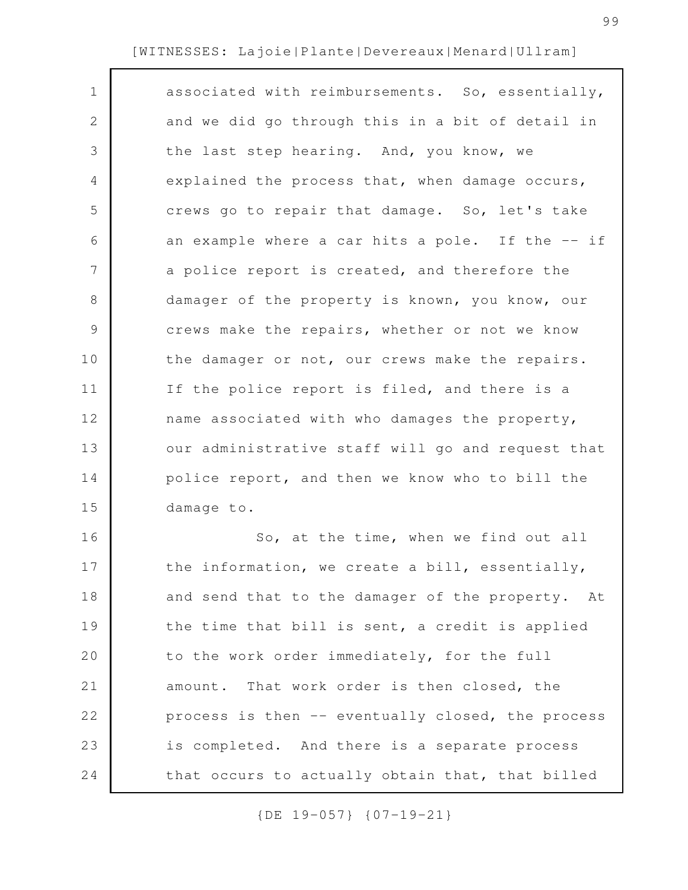associated with reimbursements. So, essentially, and we did go through this in a bit of detail in the last step hearing. And, you know, we explained the process that, when damage occurs, crews go to repair that damage. So, let's take an example where a car hits a pole. If the -- if a police report is created, and therefore the damager of the property is known, you know, our crews make the repairs, whether or not we know the damager or not, our crews make the repairs. If the police report is filed, and there is a name associated with who damages the property, our administrative staff will go and request that police report, and then we know who to bill the damage to.

So, at the time, when we find out all the information, we create a bill, essentially, and send that to the damager of the property. At the time that bill is sent, a credit is applied to the work order immediately, for the full amount. That work order is then closed, the process is then -- eventually closed, the process is completed. And there is a separate process that occurs to actually obtain that, that billed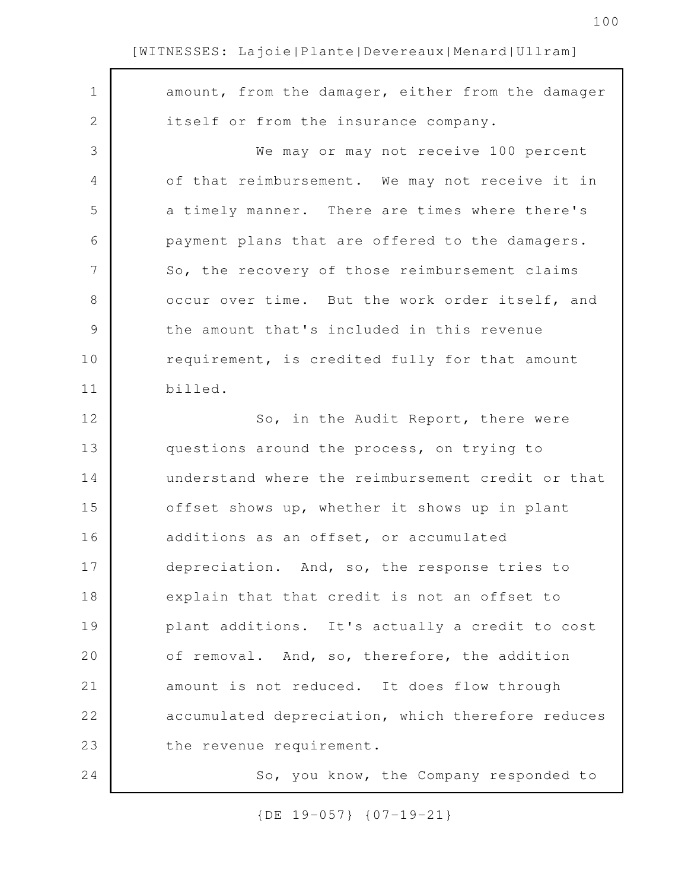amount, from the damager, either from the damager itself or from the insurance company.

We may or may not receive 100 percent of that reimbursement. We may not receive it in a timely manner. There are times where there's payment plans that are offered to the damagers. So, the recovery of those reimbursement claims occur over time. But the work order itself, and the amount that's included in this revenue requirement, is credited fully for that amount billed.

So, in the Audit Report, there were questions around the process, on trying to understand where the reimbursement credit or that offset shows up, whether it shows up in plant additions as an offset, or accumulated depreciation. And, so, the response tries to explain that that credit is not an offset to plant additions. It's actually a credit to cost of removal. And, so, therefore, the addition amount is not reduced. It does flow through accumulated depreciation, which therefore reduces the revenue requirement.

So, you know, the Company responded to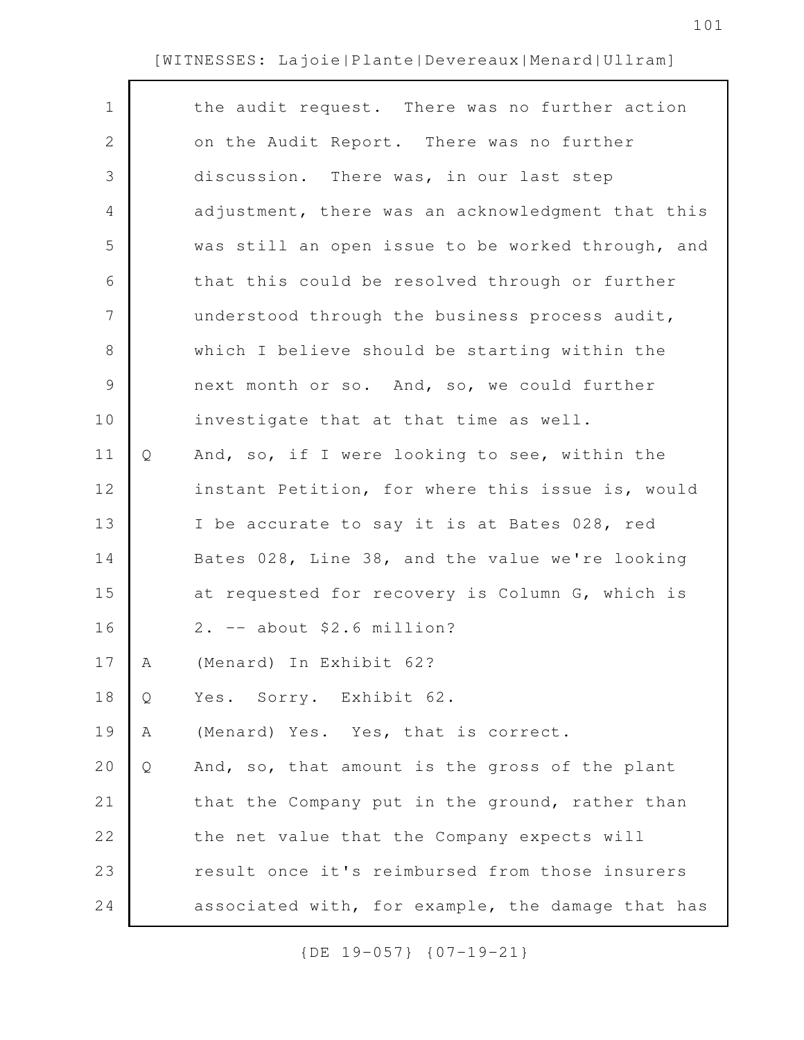the audit request. There was no further action on the Audit Report. There was no further discussion. There was, in our last step adjustment, there was an acknowledgment that this was still an open issue to be worked through, and that this could be resolved through or further understood through the business process audit, which I believe should be starting within the next month or so. And, so, we could further investigate that at that time as well.

Q And, so, if I were looking to see, within the instant Petition, for where this issue is, would I be accurate to say it is at Bates 028, red Bates 028, Line 38, and the value we're looking at requested for recovery is Column G, which is 2. -- about $2.6 million?

A (Menard) In Exhibit 62?

Q Yes. Sorry. Exhibit 62.

A (Menard) Yes. Yes, that is correct.

Q And, so, that amount is the gross of the plant that the Company put in the ground, rather than the net value that the Company expects will result once it's reimbursed from those insurers associated with, for example, the damage that has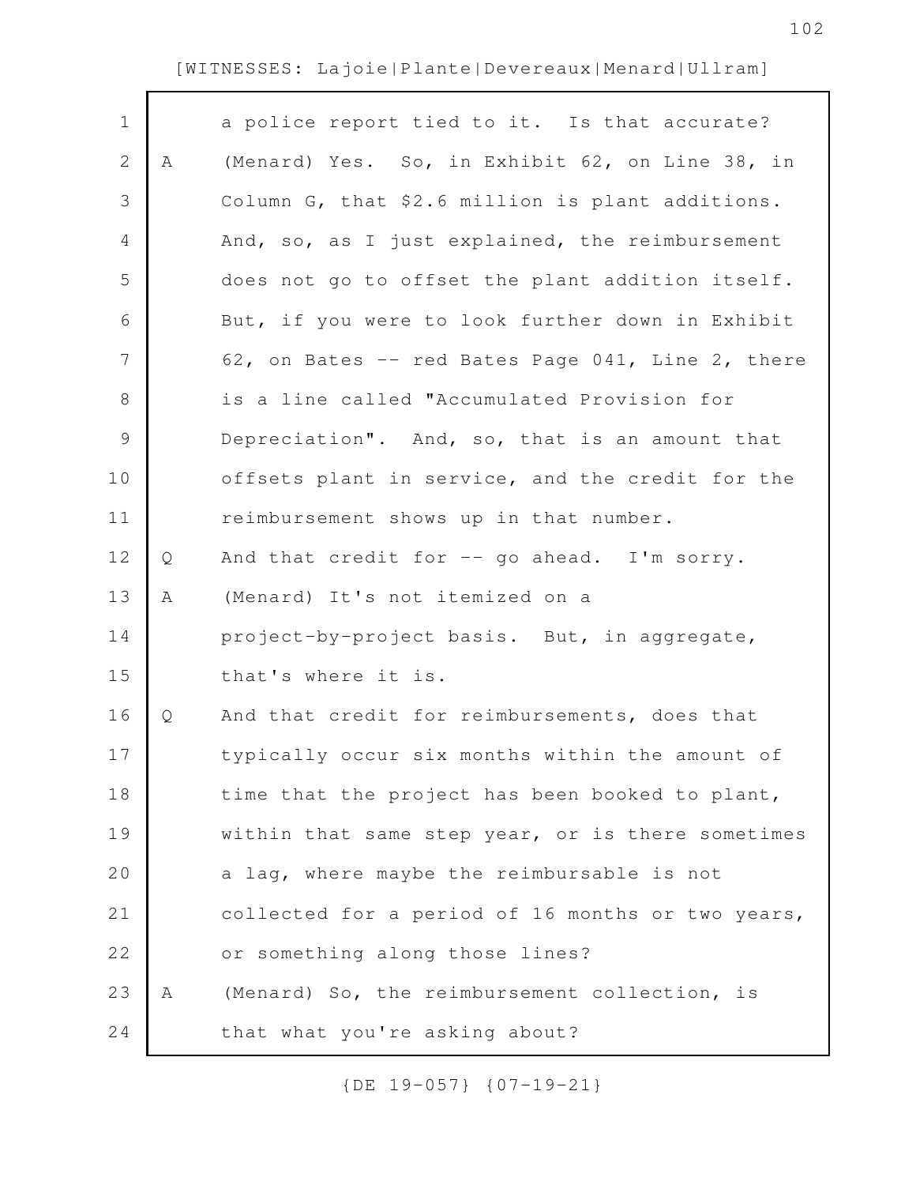a police report tied to it. Is that accurate?

A (Menard) Yes. So, in Exhibit 62, on Line 38, in Column G, that $2.6 million is plant additions. And, so, as I just explained, the reimbursement does not go to offset the plant addition itself. But, if you were to look further down in Exhibit 62, on Bates -- red Bates Page 041, Line 2, there is a line called "Accumulated Provision for Depreciation". And, so, that is an amount that offsets plant in service, and the credit for the reimbursement shows up in that number.

Q And that credit for -- go ahead. I'm sorry.

A (Menard) It's not itemized on a project-by-project basis. But, in aggregate, that's where it is.

Q And that credit for reimbursements, does that typically occur six months within the amount of time that the project has been booked to plant, within that same step year, or is there sometimes a lag, where maybe the reimbursable is not collected for a period of 16 months or two years, or something along those lines?

A (Menard) So, the reimbursement collection, is that what you're asking about?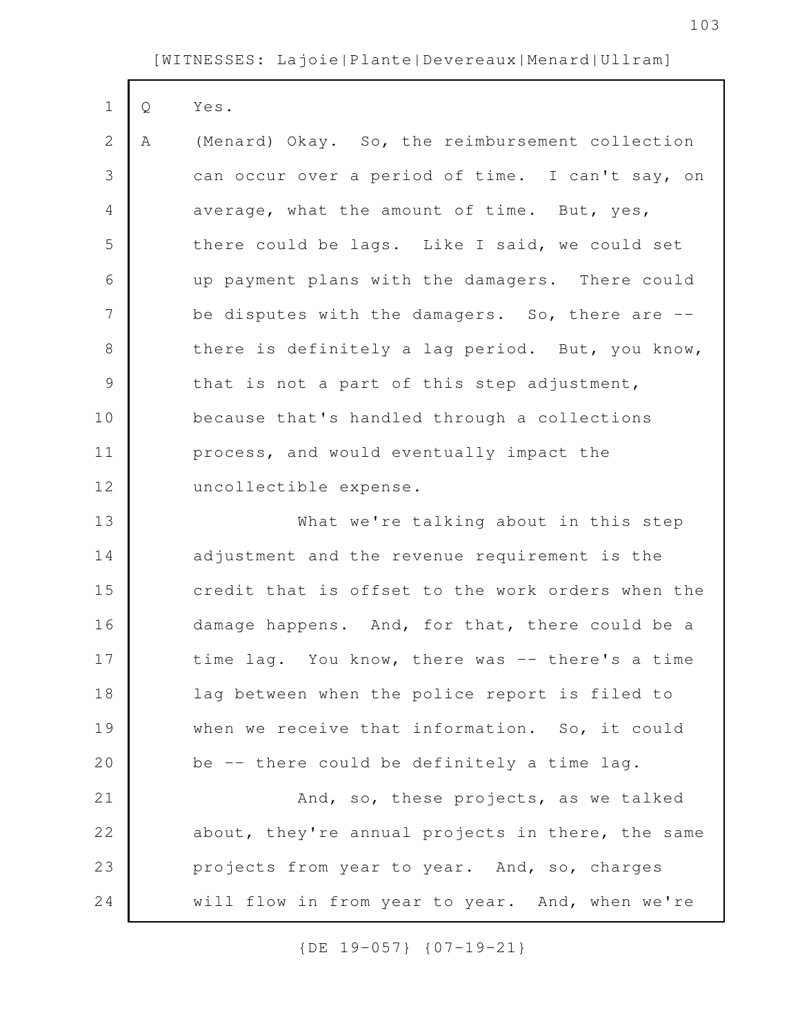Q Yes.

A (Menard) Okay. So, the reimbursement collection can occur over a period of time. I can't say, on average, what the amount of time. But, yes, there could be lags. Like I said, we could set up payment plans with the damagers. There could be disputes with the damagers. So, there are -- there is definitely a lag period. But, you know, that is not a part of this step adjustment, because that's handled through a collections process, and would eventually impact the uncollectible expense.

What we're talking about in this step adjustment and the revenue requirement is the credit that is offset to the work orders when the damage happens. And, for that, there could be a time lag. You know, there was -- there's a time lag between when the police report is filed to when we receive that information. So, it could be -- there could be definitely a time lag.

And, so, these projects, as we talked about, they're annual projects in there, the same projects from year to year. And, so, charges will flow in from year to year. And, when we're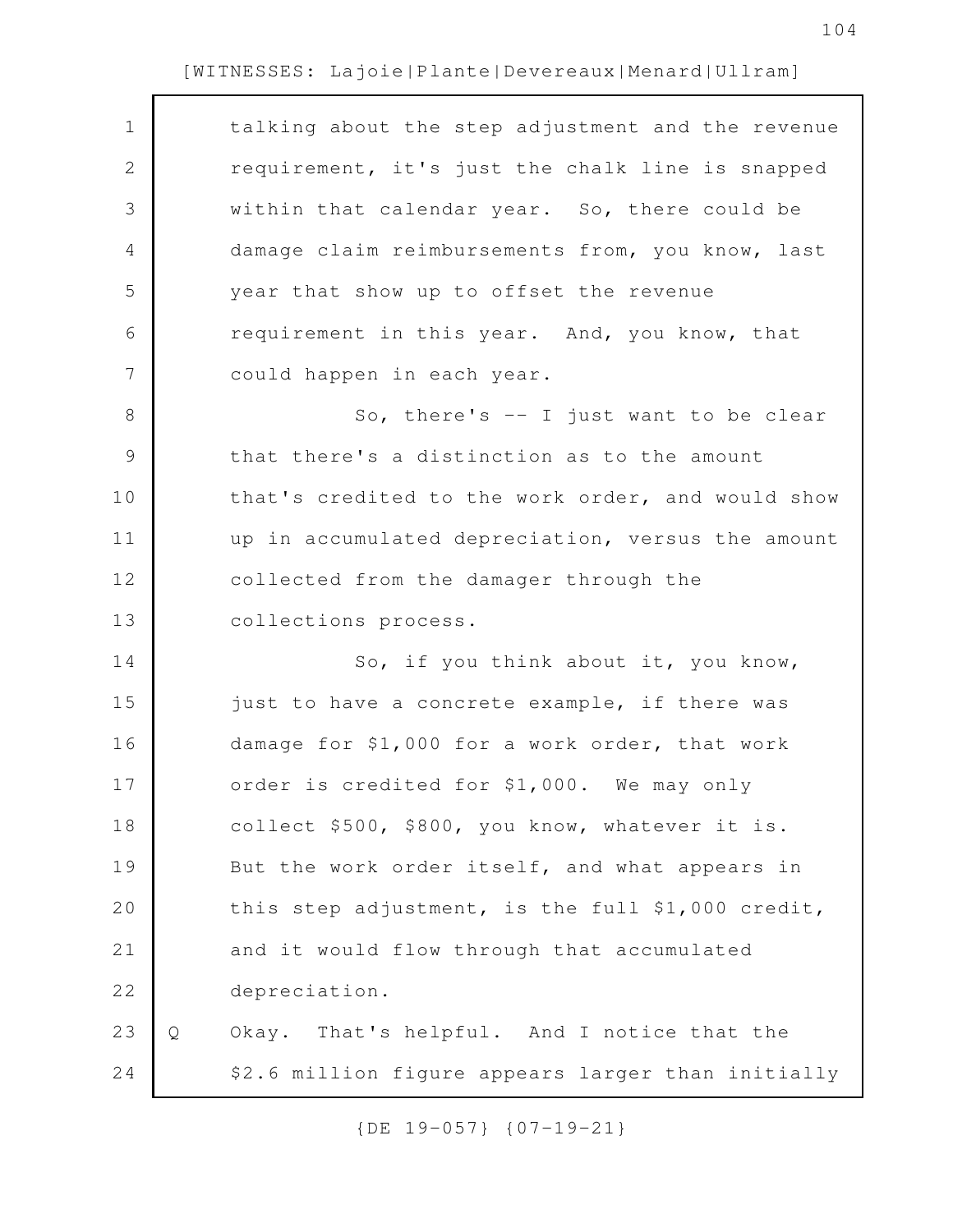talking about the step adjustment and the revenue requirement, it's just the chalk line is snapped within that calendar year. So, there could be damage claim reimbursements from, you know, last year that show up to offset the revenue requirement in this year. And, you know, that could happen in each year.

So, there's -- I just want to be clear that there's a distinction as to the amount that's credited to the work order, and would show up in accumulated depreciation, versus the amount collected from the damager through the collections process.

So, if you think about it, you know, just to have a concrete example, if there was damage for $1,000 for a work order, that work order is credited for $1,000. We may only collect $500, $800, you know, whatever it is. But the work order itself, and what appears in this step adjustment, is the full $1,000 credit, and it would flow through that accumulated depreciation.

Q Okay. That's helpful. And I notice that the $2.6 million figure appears larger than initially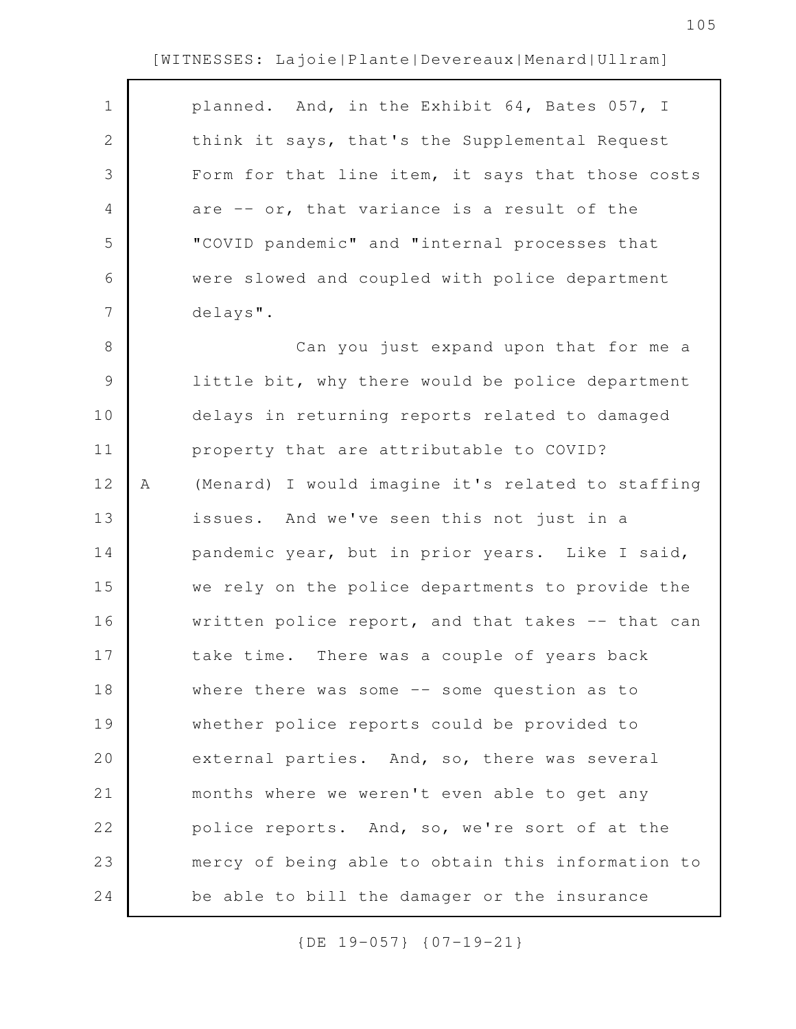planned. And, in the Exhibit 64, Bates 057, I think it says, that's the Supplemental Request Form for that line item, it says that those costs are -- or, that variance is a result of the "COVID pandemic" and "internal processes that were slowed and coupled with police department delays".

Can you just expand upon that for me a little bit, why there would be police department delays in returning reports related to damaged property that are attributable to COVID?

A (Menard) I would imagine it's related to staffing issues. And we've seen this not just in a pandemic year, but in prior years. Like I said, we rely on the police departments to provide the written police report, and that takes -- that can take time. There was a couple of years back where there was some -- some question as to whether police reports could be provided to external parties. And, so, there was several months where we weren't even able to get any police reports. And, so, we're sort of at the mercy of being able to obtain this information to be able to bill the damager or the insurance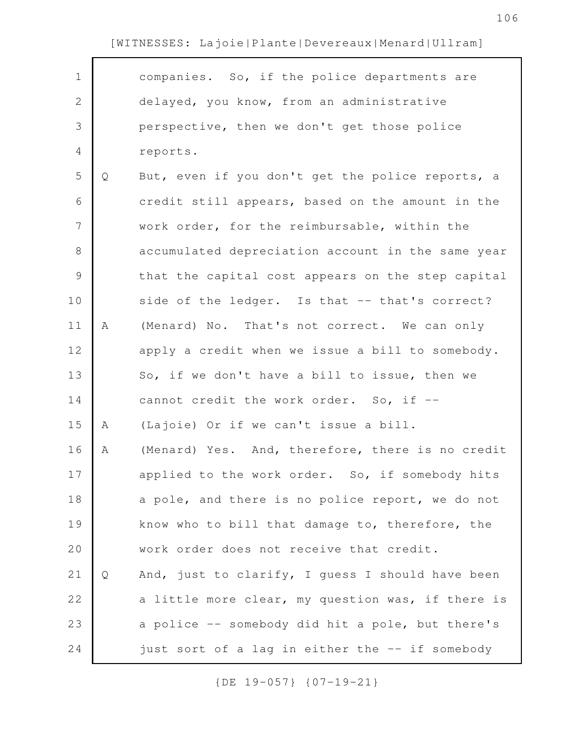companies. So, if the police departments are delayed, you know, from an administrative perspective, then we don't get those police reports.

Q But, even if you don't get the police reports, a credit still appears, based on the amount in the work order, for the reimbursable, within the accumulated depreciation account in the same year that the capital cost appears on the step capital side of the ledger. Is that -- that's correct?

A (Menard) No. That's not correct. We can only apply a credit when we issue a bill to somebody. So, if we don't have a bill to issue, then we cannot credit the work order. So, if --

A (Lajoie) Or if we can't issue a bill.

A (Menard) Yes. And, therefore, there is no credit applied to the work order. So, if somebody hits a pole, and there is no police report, we do not know who to bill that damage to, therefore, the work order does not receive that credit.

Q And, just to clarify, I guess I should have been a little more clear, my question was, if there is a police -- somebody did hit a pole, but there's just sort of a lag in either the -- if somebody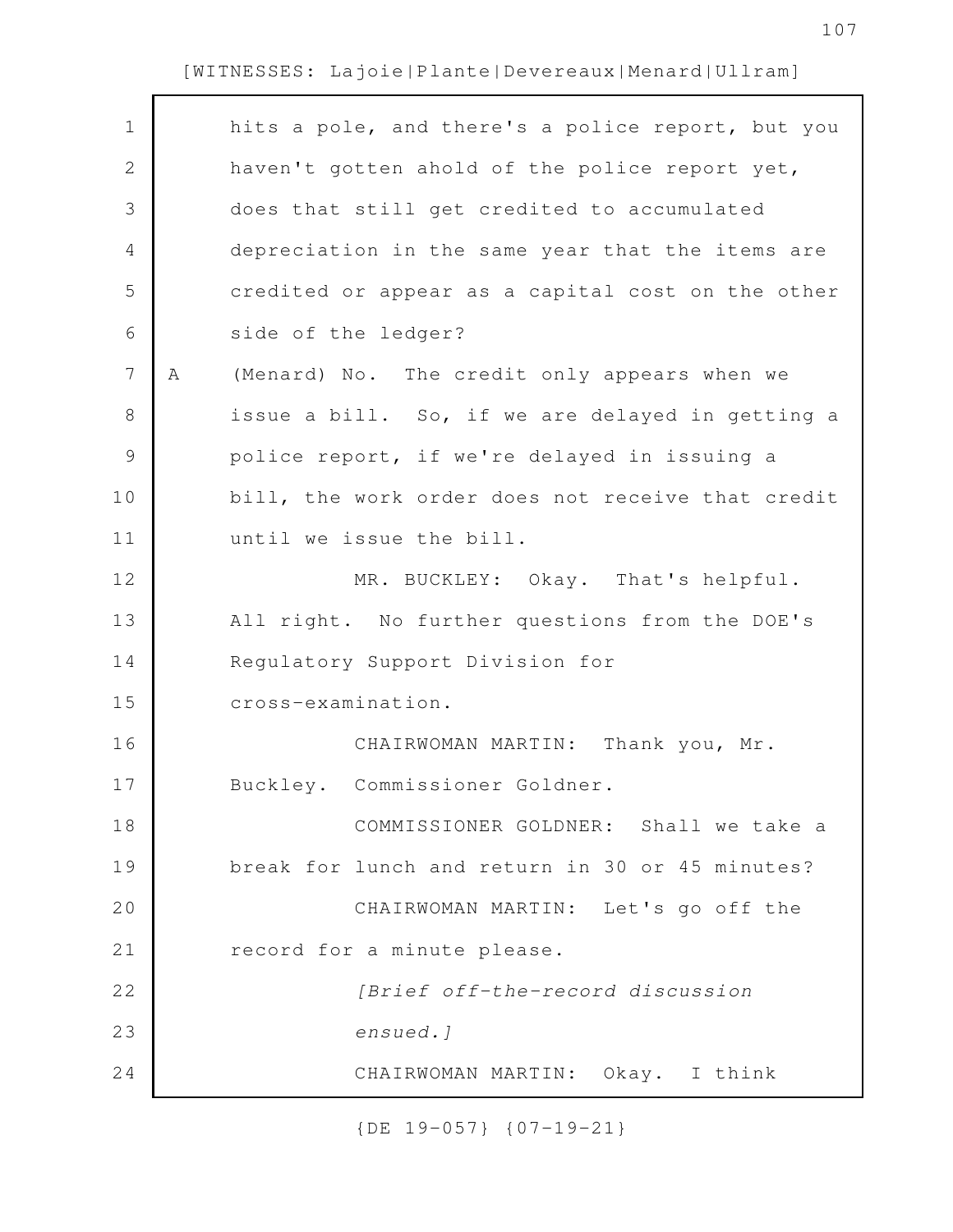hits a pole, and there's a police report, but you haven't gotten ahold of the police report yet, does that still get credited to accumulated depreciation in the same year that the items are credited or appear as a capital cost on the other side of the ledger?

A (Menard) No. The credit only appears when we issue a bill. So, if we are delayed in getting a police report, if we're delayed in issuing a bill, the work order does not receive that credit until we issue the bill.

MR. BUCKLEY: Okay. That's helpful. All right. No further questions from the DOE's Regulatory Support Division for cross-examination.

CHAIRWOMAN MARTIN: Thank you, Mr. Buckley. Commissioner Goldner.

COMMISSIONER GOLDNER: Shall we take a break for lunch and return in 30 or 45 minutes?

CHAIRWOMAN MARTIN: Let's go off the record for a minute please.

*[Brief off-the-record discussion ensued.]*

CHAIRWOMAN MARTIN: Okay. I think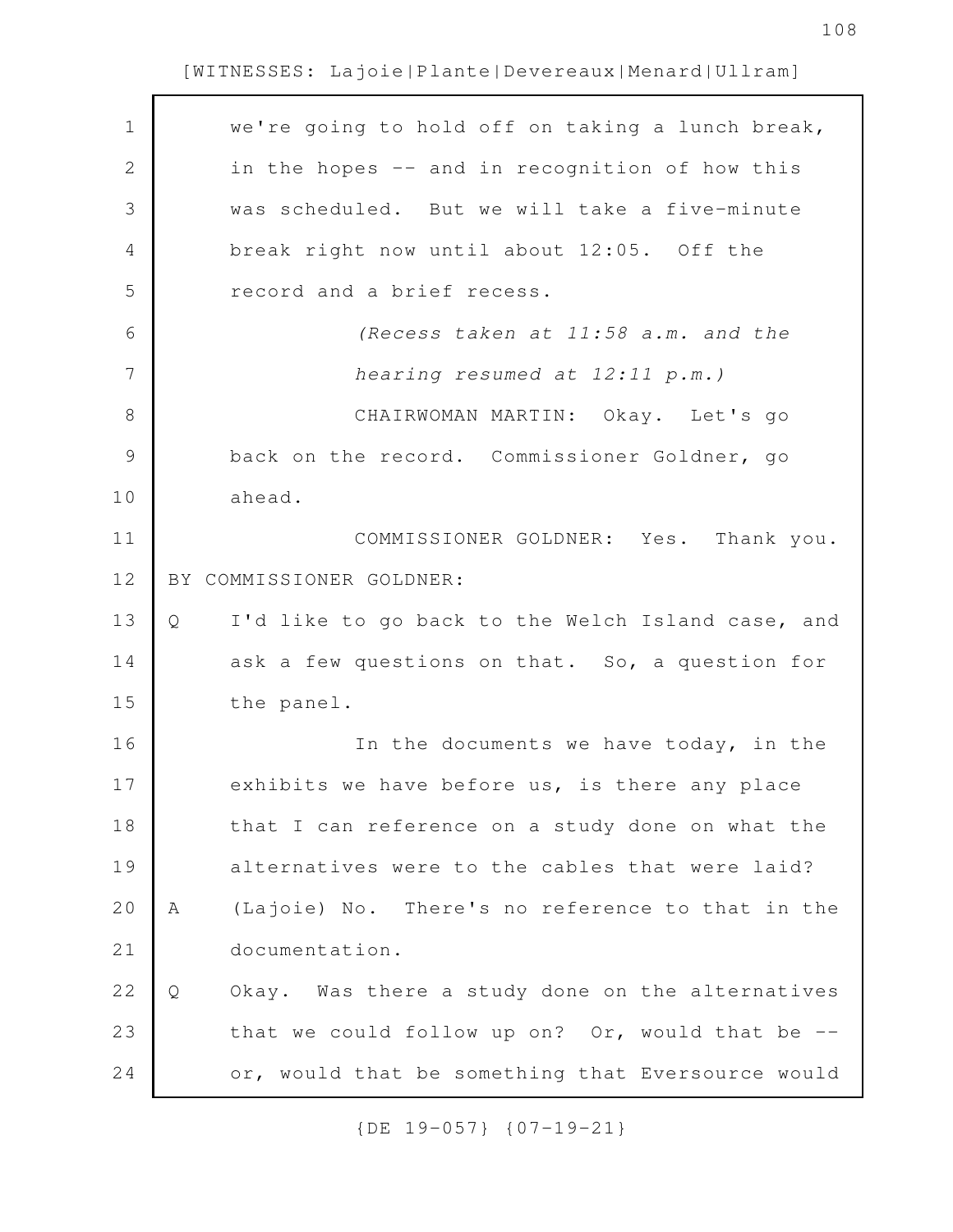we're going to hold off on taking a lunch break, in the hopes -- and in recognition of how this was scheduled. But we will take a five-minute break right now until about 12:05. Off the record and a brief recess.

*(Recess taken at 11:58 a.m. and the hearing resumed at 12:11 p.m.)*

CHAIRWOMAN MARTIN: Okay. Let's go back on the record. Commissioner Goldner, go ahead.

COMMISSIONER GOLDNER: Yes. Thank you.

BY COMMISSIONER GOLDNER:

Q I'd like to go back to the Welch Island case, and ask a few questions on that. So, a question for the panel.

In the documents we have today, in the exhibits we have before us, is there any place that I can reference on a study done on what the alternatives were to the cables that were laid?

A (Lajoie) No. There's no reference to that in the documentation.

Q Okay. Was there a study done on the alternatives that we could follow up on? Or, would that be -- or, would that be something that Eversource would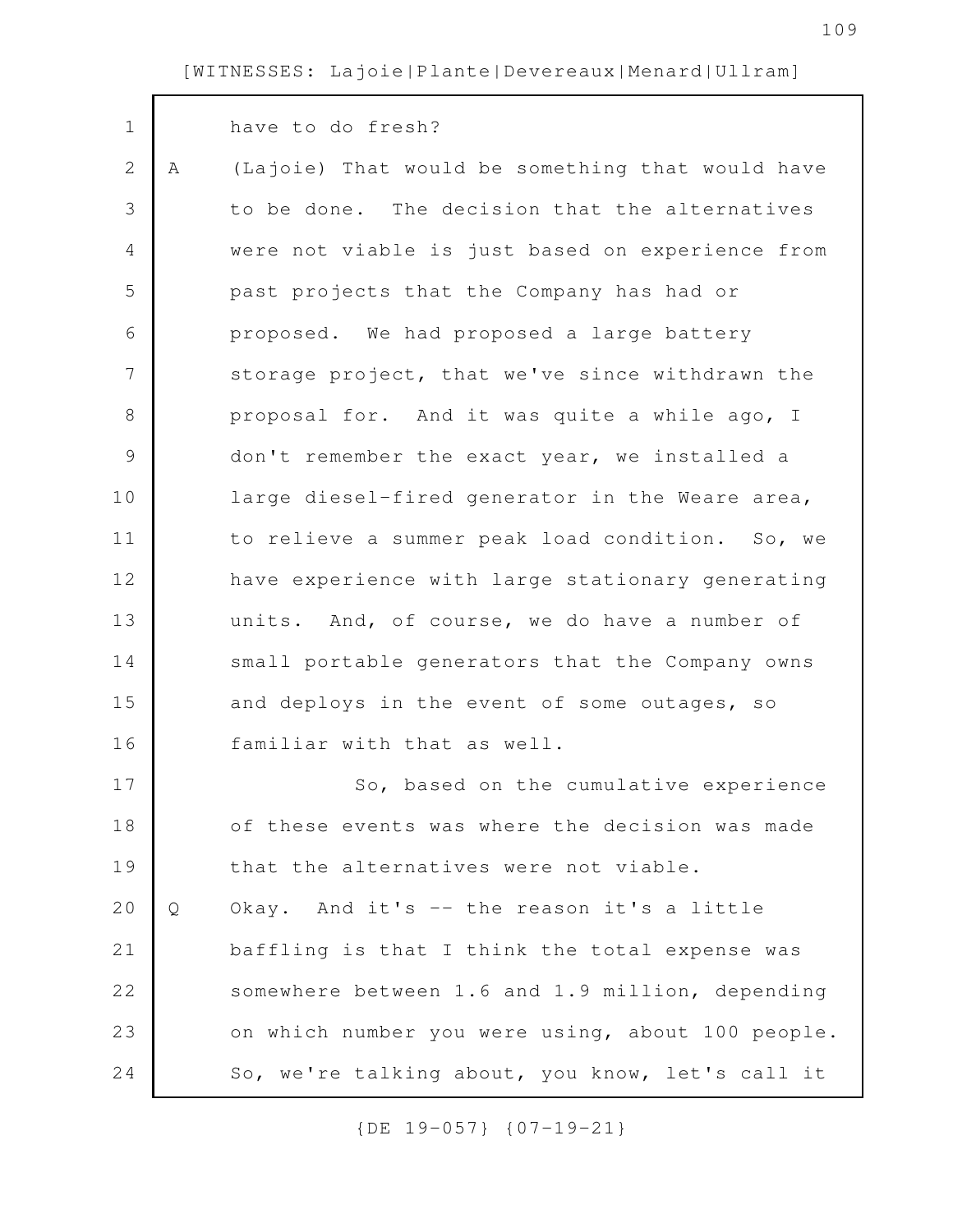have to do fresh?

A (Lajoie) That would be something that would have to be done. The decision that the alternatives were not viable is just based on experience from past projects that the Company has had or proposed. We had proposed a large battery storage project, that we've since withdrawn the proposal for. And it was quite a while ago, I don't remember the exact year, we installed a large diesel-fired generator in the Weare area, to relieve a summer peak load condition. So, we have experience with large stationary generating units. And, of course, we do have a number of small portable generators that the Company owns and deploys in the event of some outages, so familiar with that as well.

So, based on the cumulative experience of these events was where the decision was made that the alternatives were not viable.

Q Okay. And it's -- the reason it's a little baffling is that I think the total expense was somewhere between 1.6 and 1.9 million, depending on which number you were using, about 100 people. So, we're talking about, you know, let's call it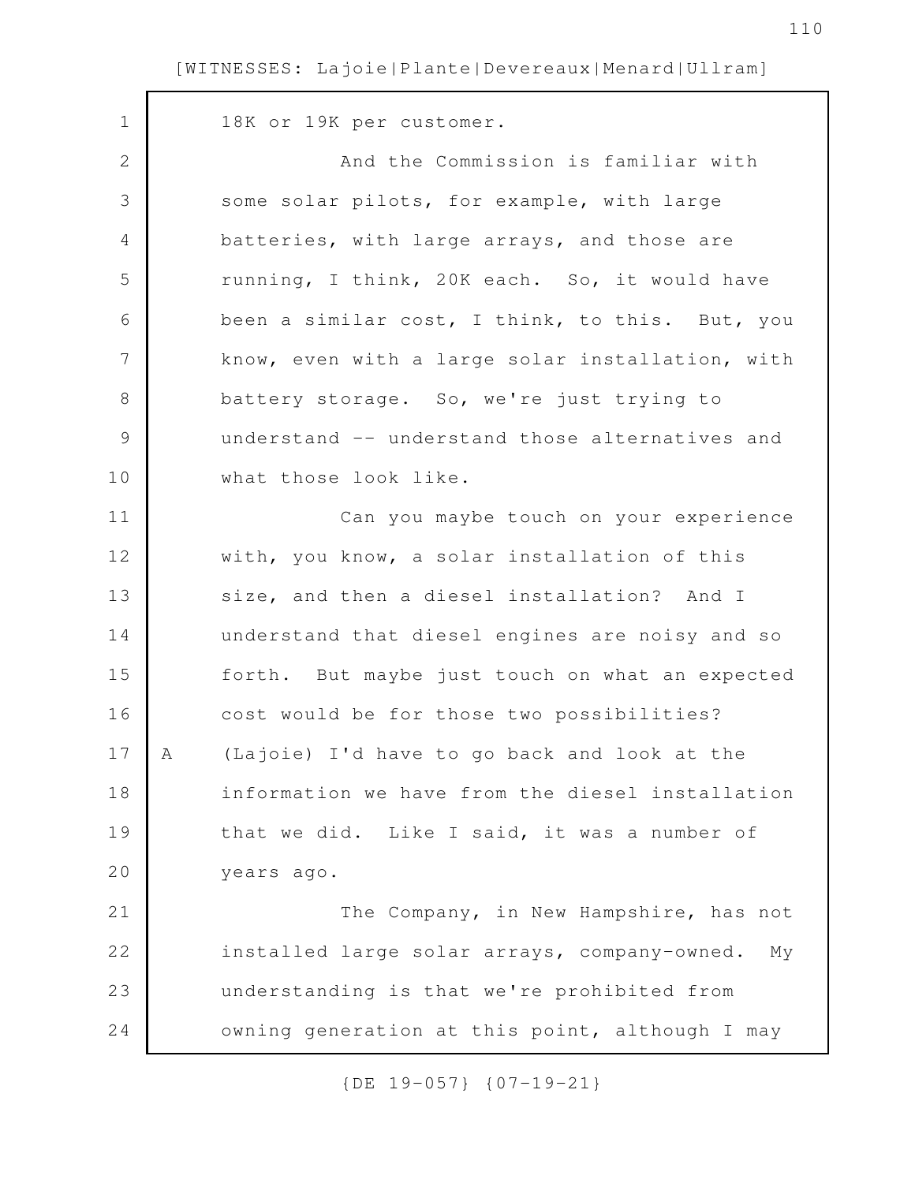18K or 19K per customer.

And the Commission is familiar with some solar pilots, for example, with large batteries, with large arrays, and those are running, I think, 20K each. So, it would have been a similar cost, I think, to this. But, you know, even with a large solar installation, with battery storage. So, we're just trying to understand -- understand those alternatives and what those look like.

Can you maybe touch on your experience with, you know, a solar installation of this size, and then a diesel installation? And I understand that diesel engines are noisy and so forth. But maybe just touch on what an expected cost would be for those two possibilities?

A (Lajoie) I'd have to go back and look at the information we have from the diesel installation that we did. Like I said, it was a number of years ago.

The Company, in New Hampshire, has not installed large solar arrays, company-owned. My understanding is that we're prohibited from owning generation at this point, although I may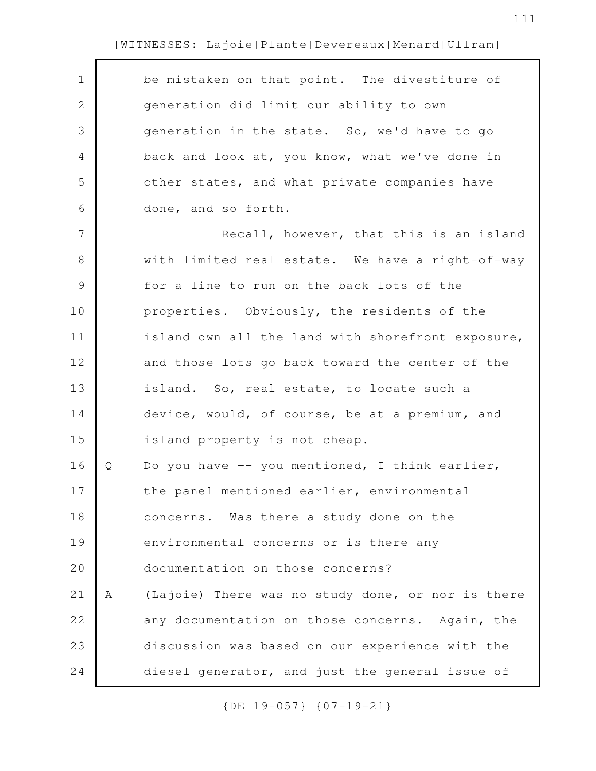be mistaken on that point. The divestiture of generation did limit our ability to own generation in the state. So, we'd have to go back and look at, you know, what we've done in other states, and what private companies have done, and so forth.

Recall, however, that this is an island with limited real estate. We have a right-of-way for a line to run on the back lots of the properties. Obviously, the residents of the island own all the land with shorefront exposure, and those lots go back toward the center of the island. So, real estate, to locate such a device, would, of course, be at a premium, and island property is not cheap.

Q Do you have -- you mentioned, I think earlier, the panel mentioned earlier, environmental concerns. Was there a study done on the environmental concerns or is there any documentation on those concerns?

A (Lajoie) There was no study done, or nor is there any documentation on those concerns. Again, the discussion was based on our experience with the diesel generator, and just the general issue of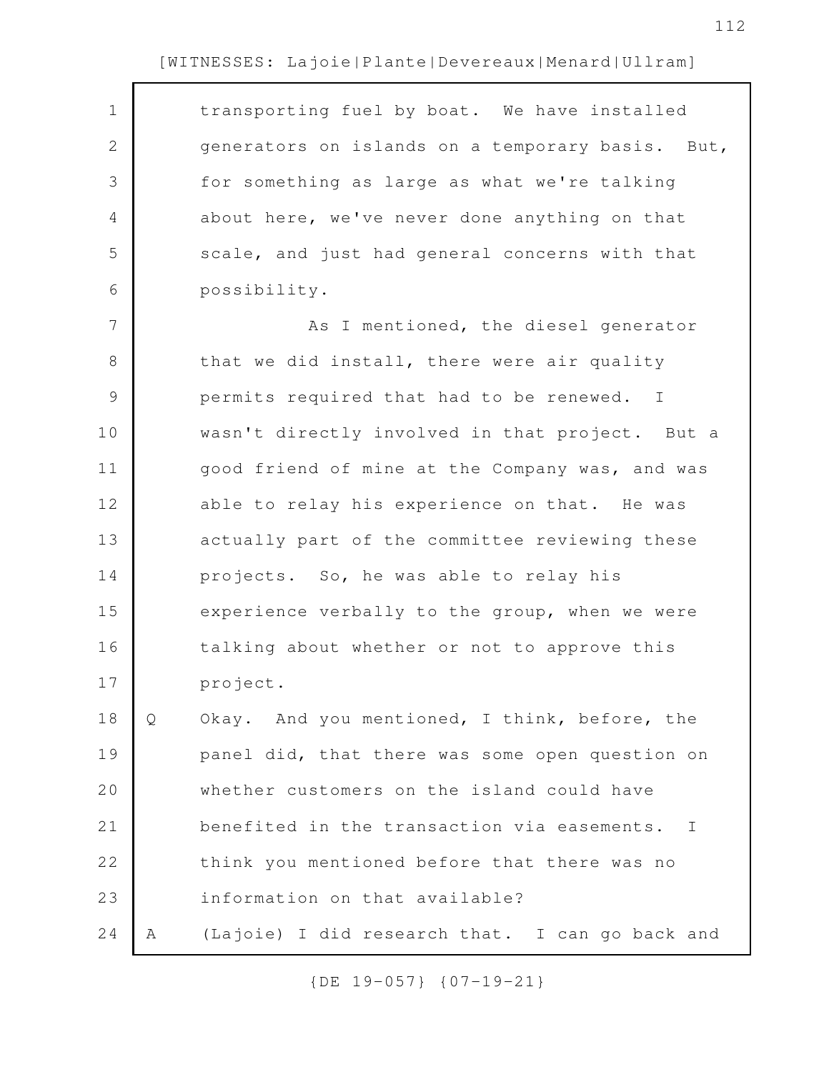transporting fuel by boat. We have installed generators on islands on a temporary basis. But, for something as large as what we're talking about here, we've never done anything on that scale, and just had general concerns with that possibility.

As I mentioned, the diesel generator that we did install, there were air quality permits required that had to be renewed. I wasn't directly involved in that project. But a good friend of mine at the Company was, and was able to relay his experience on that. He was actually part of the committee reviewing these projects. So, he was able to relay his experience verbally to the group, when we were talking about whether or not to approve this project.

Q Okay. And you mentioned, I think, before, the panel did, that there was some open question on whether customers on the island could have benefited in the transaction via easements. I think you mentioned before that there was no information on that available?

A (Lajoie) I did research that. I can go back and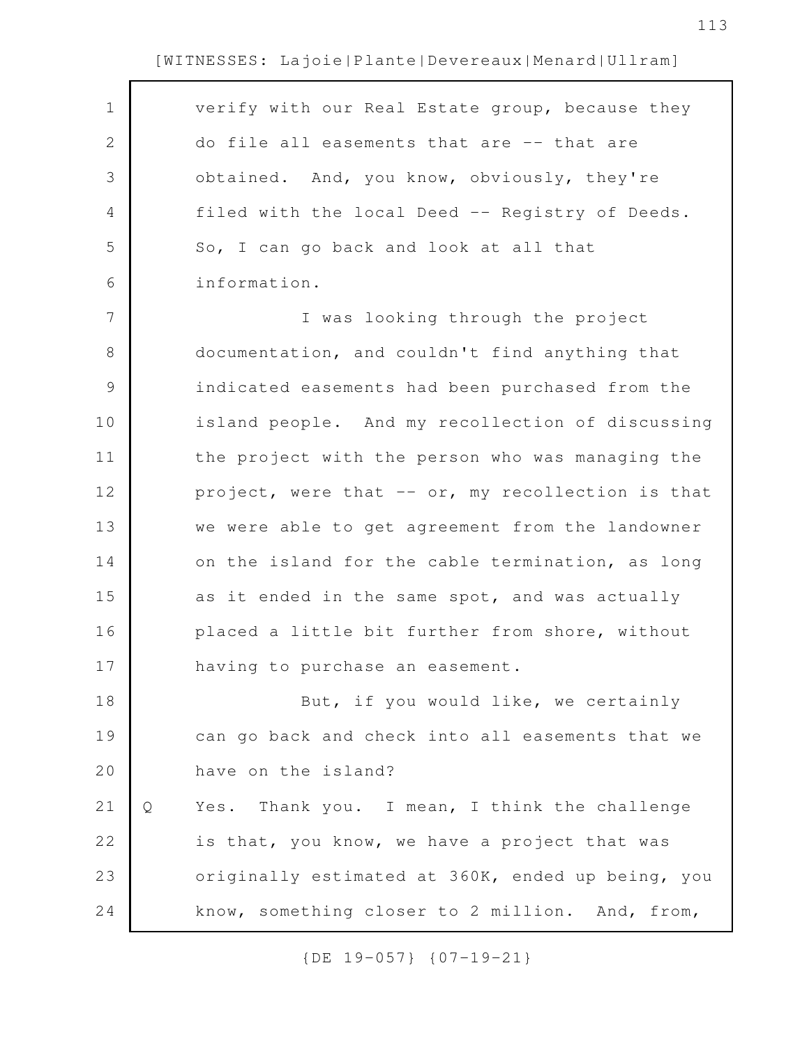verify with our Real Estate group, because they do file all easements that are -- that are obtained. And, you know, obviously, they're filed with the local Deed -- Registry of Deeds. So, I can go back and look at all that information.

I was looking through the project documentation, and couldn't find anything that indicated easements had been purchased from the island people. And my recollection of discussing the project with the person who was managing the project, were that -- or, my recollection is that we were able to get agreement from the landowner on the island for the cable termination, as long as it ended in the same spot, and was actually placed a little bit further from shore, without having to purchase an easement.

But, if you would like, we certainly can go back and check into all easements that we have on the island?

Q Yes. Thank you. I mean, I think the challenge is that, you know, we have a project that was originally estimated at 360K, ended up being, you know, something closer to 2 million. And, from,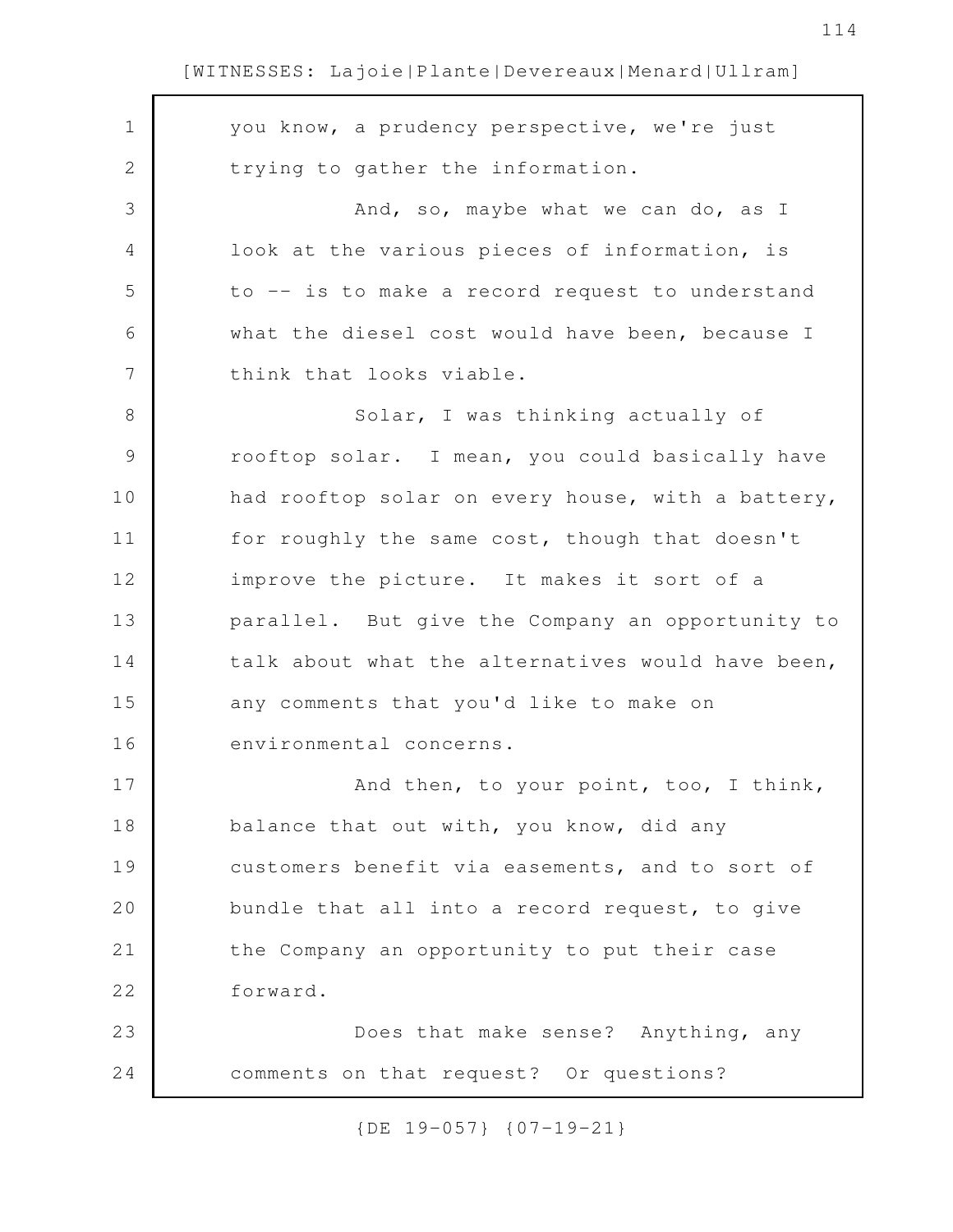you know, a prudency perspective, we're just trying to gather the information.

And, so, maybe what we can do, as I look at the various pieces of information, is to -- is to make a record request to understand what the diesel cost would have been, because I think that looks viable.

Solar, I was thinking actually of rooftop solar. I mean, you could basically have had rooftop solar on every house, with a battery, for roughly the same cost, though that doesn't improve the picture. It makes it sort of a parallel. But give the Company an opportunity to talk about what the alternatives would have been, any comments that you'd like to make on environmental concerns.

And then, to your point, too, I think, balance that out with, you know, did any customers benefit via easements, and to sort of bundle that all into a record request, to give the Company an opportunity to put their case forward.

Does that make sense? Anything, any comments on that request? Or questions?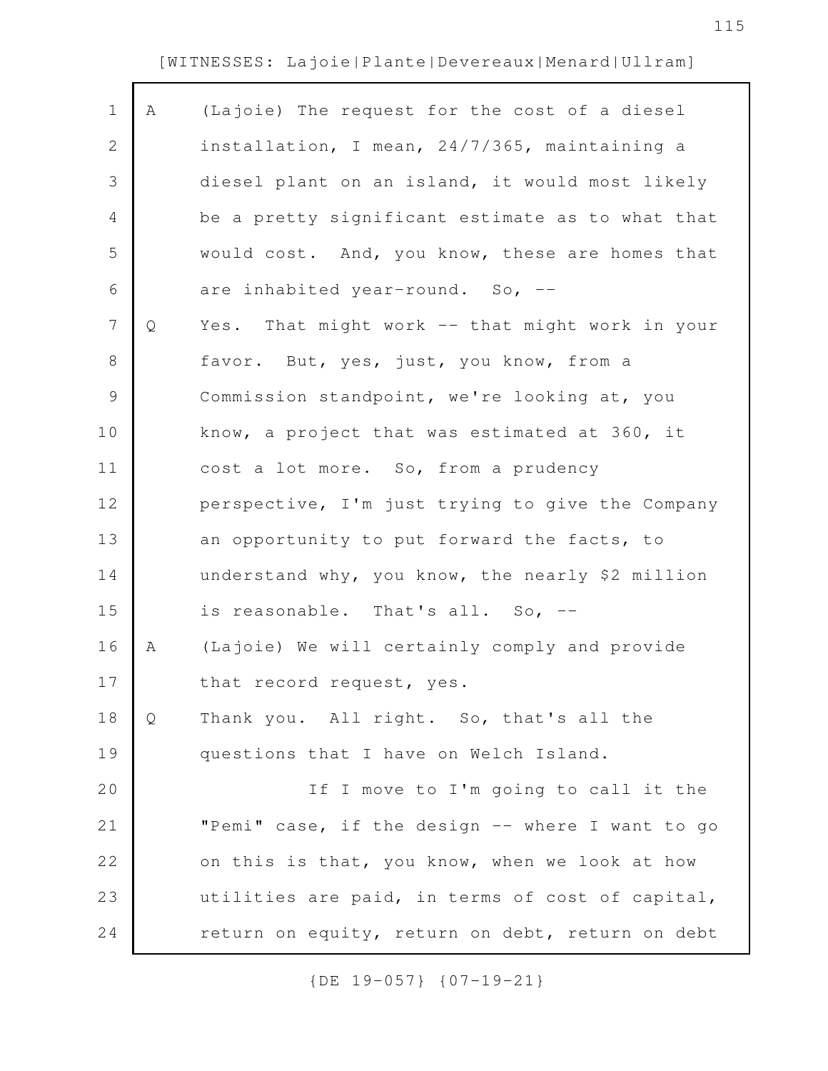A (Lajoie) The request for the cost of a diesel installation, I mean, 24/7/365, maintaining a diesel plant on an island, it would most likely be a pretty significant estimate as to what that would cost. And, you know, these are homes that are inhabited year-round. So, --

Q Yes. That might work -- that might work in your favor. But, yes, just, you know, from a Commission standpoint, we're looking at, you know, a project that was estimated at 360, it cost a lot more. So, from a prudency perspective, I'm just trying to give the Company an opportunity to put forward the facts, to understand why, you know, the nearly $2 million is reasonable. That's all. So, --

A (Lajoie) We will certainly comply and provide that record request, yes.

Q Thank you. All right. So, that's all the questions that I have on Welch Island.

If I move to I'm going to call it the "Pemi" case, if the design -- where I want to go on this is that, you know, when we look at how utilities are paid, in terms of cost of capital, return on equity, return on debt, return on debt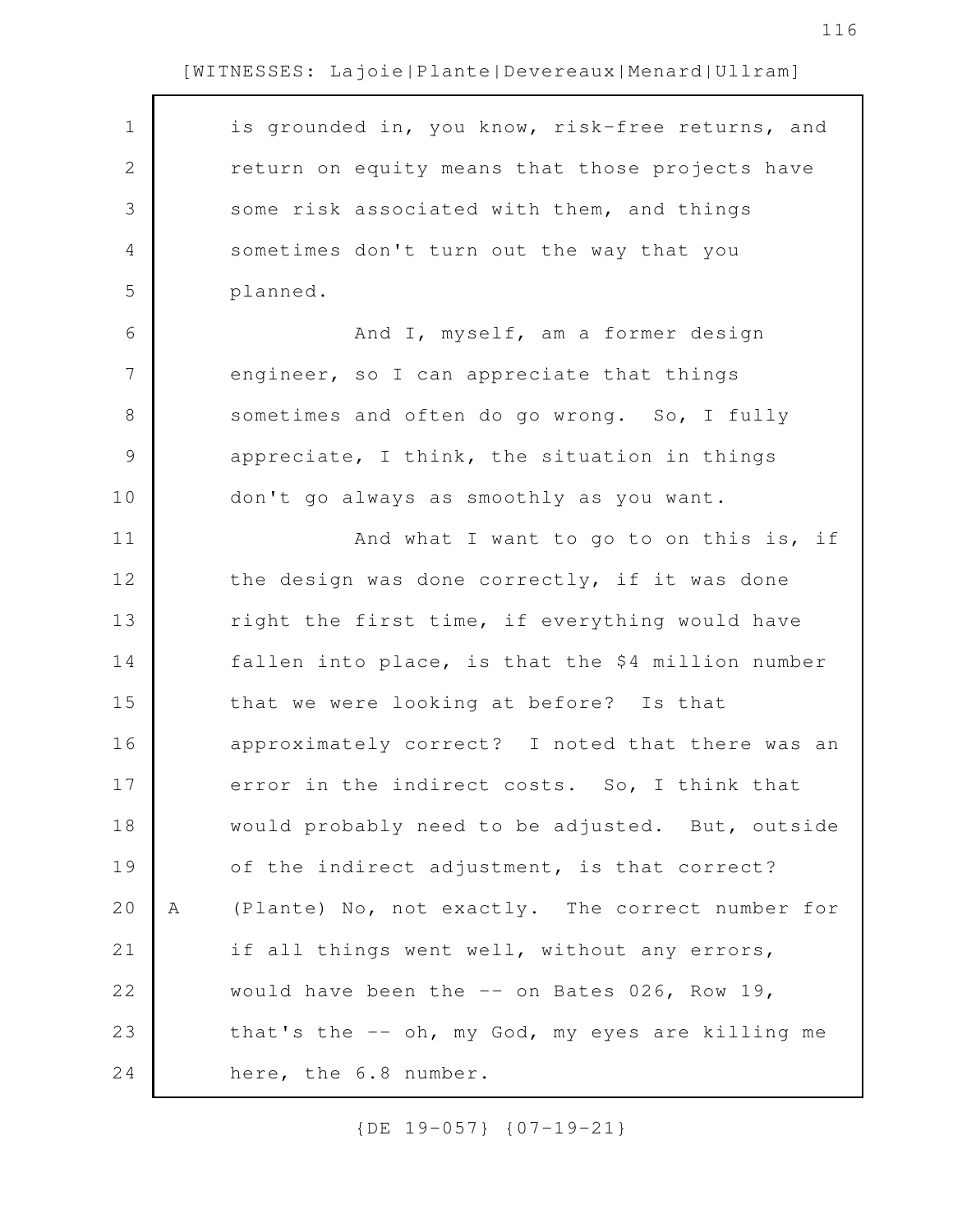[WITNESSES: Lajoie|Plante|Devereaux|Menard|Ullram]

is grounded in, you know, risk-free returns, and return on equity means that those projects have some risk associated with them, and things sometimes don't turn out the way that you planned.

And I, myself, am a former design engineer, so I can appreciate that things sometimes and often do go wrong. So, I fully appreciate, I think, the situation in things don't go always as smoothly as you want.

And what I want to go to on this is, if the design was done correctly, if it was done right the first time, if everything would have fallen into place, is that the $4 million number that we were looking at before? Is that approximately correct? I noted that there was an error in the indirect costs. So, I think that would probably need to be adjusted. But, outside of the indirect adjustment, is that correct?

A (Plante) No, not exactly. The correct number for if all things went well, without any errors, would have been the -- on Bates 026, Row 19, that's the -- oh, my God, my eyes are killing me here, the 6.8 number.

{DE 19-057} {07-19-21}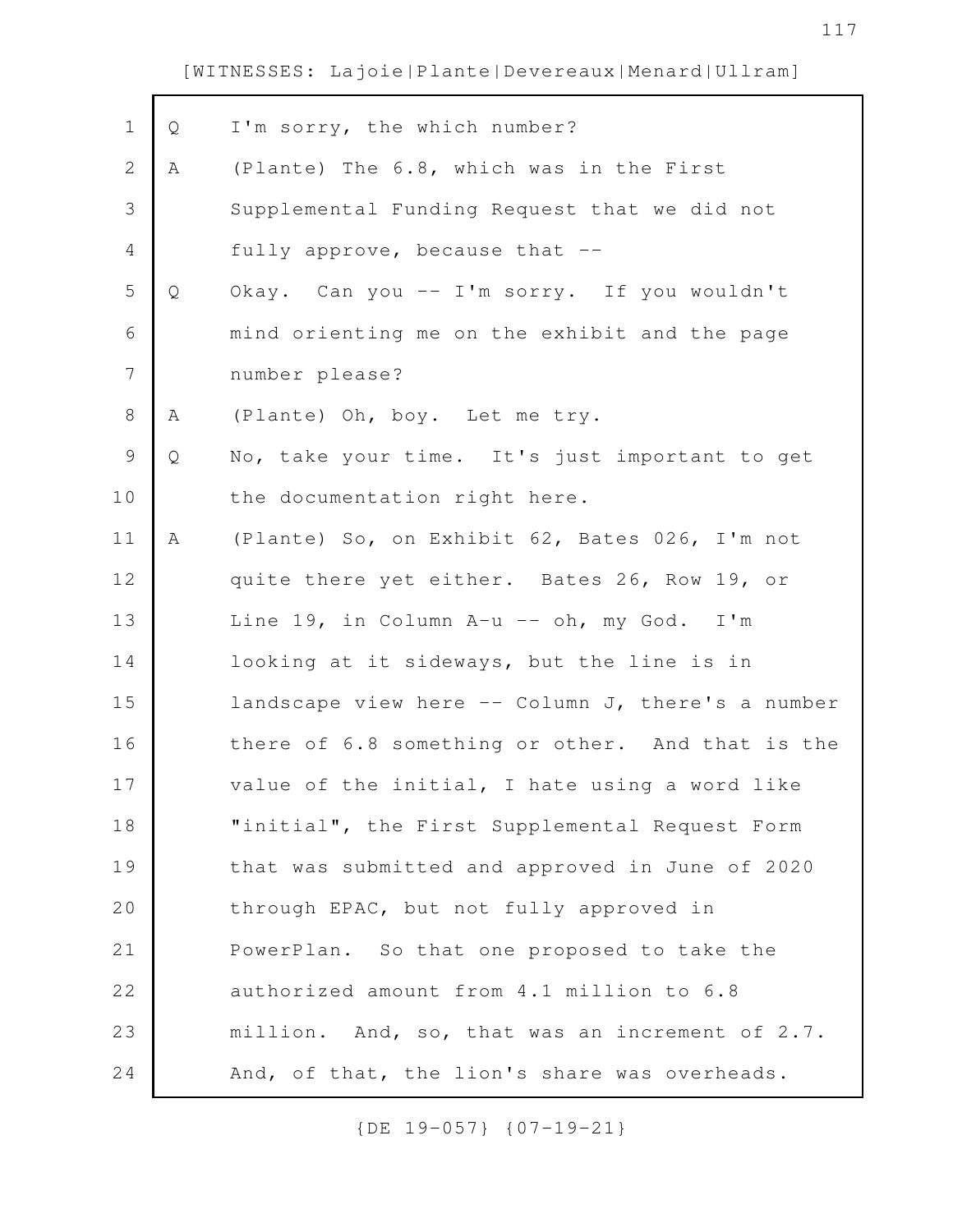Q I'm sorry, the which number?

A (Plante) The 6.8, which was in the First Supplemental Funding Request that we did not fully approve, because that --

Q Okay. Can you -- I'm sorry. If you wouldn't mind orienting me on the exhibit and the page number please?

A (Plante) Oh, boy. Let me try.

Q No, take your time. It's just important to get the documentation right here.

A (Plante) So, on Exhibit 62, Bates 026, I'm not quite there yet either. Bates 26, Row 19, or Line 19, in Column A-u -- oh, my God. I'm looking at it sideways, but the line is in landscape view here -- Column J, there's a number there of 6.8 something or other. And that is the value of the initial, I hate using a word like "initial", the First Supplemental Request Form that was submitted and approved in June of 2020 through EPAC, but not fully approved in PowerPlan. So that one proposed to take the authorized amount from 4.1 million to 6.8 million. And, so, that was an increment of 2.7. And, of that, the lion's share was overheads.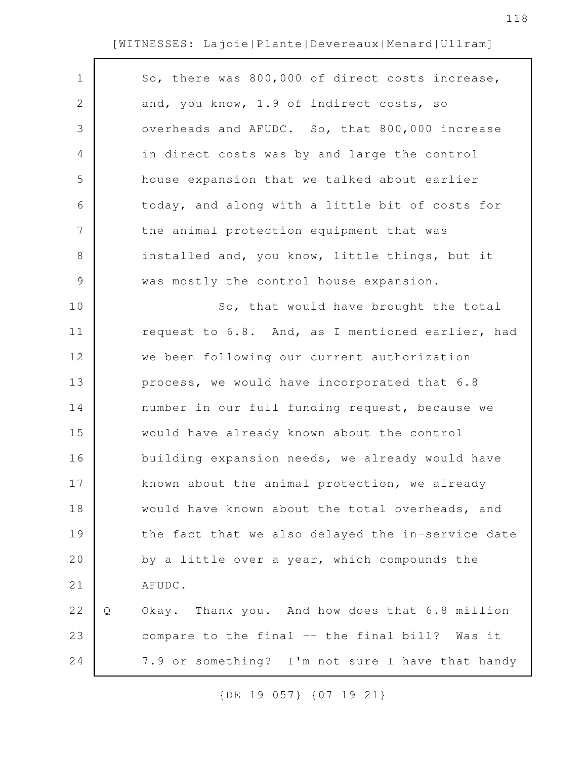So, there was 800,000 of direct costs increase, and, you know, 1.9 of indirect costs, so overheads and AFUDC. So, that 800,000 increase in direct costs was by and large the control house expansion that we talked about earlier today, and along with a little bit of costs for the animal protection equipment that was installed and, you know, little things, but it was mostly the control house expansion.

So, that would have brought the total request to 6.8. And, as I mentioned earlier, had we been following our current authorization process, we would have incorporated that 6.8 number in our full funding request, because we would have already known about the control building expansion needs, we already would have known about the animal protection, we already would have known about the total overheads, and the fact that we also delayed the in-service date by a little over a year, which compounds the AFUDC.

Q Okay. Thank you. And how does that 6.8 million compare to the final -- the final bill? Was it 7.9 or something? I'm not sure I have that handy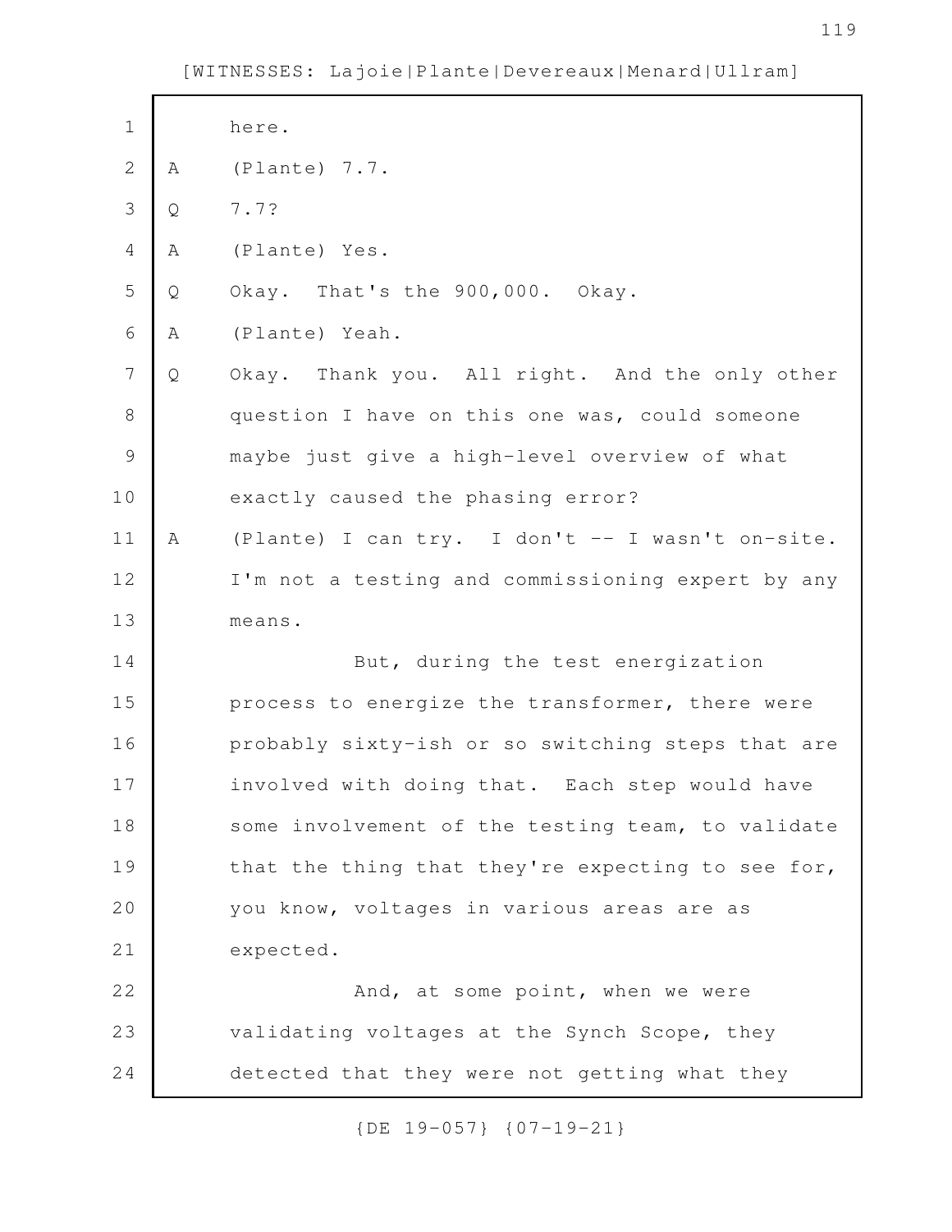here.

A (Plante) 7.7.

Q 7.7?

A (Plante) Yes.

Q Okay. That's the 900,000. Okay.

A (Plante) Yeah.

Q Okay. Thank you. All right. And the only other question I have on this one was, could someone maybe just give a high-level overview of what exactly caused the phasing error?

A (Plante) I can try. I don't -- I wasn't on-site. I'm not a testing and commissioning expert by any means.

But, during the test energization process to energize the transformer, there were probably sixty-ish or so switching steps that are involved with doing that. Each step would have some involvement of the testing team, to validate that the thing that they're expecting to see for, you know, voltages in various areas are as expected.

And, at some point, when we were validating voltages at the Synch Scope, they detected that they were not getting what they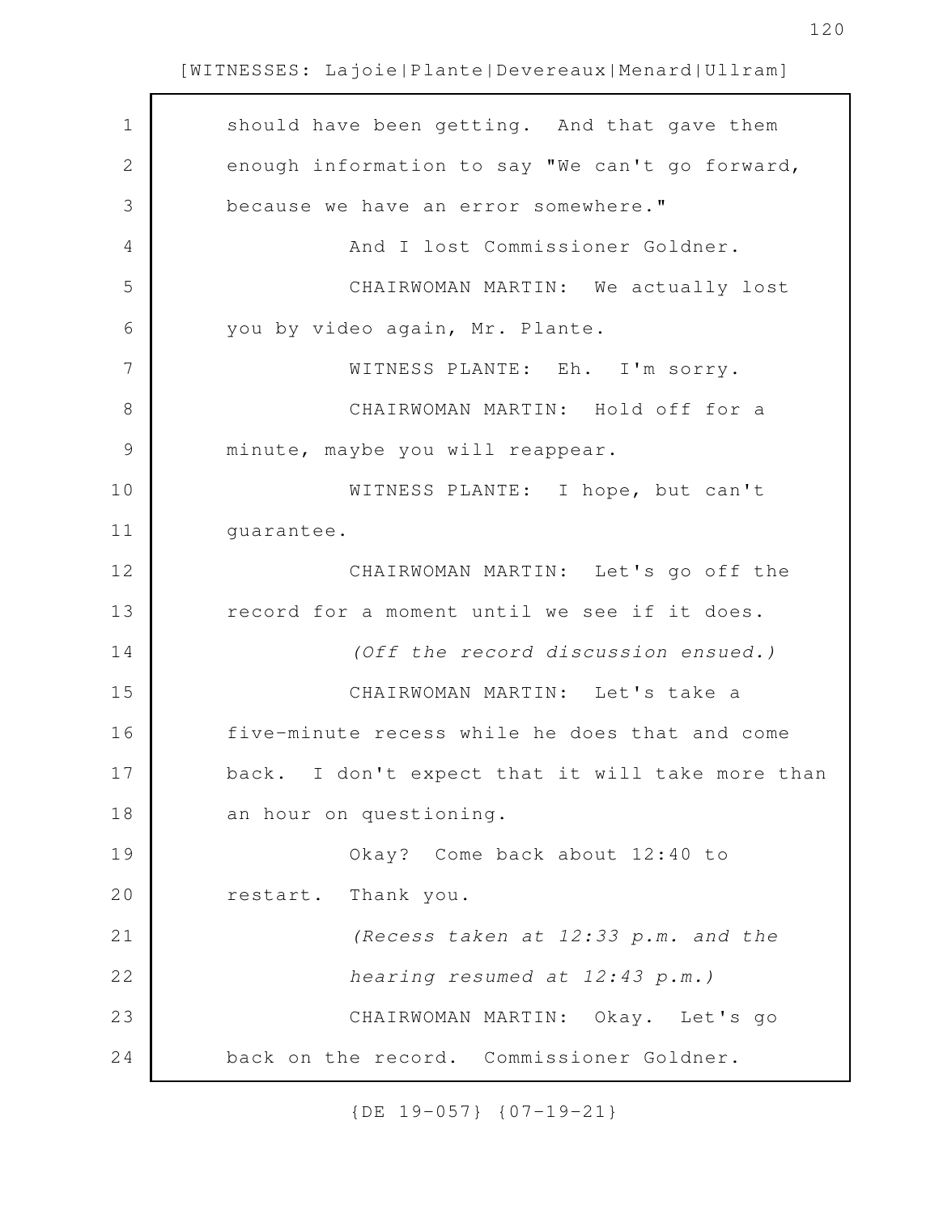should have been getting. And that gave them enough information to say "We can't go forward, because we have an error somewhere."

And I lost Commissioner Goldner.

CHAIRWOMAN MARTIN: We actually lost you by video again, Mr. Plante.

WITNESS PLANTE: Eh. I'm sorry.

CHAIRWOMAN MARTIN: Hold off for a minute, maybe you will reappear.

WITNESS PLANTE: I hope, but can't guarantee.

CHAIRWOMAN MARTIN: Let's go off the record for a moment until we see if it does.

*(Off the record discussion ensued.)*

CHAIRWOMAN MARTIN: Let's take a five-minute recess while he does that and come back. I don't expect that it will take more than an hour on questioning.

Okay? Come back about 12:40 to restart. Thank you.

*(Recess taken at 12:33 p.m. and the hearing resumed at 12:43 p.m.)*

CHAIRWOMAN MARTIN: Okay. Let's go back on the record. Commissioner Goldner.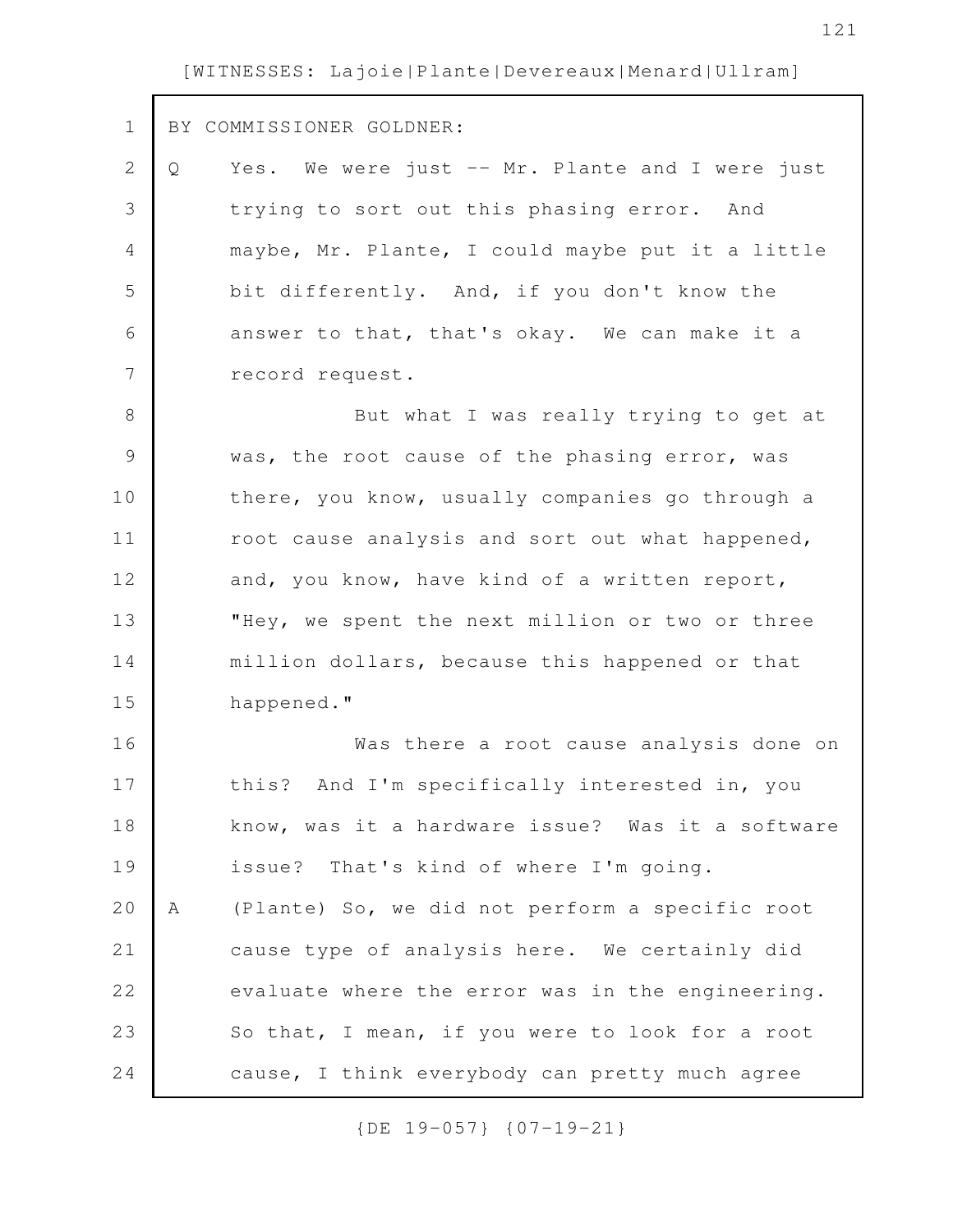BY COMMISSIONER GOLDNER:

Q Yes. We were just -- Mr. Plante and I were just trying to sort out this phasing error. And maybe, Mr. Plante, I could maybe put it a little bit differently. And, if you don't know the answer to that, that's okay. We can make it a record request.

But what I was really trying to get at was, the root cause of the phasing error, was there, you know, usually companies go through a root cause analysis and sort out what happened, and, you know, have kind of a written report, "Hey, we spent the next million or two or three million dollars, because this happened or that happened."

Was there a root cause analysis done on this? And I'm specifically interested in, you know, was it a hardware issue? Was it a software issue? That's kind of where I'm going.

A (Plante) So, we did not perform a specific root cause type of analysis here. We certainly did evaluate where the error was in the engineering. So that, I mean, if you were to look for a root cause, I think everybody can pretty much agree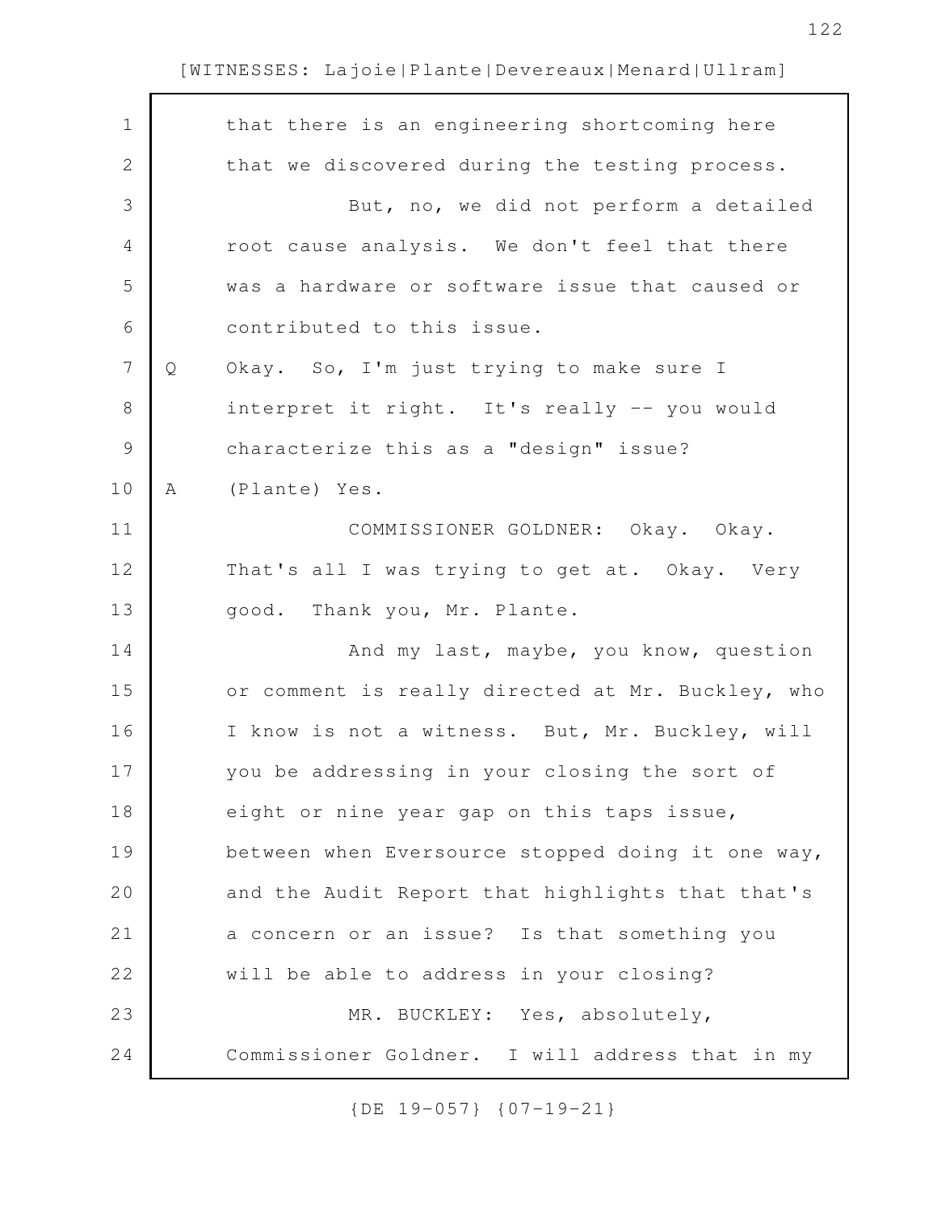that there is an engineering shortcoming here that we discovered during the testing process.

But, no, we did not perform a detailed root cause analysis. We don't feel that there was a hardware or software issue that caused or contributed to this issue.

Q Okay. So, I'm just trying to make sure I interpret it right. It's really -- you would characterize this as a "design" issue?

A (Plante) Yes.

COMMISSIONER GOLDNER: Okay. Okay. That's all I was trying to get at. Okay. Very good. Thank you, Mr. Plante.

And my last, maybe, you know, question or comment is really directed at Mr. Buckley, who I know is not a witness. But, Mr. Buckley, will you be addressing in your closing the sort of eight or nine year gap on this taps issue, between when Eversource stopped doing it one way, and the Audit Report that highlights that that's a concern or an issue? Is that something you will be able to address in your closing?

MR. BUCKLEY: Yes, absolutely, Commissioner Goldner. I will address that in my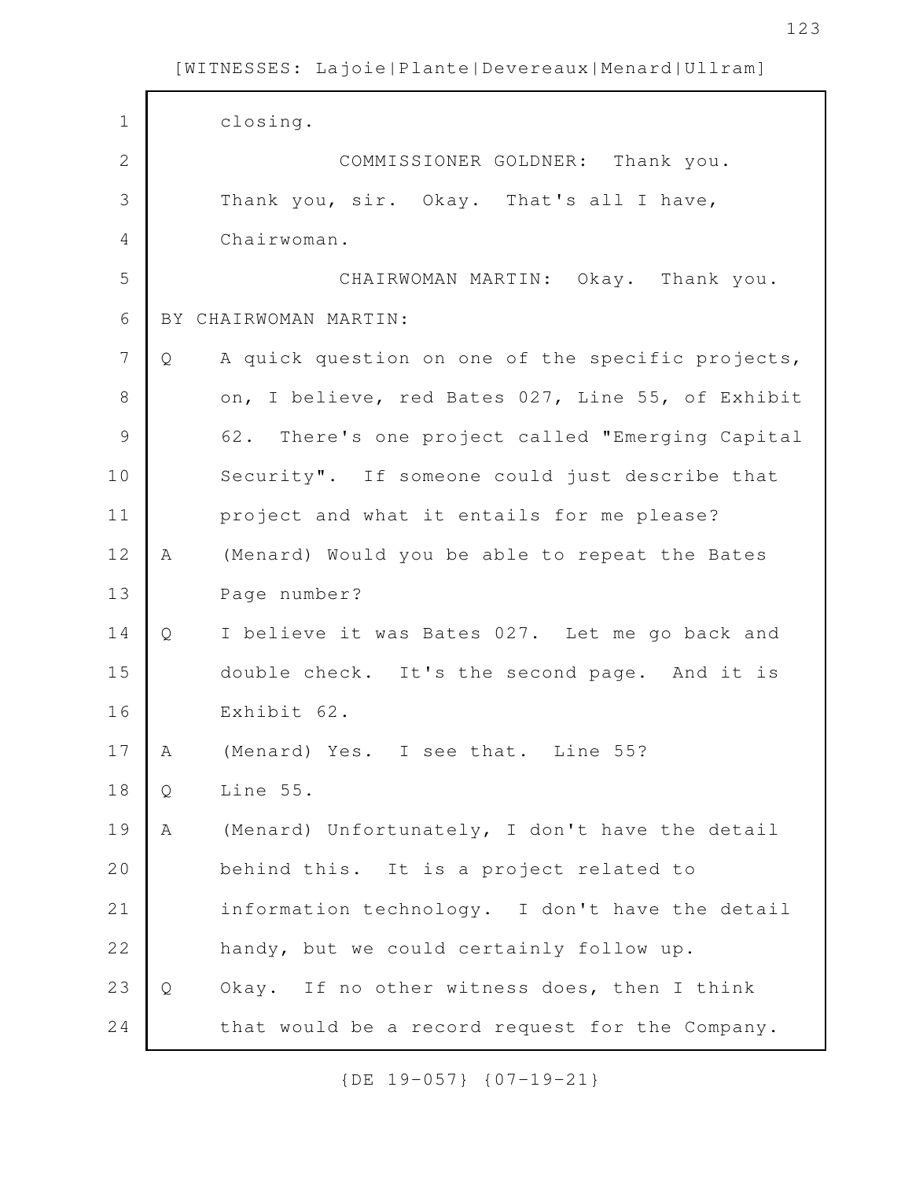closing.

COMMISSIONER GOLDNER: Thank you. Thank you, sir. Okay. That's all I have, Chairwoman.

CHAIRWOMAN MARTIN: Okay. Thank you.

BY CHAIRWOMAN MARTIN:

Q A quick question on one of the specific projects, on, I believe, red Bates 027, Line 55, of Exhibit 62. There's one project called "Emerging Capital Security". If someone could just describe that project and what it entails for me please?

A (Menard) Would you be able to repeat the Bates Page number?

Q I believe it was Bates 027. Let me go back and double check. It's the second page. And it is Exhibit 62.

A (Menard) Yes. I see that. Line 55?

Q Line 55.

A (Menard) Unfortunately, I don't have the detail behind this. It is a project related to information technology. I don't have the detail handy, but we could certainly follow up.

Q Okay. If no other witness does, then I think that would be a record request for the Company.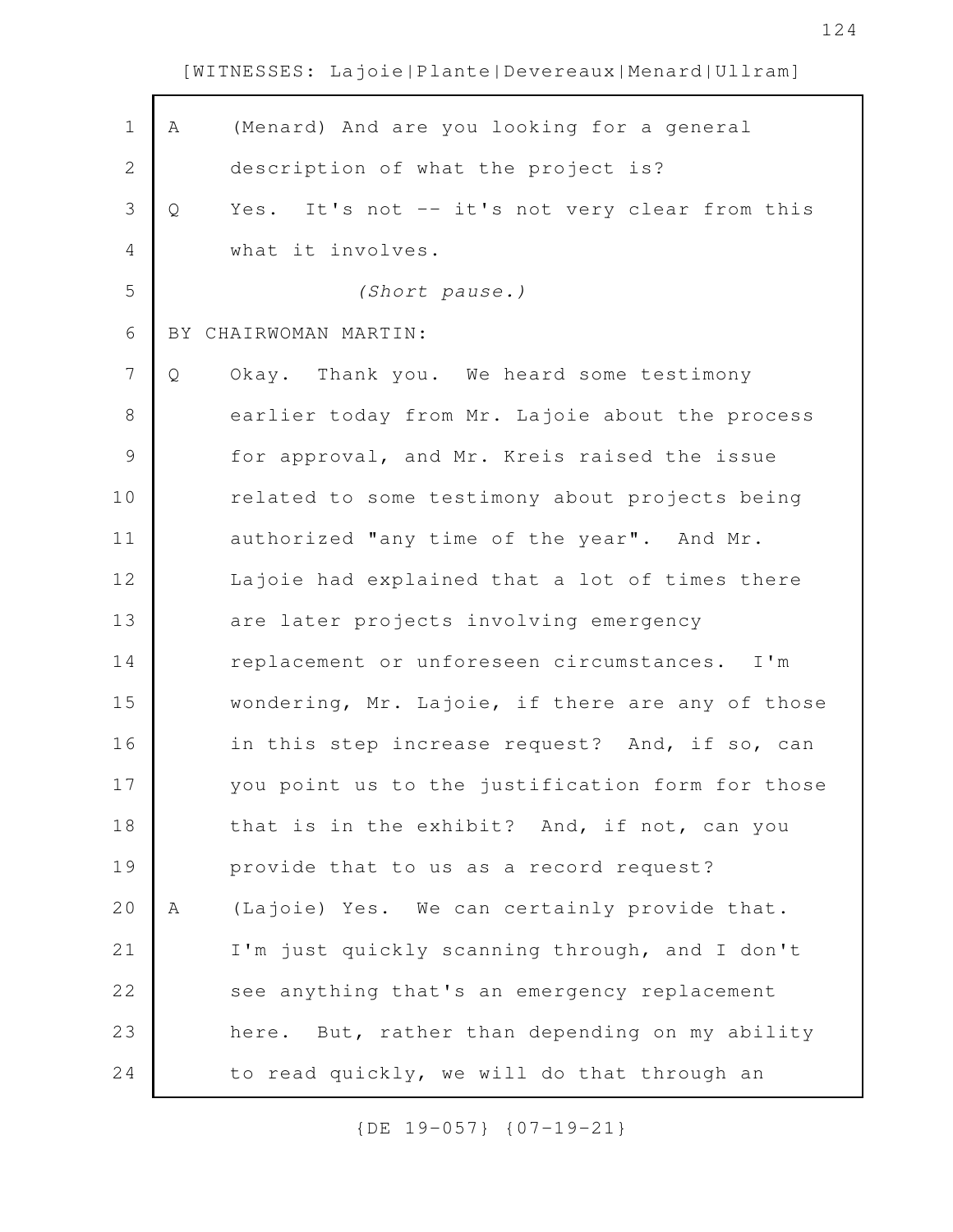A (Menard) And are you looking for a general description of what the project is?

Q Yes. It's not -- it's not very clear from this what it involves.

*(Short pause.)*

BY CHAIRWOMAN MARTIN:

Q Okay. Thank you. We heard some testimony earlier today from Mr. Lajoie about the process for approval, and Mr. Kreis raised the issue related to some testimony about projects being authorized "any time of the year". And Mr. Lajoie had explained that a lot of times there are later projects involving emergency replacement or unforeseen circumstances. I'm wondering, Mr. Lajoie, if there are any of those in this step increase request? And, if so, can you point us to the justification form for those that is in the exhibit? And, if not, can you provide that to us as a record request?

A (Lajoie) Yes. We can certainly provide that. I'm just quickly scanning through, and I don't see anything that's an emergency replacement here. But, rather than depending on my ability to read quickly, we will do that through an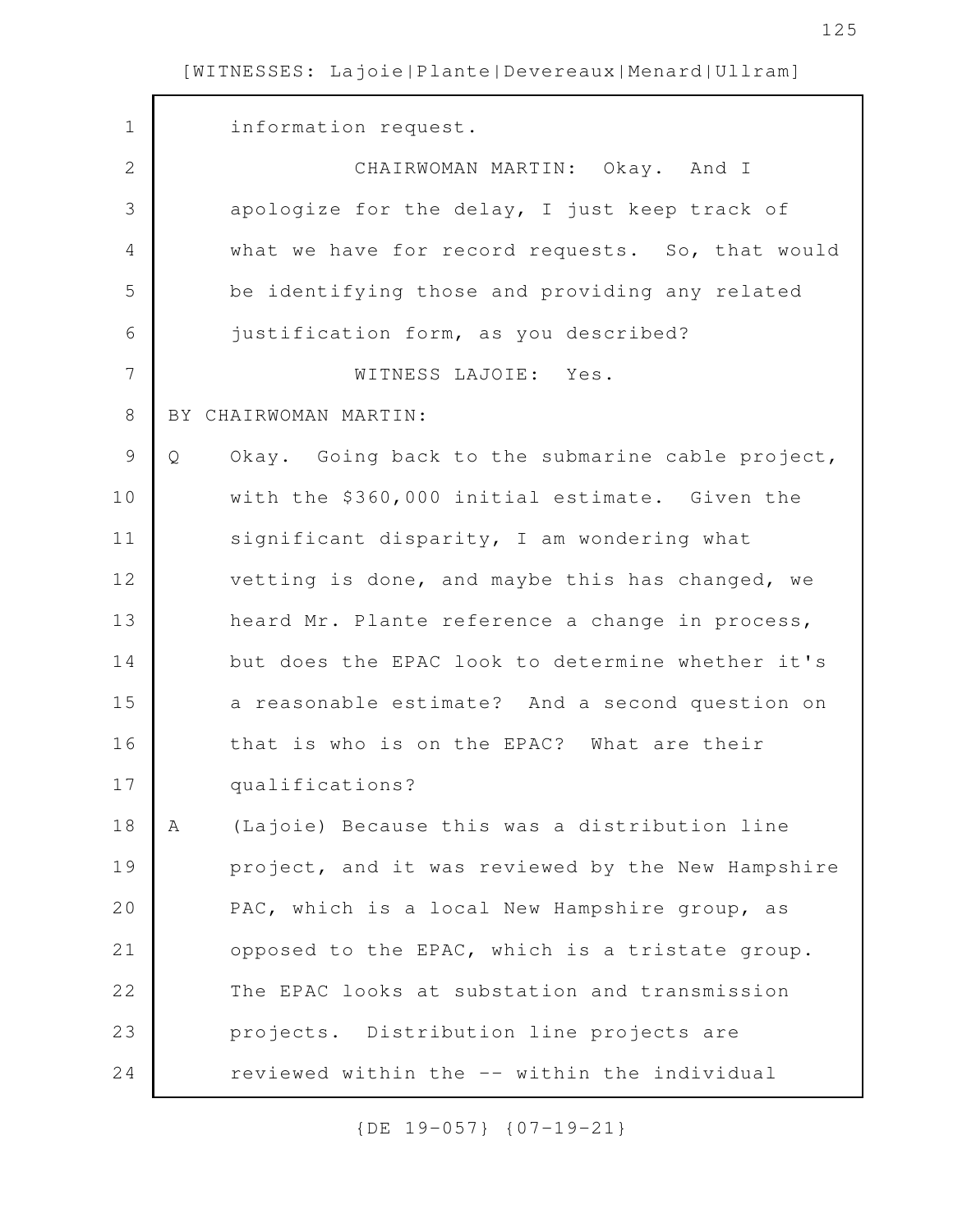information request.

CHAIRWOMAN MARTIN: Okay. And I apologize for the delay, I just keep track of what we have for record requests. So, that would be identifying those and providing any related justification form, as you described?

WITNESS LAJOIE: Yes.

BY CHAIRWOMAN MARTIN:

Q Okay. Going back to the submarine cable project, with the $360,000 initial estimate. Given the significant disparity, I am wondering what vetting is done, and maybe this has changed, we heard Mr. Plante reference a change in process, but does the EPAC look to determine whether it's a reasonable estimate? And a second question on that is who is on the EPAC? What are their qualifications?

A (Lajoie) Because this was a distribution line project, and it was reviewed by the New Hampshire PAC, which is a local New Hampshire group, as opposed to the EPAC, which is a tristate group. The EPAC looks at substation and transmission projects. Distribution line projects are reviewed within the -- within the individual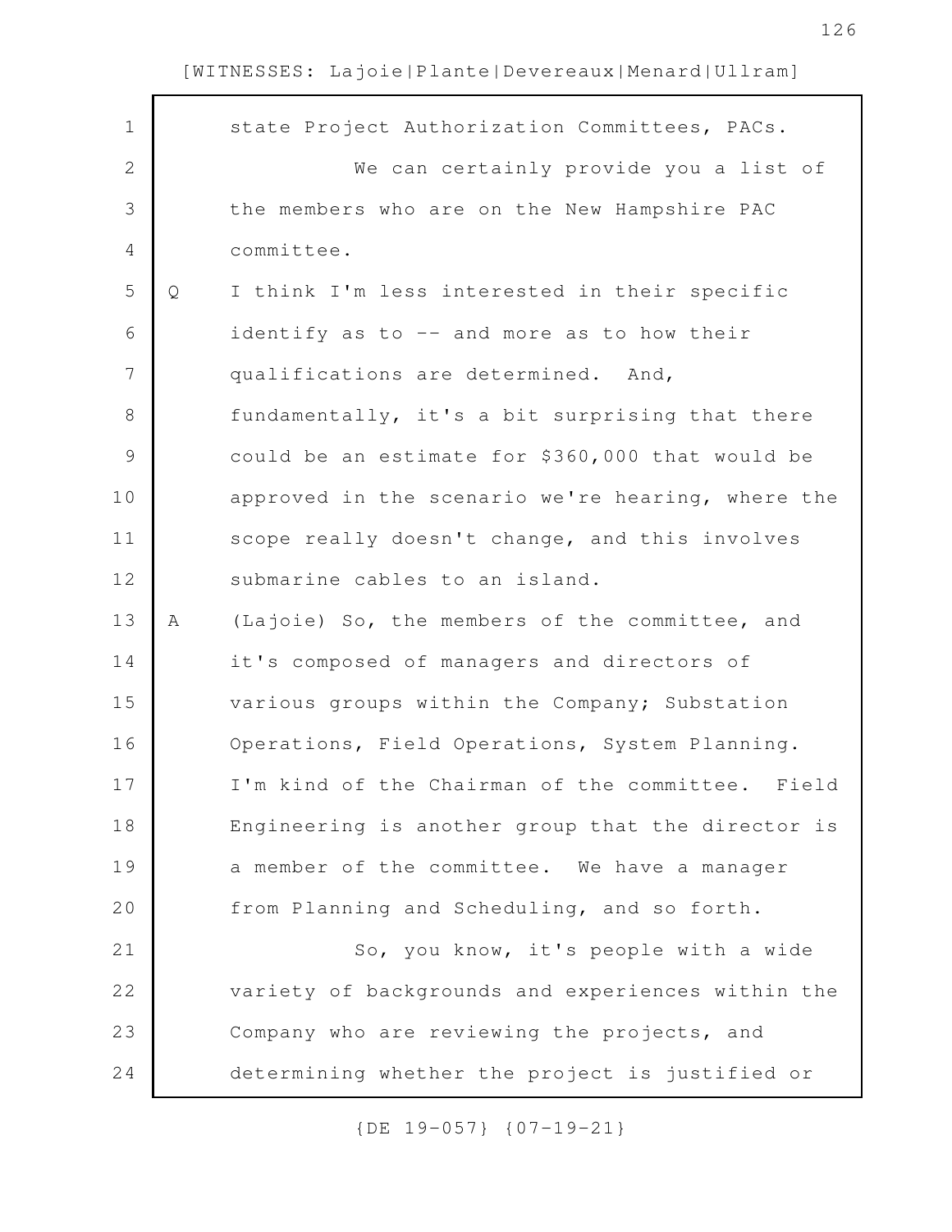state Project Authorization Committees, PACs.

We can certainly provide you a list of the members who are on the New Hampshire PAC committee.

Q I think I'm less interested in their specific identify as to -- and more as to how their qualifications are determined. And, fundamentally, it's a bit surprising that there could be an estimate for $360,000 that would be approved in the scenario we're hearing, where the scope really doesn't change, and this involves submarine cables to an island.

A (Lajoie) So, the members of the committee, and it's composed of managers and directors of various groups within the Company; Substation Operations, Field Operations, System Planning. I'm kind of the Chairman of the committee. Field Engineering is another group that the director is a member of the committee. We have a manager from Planning and Scheduling, and so forth.

So, you know, it's people with a wide variety of backgrounds and experiences within the Company who are reviewing the projects, and determining whether the project is justified or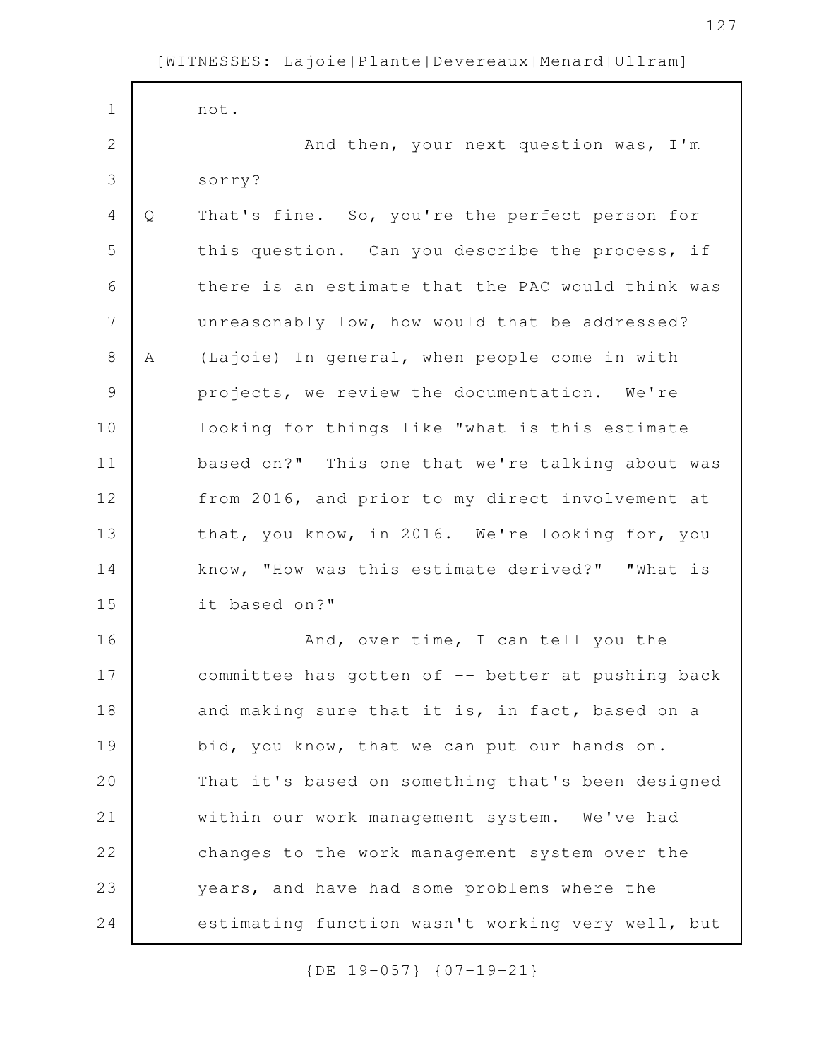not.

And then, your next question was, I'm sorry?

Q That's fine. So, you're the perfect person for this question. Can you describe the process, if there is an estimate that the PAC would think was unreasonably low, how would that be addressed?

A (Lajoie) In general, when people come in with projects, we review the documentation. We're looking for things like "what is this estimate based on?" This one that we're talking about was from 2016, and prior to my direct involvement at that, you know, in 2016. We're looking for, you know, "How was this estimate derived?" "What is it based on?"

And, over time, I can tell you the committee has gotten of -- better at pushing back and making sure that it is, in fact, based on a bid, you know, that we can put our hands on. That it's based on something that's been designed within our work management system. We've had changes to the work management system over the years, and have had some problems where the estimating function wasn't working very well, but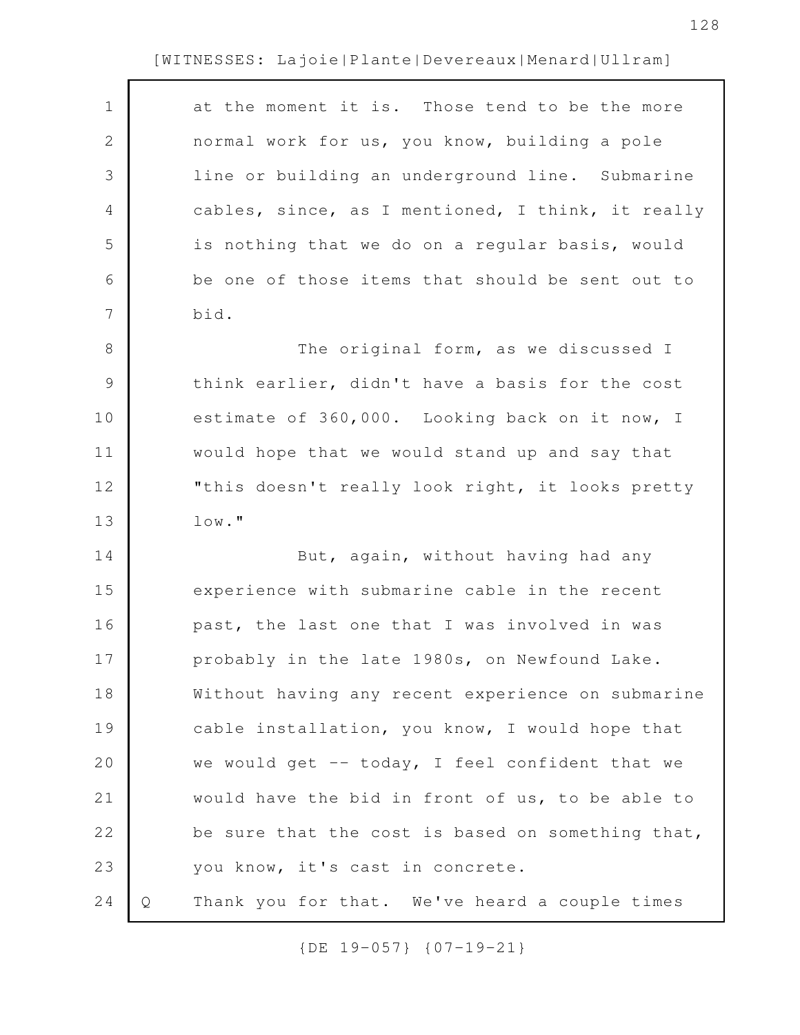at the moment it is. Those tend to be the more normal work for us, you know, building a pole line or building an underground line. Submarine cables, since, as I mentioned, I think, it really is nothing that we do on a regular basis, would be one of those items that should be sent out to bid.

The original form, as we discussed I think earlier, didn't have a basis for the cost estimate of 360,000. Looking back on it now, I would hope that we would stand up and say that "this doesn't really look right, it looks pretty low."

But, again, without having had any experience with submarine cable in the recent past, the last one that I was involved in was probably in the late 1980s, on Newfound Lake. Without having any recent experience on submarine cable installation, you know, I would hope that we would get -- today, I feel confident that we would have the bid in front of us, to be able to be sure that the cost is based on something that, you know, it's cast in concrete.

Q Thank you for that. We've heard a couple times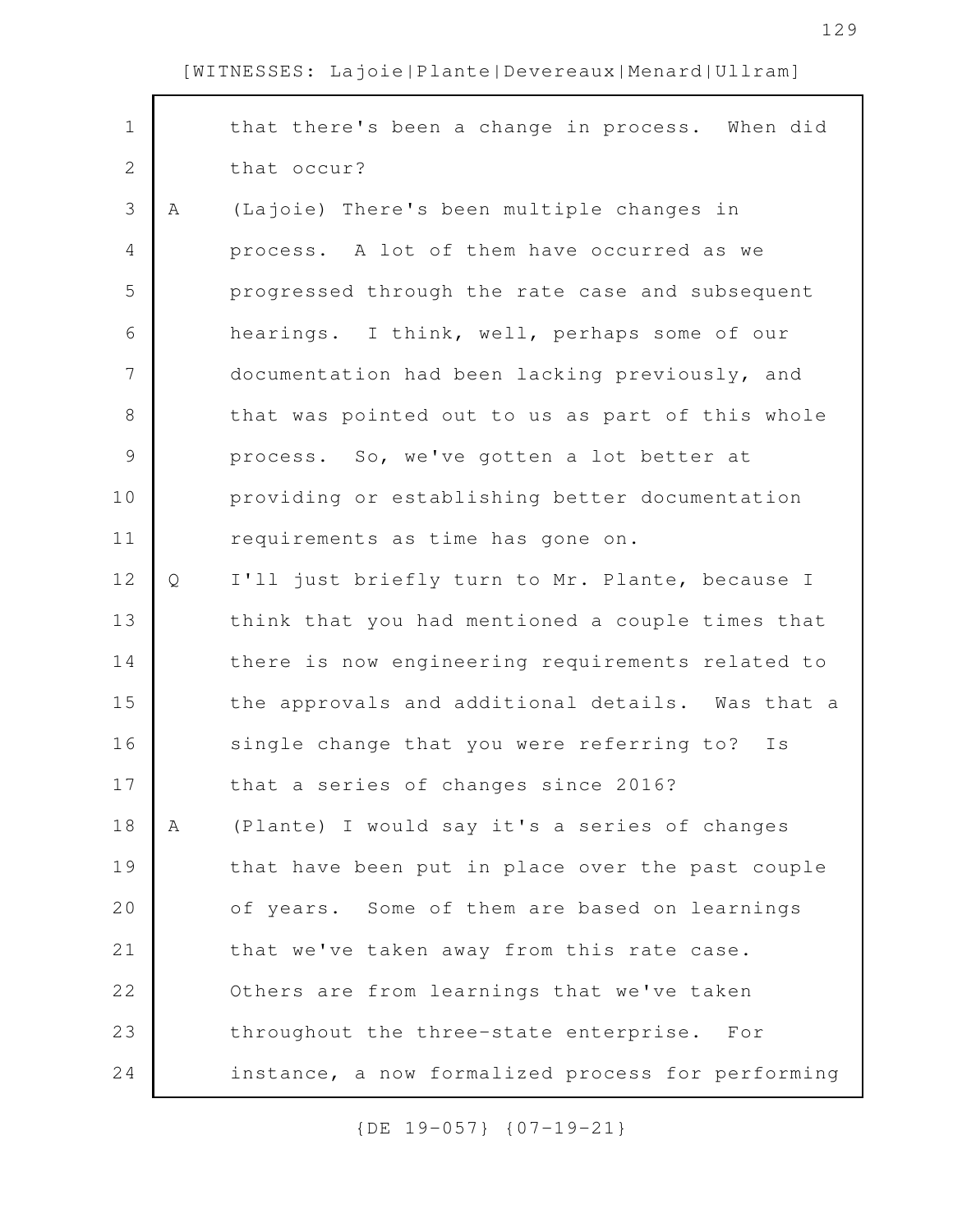that there's been a change in process. When did that occur?

A (Lajoie) There's been multiple changes in process. A lot of them have occurred as we progressed through the rate case and subsequent hearings. I think, well, perhaps some of our documentation had been lacking previously, and that was pointed out to us as part of this whole process. So, we've gotten a lot better at providing or establishing better documentation requirements as time has gone on.

Q I'll just briefly turn to Mr. Plante, because I think that you had mentioned a couple times that there is now engineering requirements related to the approvals and additional details. Was that a single change that you were referring to? Is that a series of changes since 2016?

A (Plante) I would say it's a series of changes that have been put in place over the past couple of years. Some of them are based on learnings that we've taken away from this rate case. Others are from learnings that we've taken throughout the three-state enterprise. For instance, a now formalized process for performing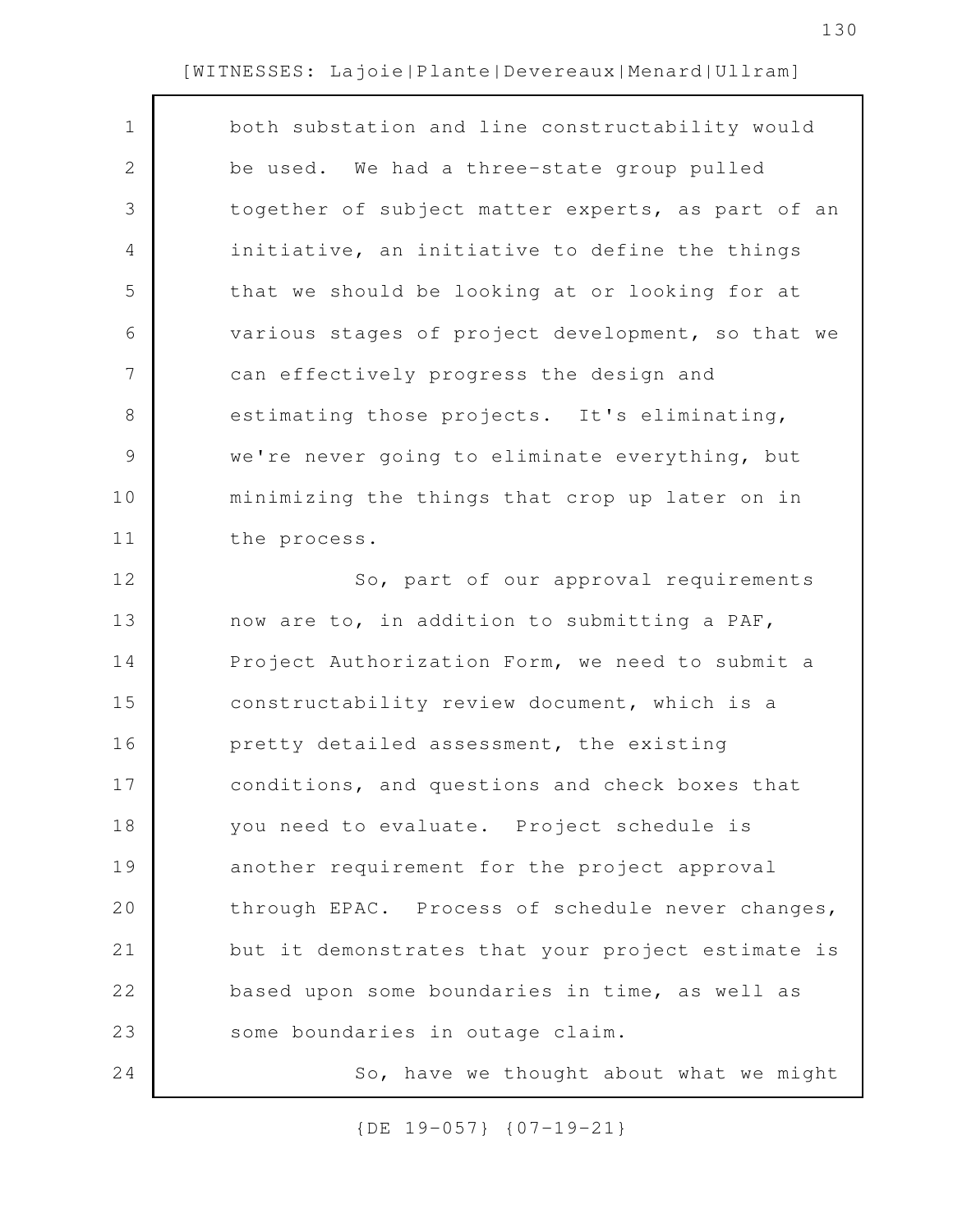both substation and line constructability would be used. We had a three-state group pulled together of subject matter experts, as part of an initiative, an initiative to define the things that we should be looking at or looking for at various stages of project development, so that we can effectively progress the design and estimating those projects. It's eliminating, we're never going to eliminate everything, but minimizing the things that crop up later on in the process.

So, part of our approval requirements now are to, in addition to submitting a PAF, Project Authorization Form, we need to submit a constructability review document, which is a pretty detailed assessment, the existing conditions, and questions and check boxes that you need to evaluate. Project schedule is another requirement for the project approval through EPAC. Process of schedule never changes, but it demonstrates that your project estimate is based upon some boundaries in time, as well as some boundaries in outage claim.

So, have we thought about what we might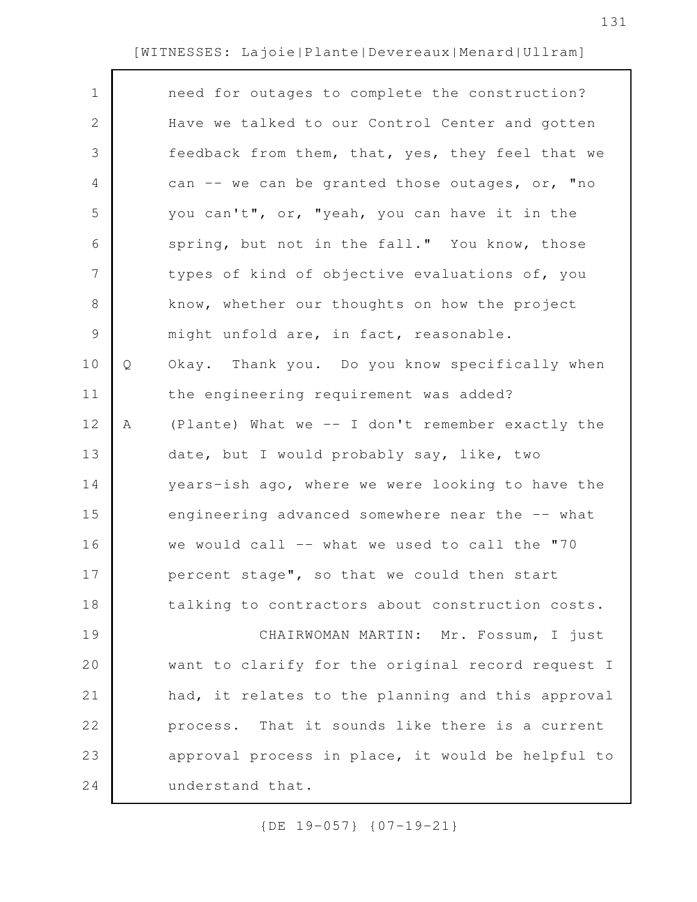need for outages to complete the construction? Have we talked to our Control Center and gotten feedback from them, that, yes, they feel that we can -- we can be granted those outages, or, "no you can't", or, "yeah, you can have it in the spring, but not in the fall." You know, those types of kind of objective evaluations of, you know, whether our thoughts on how the project might unfold are, in fact, reasonable.

Q Okay. Thank you. Do you know specifically when the engineering requirement was added?

A (Plante) What we -- I don't remember exactly the date, but I would probably say, like, two years-ish ago, where we were looking to have the engineering advanced somewhere near the -- what we would call -- what we used to call the "70 percent stage", so that we could then start talking to contractors about construction costs.

CHAIRWOMAN MARTIN: Mr. Fossum, I just want to clarify for the original record request I had, it relates to the planning and this approval process. That it sounds like there is a current approval process in place, it would be helpful to understand that.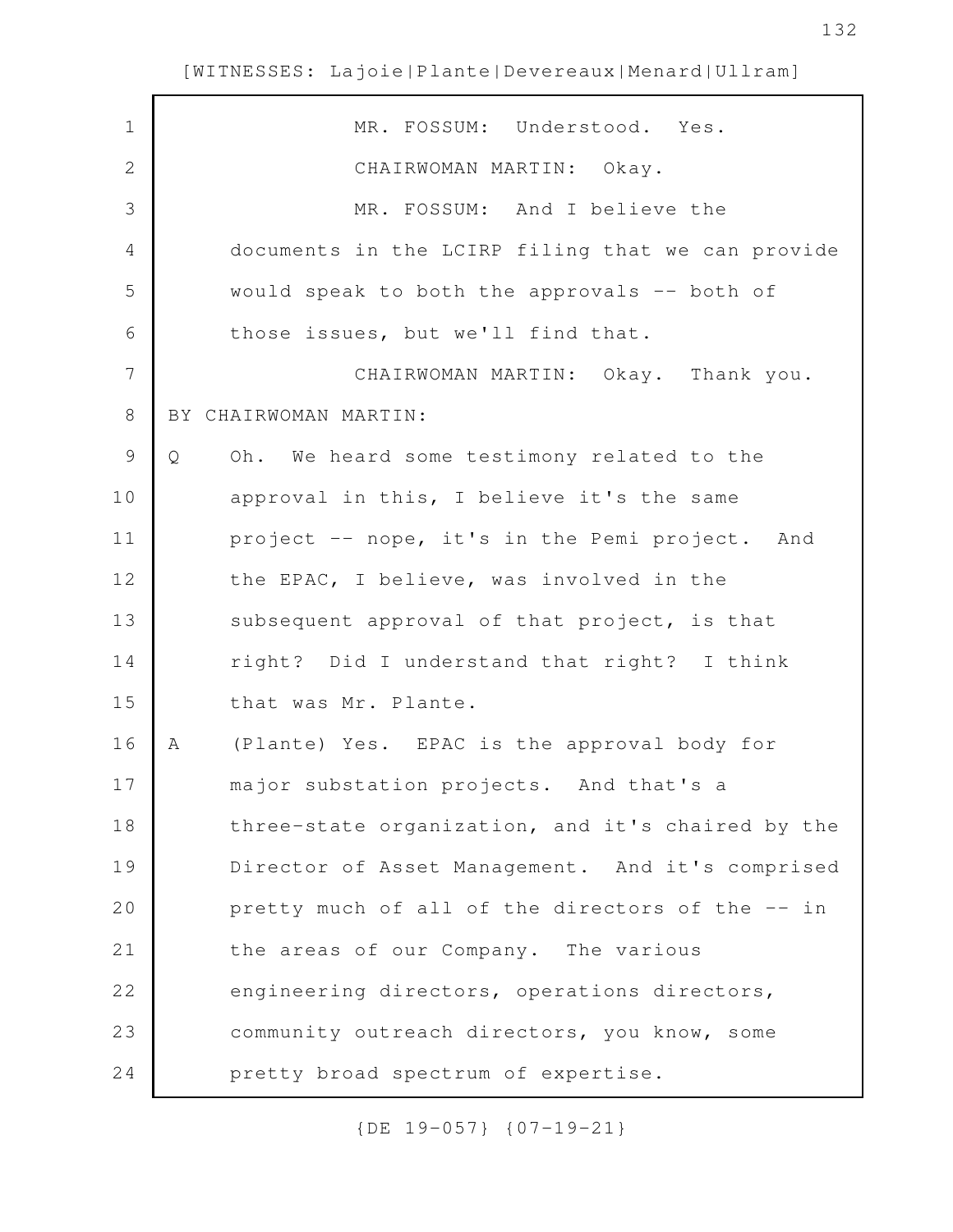MR. FOSSUM: Understood. Yes.

CHAIRWOMAN MARTIN: Okay.

MR. FOSSUM: And I believe the documents in the LCIRP filing that we can provide would speak to both the approvals -- both of those issues, but we'll find that.

CHAIRWOMAN MARTIN: Okay. Thank you.

BY CHAIRWOMAN MARTIN:

Q Oh. We heard some testimony related to the approval in this, I believe it's the same project -- nope, it's in the Pemi project. And the EPAC, I believe, was involved in the subsequent approval of that project, is that right? Did I understand that right? I think that was Mr. Plante.

A (Plante) Yes. EPAC is the approval body for major substation projects. And that's a three-state organization, and it's chaired by the Director of Asset Management. And it's comprised pretty much of all of the directors of the -- in the areas of our Company. The various engineering directors, operations directors, community outreach directors, you know, some pretty broad spectrum of expertise.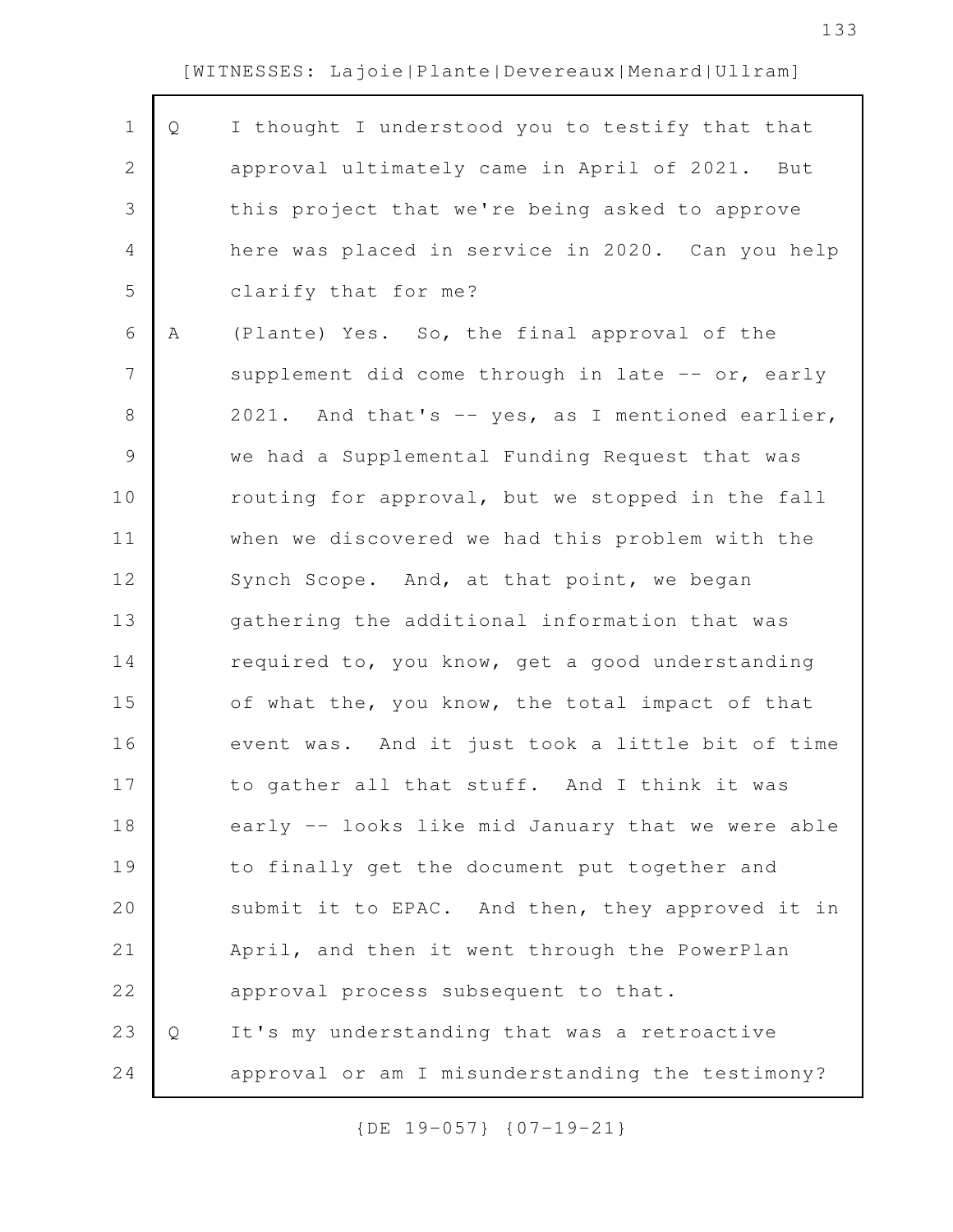Q I thought I understood you to testify that that approval ultimately came in April of 2021. But this project that we're being asked to approve here was placed in service in 2020. Can you help clarify that for me?

A (Plante) Yes. So, the final approval of the supplement did come through in late -- or, early 2021. And that's -- yes, as I mentioned earlier, we had a Supplemental Funding Request that was routing for approval, but we stopped in the fall when we discovered we had this problem with the Synch Scope. And, at that point, we began gathering the additional information that was required to, you know, get a good understanding of what the, you know, the total impact of that event was. And it just took a little bit of time to gather all that stuff. And I think it was early -- looks like mid January that we were able to finally get the document put together and submit it to EPAC. And then, they approved it in April, and then it went through the PowerPlan approval process subsequent to that.

Q It's my understanding that was a retroactive approval or am I misunderstanding the testimony?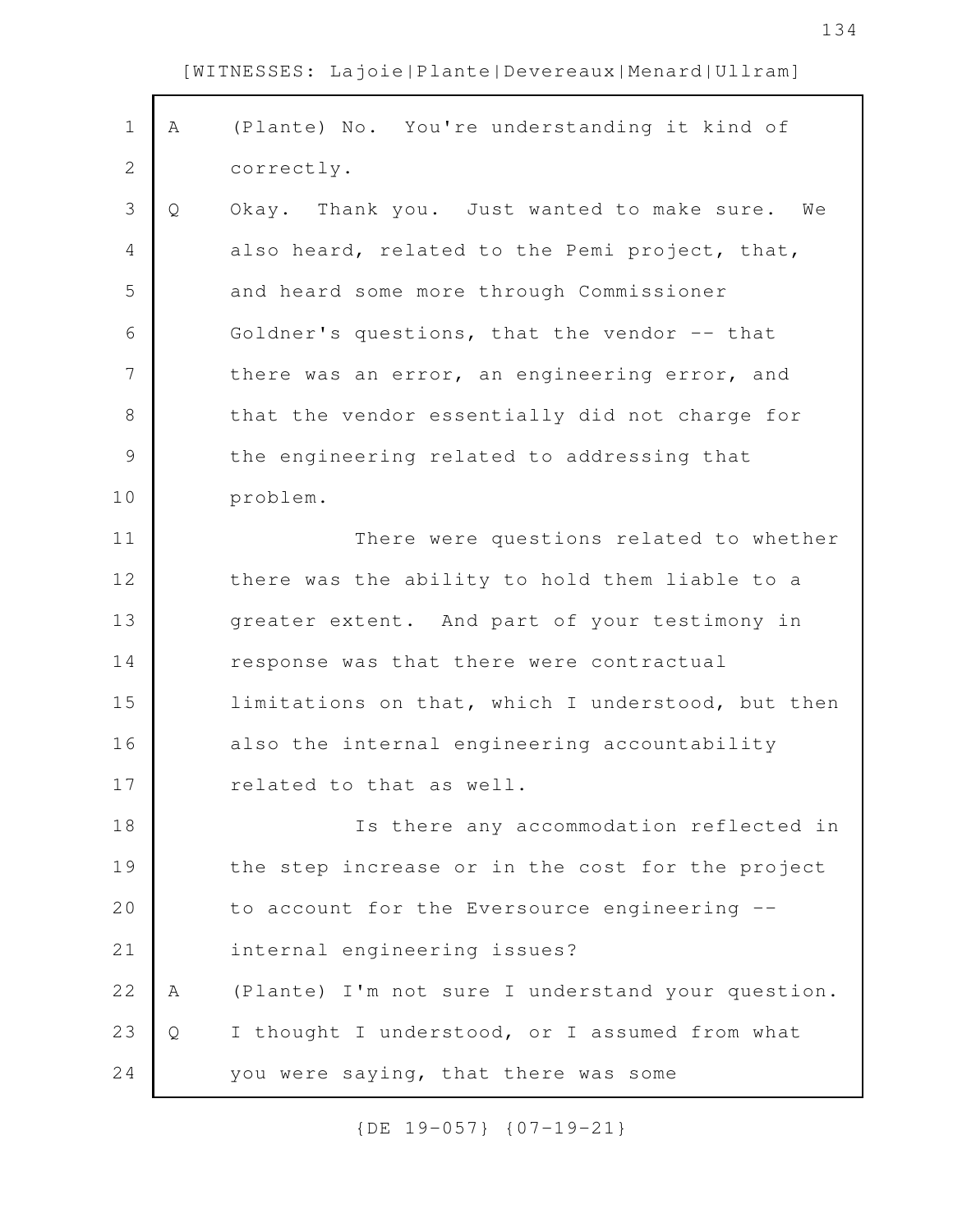A (Plante) No. You're understanding it kind of correctly.

Q Okay. Thank you. Just wanted to make sure. We also heard, related to the Pemi project, that, and heard some more through Commissioner Goldner's questions, that the vendor -- that there was an error, an engineering error, and that the vendor essentially did not charge for the engineering related to addressing that problem.

There were questions related to whether there was the ability to hold them liable to a greater extent. And part of your testimony in response was that there were contractual limitations on that, which I understood, but then also the internal engineering accountability related to that as well.

Is there any accommodation reflected in the step increase or in the cost for the project to account for the Eversource engineering -- internal engineering issues?

A (Plante) I'm not sure I understand your question.

Q I thought I understood, or I assumed from what you were saying, that there was some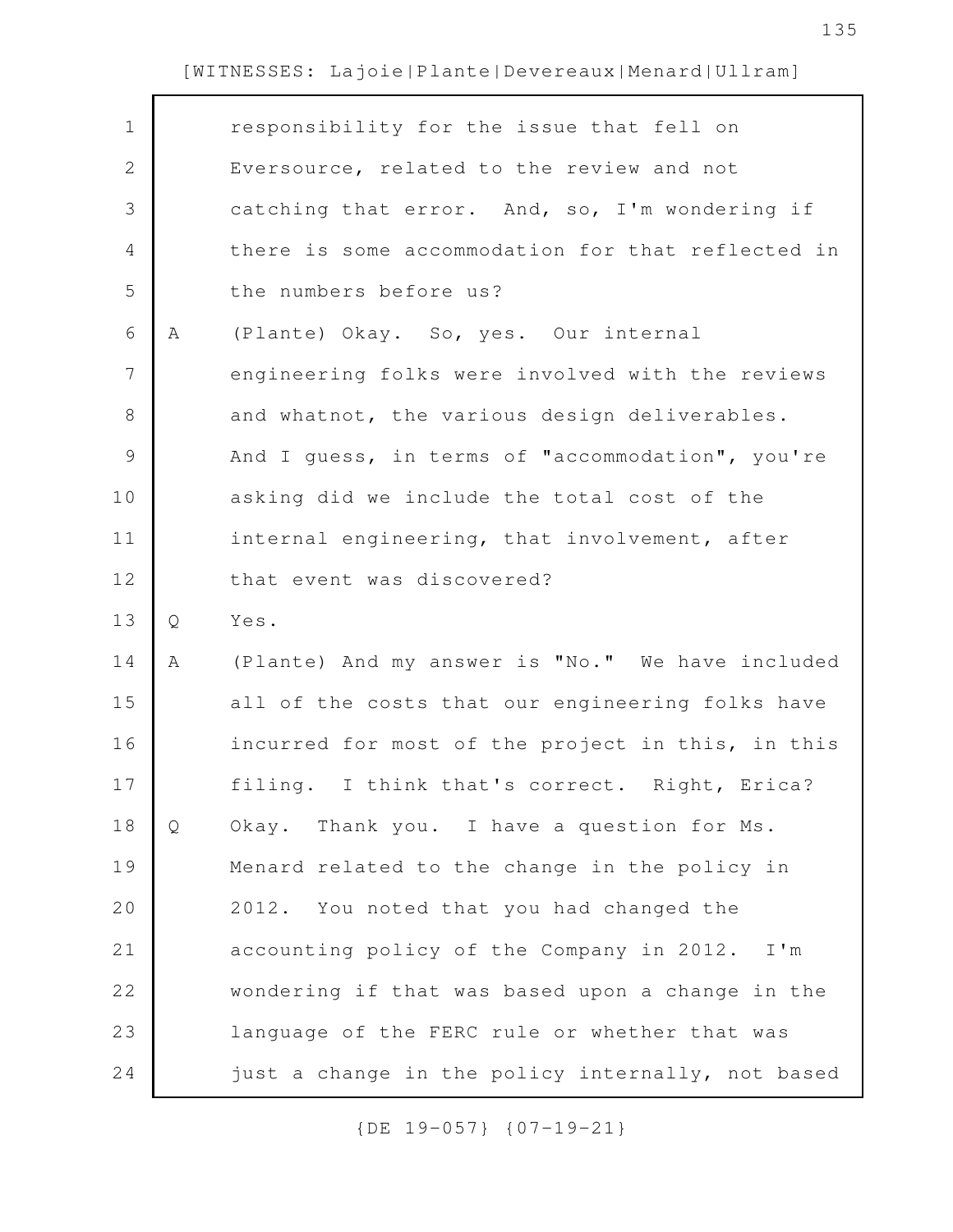responsibility for the issue that fell on Eversource, related to the review and not catching that error. And, so, I'm wondering if there is some accommodation for that reflected in the numbers before us?

A (Plante) Okay. So, yes. Our internal engineering folks were involved with the reviews and whatnot, the various design deliverables. And I guess, in terms of "accommodation", you're asking did we include the total cost of the internal engineering, that involvement, after that event was discovered?

Q Yes.

A (Plante) And my answer is "No." We have included all of the costs that our engineering folks have incurred for most of the project in this, in this filing. I think that's correct. Right, Erica?

Q Okay. Thank you. I have a question for Ms. Menard related to the change in the policy in 2012. You noted that you had changed the accounting policy of the Company in 2012. I'm wondering if that was based upon a change in the language of the FERC rule or whether that was just a change in the policy internally, not based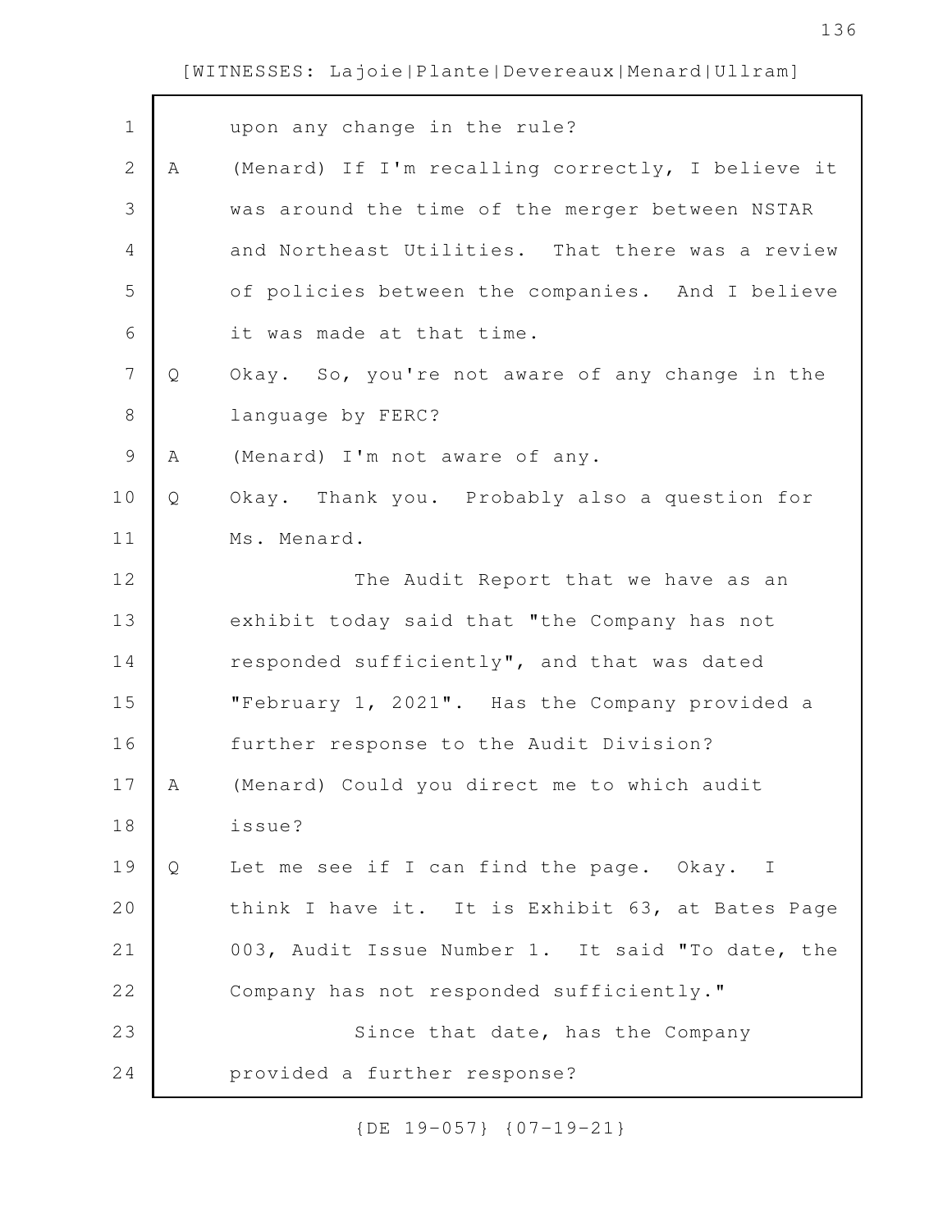upon any change in the rule?

A (Menard) If I'm recalling correctly, I believe it was around the time of the merger between NSTAR and Northeast Utilities. That there was a review of policies between the companies. And I believe it was made at that time.

Q Okay. So, you're not aware of any change in the language by FERC?

A (Menard) I'm not aware of any.

Q Okay. Thank you. Probably also a question for Ms. Menard.

The Audit Report that we have as an exhibit today said that "the Company has not responded sufficiently", and that was dated "February 1, 2021". Has the Company provided a further response to the Audit Division?

A (Menard) Could you direct me to which audit issue?

Q Let me see if I can find the page. Okay. I think I have it. It is Exhibit 63, at Bates Page 003, Audit Issue Number 1. It said "To date, the Company has not responded sufficiently."

Since that date, has the Company provided a further response?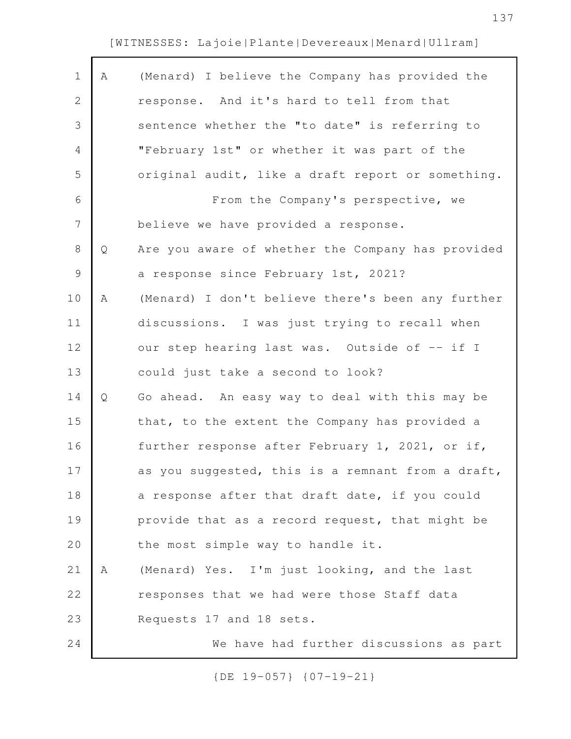A (Menard) I believe the Company has provided the response. And it's hard to tell from that sentence whether the "to date" is referring to "February 1st" or whether it was part of the original audit, like a draft report or something.

From the Company's perspective, we believe we have provided a response.

Q Are you aware of whether the Company has provided a response since February 1st, 2021?

A (Menard) I don't believe there's been any further discussions. I was just trying to recall when our step hearing last was. Outside of -- if I could just take a second to look?

Q Go ahead. An easy way to deal with this may be that, to the extent the Company has provided a further response after February 1, 2021, or if, as you suggested, this is a remnant from a draft, a response after that draft date, if you could provide that as a record request, that might be the most simple way to handle it.

A (Menard) Yes. I'm just looking, and the last responses that we had were those Staff data Requests 17 and 18 sets.

We have had further discussions as part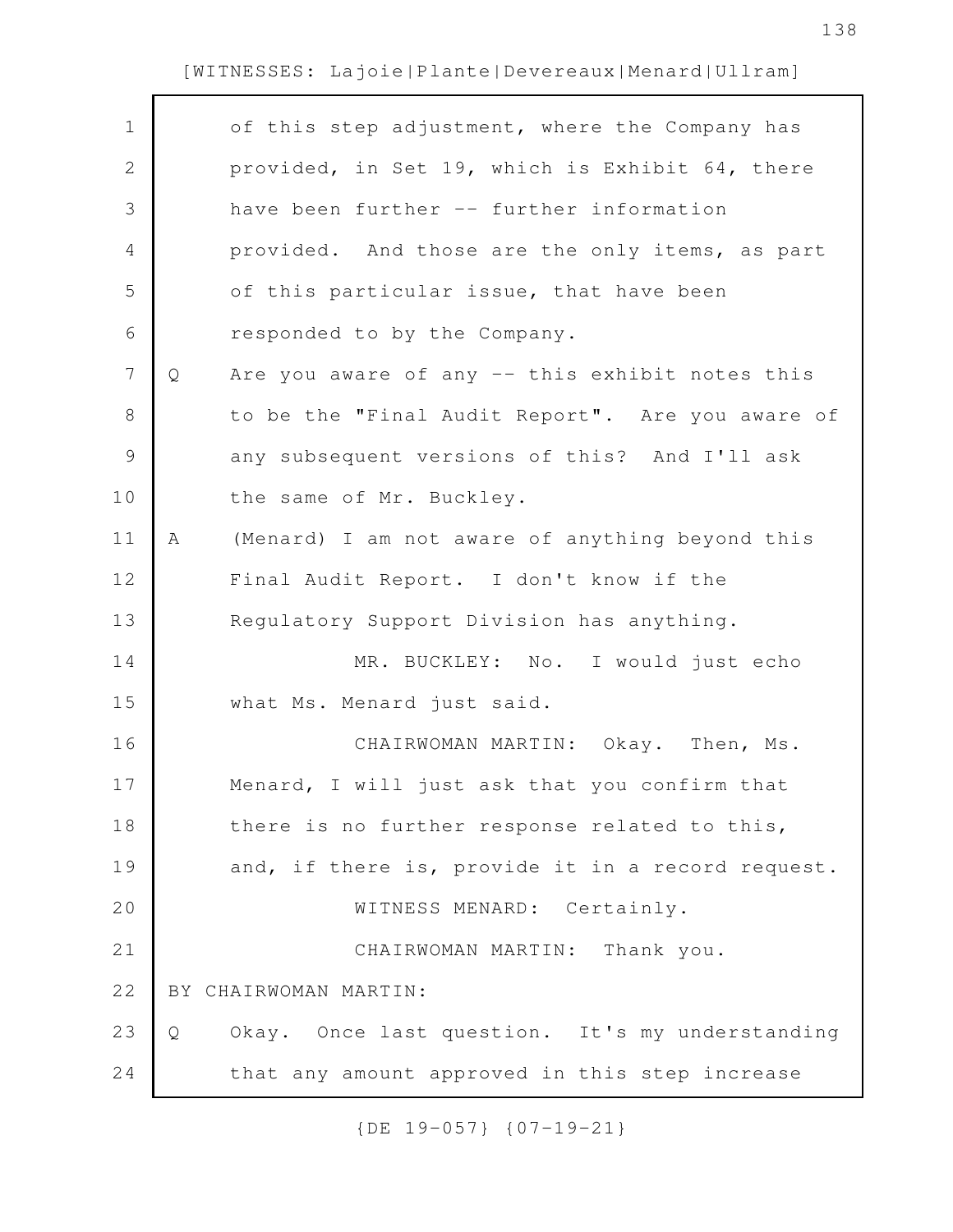of this step adjustment, where the Company has provided, in Set 19, which is Exhibit 64, there have been further -- further information provided. And those are the only items, as part of this particular issue, that have been responded to by the Company.

Q Are you aware of any -- this exhibit notes this to be the "Final Audit Report". Are you aware of any subsequent versions of this? And I'll ask the same of Mr. Buckley.

A (Menard) I am not aware of anything beyond this Final Audit Report. I don't know if the Regulatory Support Division has anything.

MR. BUCKLEY: No. I would just echo what Ms. Menard just said.

CHAIRWOMAN MARTIN: Okay. Then, Ms. Menard, I will just ask that you confirm that there is no further response related to this, and, if there is, provide it in a record request.

WITNESS MENARD: Certainly.

CHAIRWOMAN MARTIN: Thank you.

BY CHAIRWOMAN MARTIN:

Q Okay. Once last question. It's my understanding that any amount approved in this step increase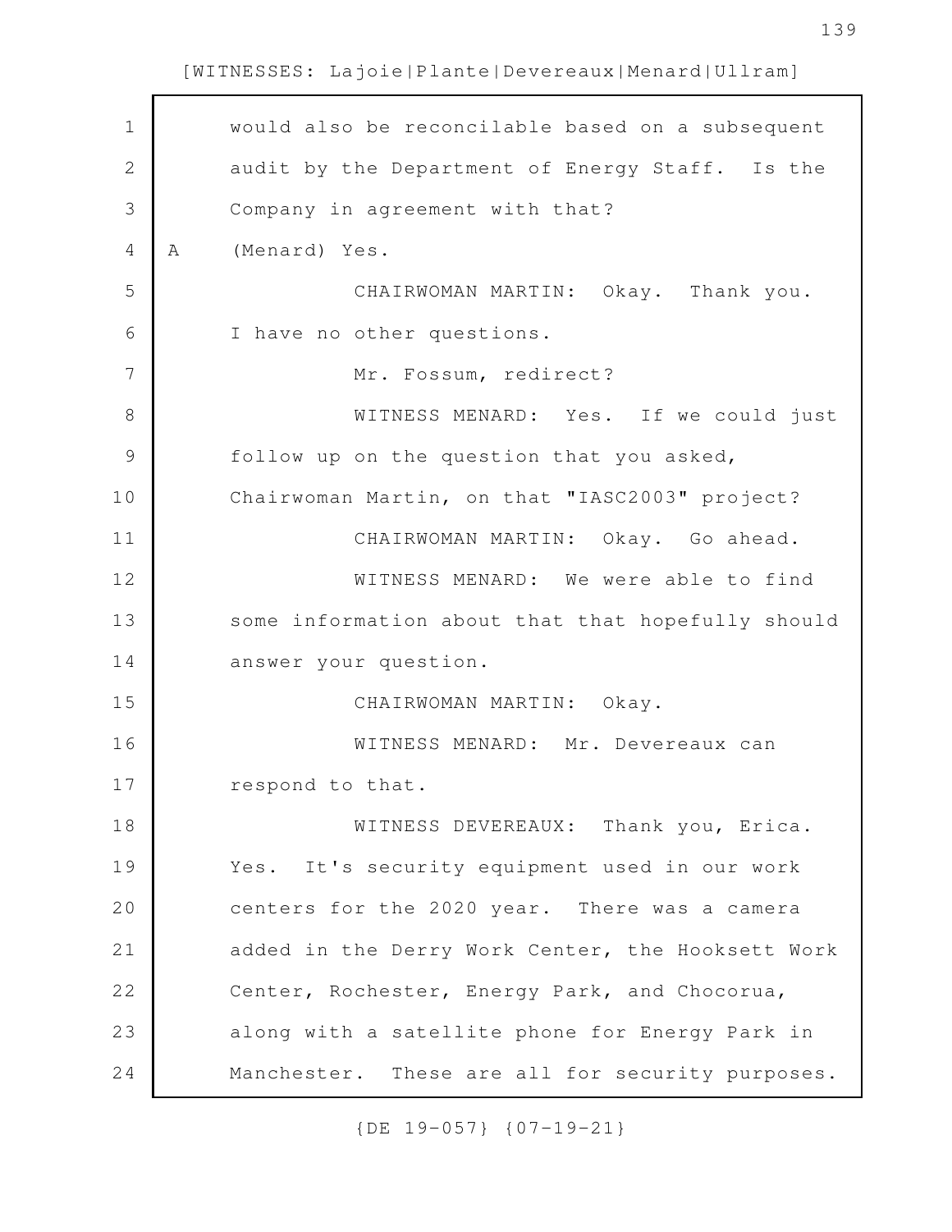would also be reconcilable based on a subsequent audit by the Department of Energy Staff. Is the Company in agreement with that?

A (Menard) Yes.

CHAIRWOMAN MARTIN: Okay. Thank you. I have no other questions.

Mr. Fossum, redirect?

WITNESS MENARD: Yes. If we could just follow up on the question that you asked, Chairwoman Martin, on that "IASC2003" project?

CHAIRWOMAN MARTIN: Okay. Go ahead.

WITNESS MENARD: We were able to find some information about that that hopefully should answer your question.

CHAIRWOMAN MARTIN: Okay.

WITNESS MENARD: Mr. Devereaux can respond to that.

WITNESS DEVEREAUX: Thank you, Erica. Yes. It's security equipment used in our work centers for the 2020 year. There was a camera added in the Derry Work Center, the Hooksett Work Center, Rochester, Energy Park, and Chocorua, along with a satellite phone for Energy Park in Manchester. These are all for security purposes.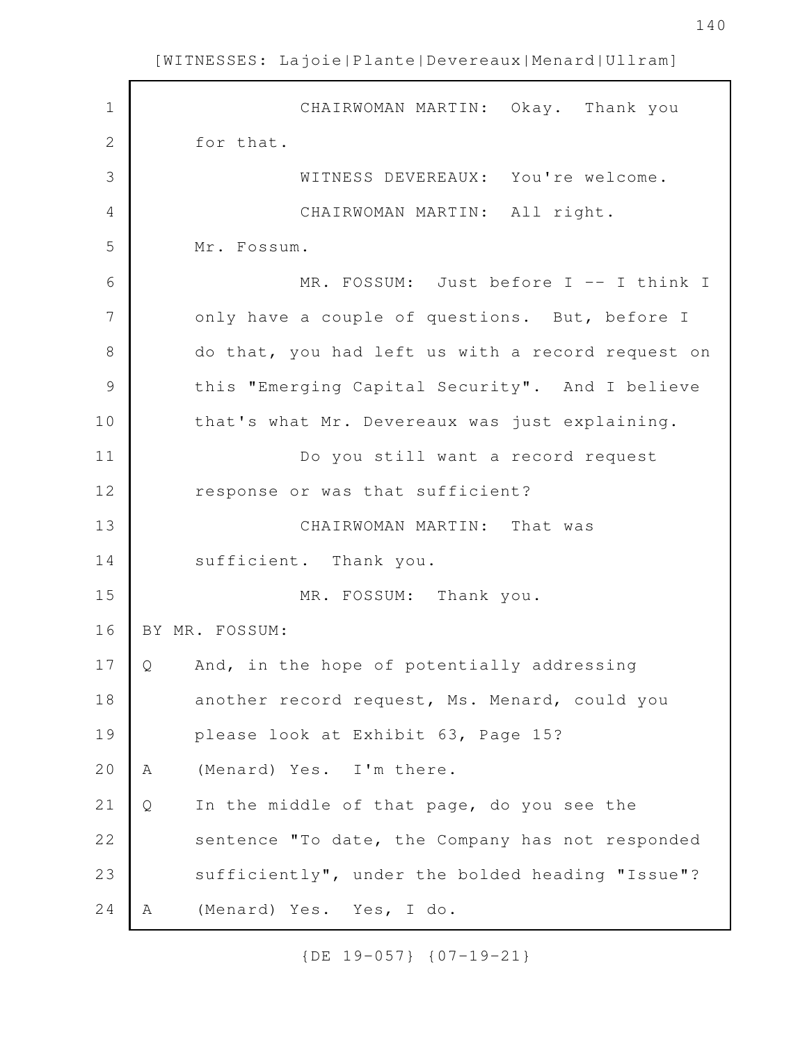CHAIRWOMAN MARTIN: Okay. Thank you for that.

WITNESS DEVEREAUX: You're welcome.

CHAIRWOMAN MARTIN: All right. Mr. Fossum.

MR. FOSSUM: Just before I -- I think I only have a couple of questions. But, before I do that, you had left us with a record request on this "Emerging Capital Security". And I believe that's what Mr. Devereaux was just explaining.

Do you still want a record request response or was that sufficient?

CHAIRWOMAN MARTIN: That was sufficient. Thank you.

MR. FOSSUM: Thank you.

BY MR. FOSSUM:

Q And, in the hope of potentially addressing another record request, Ms. Menard, could you please look at Exhibit 63, Page 15?

A (Menard) Yes. I'm there.

Q In the middle of that page, do you see the sentence "To date, the Company has not responded sufficiently", under the bolded heading "Issue"?

A (Menard) Yes. Yes, I do.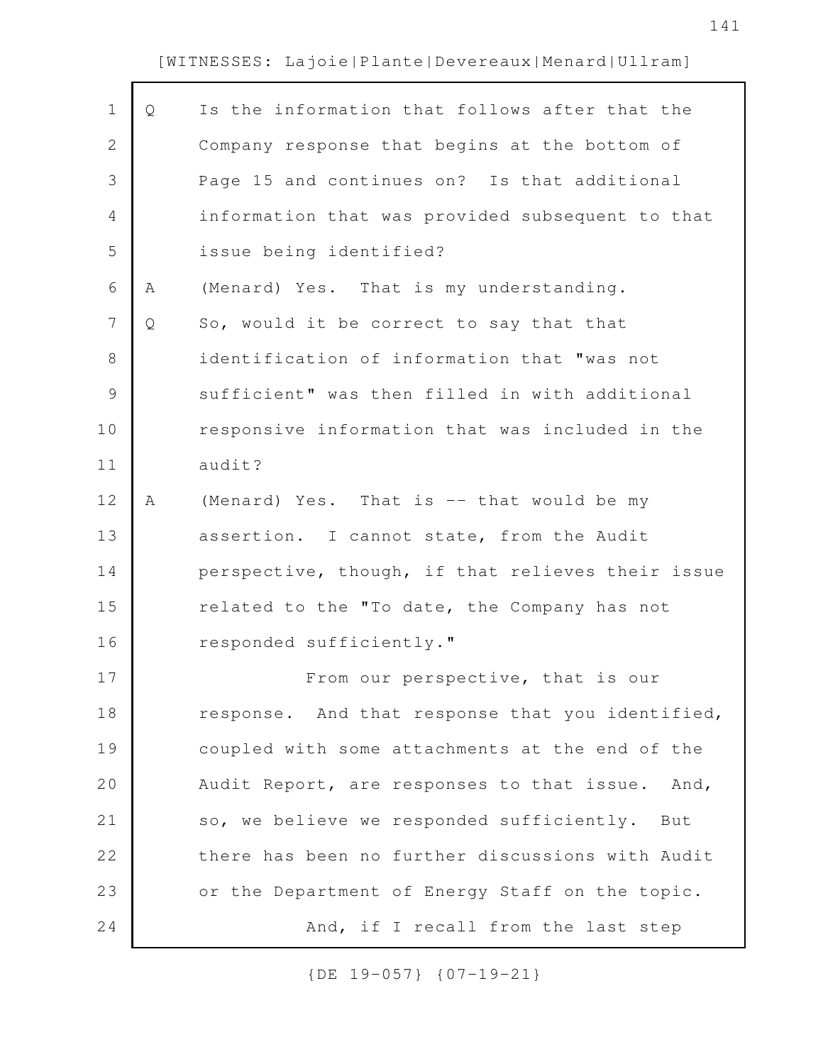Q Is the information that follows after that the Company response that begins at the bottom of Page 15 and continues on? Is that additional information that was provided subsequent to that issue being identified?

A (Menard) Yes. That is my understanding.

Q So, would it be correct to say that that identification of information that "was not sufficient" was then filled in with additional responsive information that was included in the audit?

A (Menard) Yes. That is -- that would be my assertion. I cannot state, from the Audit perspective, though, if that relieves their issue related to the "To date, the Company has not responded sufficiently."

From our perspective, that is our response. And that response that you identified, coupled with some attachments at the end of the Audit Report, are responses to that issue. And, so, we believe we responded sufficiently. But there has been no further discussions with Audit or the Department of Energy Staff on the topic.

And, if I recall from the last step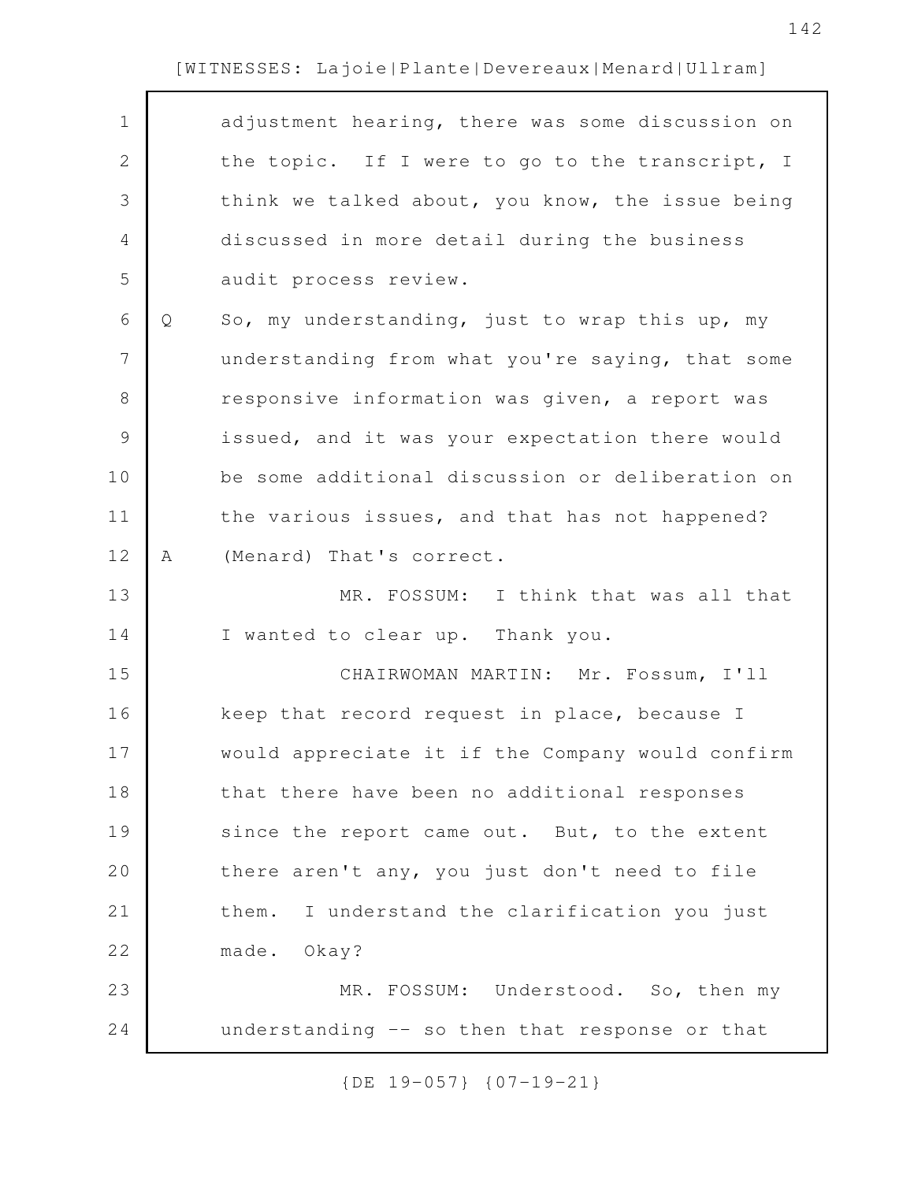adjustment hearing, there was some discussion on the topic. If I were to go to the transcript, I think we talked about, you know, the issue being discussed in more detail during the business audit process review.

Q So, my understanding, just to wrap this up, my understanding from what you're saying, that some responsive information was given, a report was issued, and it was your expectation there would be some additional discussion or deliberation on the various issues, and that has not happened?

A (Menard) That's correct.

MR. FOSSUM: I think that was all that I wanted to clear up. Thank you.

CHAIRWOMAN MARTIN: Mr. Fossum, I'll keep that record request in place, because I would appreciate it if the Company would confirm that there have been no additional responses since the report came out. But, to the extent there aren't any, you just don't need to file them. I understand the clarification you just made. Okay?

MR. FOSSUM: Understood. So, then my understanding -- so then that response or that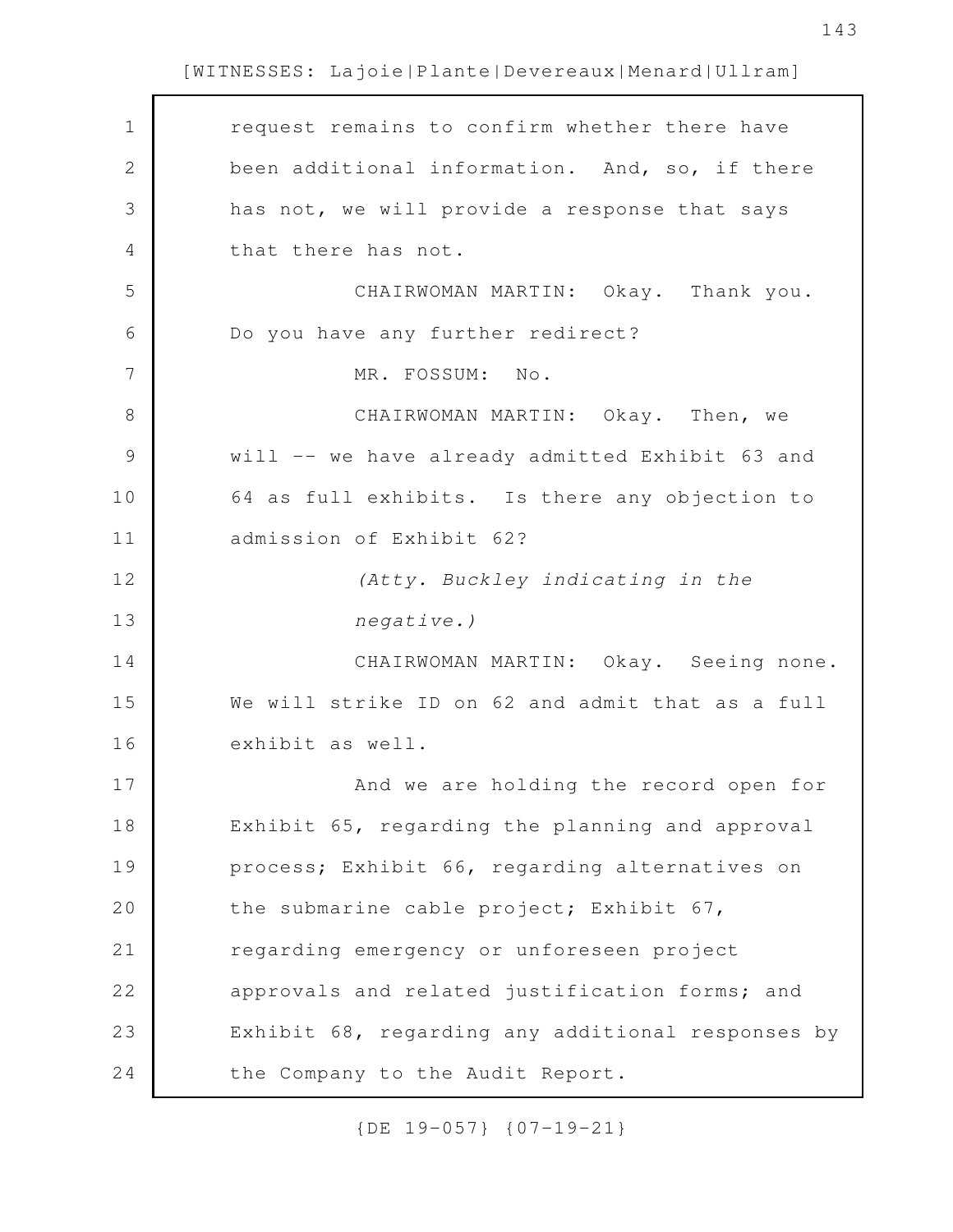request remains to confirm whether there have been additional information. And, so, if there has not, we will provide a response that says that there has not.

CHAIRWOMAN MARTIN: Okay. Thank you. Do you have any further redirect?

MR. FOSSUM: No.

CHAIRWOMAN MARTIN: Okay. Then, we will -- we have already admitted Exhibit 63 and 64 as full exhibits. Is there any objection to admission of Exhibit 62?

*(Atty. Buckley indicating in the negative.)*

CHAIRWOMAN MARTIN: Okay. Seeing none. We will strike ID on 62 and admit that as a full exhibit as well.

And we are holding the record open for Exhibit 65, regarding the planning and approval process; Exhibit 66, regarding alternatives on the submarine cable project; Exhibit 67, regarding emergency or unforeseen project approvals and related justification forms; and Exhibit 68, regarding any additional responses by the Company to the Audit Report.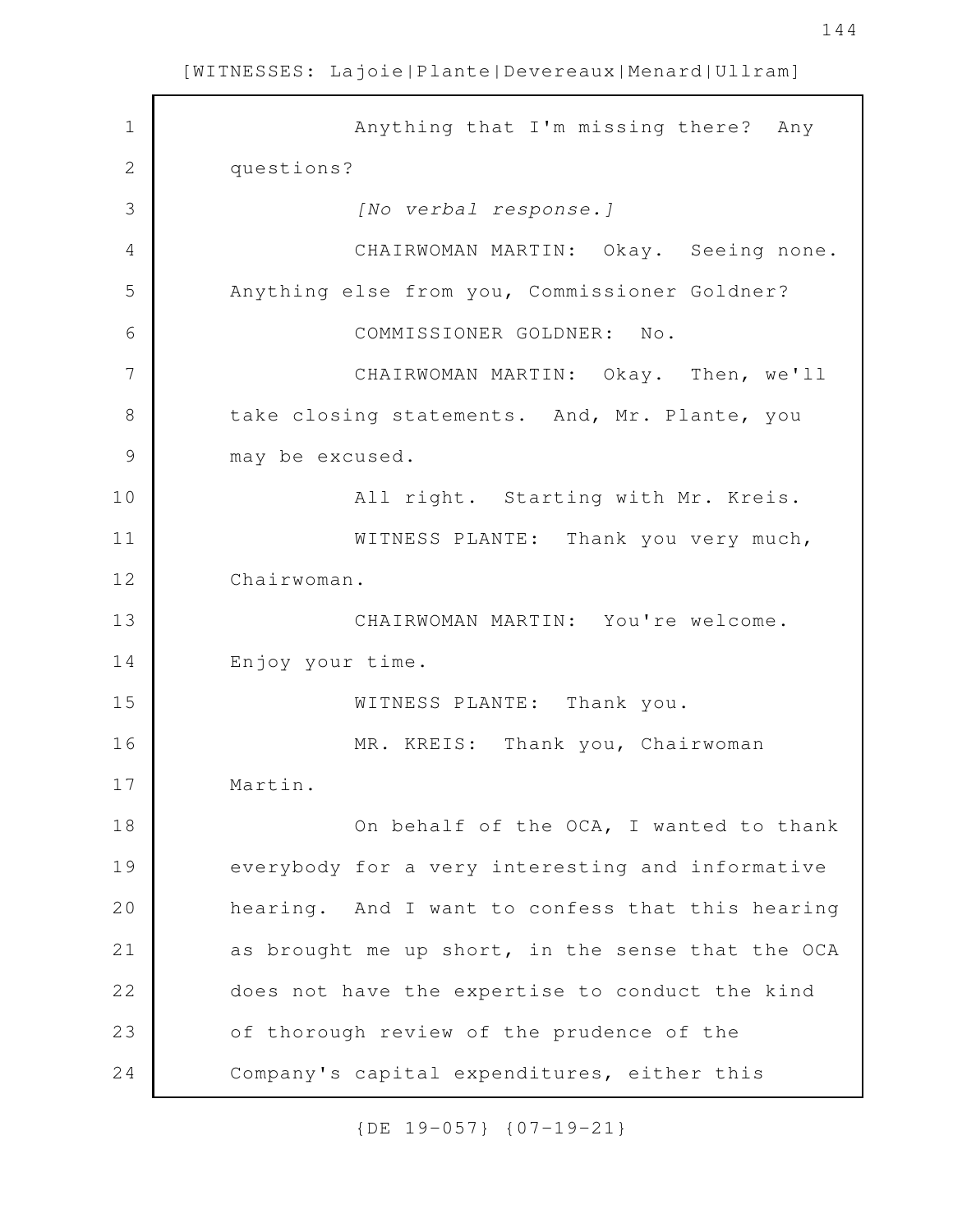Anything that I'm missing there? Any questions?

*[No verbal response.]*

CHAIRWOMAN MARTIN: Okay. Seeing none. Anything else from you, Commissioner Goldner?

COMMISSIONER GOLDNER: No.

CHAIRWOMAN MARTIN: Okay. Then, we'll take closing statements. And, Mr. Plante, you may be excused.

All right. Starting with Mr. Kreis.

WITNESS PLANTE: Thank you very much, Chairwoman.

CHAIRWOMAN MARTIN: You're welcome. Enjoy your time.

WITNESS PLANTE: Thank you.

MR. KREIS: Thank you, Chairwoman Martin.

On behalf of the OCA, I wanted to thank everybody for a very interesting and informative hearing. And I want to confess that this hearing as brought me up short, in the sense that the OCA does not have the expertise to conduct the kind of thorough review of the prudence of the Company's capital expenditures, either this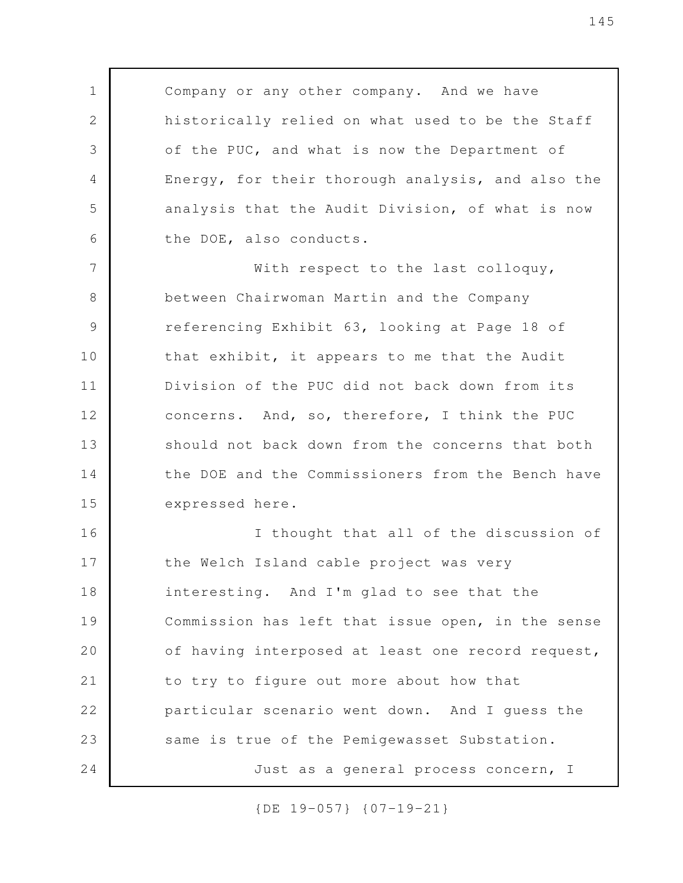Company or any other company. And we have historically relied on what used to be the Staff of the PUC, and what is now the Department of Energy, for their thorough analysis, and also the analysis that the Audit Division, of what is now the DOE, also conducts.

With respect to the last colloquy, between Chairwoman Martin and the Company referencing Exhibit 63, looking at Page 18 of that exhibit, it appears to me that the Audit Division of the PUC did not back down from its concerns. And, so, therefore, I think the PUC should not back down from the concerns that both the DOE and the Commissioners from the Bench have expressed here.

I thought that all of the discussion of the Welch Island cable project was very interesting. And I'm glad to see that the Commission has left that issue open, in the sense of having interposed at least one record request, to try to figure out more about how that particular scenario went down. And I guess the same is true of the Pemigewasset Substation.

Just as a general process concern, I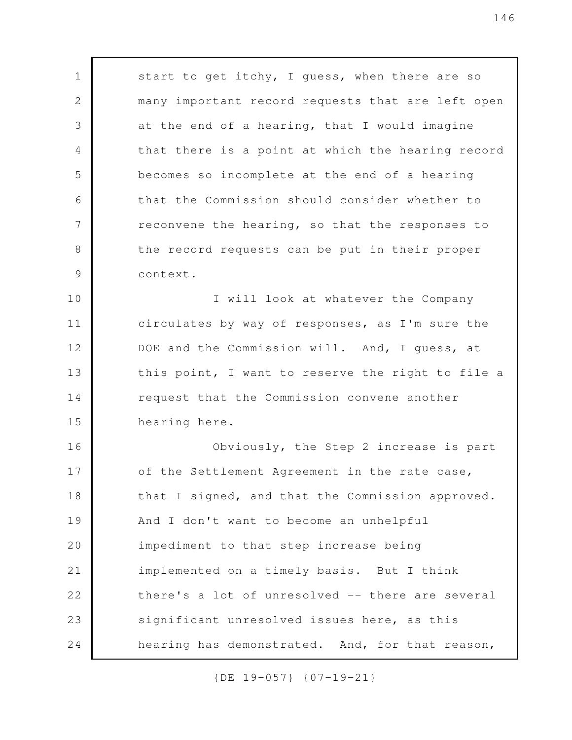start to get itchy, I guess, when there are so many important record requests that are left open at the end of a hearing, that I would imagine that there is a point at which the hearing record becomes so incomplete at the end of a hearing that the Commission should consider whether to reconvene the hearing, so that the responses to the record requests can be put in their proper context.

I will look at whatever the Company circulates by way of responses, as I'm sure the DOE and the Commission will. And, I guess, at this point, I want to reserve the right to file a request that the Commission convene another hearing here.

Obviously, the Step 2 increase is part of the Settlement Agreement in the rate case, that I signed, and that the Commission approved. And I don't want to become an unhelpful impediment to that step increase being implemented on a timely basis. But I think there's a lot of unresolved -- there are several significant unresolved issues here, as this hearing has demonstrated. And, for that reason,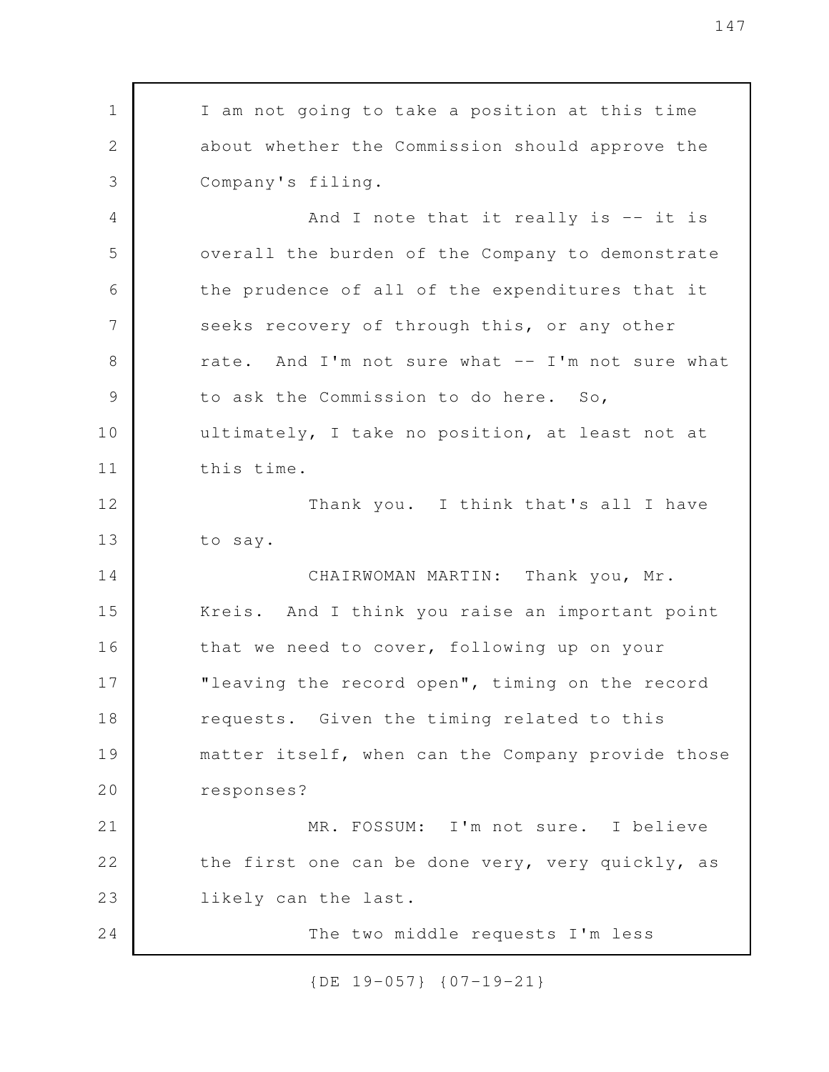I am not going to take a position at this time about whether the Commission should approve the Company's filing.

And I note that it really is -- it is overall the burden of the Company to demonstrate the prudence of all of the expenditures that it seeks recovery of through this, or any other rate. And I'm not sure what -- I'm not sure what to ask the Commission to do here. So, ultimately, I take no position, at least not at this time.

Thank you. I think that's all I have to say.

CHAIRWOMAN MARTIN: Thank you, Mr. Kreis. And I think you raise an important point that we need to cover, following up on your "leaving the record open", timing on the record requests. Given the timing related to this matter itself, when can the Company provide those responses?

MR. FOSSUM: I'm not sure. I believe the first one can be done very, very quickly, as likely can the last.

The two middle requests I'm less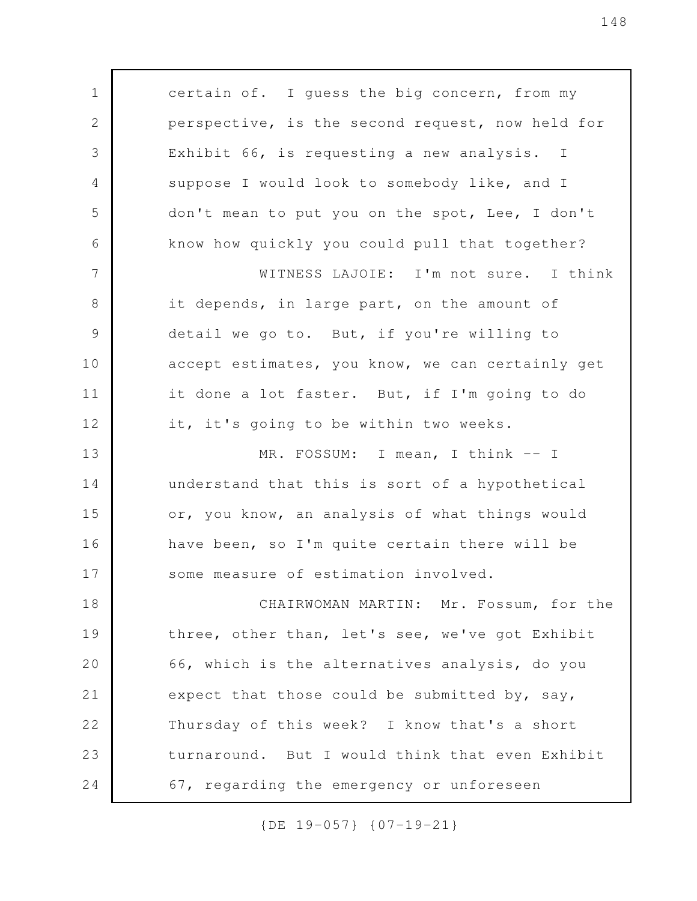certain of. I guess the big concern, from my perspective, is the second request, now held for Exhibit 66, is requesting a new analysis. I suppose I would look to somebody like, and I don't mean to put you on the spot, Lee, I don't know how quickly you could pull that together?

WITNESS LAJOIE: I'm not sure. I think it depends, in large part, on the amount of detail we go to. But, if you're willing to accept estimates, you know, we can certainly get it done a lot faster. But, if I'm going to do it, it's going to be within two weeks.

MR. FOSSUM: I mean, I think -- I understand that this is sort of a hypothetical or, you know, an analysis of what things would have been, so I'm quite certain there will be some measure of estimation involved.

CHAIRWOMAN MARTIN: Mr. Fossum, for the three, other than, let's see, we've got Exhibit 66, which is the alternatives analysis, do you expect that those could be submitted by, say, Thursday of this week? I know that's a short turnaround. But I would think that even Exhibit 67, regarding the emergency or unforeseen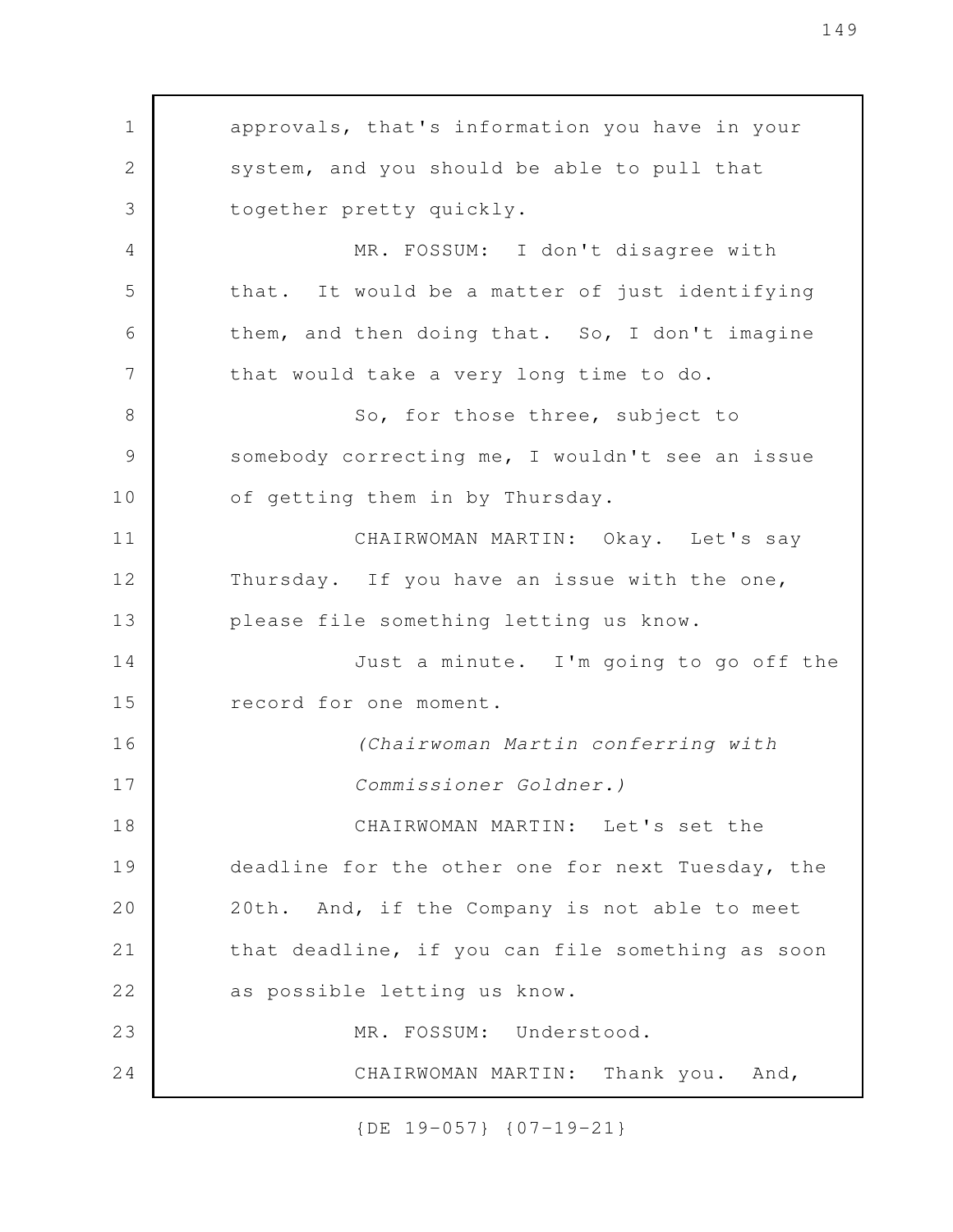approvals, that's information you have in your system, and you should be able to pull that together pretty quickly.

MR. FOSSUM: I don't disagree with that. It would be a matter of just identifying them, and then doing that. So, I don't imagine that would take a very long time to do.

So, for those three, subject to somebody correcting me, I wouldn't see an issue of getting them in by Thursday.

CHAIRWOMAN MARTIN: Okay. Let's say Thursday. If you have an issue with the one, please file something letting us know.

Just a minute. I'm going to go off the record for one moment.

*(Chairwoman Martin conferring with Commissioner Goldner.)*

CHAIRWOMAN MARTIN: Let's set the deadline for the other one for next Tuesday, the 20th. And, if the Company is not able to meet that deadline, if you can file something as soon as possible letting us know.

MR. FOSSUM: Understood.

CHAIRWOMAN MARTIN: Thank you. And,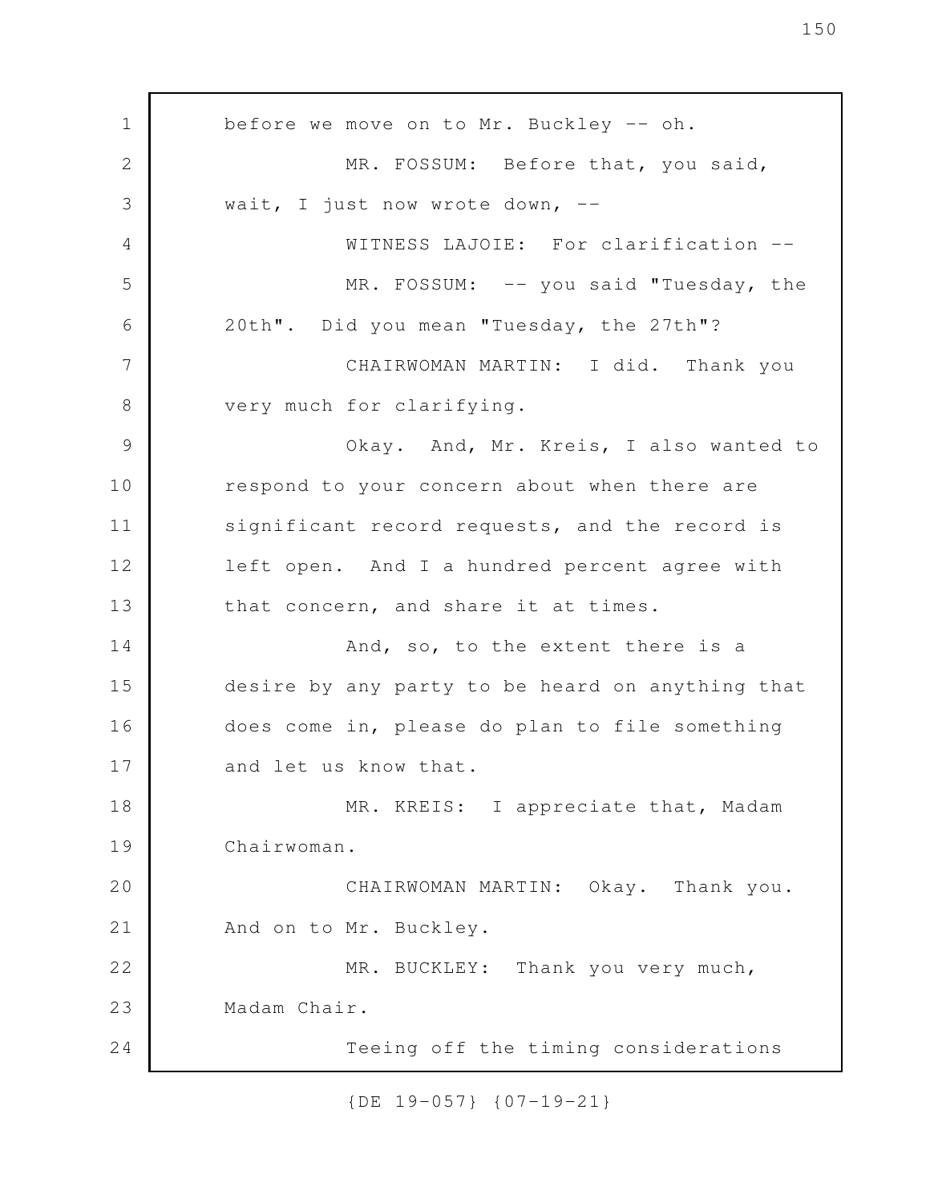before we move on to Mr. Buckley -- oh.

MR. FOSSUM: Before that, you said, wait, I just now wrote down, --

WITNESS LAJOIE: For clarification --

MR. FOSSUM: -- you said "Tuesday, the 20th". Did you mean "Tuesday, the 27th"?

CHAIRWOMAN MARTIN: I did. Thank you very much for clarifying.

Okay. And, Mr. Kreis, I also wanted to respond to your concern about when there are significant record requests, and the record is left open. And I a hundred percent agree with that concern, and share it at times.

And, so, to the extent there is a desire by any party to be heard on anything that does come in, please do plan to file something and let us know that.

MR. KREIS: I appreciate that, Madam Chairwoman.

CHAIRWOMAN MARTIN: Okay. Thank you. And on to Mr. Buckley.

MR. BUCKLEY: Thank you very much, Madam Chair.

Teeing off the timing considerations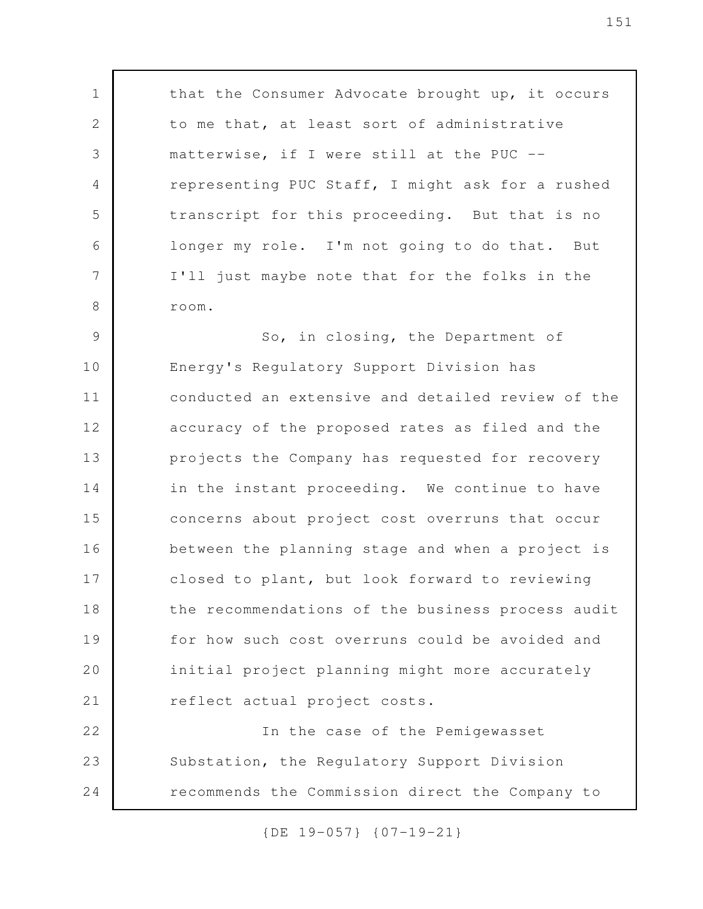that the Consumer Advocate brought up, it occurs to me that, at least sort of administrative matterwise, if I were still at the PUC -- representing PUC Staff, I might ask for a rushed transcript for this proceeding. But that is no longer my role. I'm not going to do that. But I'll just maybe note that for the folks in the room.

So, in closing, the Department of Energy's Regulatory Support Division has conducted an extensive and detailed review of the accuracy of the proposed rates as filed and the projects the Company has requested for recovery in the instant proceeding. We continue to have concerns about project cost overruns that occur between the planning stage and when a project is closed to plant, but look forward to reviewing the recommendations of the business process audit for how such cost overruns could be avoided and initial project planning might more accurately reflect actual project costs.

In the case of the Pemigewasset Substation, the Regulatory Support Division recommends the Commission direct the Company to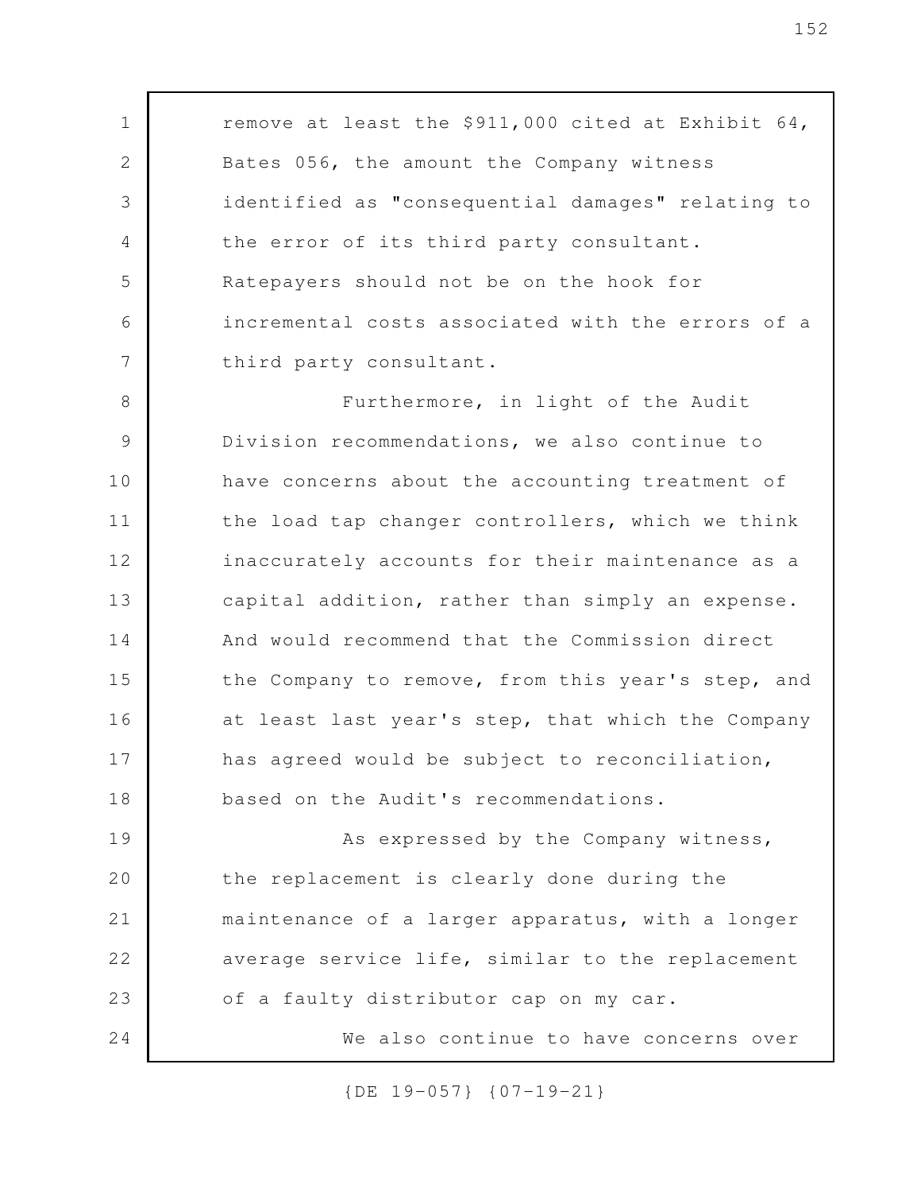remove at least the $911,000 cited at Exhibit 64, Bates 056, the amount the Company witness identified as "consequential damages" relating to the error of its third party consultant. Ratepayers should not be on the hook for incremental costs associated with the errors of a third party consultant.

Furthermore, in light of the Audit Division recommendations, we also continue to have concerns about the accounting treatment of the load tap changer controllers, which we think inaccurately accounts for their maintenance as a capital addition, rather than simply an expense. And would recommend that the Commission direct the Company to remove, from this year's step, and at least last year's step, that which the Company has agreed would be subject to reconciliation, based on the Audit's recommendations.

As expressed by the Company witness, the replacement is clearly done during the maintenance of a larger apparatus, with a longer average service life, similar to the replacement of a faulty distributor cap on my car.

We also continue to have concerns over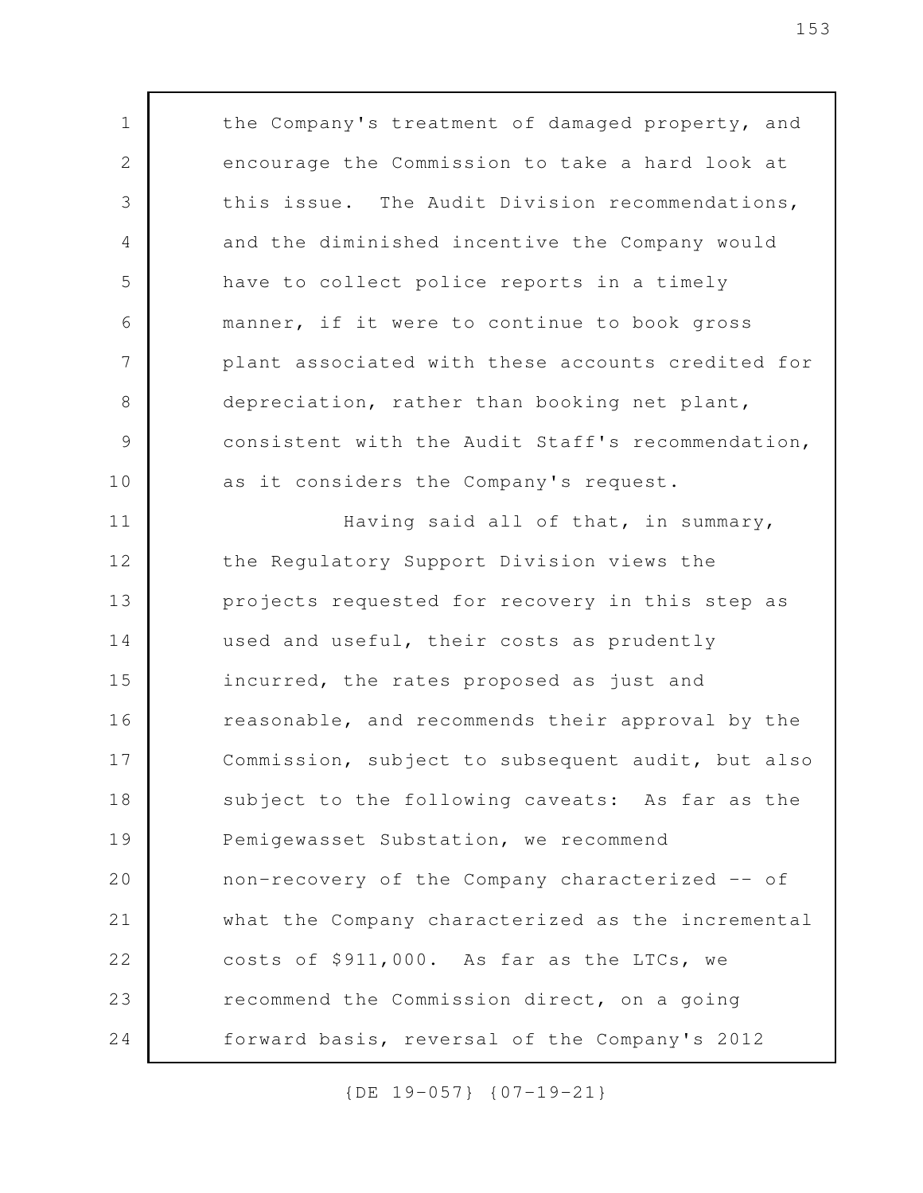the Company's treatment of damaged property, and encourage the Commission to take a hard look at this issue. The Audit Division recommendations, and the diminished incentive the Company would have to collect police reports in a timely manner, if it were to continue to book gross plant associated with these accounts credited for depreciation, rather than booking net plant, consistent with the Audit Staff's recommendation, as it considers the Company's request.

Having said all of that, in summary, the Regulatory Support Division views the projects requested for recovery in this step as used and useful, their costs as prudently incurred, the rates proposed as just and reasonable, and recommends their approval by the Commission, subject to subsequent audit, but also subject to the following caveats: As far as the Pemigewasset Substation, we recommend non-recovery of the Company characterized -- of what the Company characterized as the incremental costs of $911,000. As far as the LTCs, we recommend the Commission direct, on a going forward basis, reversal of the Company's 2012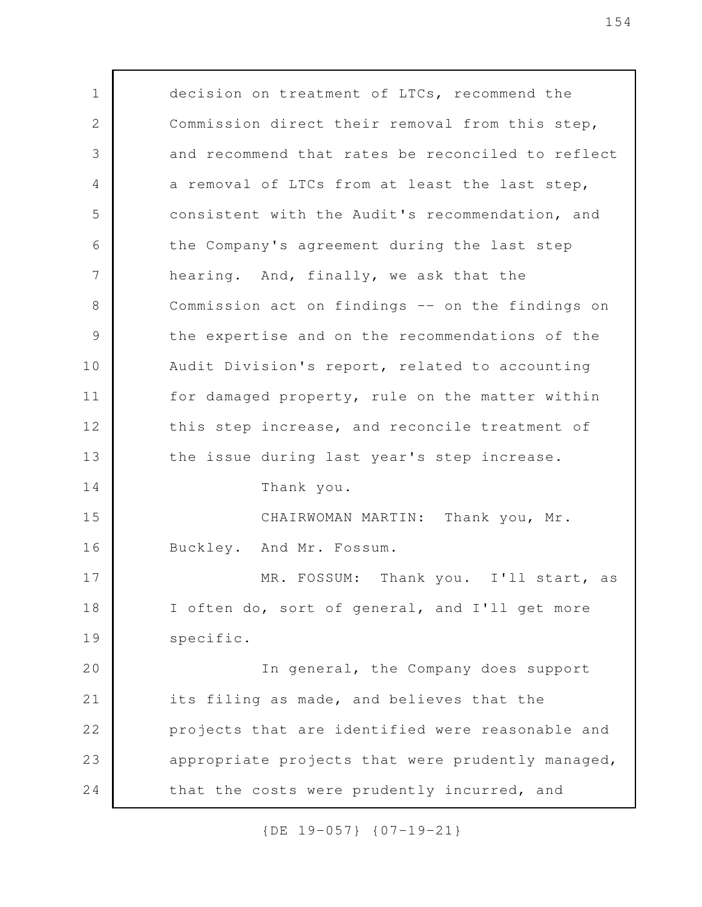decision on treatment of LTCs, recommend the Commission direct their removal from this step, and recommend that rates be reconciled to reflect a removal of LTCs from at least the last step, consistent with the Audit's recommendation, and the Company's agreement during the last step hearing. And, finally, we ask that the Commission act on findings -- on the findings on the expertise and on the recommendations of the Audit Division's report, related to accounting for damaged property, rule on the matter within this step increase, and reconcile treatment of the issue during last year's step increase.

Thank you.

CHAIRWOMAN MARTIN: Thank you, Mr. Buckley. And Mr. Fossum.

MR. FOSSUM: Thank you. I'll start, as I often do, sort of general, and I'll get more specific.

In general, the Company does support its filing as made, and believes that the projects that are identified were reasonable and appropriate projects that were prudently managed, that the costs were prudently incurred, and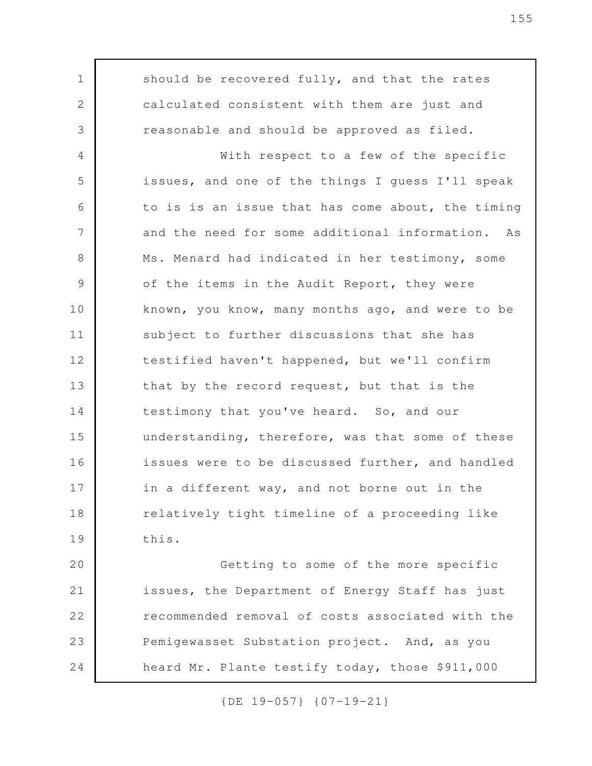should be recovered fully, and that the rates calculated consistent with them are just and reasonable and should be approved as filed.

With respect to a few of the specific issues, and one of the things I guess I'll speak to is is an issue that has come about, the timing and the need for some additional information. As Ms. Menard had indicated in her testimony, some of the items in the Audit Report, they were known, you know, many months ago, and were to be subject to further discussions that she has testified haven't happened, but we'll confirm that by the record request, but that is the testimony that you've heard. So, and our understanding, therefore, was that some of these issues were to be discussed further, and handled in a different way, and not borne out in the relatively tight timeline of a proceeding like this.

Getting to some of the more specific issues, the Department of Energy Staff has just recommended removal of costs associated with the Pemigewasset Substation project. And, as you heard Mr. Plante testify today, those $911,000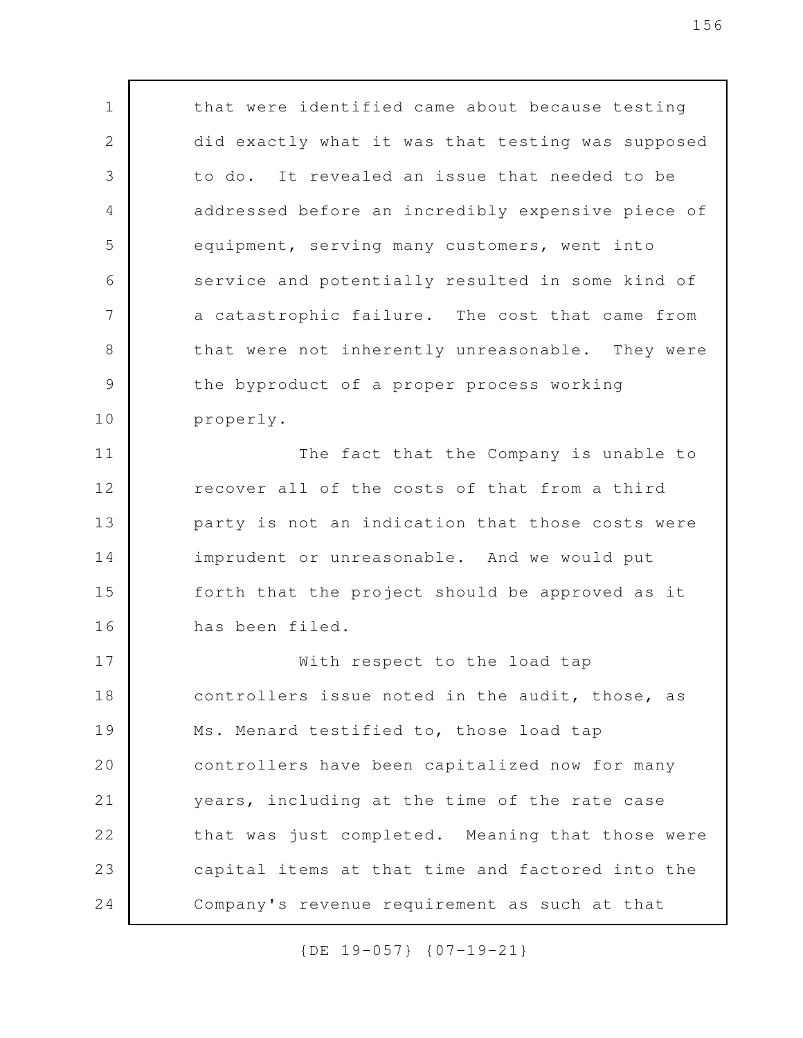that were identified came about because testing did exactly what it was that testing was supposed to do. It revealed an issue that needed to be addressed before an incredibly expensive piece of equipment, serving many customers, went into service and potentially resulted in some kind of a catastrophic failure. The cost that came from that were not inherently unreasonable. They were the byproduct of a proper process working properly.

The fact that the Company is unable to recover all of the costs of that from a third party is not an indication that those costs were imprudent or unreasonable. And we would put forth that the project should be approved as it has been filed.

With respect to the load tap controllers issue noted in the audit, those, as Ms. Menard testified to, those load tap controllers have been capitalized now for many years, including at the time of the rate case that was just completed. Meaning that those were capital items at that time and factored into the Company's revenue requirement as such at that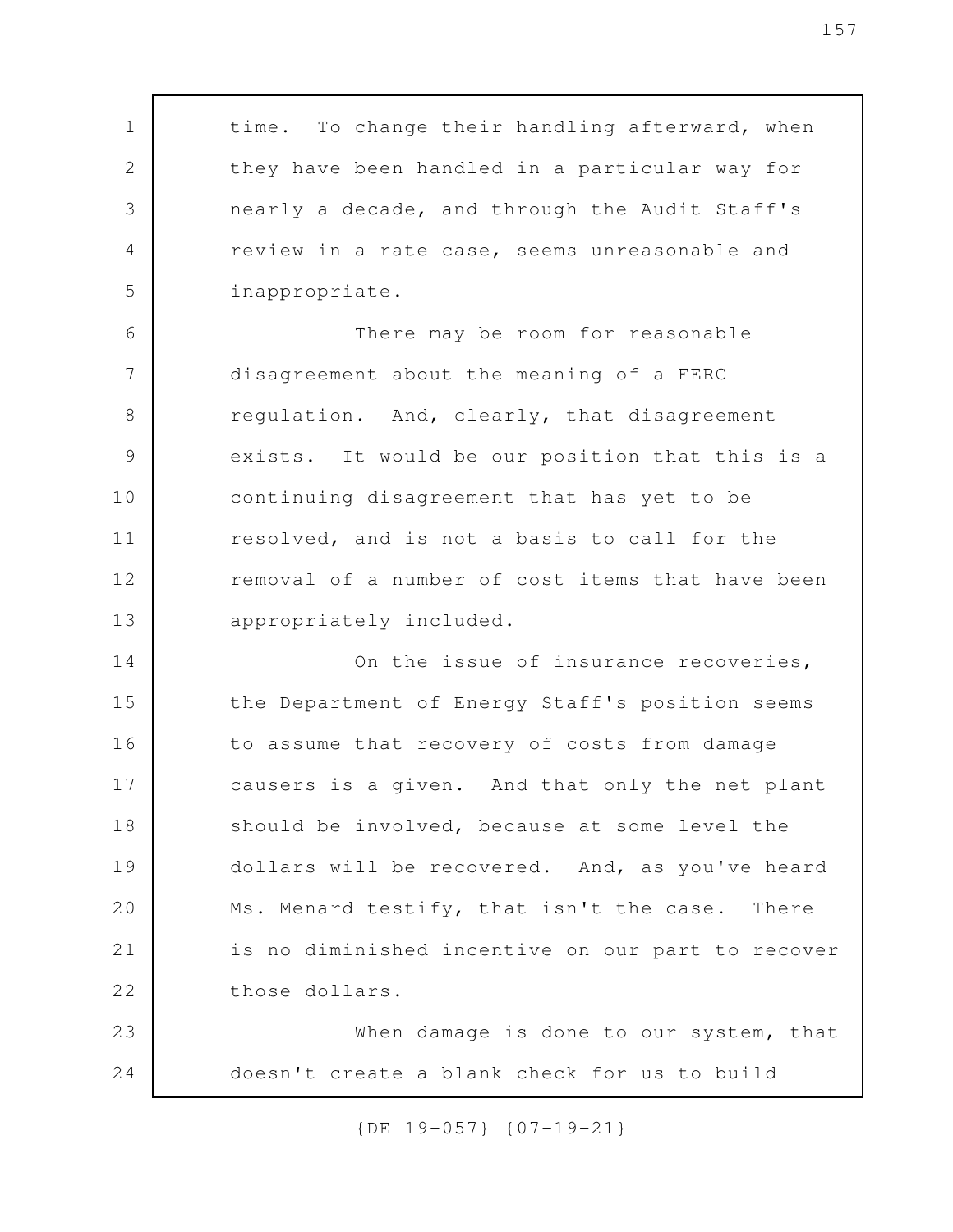time. To change their handling afterward, when they have been handled in a particular way for nearly a decade, and through the Audit Staff's review in a rate case, seems unreasonable and inappropriate.

There may be room for reasonable disagreement about the meaning of a FERC regulation. And, clearly, that disagreement exists. It would be our position that this is a continuing disagreement that has yet to be resolved, and is not a basis to call for the removal of a number of cost items that have been appropriately included.

On the issue of insurance recoveries, the Department of Energy Staff's position seems to assume that recovery of costs from damage causers is a given. And that only the net plant should be involved, because at some level the dollars will be recovered. And, as you've heard Ms. Menard testify, that isn't the case. There is no diminished incentive on our part to recover those dollars.

When damage is done to our system, that doesn't create a blank check for us to build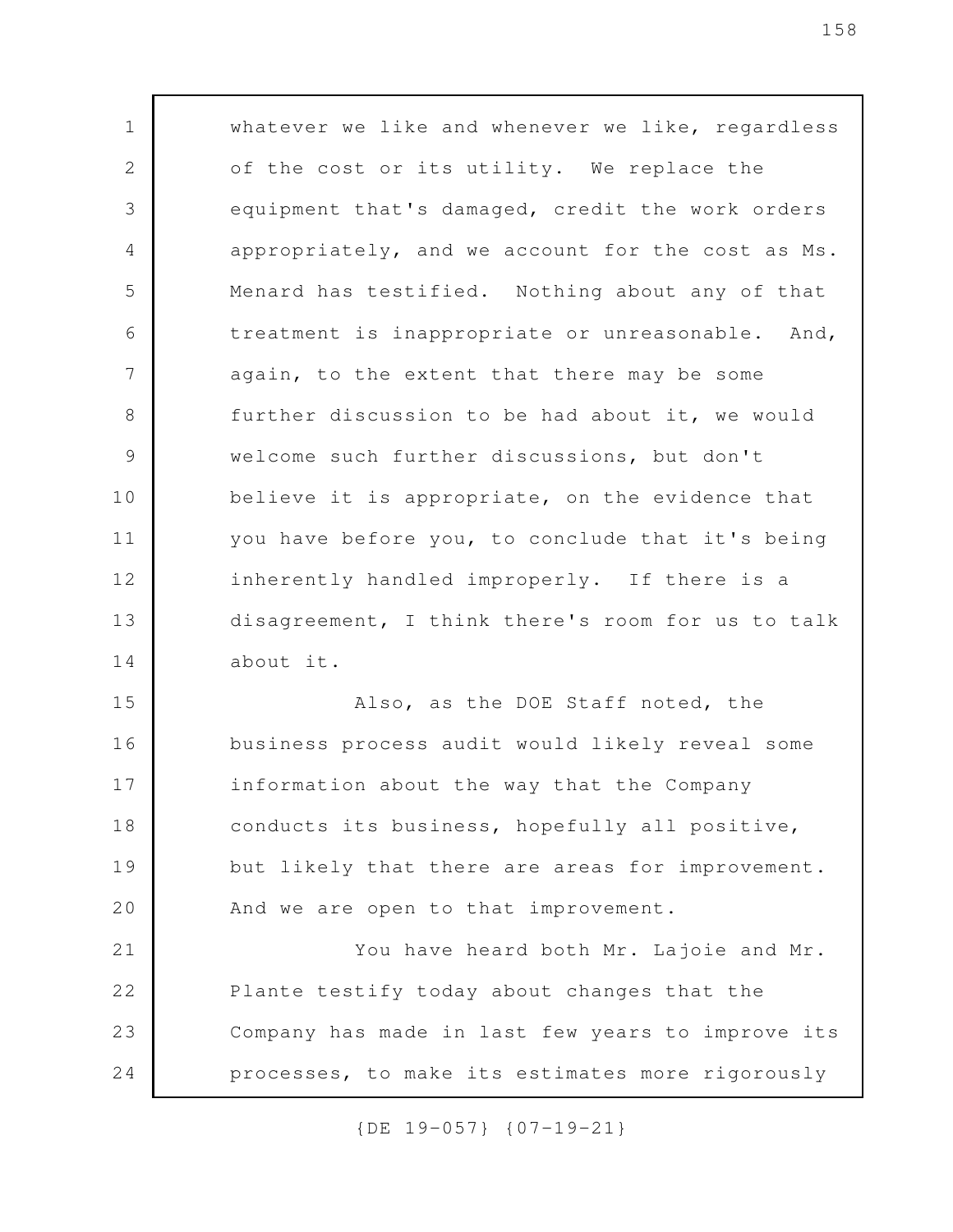whatever we like and whenever we like, regardless of the cost or its utility. We replace the equipment that's damaged, credit the work orders appropriately, and we account for the cost as Ms. Menard has testified. Nothing about any of that treatment is inappropriate or unreasonable. And, again, to the extent that there may be some further discussion to be had about it, we would welcome such further discussions, but don't believe it is appropriate, on the evidence that you have before you, to conclude that it's being inherently handled improperly. If there is a disagreement, I think there's room for us to talk about it.

Also, as the DOE Staff noted, the business process audit would likely reveal some information about the way that the Company conducts its business, hopefully all positive, but likely that there are areas for improvement. And we are open to that improvement.

You have heard both Mr. Lajoie and Mr. Plante testify today about changes that the Company has made in last few years to improve its processes, to make its estimates more rigorously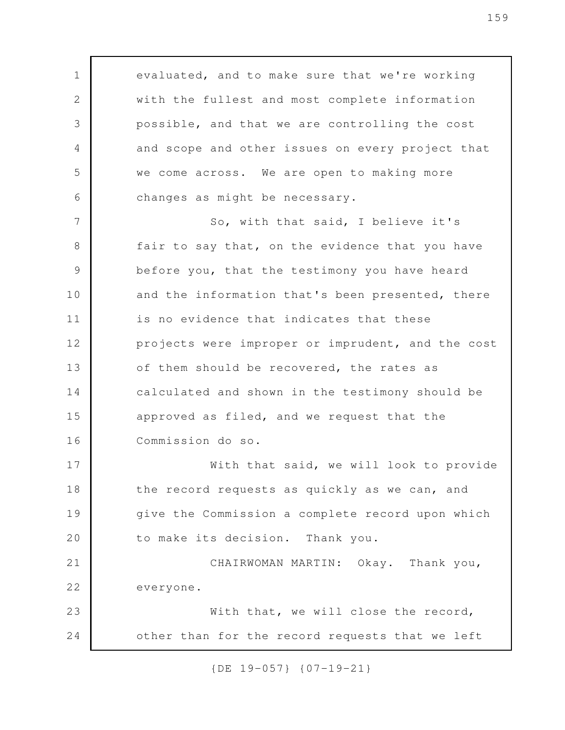evaluated, and to make sure that we're working with the fullest and most complete information possible, and that we are controlling the cost and scope and other issues on every project that we come across. We are open to making more changes as might be necessary.

So, with that said, I believe it's fair to say that, on the evidence that you have before you, that the testimony you have heard and the information that's been presented, there is no evidence that indicates that these projects were improper or imprudent, and the cost of them should be recovered, the rates as calculated and shown in the testimony should be approved as filed, and we request that the Commission do so.

With that said, we will look to provide the record requests as quickly as we can, and give the Commission a complete record upon which to make its decision. Thank you.

CHAIRWOMAN MARTIN: Okay. Thank you, everyone.

With that, we will close the record, other than for the record requests that we left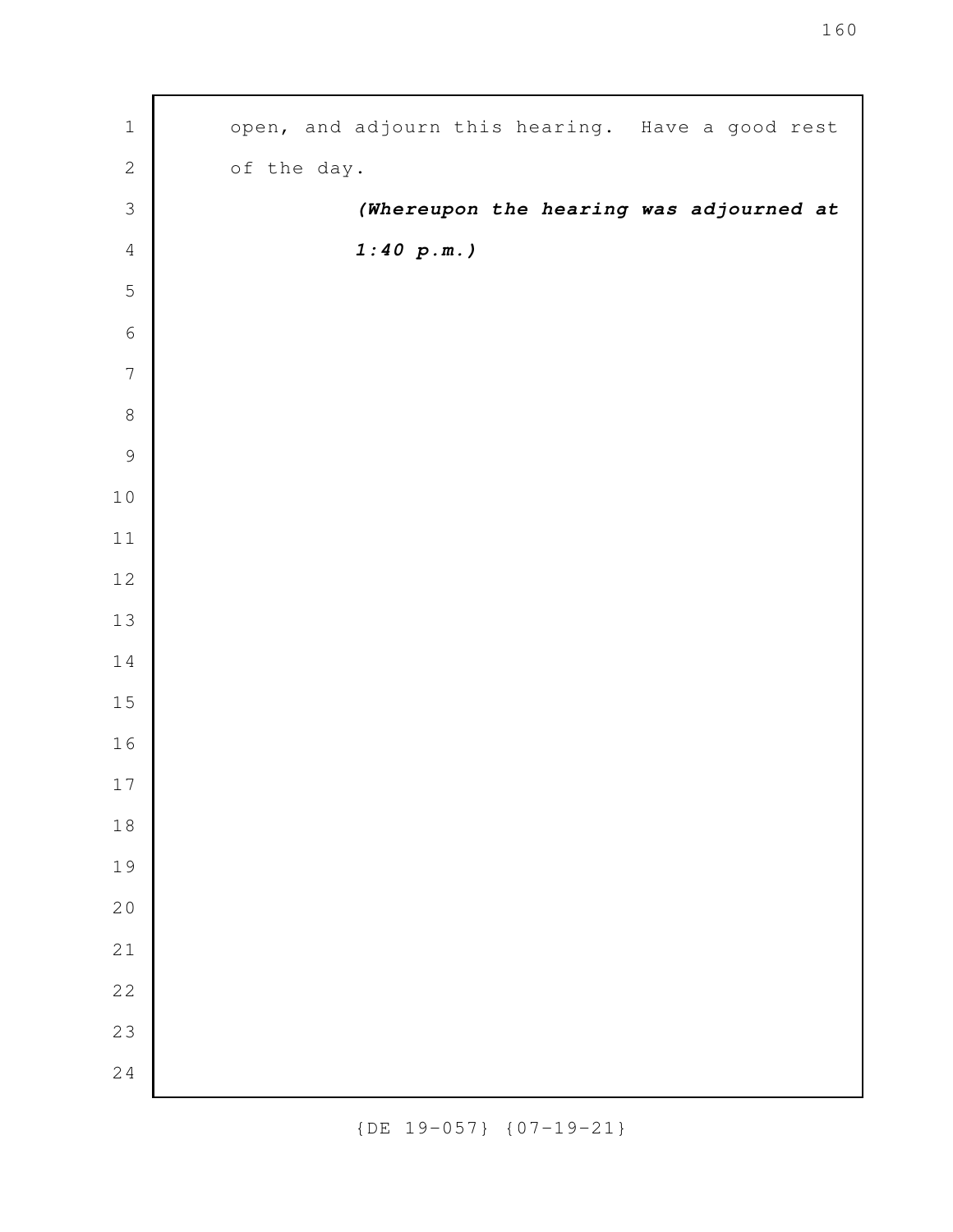open, and adjourn this hearing. Have a good rest of the day.

***(Whereupon the hearing was adjourned at 1:40 p.m.)***